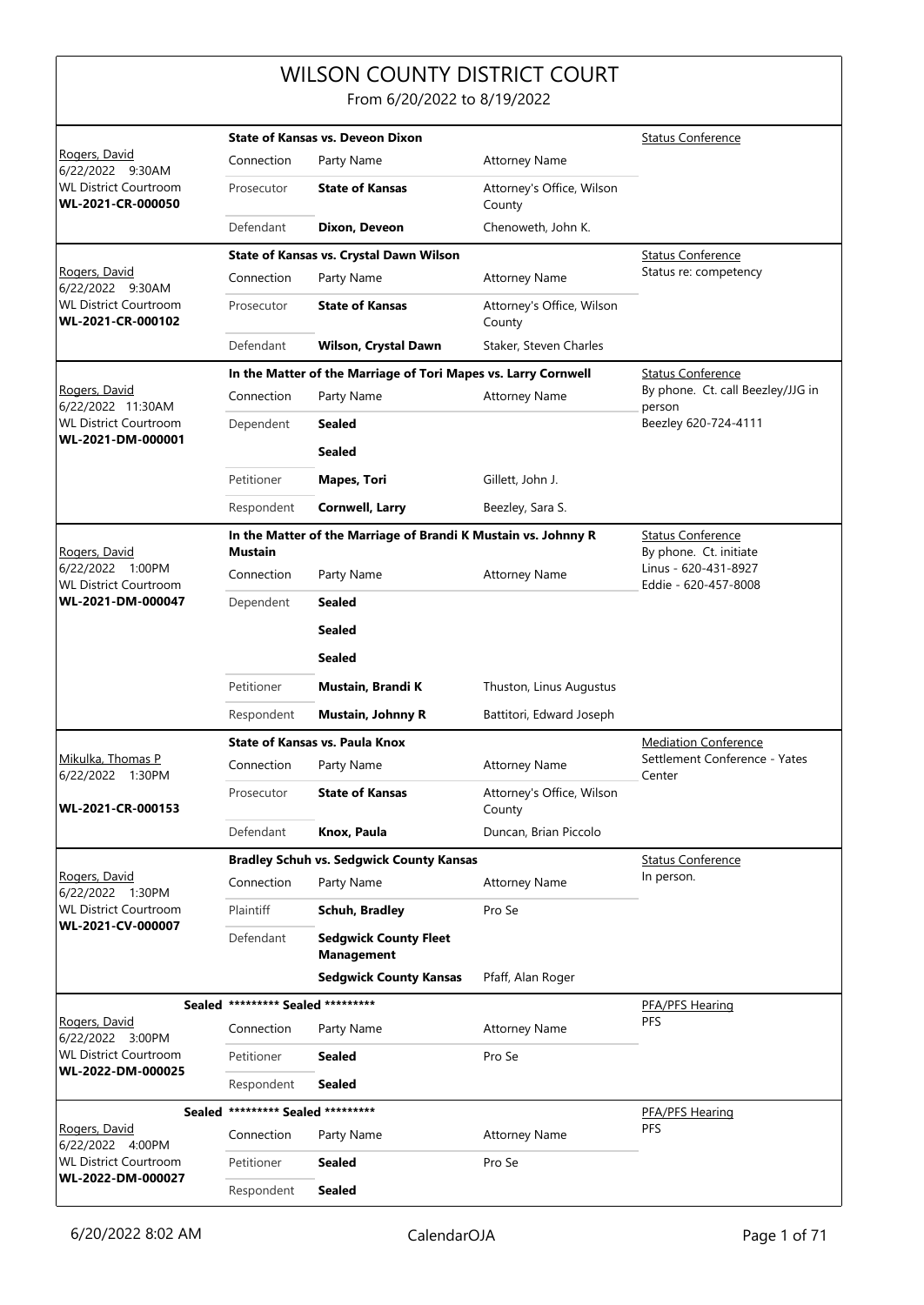# WILSON COUNTY DISTRICT COURT

From 6/20/2022 to 8/19/2022

| Judge / Date / Location / Case | Case Title | | | Event / Notes |
|---|---|---|---|---|
| Rogers, David<br>6/22/2022 9:30AM<br>WL District Courtroom<br>**WL-2021-CR-000050** | **State of Kansas vs. Deveon Dixon** | | | Status Conference |
| | Connection | Party Name | Attorney Name | |
| | Prosecutor | **State of Kansas** | Attorney's Office, Wilson County | |
| | Defendant | **Dixon, Deveon** | Chenoweth, John K. | |
| Rogers, David<br>6/22/2022 9:30AM<br>WL District Courtroom<br>**WL-2021-CR-000102** | **State of Kansas vs. Crystal Dawn Wilson** | | | Status Conference<br>Status re: competency |
| | Connection | Party Name | Attorney Name | |
| | Prosecutor | **State of Kansas** | Attorney's Office, Wilson County | |
| | Defendant | **Wilson, Crystal Dawn** | Staker, Steven Charles | |
| Rogers, David<br>6/22/2022 11:30AM<br>WL District Courtroom<br>**WL-2021-DM-000001** | **In the Matter of the Marriage of Tori Mapes vs. Larry Cornwell** | | | Status Conference<br>By phone. Ct. call Beezley/JJG in person<br>Beezley 620-724-4111 |
| | Connection | Party Name | Attorney Name | |
| | Dependent | **Sealed** | | |
| | | **Sealed** | | |
| | Petitioner | **Mapes, Tori** | Gillett, John J. | |
| | Respondent | **Cornwell, Larry** | Beezley, Sara S. | |
| Rogers, David<br>6/22/2022 1:00PM<br>WL District Courtroom<br>**WL-2021-DM-000047** | **In the Matter of the Marriage of Brandi K Mustain vs. Johnny R Mustain** | | | Status Conference<br>By phone. Ct. initiate<br>Linus - 620-431-8927<br>Eddie - 620-457-8008 |
| | Connection | Party Name | Attorney Name | |
| | Dependent | **Sealed** | | |
| | | **Sealed** | | |
| | | **Sealed** | | |
| | Petitioner | **Mustain, Brandi K** | Thuston, Linus Augustus | |
| | Respondent | **Mustain, Johnny R** | Battitori, Edward Joseph | |
| Mikulka, Thomas P<br>6/22/2022 1:30PM<br>**WL-2021-CR-000153** | **State of Kansas vs. Paula Knox** | | | Mediation Conference<br>Settlement Conference - Yates Center |
| | Connection | Party Name | Attorney Name | |
| | Prosecutor | **State of Kansas** | Attorney's Office, Wilson County | |
| | Defendant | **Knox, Paula** | Duncan, Brian Piccolo | |
| Rogers, David<br>6/22/2022 1:30PM<br>WL District Courtroom<br>**WL-2021-CV-000007** | **Bradley Schuh vs. Sedgwick County Kansas** | | | Status Conference<br>In person. |
| | Connection | Party Name | Attorney Name | |
| | Plaintiff | **Schuh, Bradley** | Pro Se | |
| | Defendant | **Sedgwick County Fleet Management** | | |
| | | **Sedgwick County Kansas** | Pfaff, Alan Roger | |
| Sealed<br>Rogers, David<br>6/22/2022 3:00PM<br>WL District Courtroom<br>**WL-2022-DM-000025** | ********* Sealed ********* | | | PFA/PFS Hearing<br>PFS |
| | Connection | Party Name | Attorney Name | |
| | Petitioner | **Sealed** | Pro Se | |
| | Respondent | **Sealed** | | |
| Sealed<br>Rogers, David<br>6/22/2022 4:00PM<br>WL District Courtroom<br>**WL-2022-DM-000027** | ********* Sealed ********* | | | PFA/PFS Hearing<br>PFS |
| | Connection | Party Name | Attorney Name | |
| | Petitioner | **Sealed** | Pro Se | |
| | Respondent | **Sealed** | | |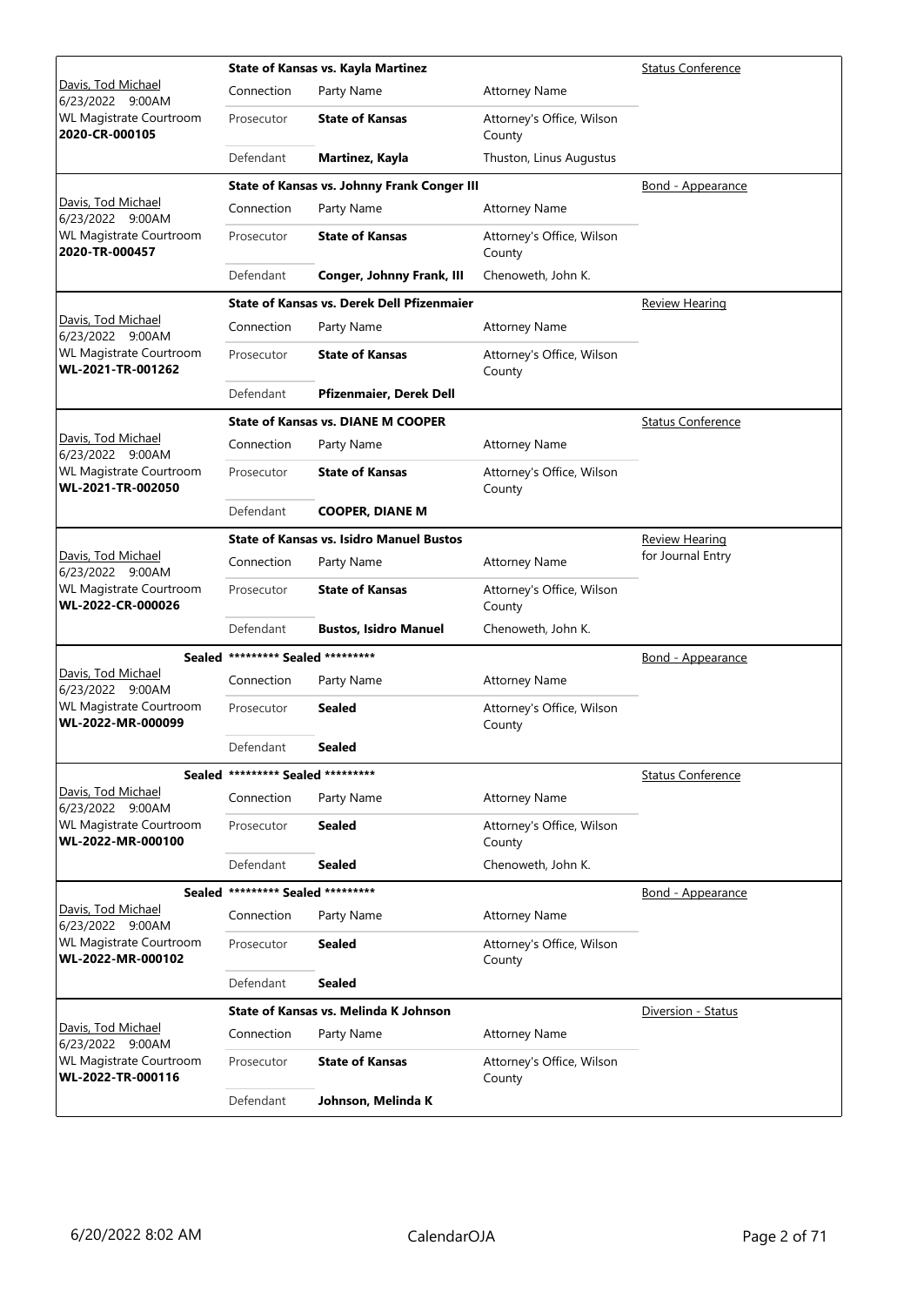| Judge / Date / Location / Case | Case Title | | | Hearing Type |
|---|---|---|---|---|
| Davis, Tod Michael<br>6/23/2022 9:00AM<br>WL Magistrate Courtroom<br>**2020-CR-000105** | **State of Kansas vs. Kayla Martinez** | | | Status Conference |
| | Connection | Party Name | Attorney Name | |
| | Prosecutor | **State of Kansas** | Attorney's Office, Wilson County | |
| | Defendant | **Martinez, Kayla** | Thuston, Linus Augustus | |
| Davis, Tod Michael<br>6/23/2022 9:00AM<br>WL Magistrate Courtroom<br>**2020-TR-000457** | **State of Kansas vs. Johnny Frank Conger III** | | | Bond - Appearance |
| | Connection | Party Name | Attorney Name | |
| | Prosecutor | **State of Kansas** | Attorney's Office, Wilson County | |
| | Defendant | **Conger, Johnny Frank, III** | Chenoweth, John K. | |
| Davis, Tod Michael<br>6/23/2022 9:00AM<br>WL Magistrate Courtroom<br>**WL-2021-TR-001262** | **State of Kansas vs. Derek Dell Pfizenmaier** | | | Review Hearing |
| | Connection | Party Name | Attorney Name | |
| | Prosecutor | **State of Kansas** | Attorney's Office, Wilson County | |
| | Defendant | **Pfizenmaier, Derek Dell** | | |
| Davis, Tod Michael<br>6/23/2022 9:00AM<br>WL Magistrate Courtroom<br>**WL-2021-TR-002050** | **State of Kansas vs. DIANE M COOPER** | | | Status Conference |
| | Connection | Party Name | Attorney Name | |
| | Prosecutor | **State of Kansas** | Attorney's Office, Wilson County | |
| | Defendant | **COOPER, DIANE M** | | |
| Davis, Tod Michael<br>6/23/2022 9:00AM<br>WL Magistrate Courtroom<br>**WL-2022-CR-000026** | **State of Kansas vs. Isidro Manuel Bustos** | | | Review Hearing for Journal Entry |
| | Connection | Party Name | Attorney Name | |
| | Prosecutor | **State of Kansas** | Attorney's Office, Wilson County | |
| | Defendant | **Bustos, Isidro Manuel** | Chenoweth, John K. | |
| **Sealed**<br>Davis, Tod Michael<br>6/23/2022 9:00AM<br>WL Magistrate Courtroom<br>**WL-2022-MR-000099** | **\*\*\*\*\*\*\*\*\* Sealed \*\*\*\*\*\*\*\*\*** | | | Bond - Appearance |
| | Connection | Party Name | Attorney Name | |
| | Prosecutor | **Sealed** | Attorney's Office, Wilson County | |
| | Defendant | **Sealed** | | |
| **Sealed**<br>Davis, Tod Michael<br>6/23/2022 9:00AM<br>WL Magistrate Courtroom<br>**WL-2022-MR-000100** | **\*\*\*\*\*\*\*\*\* Sealed \*\*\*\*\*\*\*\*\*** | | | Status Conference |
| | Connection | Party Name | Attorney Name | |
| | Prosecutor | **Sealed** | Attorney's Office, Wilson County | |
| | Defendant | **Sealed** | Chenoweth, John K. | |
| **Sealed**<br>Davis, Tod Michael<br>6/23/2022 9:00AM<br>WL Magistrate Courtroom<br>**WL-2022-MR-000102** | **\*\*\*\*\*\*\*\*\* Sealed \*\*\*\*\*\*\*\*\*** | | | Bond - Appearance |
| | Connection | Party Name | Attorney Name | |
| | Prosecutor | **Sealed** | Attorney's Office, Wilson County | |
| | Defendant | **Sealed** | | |
| Davis, Tod Michael<br>6/23/2022 9:00AM<br>WL Magistrate Courtroom<br>**WL-2022-TR-000116** | **State of Kansas vs. Melinda K Johnson** | | | Diversion - Status |
| | Connection | Party Name | Attorney Name | |
| | Prosecutor | **State of Kansas** | Attorney's Office, Wilson County | |
| | Defendant | **Johnson, Melinda K** | | |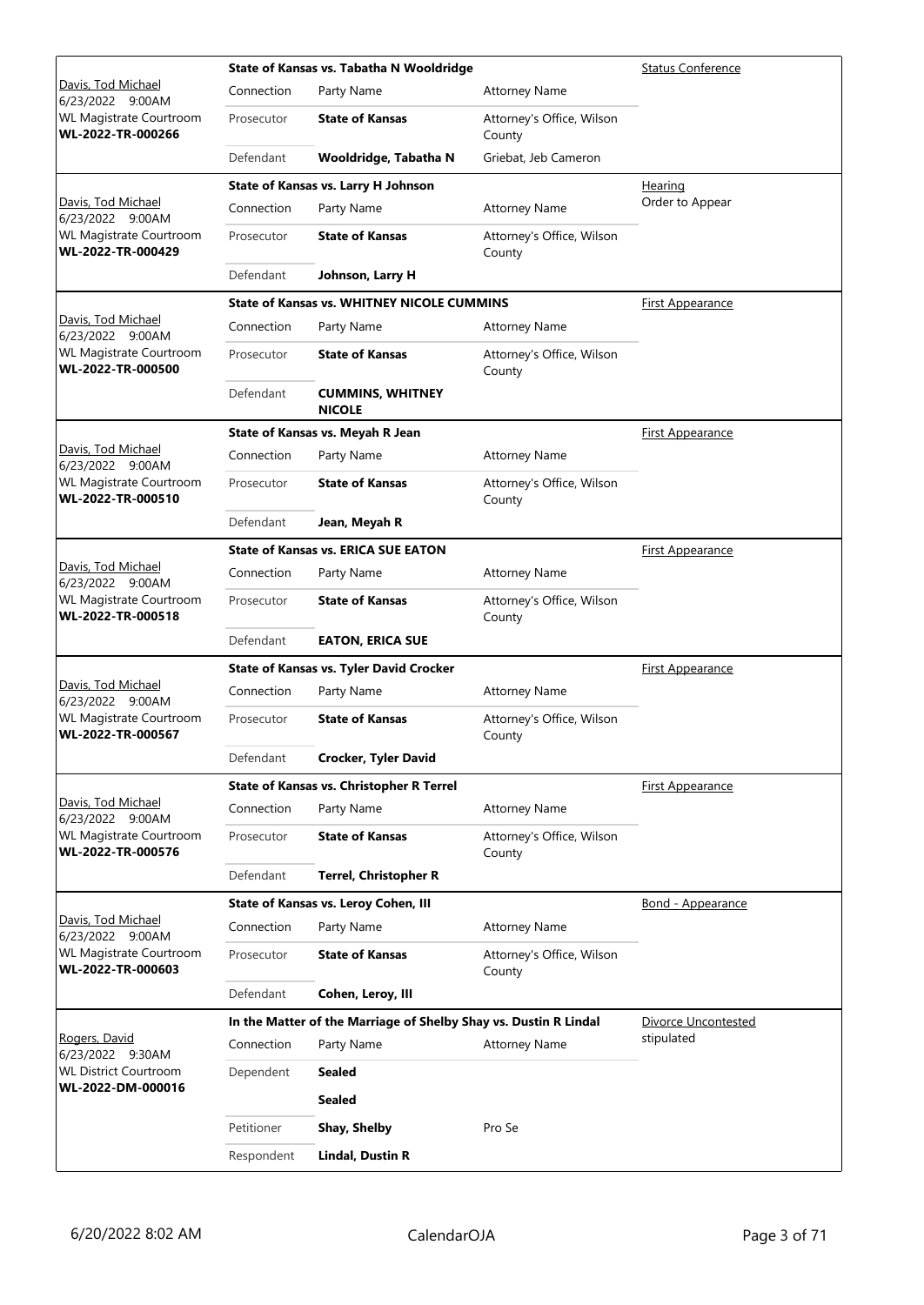| Judge / Date / Location / Case | | State of Kansas vs. Tabatha N Wooldridge | | Status Conference |
|---|---|---|---|---|
| Davis, Tod Michael<br>6/23/2022 9:00AM<br>WL Magistrate Courtroom<br>**WL-2022-TR-000266** | Connection | Party Name | Attorney Name | |
| | Prosecutor | **State of Kansas** | Attorney's Office, Wilson County | |
| | Defendant | **Wooldridge, Tabatha N** | Griebat, Jeb Cameron | |

| Judge / Date / Location / Case | | State of Kansas vs. Larry H Johnson | | Hearing<br>Order to Appear |
|---|---|---|---|---|
| Davis, Tod Michael<br>6/23/2022 9:00AM<br>WL Magistrate Courtroom<br>**WL-2022-TR-000429** | Connection | Party Name | Attorney Name | |
| | Prosecutor | **State of Kansas** | Attorney's Office, Wilson County | |
| | Defendant | **Johnson, Larry H** | | |

| Judge / Date / Location / Case | | State of Kansas vs. WHITNEY NICOLE CUMMINS | | First Appearance |
|---|---|---|---|---|
| Davis, Tod Michael<br>6/23/2022 9:00AM<br>WL Magistrate Courtroom<br>**WL-2022-TR-000500** | Connection | Party Name | Attorney Name | |
| | Prosecutor | **State of Kansas** | Attorney's Office, Wilson County | |
| | Defendant | **CUMMINS, WHITNEY NICOLE** | | |

| Judge / Date / Location / Case | | State of Kansas vs. Meyah R Jean | | First Appearance |
|---|---|---|---|---|
| Davis, Tod Michael<br>6/23/2022 9:00AM<br>WL Magistrate Courtroom<br>**WL-2022-TR-000510** | Connection | Party Name | Attorney Name | |
| | Prosecutor | **State of Kansas** | Attorney's Office, Wilson County | |
| | Defendant | **Jean, Meyah R** | | |

| Judge / Date / Location / Case | | State of Kansas vs. ERICA SUE EATON | | First Appearance |
|---|---|---|---|---|
| Davis, Tod Michael<br>6/23/2022 9:00AM<br>WL Magistrate Courtroom<br>**WL-2022-TR-000518** | Connection | Party Name | Attorney Name | |
| | Prosecutor | **State of Kansas** | Attorney's Office, Wilson County | |
| | Defendant | **EATON, ERICA SUE** | | |

| Judge / Date / Location / Case | | State of Kansas vs. Tyler David Crocker | | First Appearance |
|---|---|---|---|---|
| Davis, Tod Michael<br>6/23/2022 9:00AM<br>WL Magistrate Courtroom<br>**WL-2022-TR-000567** | Connection | Party Name | Attorney Name | |
| | Prosecutor | **State of Kansas** | Attorney's Office, Wilson County | |
| | Defendant | **Crocker, Tyler David** | | |

| Judge / Date / Location / Case | | State of Kansas vs. Christopher R Terrel | | First Appearance |
|---|---|---|---|---|
| Davis, Tod Michael<br>6/23/2022 9:00AM<br>WL Magistrate Courtroom<br>**WL-2022-TR-000576** | Connection | Party Name | Attorney Name | |
| | Prosecutor | **State of Kansas** | Attorney's Office, Wilson County | |
| | Defendant | **Terrel, Christopher R** | | |

| Judge / Date / Location / Case | | State of Kansas vs. Leroy Cohen, III | | Bond - Appearance |
|---|---|---|---|---|
| Davis, Tod Michael<br>6/23/2022 9:00AM<br>WL Magistrate Courtroom<br>**WL-2022-TR-000603** | Connection | Party Name | Attorney Name | |
| | Prosecutor | **State of Kansas** | Attorney's Office, Wilson County | |
| | Defendant | **Cohen, Leroy, III** | | |

| Judge / Date / Location / Case | | In the Matter of the Marriage of Shelby Shay vs. Dustin R Lindal | | Divorce Uncontested<br>stipulated |
|---|---|---|---|---|
| Rogers, David<br>6/23/2022 9:30AM<br>WL District Courtroom<br>**WL-2022-DM-000016** | Connection | Party Name | Attorney Name | |
| | Dependent | **Sealed** | | |
| | | **Sealed** | | |
| | Petitioner | **Shay, Shelby** | Pro Se | |
| | Respondent | **Lindal, Dustin R** | | |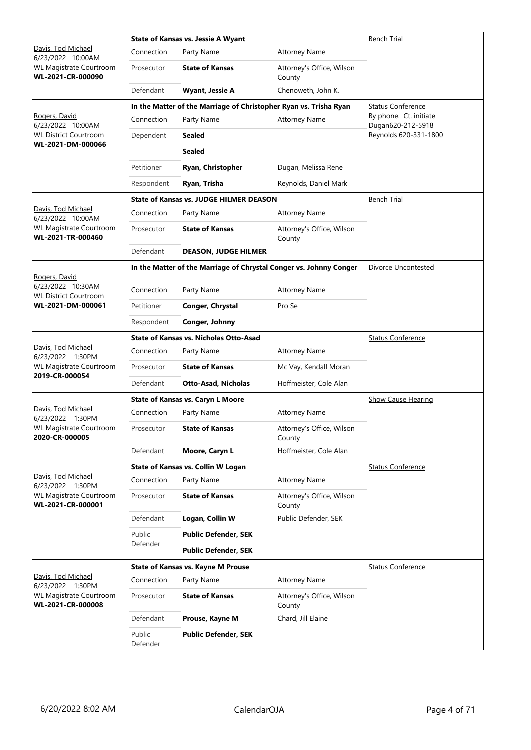| Judge / Date / Location / Case | Case Title | Connection | Party Name | Attorney Name | Hearing Type / Notes |
|---|---|---|---|---|---|
| Davis, Tod Michael<br>6/23/2022 10:00AM<br>WL Magistrate Courtroom<br>**WL-2021-CR-000090** | **State of Kansas vs. Jessie A Wyant** | Prosecutor | **State of Kansas** | Attorney's Office, Wilson County | Bench Trial |
| | | Defendant | **Wyant, Jessie A** | Chenoweth, John K. | |
| Rogers, David<br>6/23/2022 10:00AM<br>WL District Courtroom<br>**WL-2021-DM-000066** | **In the Matter of the Marriage of Christopher Ryan vs. Trisha Ryan** | Dependent | **Sealed** | | Status Conference<br>By phone. Ct. initiate Dugan620-212-5918 Reynolds 620-331-1800 |
| | | | **Sealed** | | |
| | | Petitioner | **Ryan, Christopher** | Dugan, Melissa Rene | |
| | | Respondent | **Ryan, Trisha** | Reynolds, Daniel Mark | |
| Davis, Tod Michael<br>6/23/2022 10:00AM<br>WL Magistrate Courtroom<br>**WL-2021-TR-000460** | **State of Kansas vs. JUDGE HILMER DEASON** | Prosecutor | **State of Kansas** | Attorney's Office, Wilson County | Bench Trial |
| | | Defendant | **DEASON, JUDGE HILMER** | | |
| Rogers, David<br>6/23/2022 10:30AM<br>WL District Courtroom<br>**WL-2021-DM-000061** | **In the Matter of the Marriage of Chrystal Conger vs. Johnny Conger** | Petitioner | **Conger, Chrystal** | Pro Se | Divorce Uncontested |
| | | Respondent | **Conger, Johnny** | | |
| Davis, Tod Michael<br>6/23/2022 1:30PM<br>WL Magistrate Courtroom<br>**2019-CR-000054** | **State of Kansas vs. Nicholas Otto-Asad** | Prosecutor | **State of Kansas** | Mc Vay, Kendall Moran | Status Conference |
| | | Defendant | **Otto-Asad, Nicholas** | Hoffmeister, Cole Alan | |
| Davis, Tod Michael<br>6/23/2022 1:30PM<br>WL Magistrate Courtroom<br>**2020-CR-000005** | **State of Kansas vs. Caryn L Moore** | Prosecutor | **State of Kansas** | Attorney's Office, Wilson County | Show Cause Hearing |
| | | Defendant | **Moore, Caryn L** | Hoffmeister, Cole Alan | |
| Davis, Tod Michael<br>6/23/2022 1:30PM<br>WL Magistrate Courtroom<br>**WL-2021-CR-000001** | **State of Kansas vs. Collin W Logan** | Prosecutor | **State of Kansas** | Attorney's Office, Wilson County | Status Conference |
| | | Defendant | **Logan, Collin W** | Public Defender, SEK | |
| | | Public Defender | **Public Defender, SEK** | | |
| | | | **Public Defender, SEK** | | |
| Davis, Tod Michael<br>6/23/2022 1:30PM<br>WL Magistrate Courtroom<br>**WL-2021-CR-000008** | **State of Kansas vs. Kayne M Prouse** | Prosecutor | **State of Kansas** | Attorney's Office, Wilson County | Status Conference |
| | | Defendant | **Prouse, Kayne M** | Chard, Jill Elaine | |
| | | Public Defender | **Public Defender, SEK** | | |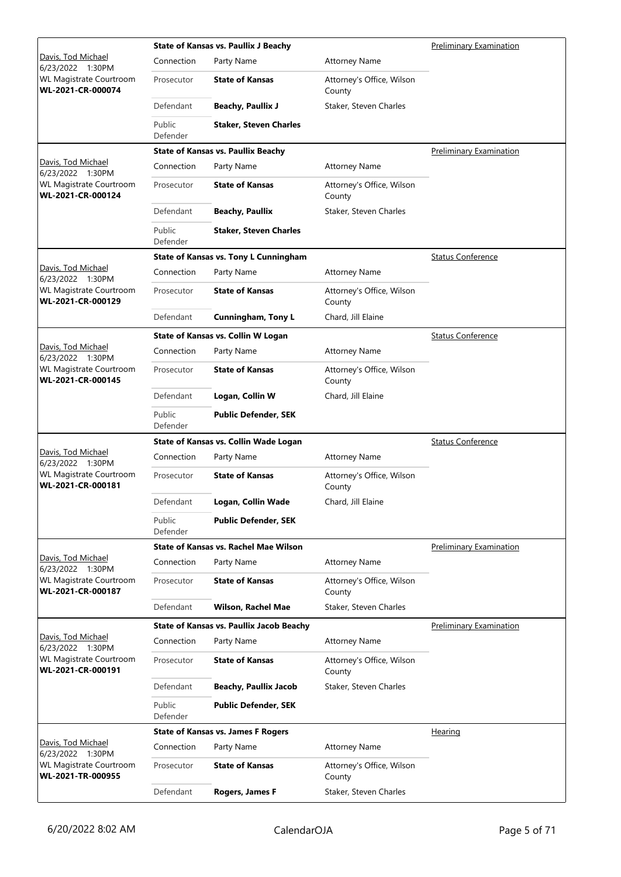| Case Info | Case Title | | | Hearing Type |
|---|---|---|---|---|
| Davis, Tod Michael<br>6/23/2022 1:30PM<br>WL Magistrate Courtroom<br>**WL-2021-CR-000074** | **State of Kansas vs. Paullix J Beachy** | | | Preliminary Examination |
| | Connection | Party Name | Attorney Name | |
| | Prosecutor | **State of Kansas** | Attorney's Office, Wilson County | |
| | Defendant | **Beachy, Paullix J** | Staker, Steven Charles | |
| | Public Defender | **Staker, Steven Charles** | | |
| Davis, Tod Michael<br>6/23/2022 1:30PM<br>WL Magistrate Courtroom<br>**WL-2021-CR-000124** | **State of Kansas vs. Paullix Beachy** | | | Preliminary Examination |
| | Connection | Party Name | Attorney Name | |
| | Prosecutor | **State of Kansas** | Attorney's Office, Wilson County | |
| | Defendant | **Beachy, Paullix** | Staker, Steven Charles | |
| | Public Defender | **Staker, Steven Charles** | | |
| Davis, Tod Michael<br>6/23/2022 1:30PM<br>WL Magistrate Courtroom<br>**WL-2021-CR-000129** | **State of Kansas vs. Tony L Cunningham** | | | Status Conference |
| | Connection | Party Name | Attorney Name | |
| | Prosecutor | **State of Kansas** | Attorney's Office, Wilson County | |
| | Defendant | **Cunningham, Tony L** | Chard, Jill Elaine | |
| Davis, Tod Michael<br>6/23/2022 1:30PM<br>WL Magistrate Courtroom<br>**WL-2021-CR-000145** | **State of Kansas vs. Collin W Logan** | | | Status Conference |
| | Connection | Party Name | Attorney Name | |
| | Prosecutor | **State of Kansas** | Attorney's Office, Wilson County | |
| | Defendant | **Logan, Collin W** | Chard, Jill Elaine | |
| | Public Defender | **Public Defender, SEK** | | |
| Davis, Tod Michael<br>6/23/2022 1:30PM<br>WL Magistrate Courtroom<br>**WL-2021-CR-000181** | **State of Kansas vs. Collin Wade Logan** | | | Status Conference |
| | Connection | Party Name | Attorney Name | |
| | Prosecutor | **State of Kansas** | Attorney's Office, Wilson County | |
| | Defendant | **Logan, Collin Wade** | Chard, Jill Elaine | |
| | Public Defender | **Public Defender, SEK** | | |
| Davis, Tod Michael<br>6/23/2022 1:30PM<br>WL Magistrate Courtroom<br>**WL-2021-CR-000187** | **State of Kansas vs. Rachel Mae Wilson** | | | Preliminary Examination |
| | Connection | Party Name | Attorney Name | |
| | Prosecutor | **State of Kansas** | Attorney's Office, Wilson County | |
| | Defendant | **Wilson, Rachel Mae** | Staker, Steven Charles | |
| Davis, Tod Michael<br>6/23/2022 1:30PM<br>WL Magistrate Courtroom<br>**WL-2021-CR-000191** | **State of Kansas vs. Paullix Jacob Beachy** | | | Preliminary Examination |
| | Connection | Party Name | Attorney Name | |
| | Prosecutor | **State of Kansas** | Attorney's Office, Wilson County | |
| | Defendant | **Beachy, Paullix Jacob** | Staker, Steven Charles | |
| | Public Defender | **Public Defender, SEK** | | |
| Davis, Tod Michael<br>6/23/2022 1:30PM<br>WL Magistrate Courtroom<br>**WL-2021-TR-000955** | **State of Kansas vs. James F Rogers** | | | Hearing |
| | Connection | Party Name | Attorney Name | |
| | Prosecutor | **State of Kansas** | Attorney's Office, Wilson County | |
| | Defendant | **Rogers, James F** | Staker, Steven Charles | |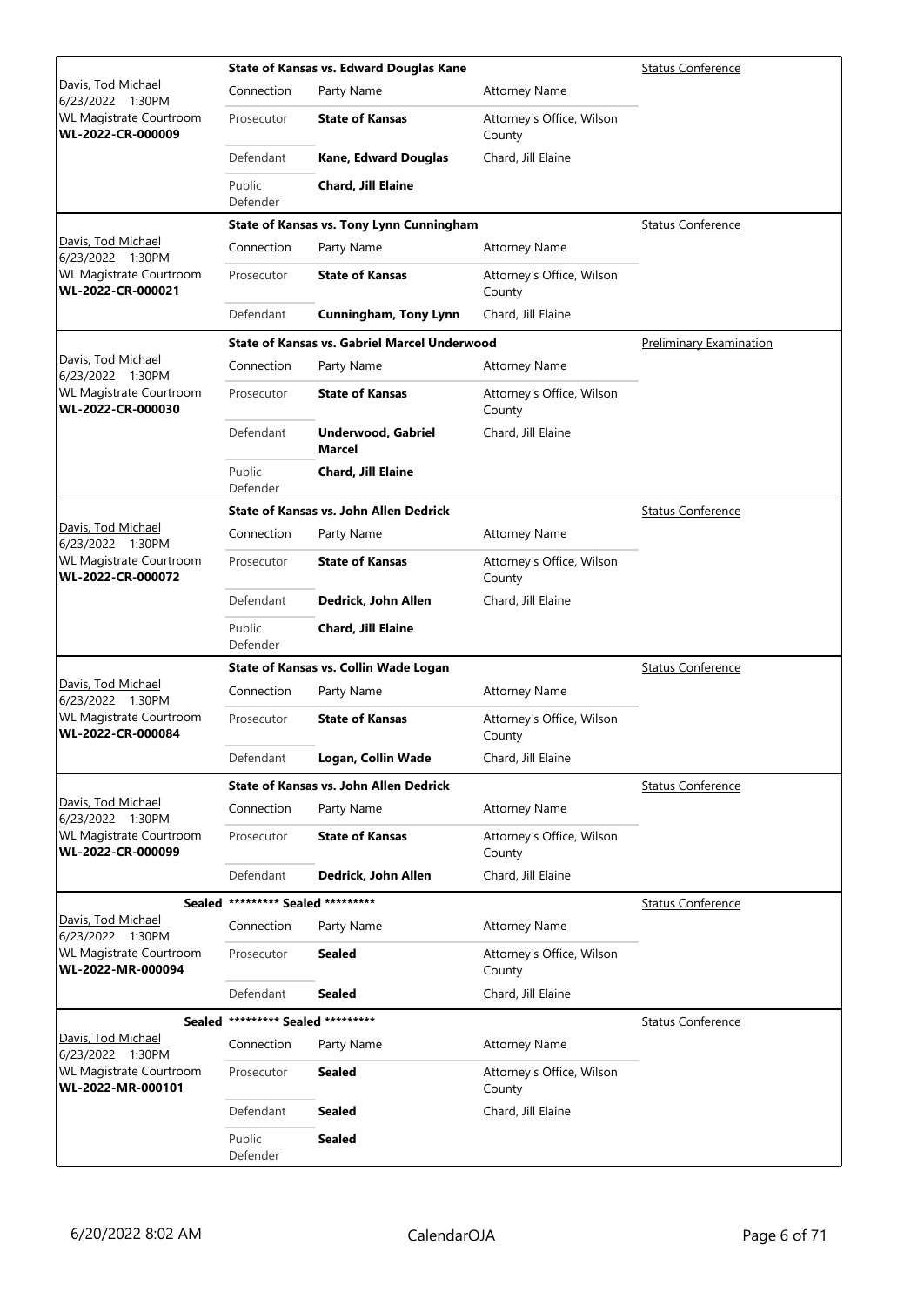| Judge / Date / Location / Case | Case Title | | | Hearing Type |
|---|---|---|---|---|
| Davis, Tod Michael<br>6/23/2022 1:30PM<br>WL Magistrate Courtroom<br>**WL-2022-CR-000009** | **State of Kansas vs. Edward Douglas Kane** | | | Status Conference |
| | Connection | Party Name | Attorney Name | |
| | Prosecutor | **State of Kansas** | Attorney's Office, Wilson County | |
| | Defendant | **Kane, Edward Douglas** | Chard, Jill Elaine | |
| | Public Defender | **Chard, Jill Elaine** | | |
| Davis, Tod Michael<br>6/23/2022 1:30PM<br>WL Magistrate Courtroom<br>**WL-2022-CR-000021** | **State of Kansas vs. Tony Lynn Cunningham** | | | Status Conference |
| | Connection | Party Name | Attorney Name | |
| | Prosecutor | **State of Kansas** | Attorney's Office, Wilson County | |
| | Defendant | **Cunningham, Tony Lynn** | Chard, Jill Elaine | |
| Davis, Tod Michael<br>6/23/2022 1:30PM<br>WL Magistrate Courtroom<br>**WL-2022-CR-000030** | **State of Kansas vs. Gabriel Marcel Underwood** | | | Preliminary Examination |
| | Connection | Party Name | Attorney Name | |
| | Prosecutor | **State of Kansas** | Attorney's Office, Wilson County | |
| | Defendant | **Underwood, Gabriel Marcel** | Chard, Jill Elaine | |
| | Public Defender | **Chard, Jill Elaine** | | |
| Davis, Tod Michael<br>6/23/2022 1:30PM<br>WL Magistrate Courtroom<br>**WL-2022-CR-000072** | **State of Kansas vs. John Allen Dedrick** | | | Status Conference |
| | Connection | Party Name | Attorney Name | |
| | Prosecutor | **State of Kansas** | Attorney's Office, Wilson County | |
| | Defendant | **Dedrick, John Allen** | Chard, Jill Elaine | |
| | Public Defender | **Chard, Jill Elaine** | | |
| Davis, Tod Michael<br>6/23/2022 1:30PM<br>WL Magistrate Courtroom<br>**WL-2022-CR-000084** | **State of Kansas vs. Collin Wade Logan** | | | Status Conference |
| | Connection | Party Name | Attorney Name | |
| | Prosecutor | **State of Kansas** | Attorney's Office, Wilson County | |
| | Defendant | **Logan, Collin Wade** | Chard, Jill Elaine | |
| Davis, Tod Michael<br>6/23/2022 1:30PM<br>WL Magistrate Courtroom<br>**WL-2022-CR-000099** | **State of Kansas vs. John Allen Dedrick** | | | Status Conference |
| | Connection | Party Name | Attorney Name | |
| | Prosecutor | **State of Kansas** | Attorney's Office, Wilson County | |
| | Defendant | **Dedrick, John Allen** | Chard, Jill Elaine | |
| **Sealed**<br>Davis, Tod Michael<br>6/23/2022 1:30PM<br>WL Magistrate Courtroom<br>**WL-2022-MR-000094** | **\*\*\*\*\*\*\*\*\* Sealed \*\*\*\*\*\*\*\*\*** | | | Status Conference |
| | Connection | Party Name | Attorney Name | |
| | Prosecutor | **Sealed** | Attorney's Office, Wilson County | |
| | Defendant | **Sealed** | Chard, Jill Elaine | |
| **Sealed**<br>Davis, Tod Michael<br>6/23/2022 1:30PM<br>WL Magistrate Courtroom<br>**WL-2022-MR-000101** | **\*\*\*\*\*\*\*\*\* Sealed \*\*\*\*\*\*\*\*\*** | | | Status Conference |
| | Connection | Party Name | Attorney Name | |
| | Prosecutor | **Sealed** | Attorney's Office, Wilson County | |
| | Defendant | **Sealed** | Chard, Jill Elaine | |
| | Public Defender | **Sealed** | | |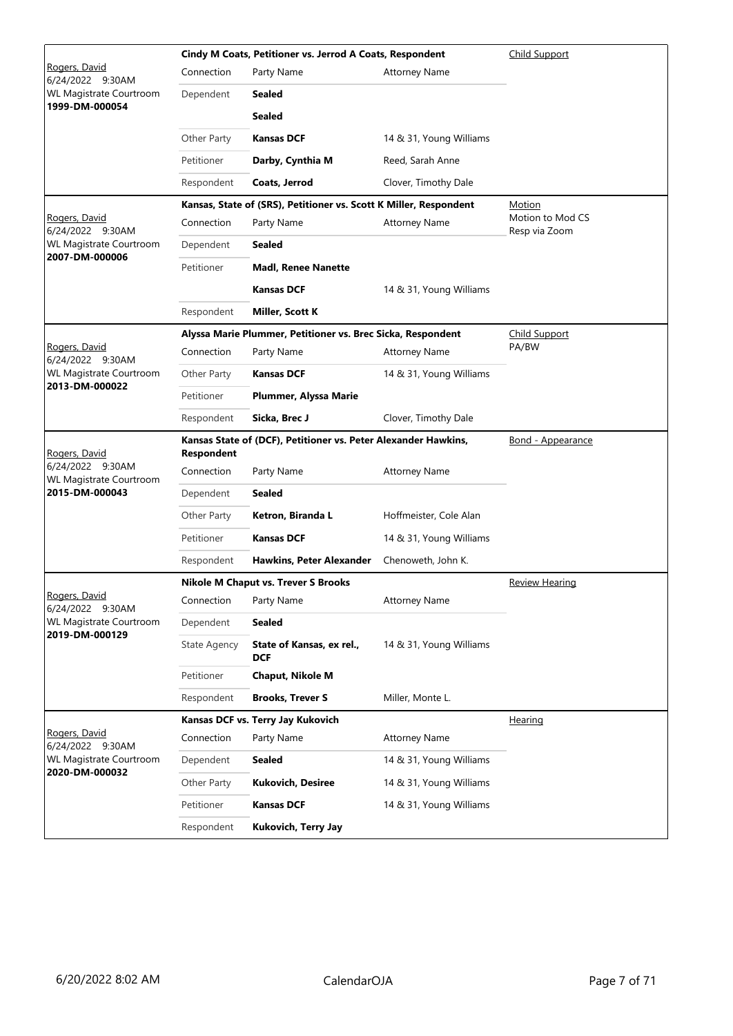| Judge / Date / Location / Case | Case Title | | | Hearing Type |
|---|---|---|---|---|
| Rogers, David<br>6/24/2022 9:30AM<br>WL Magistrate Courtroom<br>**1999-DM-000054** | **Cindy M Coats, Petitioner vs. Jerrod A Coats, Respondent** | | | Child Support |
| | Connection | Party Name | Attorney Name | |
| | Dependent | **Sealed** | | |
| | | **Sealed** | | |
| | Other Party | **Kansas DCF** | 14 & 31, Young Williams | |
| | Petitioner | **Darby, Cynthia M** | Reed, Sarah Anne | |
| | Respondent | **Coats, Jerrod** | Clover, Timothy Dale | |
| Rogers, David<br>6/24/2022 9:30AM<br>WL Magistrate Courtroom<br>**2007-DM-000006** | **Kansas, State of (SRS), Petitioner vs. Scott K Miller, Respondent** | | | Motion<br>Motion to Mod CS Resp via Zoom |
| | Connection | Party Name | Attorney Name | |
| | Dependent | **Sealed** | | |
| | Petitioner | **Madl, Renee Nanette** | | |
| | | **Kansas DCF** | 14 & 31, Young Williams | |
| | Respondent | **Miller, Scott K** | | |
| Rogers, David<br>6/24/2022 9:30AM<br>WL Magistrate Courtroom<br>**2013-DM-000022** | **Alyssa Marie Plummer, Petitioner vs. Brec Sicka, Respondent** | | | Child Support<br>PA/BW |
| | Connection | Party Name | Attorney Name | |
| | Other Party | **Kansas DCF** | 14 & 31, Young Williams | |
| | Petitioner | **Plummer, Alyssa Marie** | | |
| | Respondent | **Sicka, Brec J** | Clover, Timothy Dale | |
| Rogers, David<br>6/24/2022 9:30AM<br>WL Magistrate Courtroom<br>**2015-DM-000043** | **Kansas State of (DCF), Petitioner vs. Peter Alexander Hawkins, Respondent** | | | Bond - Appearance |
| | Connection | Party Name | Attorney Name | |
| | Dependent | **Sealed** | | |
| | Other Party | **Ketron, Biranda L** | Hoffmeister, Cole Alan | |
| | Petitioner | **Kansas DCF** | 14 & 31, Young Williams | |
| | Respondent | **Hawkins, Peter Alexander** | Chenoweth, John K. | |
| Rogers, David<br>6/24/2022 9:30AM<br>WL Magistrate Courtroom<br>**2019-DM-000129** | **Nikole M Chaput vs. Trever S Brooks** | | | Review Hearing |
| | Connection | Party Name | Attorney Name | |
| | Dependent | **Sealed** | | |
| | State Agency | **State of Kansas, ex rel., DCF** | 14 & 31, Young Williams | |
| | Petitioner | **Chaput, Nikole M** | | |
| | Respondent | **Brooks, Trever S** | Miller, Monte L. | |
| Rogers, David<br>6/24/2022 9:30AM<br>WL Magistrate Courtroom<br>**2020-DM-000032** | **Kansas DCF vs. Terry Jay Kukovich** | | | Hearing |
| | Connection | Party Name | Attorney Name | |
| | Dependent | **Sealed** | 14 & 31, Young Williams | |
| | Other Party | **Kukovich, Desiree** | 14 & 31, Young Williams | |
| | Petitioner | **Kansas DCF** | 14 & 31, Young Williams | |
| | Respondent | **Kukovich, Terry Jay** | | |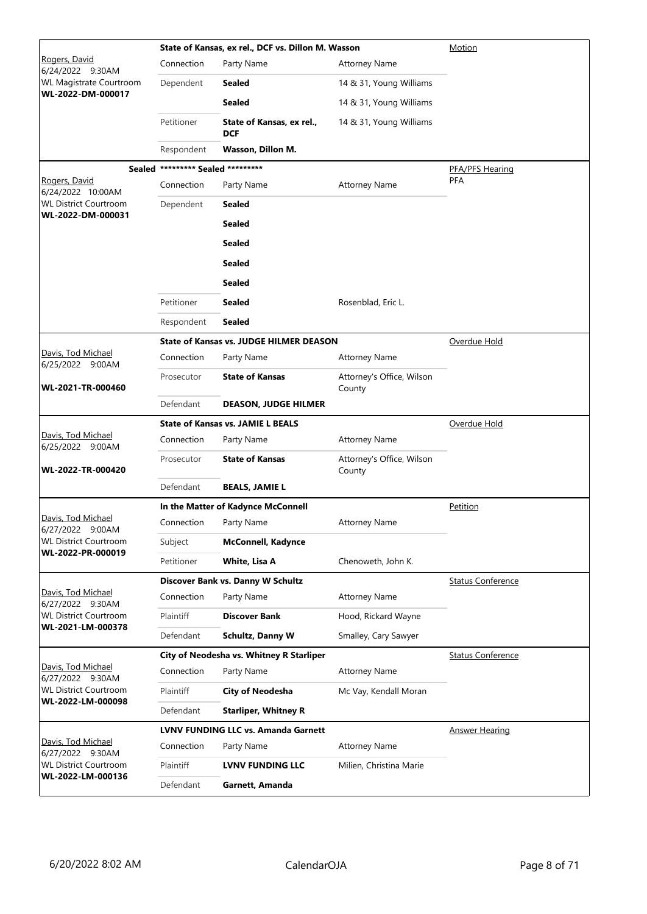| Judge / Date / Location / Case | Case Title | Connection | Party Name | Attorney Name | Hearing Type |
|---|---|---|---|---|---|
| Rogers, David<br>6/24/2022 9:30AM<br>WL Magistrate Courtroom<br>**WL-2022-DM-000017** | **State of Kansas, ex rel., DCF vs. Dillon M. Wasson** | Connection | Party Name | Attorney Name | Motion |
| | | Dependent | **Sealed** | 14 & 31, Young Williams | |
| | | | **Sealed** | 14 & 31, Young Williams | |
| | | Petitioner | **State of Kansas, ex rel., DCF** | 14 & 31, Young Williams | |
| | | Respondent | **Wasson, Dillon M.** | | |
| Rogers, David<br>6/24/2022 10:00AM<br>WL District Courtroom<br>**WL-2022-DM-000031** | **Sealed \*\*\*\*\*\*\*\*\* Sealed \*\*\*\*\*\*\*\*\*** | Connection | Party Name | Attorney Name | PFA/PFS Hearing<br>PFA |
| | | Dependent | **Sealed** | | |
| | | | **Sealed** | | |
| | | | **Sealed** | | |
| | | | **Sealed** | | |
| | | | **Sealed** | | |
| | | Petitioner | **Sealed** | Rosenblad, Eric L. | |
| | | Respondent | **Sealed** | | |
| Davis, Tod Michael<br>6/25/2022 9:00AM<br>**WL-2021-TR-000460** | **State of Kansas vs. JUDGE HILMER DEASON** | Connection | Party Name | Attorney Name | Overdue Hold |
| | | Prosecutor | **State of Kansas** | Attorney's Office, Wilson County | |
| | | Defendant | **DEASON, JUDGE HILMER** | | |
| Davis, Tod Michael<br>6/25/2022 9:00AM<br>**WL-2022-TR-000420** | **State of Kansas vs. JAMIE L BEALS** | Connection | Party Name | Attorney Name | Overdue Hold |
| | | Prosecutor | **State of Kansas** | Attorney's Office, Wilson County | |
| | | Defendant | **BEALS, JAMIE L** | | |
| Davis, Tod Michael<br>6/27/2022 9:00AM<br>WL District Courtroom<br>**WL-2022-PR-000019** | **In the Matter of Kadynce McConnell** | Connection | Party Name | Attorney Name | Petition |
| | | Subject | **McConnell, Kadynce** | | |
| | | Petitioner | **White, Lisa A** | Chenoweth, John K. | |
| Davis, Tod Michael<br>6/27/2022 9:30AM<br>WL District Courtroom<br>**WL-2021-LM-000378** | **Discover Bank vs. Danny W Schultz** | Connection | Party Name | Attorney Name | Status Conference |
| | | Plaintiff | **Discover Bank** | Hood, Rickard Wayne | |
| | | Defendant | **Schultz, Danny W** | Smalley, Cary Sawyer | |
| Davis, Tod Michael<br>6/27/2022 9:30AM<br>WL District Courtroom<br>**WL-2022-LM-000098** | **City of Neodesha vs. Whitney R Starliper** | Connection | Party Name | Attorney Name | Status Conference |
| | | Plaintiff | **City of Neodesha** | Mc Vay, Kendall Moran | |
| | | Defendant | **Starliper, Whitney R** | | |
| Davis, Tod Michael<br>6/27/2022 9:30AM<br>WL District Courtroom<br>**WL-2022-LM-000136** | **LVNV FUNDING LLC vs. Amanda Garnett** | Connection | Party Name | Attorney Name | Answer Hearing |
| | | Plaintiff | **LVNV FUNDING LLC** | Milien, Christina Marie | |
| | | Defendant | **Garnett, Amanda** | | |

6/20/2022 8:02 AM CalendarOJA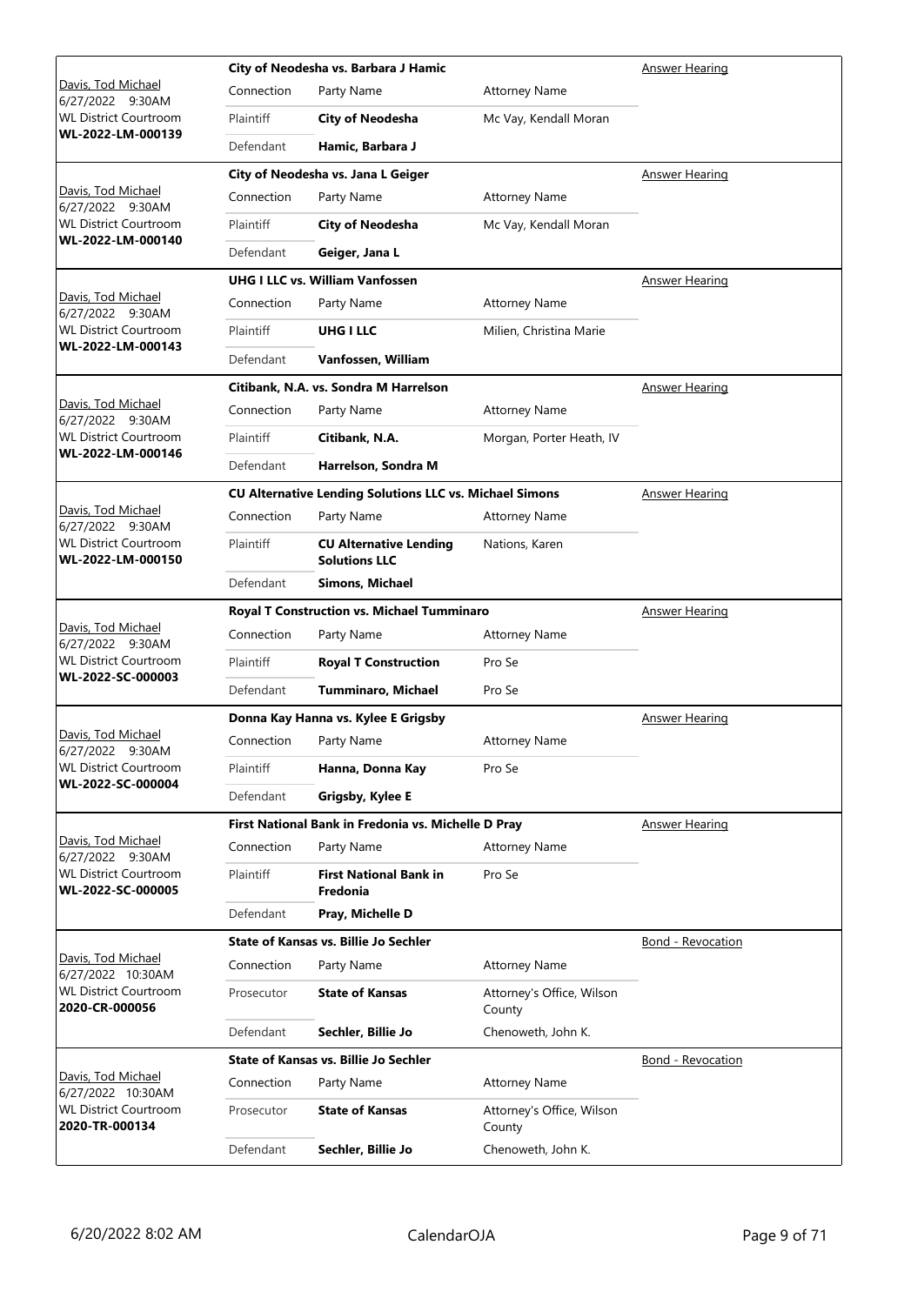| Judge / Date / Location / Case No. | Case | Connection | Party Name | Attorney Name | Hearing Type |
|---|---|---|---|---|---|
| Davis, Tod Michael<br>6/27/2022 9:30AM<br>WL District Courtroom<br>**WL-2022-LM-000139** | **City of Neodesha vs. Barbara J Hamic** | Plaintiff | **City of Neodesha** | Mc Vay, Kendall Moran | Answer Hearing |
| | | Defendant | **Hamic, Barbara J** | | |
| Davis, Tod Michael<br>6/27/2022 9:30AM<br>WL District Courtroom<br>**WL-2022-LM-000140** | **City of Neodesha vs. Jana L Geiger** | Plaintiff | **City of Neodesha** | Mc Vay, Kendall Moran | Answer Hearing |
| | | Defendant | **Geiger, Jana L** | | |
| Davis, Tod Michael<br>6/27/2022 9:30AM<br>WL District Courtroom<br>**WL-2022-LM-000143** | **UHG I LLC vs. William Vanfossen** | Plaintiff | **UHG I LLC** | Milien, Christina Marie | Answer Hearing |
| | | Defendant | **Vanfossen, William** | | |
| Davis, Tod Michael<br>6/27/2022 9:30AM<br>WL District Courtroom<br>**WL-2022-LM-000146** | **Citibank, N.A. vs. Sondra M Harrelson** | Plaintiff | **Citibank, N.A.** | Morgan, Porter Heath, IV | Answer Hearing |
| | | Defendant | **Harrelson, Sondra M** | | |
| Davis, Tod Michael<br>6/27/2022 9:30AM<br>WL District Courtroom<br>**WL-2022-LM-000150** | **CU Alternative Lending Solutions LLC vs. Michael Simons** | Plaintiff | **CU Alternative Lending Solutions LLC** | Nations, Karen | Answer Hearing |
| | | Defendant | **Simons, Michael** | | |
| Davis, Tod Michael<br>6/27/2022 9:30AM<br>WL District Courtroom<br>**WL-2022-SC-000003** | **Royal T Construction vs. Michael Tumminaro** | Plaintiff | **Royal T Construction** | Pro Se | Answer Hearing |
| | | Defendant | **Tumminaro, Michael** | Pro Se | |
| Davis, Tod Michael<br>6/27/2022 9:30AM<br>WL District Courtroom<br>**WL-2022-SC-000004** | **Donna Kay Hanna vs. Kylee E Grigsby** | Plaintiff | **Hanna, Donna Kay** | Pro Se | Answer Hearing |
| | | Defendant | **Grigsby, Kylee E** | | |
| Davis, Tod Michael<br>6/27/2022 9:30AM<br>WL District Courtroom<br>**WL-2022-SC-000005** | **First National Bank in Fredonia vs. Michelle D Pray** | Plaintiff | **First National Bank in Fredonia** | Pro Se | Answer Hearing |
| | | Defendant | **Pray, Michelle D** | | |
| Davis, Tod Michael<br>6/27/2022 10:30AM<br>WL District Courtroom<br>**2020-CR-000056** | **State of Kansas vs. Billie Jo Sechler** | Prosecutor | **State of Kansas** | Attorney's Office, Wilson County | Bond - Revocation |
| | | Defendant | **Sechler, Billie Jo** | Chenoweth, John K. | |
| Davis, Tod Michael<br>6/27/2022 10:30AM<br>WL District Courtroom<br>**2020-TR-000134** | **State of Kansas vs. Billie Jo Sechler** | Prosecutor | **State of Kansas** | Attorney's Office, Wilson County | Bond - Revocation |
| | | Defendant | **Sechler, Billie Jo** | Chenoweth, John K. | |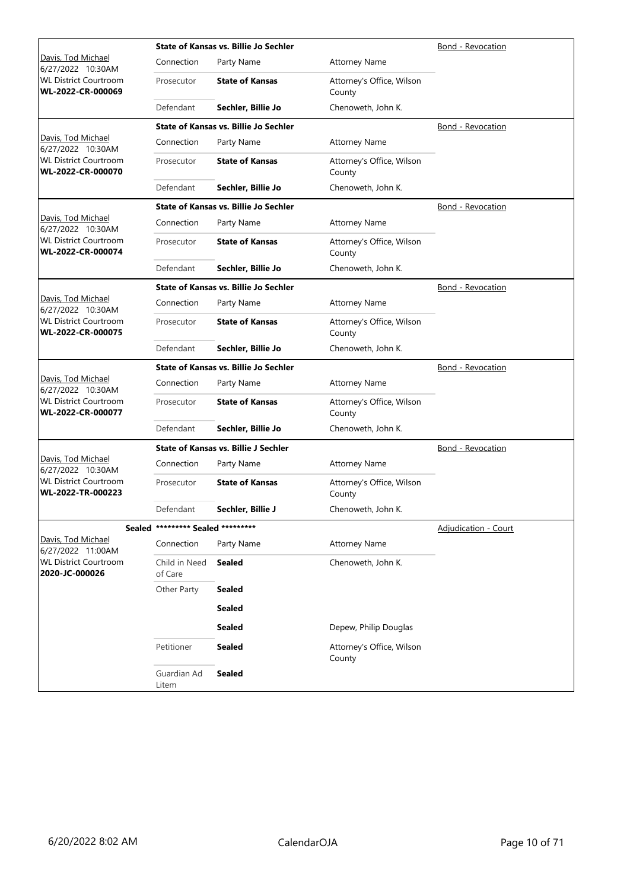| Judge / Date / Location / Case | Case Title | | | Hearing Type |
|---|---|---|---|---|
| Davis, Tod Michael<br>6/27/2022 10:30AM<br>WL District Courtroom<br>**WL-2022-CR-000069** | **State of Kansas vs. Billie Jo Sechler** | | | Bond - Revocation |
| | Connection | Party Name | Attorney Name | |
| | Prosecutor | **State of Kansas** | Attorney's Office, Wilson County | |
| | Defendant | **Sechler, Billie Jo** | Chenoweth, John K. | |
| Davis, Tod Michael<br>6/27/2022 10:30AM<br>WL District Courtroom<br>**WL-2022-CR-000070** | **State of Kansas vs. Billie Jo Sechler** | | | Bond - Revocation |
| | Connection | Party Name | Attorney Name | |
| | Prosecutor | **State of Kansas** | Attorney's Office, Wilson County | |
| | Defendant | **Sechler, Billie Jo** | Chenoweth, John K. | |
| Davis, Tod Michael<br>6/27/2022 10:30AM<br>WL District Courtroom<br>**WL-2022-CR-000074** | **State of Kansas vs. Billie Jo Sechler** | | | Bond - Revocation |
| | Connection | Party Name | Attorney Name | |
| | Prosecutor | **State of Kansas** | Attorney's Office, Wilson County | |
| | Defendant | **Sechler, Billie Jo** | Chenoweth, John K. | |
| Davis, Tod Michael<br>6/27/2022 10:30AM<br>WL District Courtroom<br>**WL-2022-CR-000075** | **State of Kansas vs. Billie Jo Sechler** | | | Bond - Revocation |
| | Connection | Party Name | Attorney Name | |
| | Prosecutor | **State of Kansas** | Attorney's Office, Wilson County | |
| | Defendant | **Sechler, Billie Jo** | Chenoweth, John K. | |
| Davis, Tod Michael<br>6/27/2022 10:30AM<br>WL District Courtroom<br>**WL-2022-CR-000077** | **State of Kansas vs. Billie Jo Sechler** | | | Bond - Revocation |
| | Connection | Party Name | Attorney Name | |
| | Prosecutor | **State of Kansas** | Attorney's Office, Wilson County | |
| | Defendant | **Sechler, Billie Jo** | Chenoweth, John K. | |
| Davis, Tod Michael<br>6/27/2022 10:30AM<br>WL District Courtroom<br>**WL-2022-TR-000223** | **State of Kansas vs. Billie J Sechler** | | | Bond - Revocation |
| | Connection | Party Name | Attorney Name | |
| | Prosecutor | **State of Kansas** | Attorney's Office, Wilson County | |
| | Defendant | **Sechler, Billie J** | Chenoweth, John K. | |
| **Sealed**<br>Davis, Tod Michael<br>6/27/2022 11:00AM<br>WL District Courtroom<br>**2020-JC-000026** | **\*\*\*\*\*\*\*\*\* Sealed \*\*\*\*\*\*\*\*\*** | | | Adjudication - Court |
| | Connection | Party Name | Attorney Name | |
| | Child in Need of Care | **Sealed** | Chenoweth, John K. | |
| | Other Party | **Sealed** | | |
| | | **Sealed** | | |
| | | **Sealed** | Depew, Philip Douglas | |
| | Petitioner | **Sealed** | Attorney's Office, Wilson County | |
| | Guardian Ad Litem | **Sealed** | | |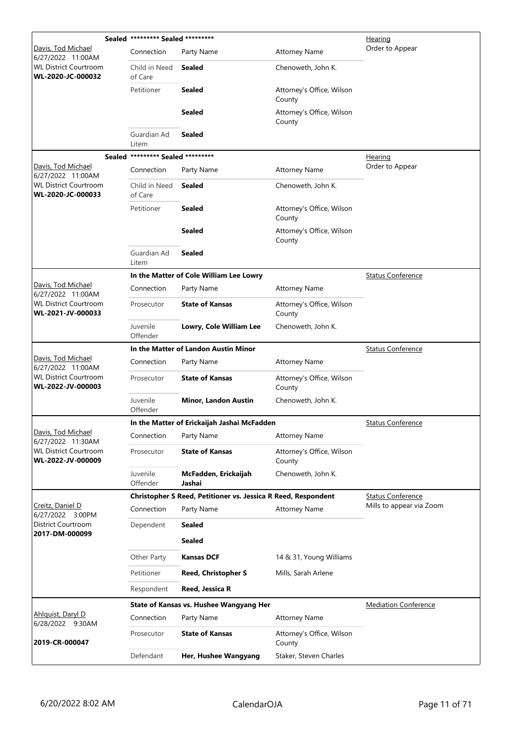| Judge / Date / Location / Case | Connection | Party Name | Attorney Name | Hearing Type |
|---|---|---|---|---|
| | **Sealed** ********* Sealed ********* | | | Hearing |
| Davis, Tod Michael<br>6/27/2022 11:00AM<br>WL District Courtroom<br>**WL-2020-JC-000032** | Connection | Party Name | Attorney Name | Order to Appear |
| | Child in Need of Care | **Sealed** | Chenoweth, John K. | |
| | Petitioner | **Sealed** | Attorney's Office, Wilson County | |
| | | **Sealed** | Attorney's Office, Wilson County | |
| | Guardian Ad Litem | **Sealed** | | |
| | **Sealed** ********* Sealed ********* | | | Hearing |
| Davis, Tod Michael<br>6/27/2022 11:00AM<br>WL District Courtroom<br>**WL-2020-JC-000033** | Connection | Party Name | Attorney Name | Order to Appear |
| | Child in Need of Care | **Sealed** | Chenoweth, John K. | |
| | Petitioner | **Sealed** | Attorney's Office, Wilson County | |
| | | **Sealed** | Attorney's Office, Wilson County | |
| | Guardian Ad Litem | **Sealed** | | |
| | **In the Matter of Cole William Lee Lowry** | | | Status Conference |
| Davis, Tod Michael<br>6/27/2022 11:00AM<br>WL District Courtroom<br>**WL-2021-JV-000033** | Connection | Party Name | Attorney Name | |
| | Prosecutor | **State of Kansas** | Attorney's Office, Wilson County | |
| | Juvenile Offender | **Lowry, Cole William Lee** | Chenoweth, John K. | |
| | **In the Matter of Landon Austin Minor** | | | Status Conference |
| Davis, Tod Michael<br>6/27/2022 11:00AM<br>WL District Courtroom<br>**WL-2022-JV-000003** | Connection | Party Name | Attorney Name | |
| | Prosecutor | **State of Kansas** | Attorney's Office, Wilson County | |
| | Juvenile Offender | **Minor, Landon Austin** | Chenoweth, John K. | |
| | **In the Matter of Erickaijah Jashai McFadden** | | | Status Conference |
| Davis, Tod Michael<br>6/27/2022 11:30AM<br>WL District Courtroom<br>**WL-2022-JV-000009** | Connection | Party Name | Attorney Name | |
| | Prosecutor | **State of Kansas** | Attorney's Office, Wilson County | |
| | Juvenile Offender | **McFadden, Erickaijah Jashai** | Chenoweth, John K. | |
| | **Christopher S Reed, Petitioner vs. Jessica R Reed, Respondent** | | | Status Conference |
| Creitz, Daniel D<br>6/27/2022 3:00PM<br>District Courtroom<br>**2017-DM-000099** | Connection | Party Name | Attorney Name | Mills to appear via Zoom |
| | Dependent | **Sealed** | | |
| | | **Sealed** | | |
| | Other Party | **Kansas DCF** | 14 & 31, Young Williams | |
| | Petitioner | **Reed, Christopher S** | Mills, Sarah Arlene | |
| | Respondent | **Reed, Jessica R** | | |
| | **State of Kansas vs. Hushee Wangyang Her** | | | Mediation Conference |
| Ahlquist, Daryl D<br>6/28/2022 9:30AM<br>**2019-CR-000047** | Connection | Party Name | Attorney Name | |
| | Prosecutor | **State of Kansas** | Attorney's Office, Wilson County | |
| | Defendant | **Her, Hushee Wangyang** | Staker, Steven Charles | |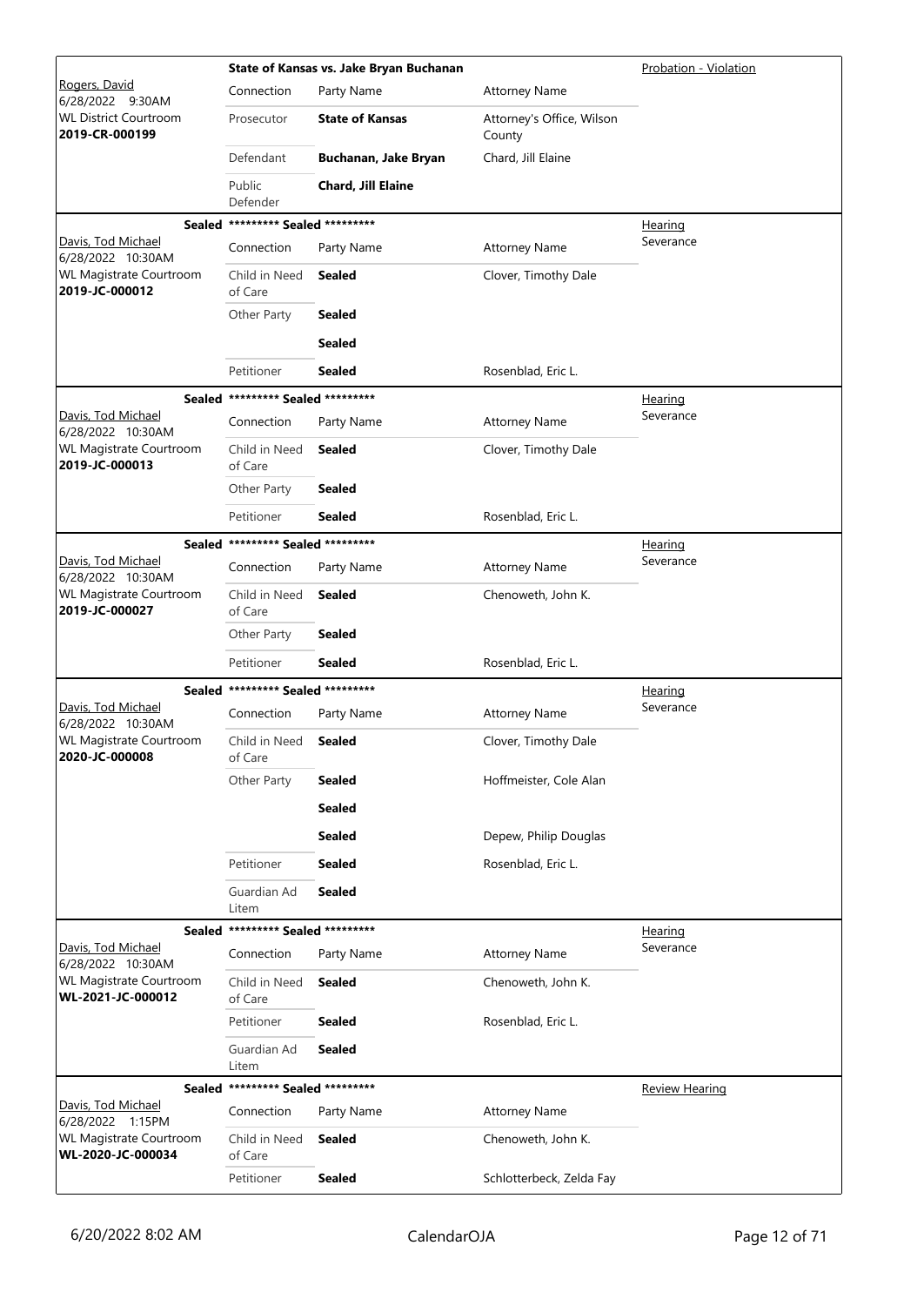| | State of Kansas vs. Jake Bryan Buchanan | | | Probation - Violation |
|---|---|---|---|---|
| Rogers, David<br>6/28/2022 9:30AM<br>WL District Courtroom<br>**2019-CR-000199** | Connection | Party Name | Attorney Name | |
| | Prosecutor | **State of Kansas** | Attorney's Office, Wilson County | |
| | Defendant | **Buchanan, Jake Bryan** | Chard, Jill Elaine | |
| | Public Defender | **Chard, Jill Elaine** | | |

| Sealed | ********* Sealed ********* | | | Hearing<br>Severance |
|---|---|---|---|---|
| Davis, Tod Michael<br>6/28/2022 10:30AM<br>WL Magistrate Courtroom<br>**2019-JC-000012** | Connection | Party Name | Attorney Name | |
| | Child in Need of Care | **Sealed** | Clover, Timothy Dale | |
| | Other Party | **Sealed** | | |
| | | **Sealed** | | |
| | Petitioner | **Sealed** | Rosenblad, Eric L. | |

| Sealed | ********* Sealed ********* | | | Hearing<br>Severance |
|---|---|---|---|---|
| Davis, Tod Michael<br>6/28/2022 10:30AM<br>WL Magistrate Courtroom<br>**2019-JC-000013** | Connection | Party Name | Attorney Name | |
| | Child in Need of Care | **Sealed** | Clover, Timothy Dale | |
| | Other Party | **Sealed** | | |
| | Petitioner | **Sealed** | Rosenblad, Eric L. | |

| Sealed | ********* Sealed ********* | | | Hearing<br>Severance |
|---|---|---|---|---|
| Davis, Tod Michael<br>6/28/2022 10:30AM<br>WL Magistrate Courtroom<br>**2019-JC-000027** | Connection | Party Name | Attorney Name | |
| | Child in Need of Care | **Sealed** | Chenoweth, John K. | |
| | Other Party | **Sealed** | | |
| | Petitioner | **Sealed** | Rosenblad, Eric L. | |

| Sealed | ********* Sealed ********* | | | Hearing<br>Severance |
|---|---|---|---|---|
| Davis, Tod Michael<br>6/28/2022 10:30AM<br>WL Magistrate Courtroom<br>**2020-JC-000008** | Connection | Party Name | Attorney Name | |
| | Child in Need of Care | **Sealed** | Clover, Timothy Dale | |
| | Other Party | **Sealed** | Hoffmeister, Cole Alan | |
| | | **Sealed** | | |
| | | **Sealed** | Depew, Philip Douglas | |
| | Petitioner | **Sealed** | Rosenblad, Eric L. | |
| | Guardian Ad Litem | **Sealed** | | |

| Sealed | ********* Sealed ********* | | | Hearing<br>Severance |
|---|---|---|---|---|
| Davis, Tod Michael<br>6/28/2022 10:30AM<br>WL Magistrate Courtroom<br>**WL-2021-JC-000012** | Connection | Party Name | Attorney Name | |
| | Child in Need of Care | **Sealed** | Chenoweth, John K. | |
| | Petitioner | **Sealed** | Rosenblad, Eric L. | |
| | Guardian Ad Litem | **Sealed** | | |

| Sealed | ********* Sealed ********* | | | Review Hearing |
|---|---|---|---|---|
| Davis, Tod Michael<br>6/28/2022 1:15PM<br>WL Magistrate Courtroom<br>**WL-2020-JC-000034** | Connection | Party Name | Attorney Name | |
| | Child in Need of Care | **Sealed** | Chenoweth, John K. | |
| | Petitioner | **Sealed** | Schlotterbeck, Zelda Fay | |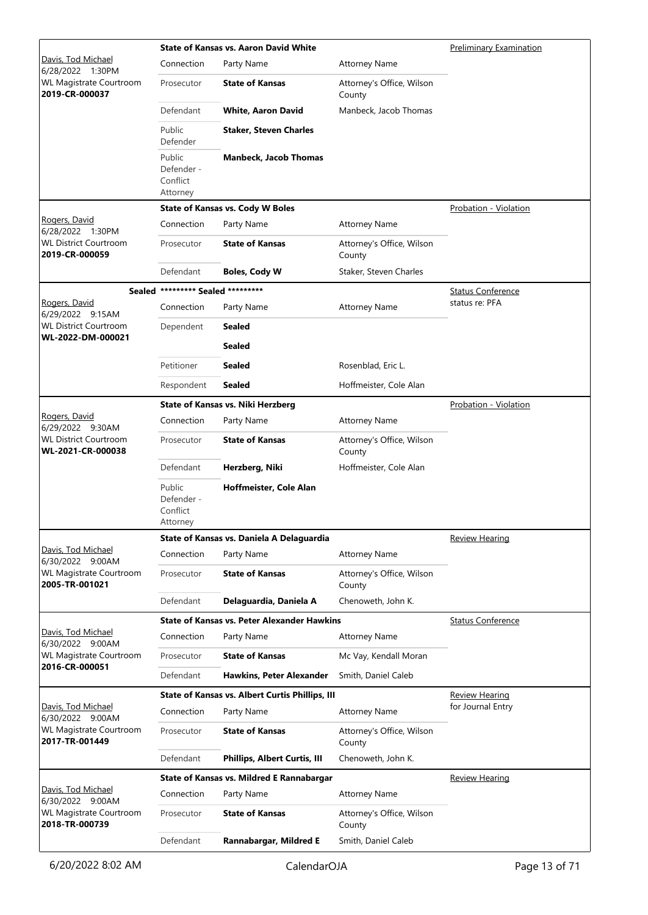| Judge / Date / Location / Case | Connection | Party Name | Attorney Name | Hearing Type |
|---|---|---|---|---|
| | **State of Kansas vs. Aaron David White** | | | Preliminary Examination |
| Davis, Tod Michael 6/28/2022 1:30PM WL Magistrate Courtroom **2019-CR-000037** | Connection | Party Name | Attorney Name | |
| | Prosecutor | **State of Kansas** | Attorney's Office, Wilson County | |
| | Defendant | **White, Aaron David** | Manbeck, Jacob Thomas | |
| | Public Defender | **Staker, Steven Charles** | | |
| | Public Defender - Conflict Attorney | **Manbeck, Jacob Thomas** | | |
| | **State of Kansas vs. Cody W Boles** | | | Probation - Violation |
| Rogers, David 6/28/2022 1:30PM WL District Courtroom **2019-CR-000059** | Connection | Party Name | Attorney Name | |
| | Prosecutor | **State of Kansas** | Attorney's Office, Wilson County | |
| | Defendant | **Boles, Cody W** | Staker, Steven Charles | |
| Sealed | ********* Sealed ********* | | | Status Conference status re: PFA |
| Rogers, David 6/29/2022 9:15AM WL District Courtroom **WL-2022-DM-000021** | Connection | Party Name | Attorney Name | |
| | Dependent | **Sealed** | | |
| | | **Sealed** | | |
| | Petitioner | **Sealed** | Rosenblad, Eric L. | |
| | Respondent | **Sealed** | Hoffmeister, Cole Alan | |
| | **State of Kansas vs. Niki Herzberg** | | | Probation - Violation |
| Rogers, David 6/29/2022 9:30AM WL District Courtroom **WL-2021-CR-000038** | Connection | Party Name | Attorney Name | |
| | Prosecutor | **State of Kansas** | Attorney's Office, Wilson County | |
| | Defendant | **Herzberg, Niki** | Hoffmeister, Cole Alan | |
| | Public Defender - Conflict Attorney | **Hoffmeister, Cole Alan** | | |
| | **State of Kansas vs. Daniela A Delaguardia** | | | Review Hearing |
| Davis, Tod Michael 6/30/2022 9:00AM WL Magistrate Courtroom **2005-TR-001021** | Connection | Party Name | Attorney Name | |
| | Prosecutor | **State of Kansas** | Attorney's Office, Wilson County | |
| | Defendant | **Delaguardia, Daniela A** | Chenoweth, John K. | |
| | **State of Kansas vs. Peter Alexander Hawkins** | | | Status Conference |
| Davis, Tod Michael 6/30/2022 9:00AM WL Magistrate Courtroom **2016-CR-000051** | Connection | Party Name | Attorney Name | |
| | Prosecutor | **State of Kansas** | Mc Vay, Kendall Moran | |
| | Defendant | **Hawkins, Peter Alexander** | Smith, Daniel Caleb | |
| | **State of Kansas vs. Albert Curtis Phillips, III** | | | Review Hearing for Journal Entry |
| Davis, Tod Michael 6/30/2022 9:00AM WL Magistrate Courtroom **2017-TR-001449** | Connection | Party Name | Attorney Name | |
| | Prosecutor | **State of Kansas** | Attorney's Office, Wilson County | |
| | Defendant | **Phillips, Albert Curtis, III** | Chenoweth, John K. | |
| | **State of Kansas vs. Mildred E Rannabargar** | | | Review Hearing |
| Davis, Tod Michael 6/30/2022 9:00AM WL Magistrate Courtroom **2018-TR-000739** | Connection | Party Name | Attorney Name | |
| | Prosecutor | **State of Kansas** | Attorney's Office, Wilson County | |
| | Defendant | **Rannabargar, Mildred E** | Smith, Daniel Caleb | |

6/20/2022 8:02 AM CalendarOJA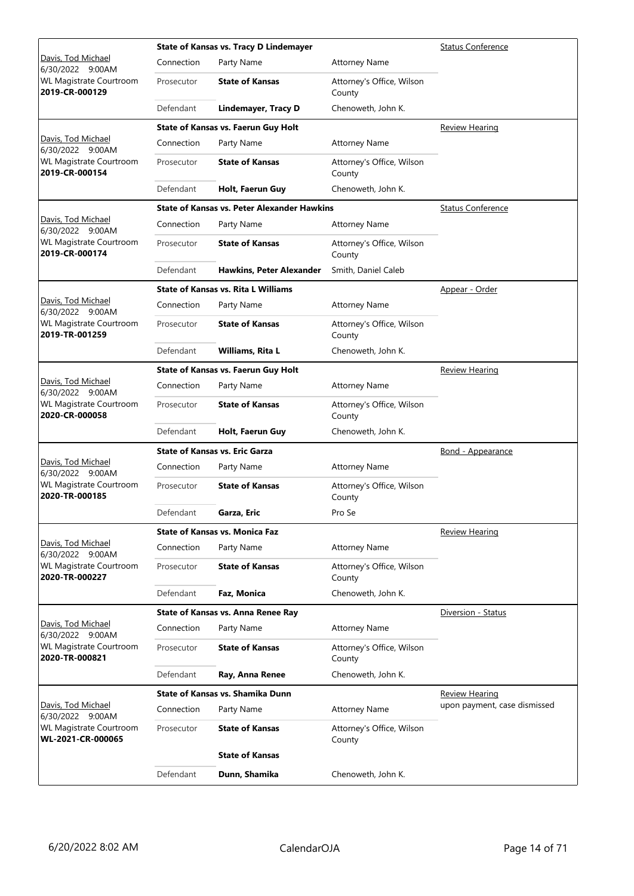| Judge / Date / Location / Case | Connection | Party Name | Attorney Name | Hearing Type |
|---|---|---|---|---|
| Davis, Tod Michael<br>6/30/2022 9:00AM<br>WL Magistrate Courtroom<br>**2019-CR-000129** | | **State of Kansas vs. Tracy D Lindemayer** | | Status Conference |
| | Prosecutor | **State of Kansas** | Attorney's Office, Wilson County | |
| | Defendant | **Lindemayer, Tracy D** | Chenoweth, John K. | |
| Davis, Tod Michael<br>6/30/2022 9:00AM<br>WL Magistrate Courtroom<br>**2019-CR-000154** | | **State of Kansas vs. Faerun Guy Holt** | | Review Hearing |
| | Prosecutor | **State of Kansas** | Attorney's Office, Wilson County | |
| | Defendant | **Holt, Faerun Guy** | Chenoweth, John K. | |
| Davis, Tod Michael<br>6/30/2022 9:00AM<br>WL Magistrate Courtroom<br>**2019-CR-000174** | | **State of Kansas vs. Peter Alexander Hawkins** | | Status Conference |
| | Prosecutor | **State of Kansas** | Attorney's Office, Wilson County | |
| | Defendant | **Hawkins, Peter Alexander** | Smith, Daniel Caleb | |
| Davis, Tod Michael<br>6/30/2022 9:00AM<br>WL Magistrate Courtroom<br>**2019-TR-001259** | | **State of Kansas vs. Rita L Williams** | | Appear - Order |
| | Prosecutor | **State of Kansas** | Attorney's Office, Wilson County | |
| | Defendant | **Williams, Rita L** | Chenoweth, John K. | |
| Davis, Tod Michael<br>6/30/2022 9:00AM<br>WL Magistrate Courtroom<br>**2020-CR-000058** | | **State of Kansas vs. Faerun Guy Holt** | | Review Hearing |
| | Prosecutor | **State of Kansas** | Attorney's Office, Wilson County | |
| | Defendant | **Holt, Faerun Guy** | Chenoweth, John K. | |
| Davis, Tod Michael<br>6/30/2022 9:00AM<br>WL Magistrate Courtroom<br>**2020-TR-000185** | | **State of Kansas vs. Eric Garza** | | Bond - Appearance |
| | Prosecutor | **State of Kansas** | Attorney's Office, Wilson County | |
| | Defendant | **Garza, Eric** | Pro Se | |
| Davis, Tod Michael<br>6/30/2022 9:00AM<br>WL Magistrate Courtroom<br>**2020-TR-000227** | | **State of Kansas vs. Monica Faz** | | Review Hearing |
| | Prosecutor | **State of Kansas** | Attorney's Office, Wilson County | |
| | Defendant | **Faz, Monica** | Chenoweth, John K. | |
| Davis, Tod Michael<br>6/30/2022 9:00AM<br>WL Magistrate Courtroom<br>**2020-TR-000821** | | **State of Kansas vs. Anna Renee Ray** | | Diversion - Status |
| | Prosecutor | **State of Kansas** | Attorney's Office, Wilson County | |
| | Defendant | **Ray, Anna Renee** | Chenoweth, John K. | |
| Davis, Tod Michael<br>6/30/2022 9:00AM<br>WL Magistrate Courtroom<br>**WL-2021-CR-000065** | | **State of Kansas vs. Shamika Dunn** | | Review Hearing<br>upon payment, case dismissed |
| | Prosecutor | **State of Kansas** | Attorney's Office, Wilson County | |
| | | **State of Kansas** | | |
| | Defendant | **Dunn, Shamika** | Chenoweth, John K. | |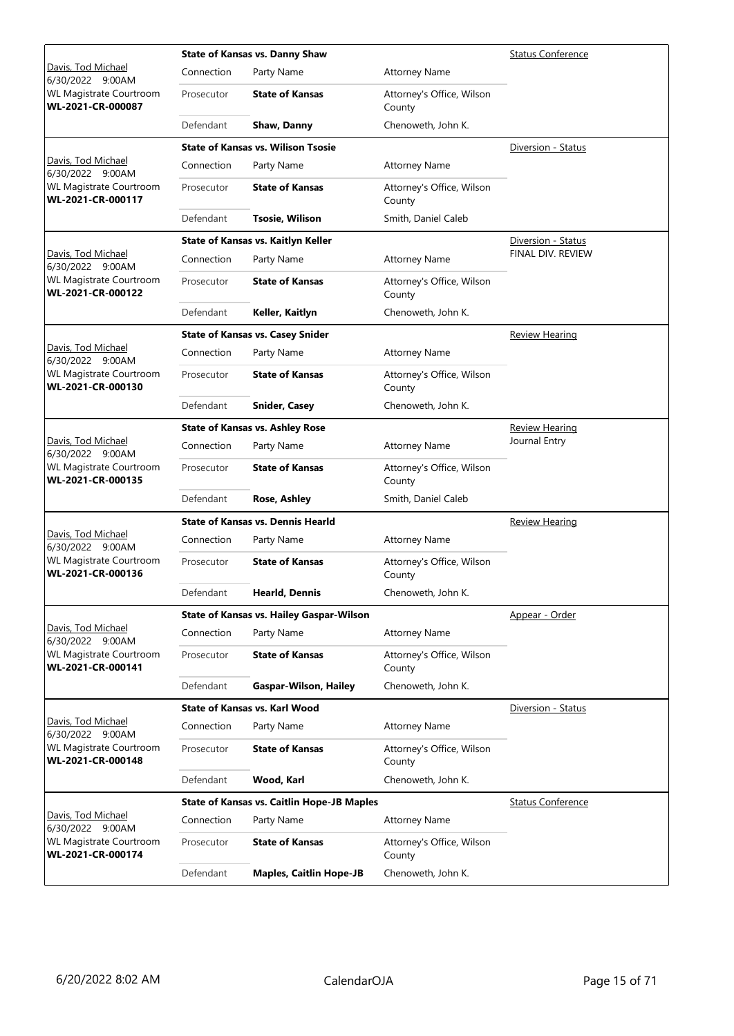| Judge / Date / Location / Case | Case Title | Connection | Party Name | Attorney Name | Hearing Type |
|---|---|---|---|---|---|
| Davis, Tod Michael<br>6/30/2022 9:00AM<br>WL Magistrate Courtroom<br>**WL-2021-CR-000087** | **State of Kansas vs. Danny Shaw** | Prosecutor | **State of Kansas** | Attorney's Office, Wilson County | Status Conference |
| | | Defendant | **Shaw, Danny** | Chenoweth, John K. | |
| Davis, Tod Michael<br>6/30/2022 9:00AM<br>WL Magistrate Courtroom<br>**WL-2021-CR-000117** | **State of Kansas vs. Wilison Tsosie** | Prosecutor | **State of Kansas** | Attorney's Office, Wilson County | Diversion - Status |
| | | Defendant | **Tsosie, Wilison** | Smith, Daniel Caleb | |
| Davis, Tod Michael<br>6/30/2022 9:00AM<br>WL Magistrate Courtroom<br>**WL-2021-CR-000122** | **State of Kansas vs. Kaitlyn Keller** | Prosecutor | **State of Kansas** | Attorney's Office, Wilson County | Diversion - Status<br>FINAL DIV. REVIEW |
| | | Defendant | **Keller, Kaitlyn** | Chenoweth, John K. | |
| Davis, Tod Michael<br>6/30/2022 9:00AM<br>WL Magistrate Courtroom<br>**WL-2021-CR-000130** | **State of Kansas vs. Casey Snider** | Prosecutor | **State of Kansas** | Attorney's Office, Wilson County | Review Hearing |
| | | Defendant | **Snider, Casey** | Chenoweth, John K. | |
| Davis, Tod Michael<br>6/30/2022 9:00AM<br>WL Magistrate Courtroom<br>**WL-2021-CR-000135** | **State of Kansas vs. Ashley Rose** | Prosecutor | **State of Kansas** | Attorney's Office, Wilson County | Review Hearing<br>Journal Entry |
| | | Defendant | **Rose, Ashley** | Smith, Daniel Caleb | |
| Davis, Tod Michael<br>6/30/2022 9:00AM<br>WL Magistrate Courtroom<br>**WL-2021-CR-000136** | **State of Kansas vs. Dennis Hearld** | Prosecutor | **State of Kansas** | Attorney's Office, Wilson County | Review Hearing |
| | | Defendant | **Hearld, Dennis** | Chenoweth, John K. | |
| Davis, Tod Michael<br>6/30/2022 9:00AM<br>WL Magistrate Courtroom<br>**WL-2021-CR-000141** | **State of Kansas vs. Hailey Gaspar-Wilson** | Prosecutor | **State of Kansas** | Attorney's Office, Wilson County | Appear - Order |
| | | Defendant | **Gaspar-Wilson, Hailey** | Chenoweth, John K. | |
| Davis, Tod Michael<br>6/30/2022 9:00AM<br>WL Magistrate Courtroom<br>**WL-2021-CR-000148** | **State of Kansas vs. Karl Wood** | Prosecutor | **State of Kansas** | Attorney's Office, Wilson County | Diversion - Status |
| | | Defendant | **Wood, Karl** | Chenoweth, John K. | |
| Davis, Tod Michael<br>6/30/2022 9:00AM<br>WL Magistrate Courtroom<br>**WL-2021-CR-000174** | **State of Kansas vs. Caitlin Hope-JB Maples** | Prosecutor | **State of Kansas** | Attorney's Office, Wilson County | Status Conference |
| | | Defendant | **Maples, Caitlin Hope-JB** | Chenoweth, John K. | |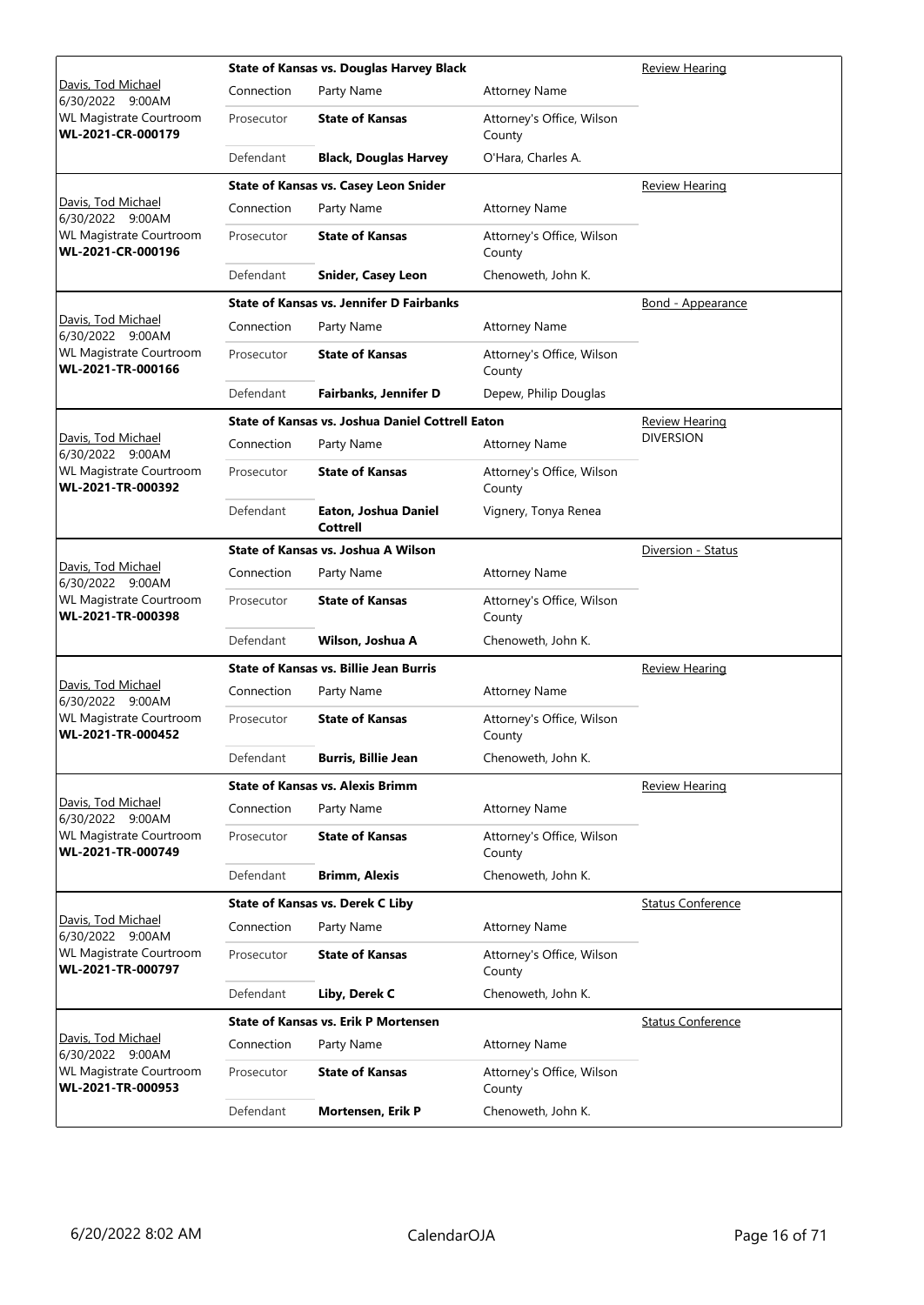| Judge / Date / Location / Case | Connection | Party Name | Attorney Name | Hearing Type |
|---|---|---|---|---|
| | **State of Kansas vs. Douglas Harvey Black** | | | Review Hearing |
| Davis, Tod Michael<br>6/30/2022 9:00AM<br>WL Magistrate Courtroom<br>**WL-2021-CR-000179** | Connection | Party Name | Attorney Name | |
| | Prosecutor | **State of Kansas** | Attorney's Office, Wilson County | |
| | Defendant | **Black, Douglas Harvey** | O'Hara, Charles A. | |
| | **State of Kansas vs. Casey Leon Snider** | | | Review Hearing |
| Davis, Tod Michael<br>6/30/2022 9:00AM<br>WL Magistrate Courtroom<br>**WL-2021-CR-000196** | Connection | Party Name | Attorney Name | |
| | Prosecutor | **State of Kansas** | Attorney's Office, Wilson County | |
| | Defendant | **Snider, Casey Leon** | Chenoweth, John K. | |
| | **State of Kansas vs. Jennifer D Fairbanks** | | | Bond - Appearance |
| Davis, Tod Michael<br>6/30/2022 9:00AM<br>WL Magistrate Courtroom<br>**WL-2021-TR-000166** | Connection | Party Name | Attorney Name | |
| | Prosecutor | **State of Kansas** | Attorney's Office, Wilson County | |
| | Defendant | **Fairbanks, Jennifer D** | Depew, Philip Douglas | |
| | **State of Kansas vs. Joshua Daniel Cottrell Eaton** | | | Review Hearing<br>DIVERSION |
| Davis, Tod Michael<br>6/30/2022 9:00AM<br>WL Magistrate Courtroom<br>**WL-2021-TR-000392** | Connection | Party Name | Attorney Name | |
| | Prosecutor | **State of Kansas** | Attorney's Office, Wilson County | |
| | Defendant | **Eaton, Joshua Daniel Cottrell** | Vignery, Tonya Renea | |
| | **State of Kansas vs. Joshua A Wilson** | | | Diversion - Status |
| Davis, Tod Michael<br>6/30/2022 9:00AM<br>WL Magistrate Courtroom<br>**WL-2021-TR-000398** | Connection | Party Name | Attorney Name | |
| | Prosecutor | **State of Kansas** | Attorney's Office, Wilson County | |
| | Defendant | **Wilson, Joshua A** | Chenoweth, John K. | |
| | **State of Kansas vs. Billie Jean Burris** | | | Review Hearing |
| Davis, Tod Michael<br>6/30/2022 9:00AM<br>WL Magistrate Courtroom<br>**WL-2021-TR-000452** | Connection | Party Name | Attorney Name | |
| | Prosecutor | **State of Kansas** | Attorney's Office, Wilson County | |
| | Defendant | **Burris, Billie Jean** | Chenoweth, John K. | |
| | **State of Kansas vs. Alexis Brimm** | | | Review Hearing |
| Davis, Tod Michael<br>6/30/2022 9:00AM<br>WL Magistrate Courtroom<br>**WL-2021-TR-000749** | Connection | Party Name | Attorney Name | |
| | Prosecutor | **State of Kansas** | Attorney's Office, Wilson County | |
| | Defendant | **Brimm, Alexis** | Chenoweth, John K. | |
| | **State of Kansas vs. Derek C Liby** | | | Status Conference |
| Davis, Tod Michael<br>6/30/2022 9:00AM<br>WL Magistrate Courtroom<br>**WL-2021-TR-000797** | Connection | Party Name | Attorney Name | |
| | Prosecutor | **State of Kansas** | Attorney's Office, Wilson County | |
| | Defendant | **Liby, Derek C** | Chenoweth, John K. | |
| | **State of Kansas vs. Erik P Mortensen** | | | Status Conference |
| Davis, Tod Michael<br>6/30/2022 9:00AM<br>WL Magistrate Courtroom<br>**WL-2021-TR-000953** | Connection | Party Name | Attorney Name | |
| | Prosecutor | **State of Kansas** | Attorney's Office, Wilson County | |
| | Defendant | **Mortensen, Erik P** | Chenoweth, John K. | |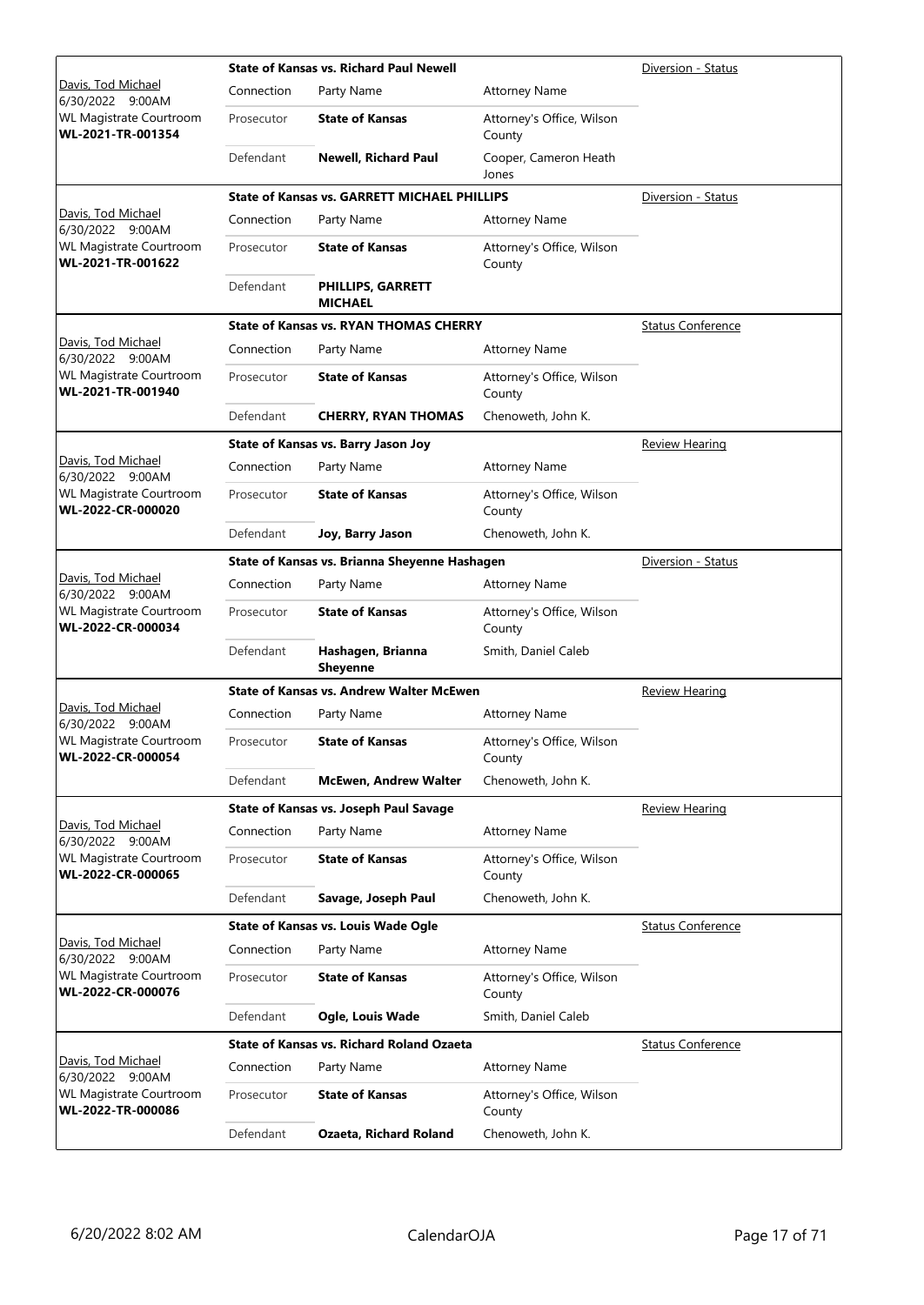| Judge / Date / Location / Case | Case Title | Connection | Party Name | Attorney Name | Hearing Type |
|---|---|---|---|---|---|
| Davis, Tod Michael<br>6/30/2022 9:00AM<br>WL Magistrate Courtroom<br>**WL-2021-TR-001354** | **State of Kansas vs. Richard Paul Newell** | Prosecutor | **State of Kansas** | Attorney's Office, Wilson County | Diversion - Status |
| | | Defendant | **Newell, Richard Paul** | Cooper, Cameron Heath Jones | |
| Davis, Tod Michael<br>6/30/2022 9:00AM<br>WL Magistrate Courtroom<br>**WL-2021-TR-001622** | **State of Kansas vs. GARRETT MICHAEL PHILLIPS** | Prosecutor | **State of Kansas** | Attorney's Office, Wilson County | Diversion - Status |
| | | Defendant | **PHILLIPS, GARRETT MICHAEL** | | |
| Davis, Tod Michael<br>6/30/2022 9:00AM<br>WL Magistrate Courtroom<br>**WL-2021-TR-001940** | **State of Kansas vs. RYAN THOMAS CHERRY** | Prosecutor | **State of Kansas** | Attorney's Office, Wilson County | Status Conference |
| | | Defendant | **CHERRY, RYAN THOMAS** | Chenoweth, John K. | |
| Davis, Tod Michael<br>6/30/2022 9:00AM<br>WL Magistrate Courtroom<br>**WL-2022-CR-000020** | **State of Kansas vs. Barry Jason Joy** | Prosecutor | **State of Kansas** | Attorney's Office, Wilson County | Review Hearing |
| | | Defendant | **Joy, Barry Jason** | Chenoweth, John K. | |
| Davis, Tod Michael<br>6/30/2022 9:00AM<br>WL Magistrate Courtroom<br>**WL-2022-CR-000034** | **State of Kansas vs. Brianna Sheyenne Hashagen** | Prosecutor | **State of Kansas** | Attorney's Office, Wilson County | Diversion - Status |
| | | Defendant | **Hashagen, Brianna Sheyenne** | Smith, Daniel Caleb | |
| Davis, Tod Michael<br>6/30/2022 9:00AM<br>WL Magistrate Courtroom<br>**WL-2022-CR-000054** | **State of Kansas vs. Andrew Walter McEwen** | Prosecutor | **State of Kansas** | Attorney's Office, Wilson County | Review Hearing |
| | | Defendant | **McEwen, Andrew Walter** | Chenoweth, John K. | |
| Davis, Tod Michael<br>6/30/2022 9:00AM<br>WL Magistrate Courtroom<br>**WL-2022-CR-000065** | **State of Kansas vs. Joseph Paul Savage** | Prosecutor | **State of Kansas** | Attorney's Office, Wilson County | Review Hearing |
| | | Defendant | **Savage, Joseph Paul** | Chenoweth, John K. | |
| Davis, Tod Michael<br>6/30/2022 9:00AM<br>WL Magistrate Courtroom<br>**WL-2022-CR-000076** | **State of Kansas vs. Louis Wade Ogle** | Prosecutor | **State of Kansas** | Attorney's Office, Wilson County | Status Conference |
| | | Defendant | **Ogle, Louis Wade** | Smith, Daniel Caleb | |
| Davis, Tod Michael<br>6/30/2022 9:00AM<br>WL Magistrate Courtroom<br>**WL-2022-TR-000086** | **State of Kansas vs. Richard Roland Ozaeta** | Prosecutor | **State of Kansas** | Attorney's Office, Wilson County | Status Conference |
| | | Defendant | **Ozaeta, Richard Roland** | Chenoweth, John K. | |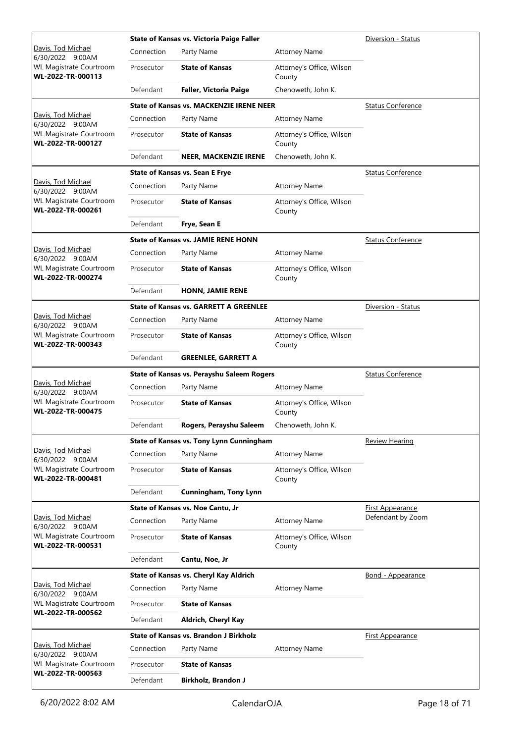| Judge / Date / Location / Case | Case Title | Connection | Party Name | Attorney Name | Hearing Type |
|---|---|---|---|---|---|
| Davis, Tod Michael<br>6/30/2022 9:00AM<br>WL Magistrate Courtroom<br>**WL-2022-TR-000113** | **State of Kansas vs. Victoria Paige Faller** | Prosecutor | **State of Kansas** | Attorney's Office, Wilson County | Diversion - Status |
| | | Defendant | **Faller, Victoria Paige** | Chenoweth, John K. | |
| Davis, Tod Michael<br>6/30/2022 9:00AM<br>WL Magistrate Courtroom<br>**WL-2022-TR-000127** | **State of Kansas vs. MACKENZIE IRENE NEER** | Prosecutor | **State of Kansas** | Attorney's Office, Wilson County | Status Conference |
| | | Defendant | **NEER, MACKENZIE IRENE** | Chenoweth, John K. | |
| Davis, Tod Michael<br>6/30/2022 9:00AM<br>WL Magistrate Courtroom<br>**WL-2022-TR-000261** | **State of Kansas vs. Sean E Frye** | Prosecutor | **State of Kansas** | Attorney's Office, Wilson County | Status Conference |
| | | Defendant | **Frye, Sean E** | | |
| Davis, Tod Michael<br>6/30/2022 9:00AM<br>WL Magistrate Courtroom<br>**WL-2022-TR-000274** | **State of Kansas vs. JAMIE RENE HONN** | Prosecutor | **State of Kansas** | Attorney's Office, Wilson County | Status Conference |
| | | Defendant | **HONN, JAMIE RENE** | | |
| Davis, Tod Michael<br>6/30/2022 9:00AM<br>WL Magistrate Courtroom<br>**WL-2022-TR-000343** | **State of Kansas vs. GARRETT A GREENLEE** | Prosecutor | **State of Kansas** | Attorney's Office, Wilson County | Diversion - Status |
| | | Defendant | **GREENLEE, GARRETT A** | | |
| Davis, Tod Michael<br>6/30/2022 9:00AM<br>WL Magistrate Courtroom<br>**WL-2022-TR-000475** | **State of Kansas vs. Perayshu Saleem Rogers** | Prosecutor | **State of Kansas** | Attorney's Office, Wilson County | Status Conference |
| | | Defendant | **Rogers, Perayshu Saleem** | Chenoweth, John K. | |
| Davis, Tod Michael<br>6/30/2022 9:00AM<br>WL Magistrate Courtroom<br>**WL-2022-TR-000481** | **State of Kansas vs. Tony Lynn Cunningham** | Prosecutor | **State of Kansas** | Attorney's Office, Wilson County | Review Hearing |
| | | Defendant | **Cunningham, Tony Lynn** | | |
| Davis, Tod Michael<br>6/30/2022 9:00AM<br>WL Magistrate Courtroom<br>**WL-2022-TR-000531** | **State of Kansas vs. Noe Cantu, Jr** | Prosecutor | **State of Kansas** | Attorney's Office, Wilson County | First Appearance<br>Defendant by Zoom |
| | | Defendant | **Cantu, Noe, Jr** | | |
| Davis, Tod Michael<br>6/30/2022 9:00AM<br>WL Magistrate Courtroom<br>**WL-2022-TR-000562** | **State of Kansas vs. Cheryl Kay Aldrich** | Prosecutor | **State of Kansas** | | Bond - Appearance |
| | | Defendant | **Aldrich, Cheryl Kay** | | |
| Davis, Tod Michael<br>6/30/2022 9:00AM<br>WL Magistrate Courtroom<br>**WL-2022-TR-000563** | **State of Kansas vs. Brandon J Birkholz** | Prosecutor | **State of Kansas** | | First Appearance |
| | | Defendant | **Birkholz, Brandon J** | | |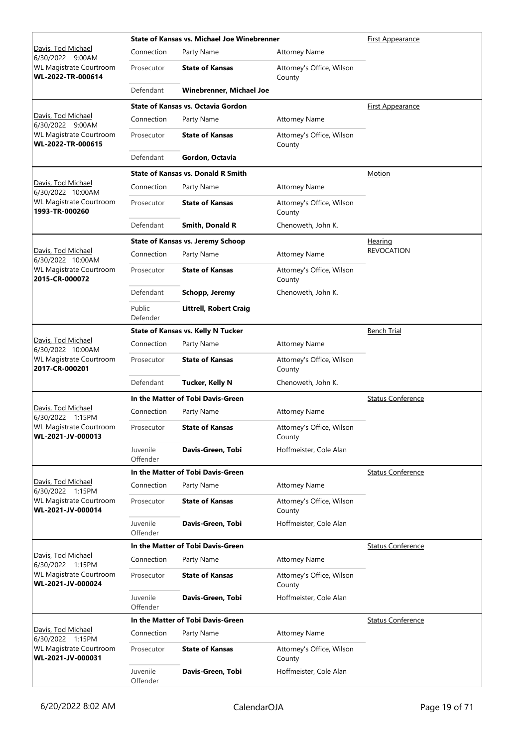| Judge / Date / Location / Case | Case Title / Connection | Party Name | Attorney Name | Type |
|---|---|---|---|---|
| Davis, Tod Michael 6/30/2022 9:00AM WL Magistrate Courtroom **WL-2022-TR-000614** | **State of Kansas vs. Michael Joe Winebrenner** | | | First Appearance |
| | Connection | Party Name | Attorney Name | |
| | Prosecutor | **State of Kansas** | Attorney's Office, Wilson County | |
| | Defendant | **Winebrenner, Michael Joe** | | |
| Davis, Tod Michael 6/30/2022 9:00AM WL Magistrate Courtroom **WL-2022-TR-000615** | **State of Kansas vs. Octavia Gordon** | | | First Appearance |
| | Connection | Party Name | Attorney Name | |
| | Prosecutor | **State of Kansas** | Attorney's Office, Wilson County | |
| | Defendant | **Gordon, Octavia** | | |
| Davis, Tod Michael 6/30/2022 10:00AM WL Magistrate Courtroom **1993-TR-000260** | **State of Kansas vs. Donald R Smith** | | | Motion |
| | Connection | Party Name | Attorney Name | |
| | Prosecutor | **State of Kansas** | Attorney's Office, Wilson County | |
| | Defendant | **Smith, Donald R** | Chenoweth, John K. | |
| Davis, Tod Michael 6/30/2022 10:00AM WL Magistrate Courtroom **2015-CR-000072** | **State of Kansas vs. Jeremy Schoop** | | | Hearing REVOCATION |
| | Connection | Party Name | Attorney Name | |
| | Prosecutor | **State of Kansas** | Attorney's Office, Wilson County | |
| | Defendant | **Schopp, Jeremy** | Chenoweth, John K. | |
| | Public Defender | **Littrell, Robert Craig** | | |
| Davis, Tod Michael 6/30/2022 10:00AM WL Magistrate Courtroom **2017-CR-000201** | **State of Kansas vs. Kelly N Tucker** | | | Bench Trial |
| | Connection | Party Name | Attorney Name | |
| | Prosecutor | **State of Kansas** | Attorney's Office, Wilson County | |
| | Defendant | **Tucker, Kelly N** | Chenoweth, John K. | |
| Davis, Tod Michael 6/30/2022 1:15PM WL Magistrate Courtroom **WL-2021-JV-000013** | **In the Matter of Tobi Davis-Green** | | | Status Conference |
| | Connection | Party Name | Attorney Name | |
| | Prosecutor | **State of Kansas** | Attorney's Office, Wilson County | |
| | Juvenile Offender | **Davis-Green, Tobi** | Hoffmeister, Cole Alan | |
| Davis, Tod Michael 6/30/2022 1:15PM WL Magistrate Courtroom **WL-2021-JV-000014** | **In the Matter of Tobi Davis-Green** | | | Status Conference |
| | Connection | Party Name | Attorney Name | |
| | Prosecutor | **State of Kansas** | Attorney's Office, Wilson County | |
| | Juvenile Offender | **Davis-Green, Tobi** | Hoffmeister, Cole Alan | |
| Davis, Tod Michael 6/30/2022 1:15PM WL Magistrate Courtroom **WL-2021-JV-000024** | **In the Matter of Tobi Davis-Green** | | | Status Conference |
| | Connection | Party Name | Attorney Name | |
| | Prosecutor | **State of Kansas** | Attorney's Office, Wilson County | |
| | Juvenile Offender | **Davis-Green, Tobi** | Hoffmeister, Cole Alan | |
| Davis, Tod Michael 6/30/2022 1:15PM WL Magistrate Courtroom **WL-2021-JV-000031** | **In the Matter of Tobi Davis-Green** | | | Status Conference |
| | Connection | Party Name | Attorney Name | |
| | Prosecutor | **State of Kansas** | Attorney's Office, Wilson County | |
| | Juvenile Offender | **Davis-Green, Tobi** | Hoffmeister, Cole Alan | |

6/20/2022 8:02 AM CalendarOJA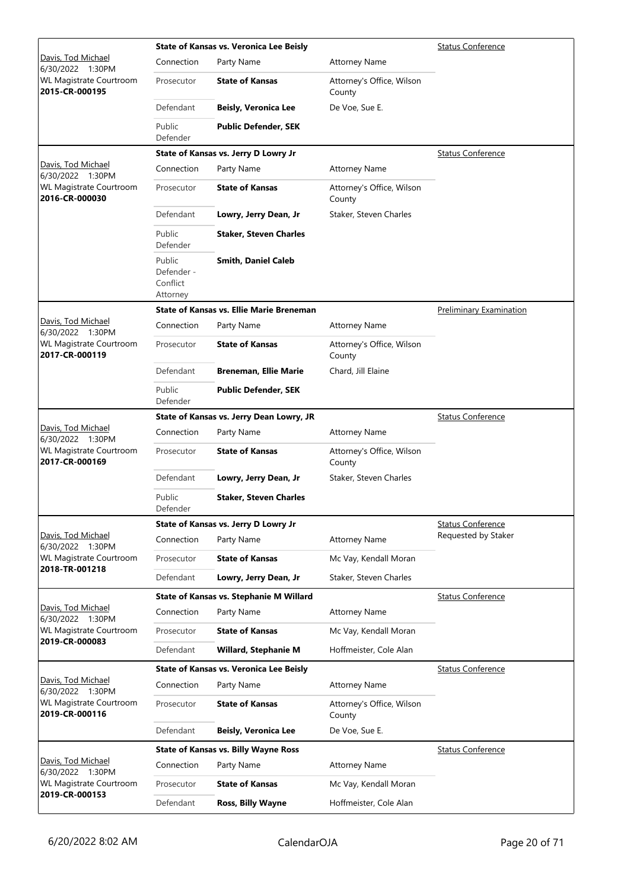| Judge / Date / Location / Case | Case Title | Connection | Party Name | Attorney Name | Hearing Type |
|---|---|---|---|---|---|
| Davis, Tod Michael<br>6/30/2022 1:30PM<br>WL Magistrate Courtroom<br>**2015-CR-000195** | **State of Kansas vs. Veronica Lee Beisly** | Prosecutor | **State of Kansas** | Attorney's Office, Wilson County | Status Conference |
| | | Defendant | **Beisly, Veronica Lee** | De Voe, Sue E. | |
| | | Public Defender | **Public Defender, SEK** | | |
| Davis, Tod Michael<br>6/30/2022 1:30PM<br>WL Magistrate Courtroom<br>**2016-CR-000030** | **State of Kansas vs. Jerry D Lowry Jr** | Prosecutor | **State of Kansas** | Attorney's Office, Wilson County | Status Conference |
| | | Defendant | **Lowry, Jerry Dean, Jr** | Staker, Steven Charles | |
| | | Public Defender | **Staker, Steven Charles** | | |
| | | Public Defender - Conflict Attorney | **Smith, Daniel Caleb** | | |
| Davis, Tod Michael<br>6/30/2022 1:30PM<br>WL Magistrate Courtroom<br>**2017-CR-000119** | **State of Kansas vs. Ellie Marie Breneman** | Prosecutor | **State of Kansas** | Attorney's Office, Wilson County | Preliminary Examination |
| | | Defendant | **Breneman, Ellie Marie** | Chard, Jill Elaine | |
| | | Public Defender | **Public Defender, SEK** | | |
| Davis, Tod Michael<br>6/30/2022 1:30PM<br>WL Magistrate Courtroom<br>**2017-CR-000169** | **State of Kansas vs. Jerry Dean Lowry, JR** | Prosecutor | **State of Kansas** | Attorney's Office, Wilson County | Status Conference |
| | | Defendant | **Lowry, Jerry Dean, Jr** | Staker, Steven Charles | |
| | | Public Defender | **Staker, Steven Charles** | | |
| Davis, Tod Michael<br>6/30/2022 1:30PM<br>WL Magistrate Courtroom<br>**2018-TR-001218** | **State of Kansas vs. Jerry D Lowry Jr** | Prosecutor | **State of Kansas** | Mc Vay, Kendall Moran | Status Conference<br>Requested by Staker |
| | | Defendant | **Lowry, Jerry Dean, Jr** | Staker, Steven Charles | |
| Davis, Tod Michael<br>6/30/2022 1:30PM<br>WL Magistrate Courtroom<br>**2019-CR-000083** | **State of Kansas vs. Stephanie M Willard** | Prosecutor | **State of Kansas** | Mc Vay, Kendall Moran | Status Conference |
| | | Defendant | **Willard, Stephanie M** | Hoffmeister, Cole Alan | |
| Davis, Tod Michael<br>6/30/2022 1:30PM<br>WL Magistrate Courtroom<br>**2019-CR-000116** | **State of Kansas vs. Veronica Lee Beisly** | Prosecutor | **State of Kansas** | Attorney's Office, Wilson County | Status Conference |
| | | Defendant | **Beisly, Veronica Lee** | De Voe, Sue E. | |
| Davis, Tod Michael<br>6/30/2022 1:30PM<br>WL Magistrate Courtroom<br>**2019-CR-000153** | **State of Kansas vs. Billy Wayne Ross** | Prosecutor | **State of Kansas** | Mc Vay, Kendall Moran | Status Conference |
| | | Defendant | **Ross, Billy Wayne** | Hoffmeister, Cole Alan | |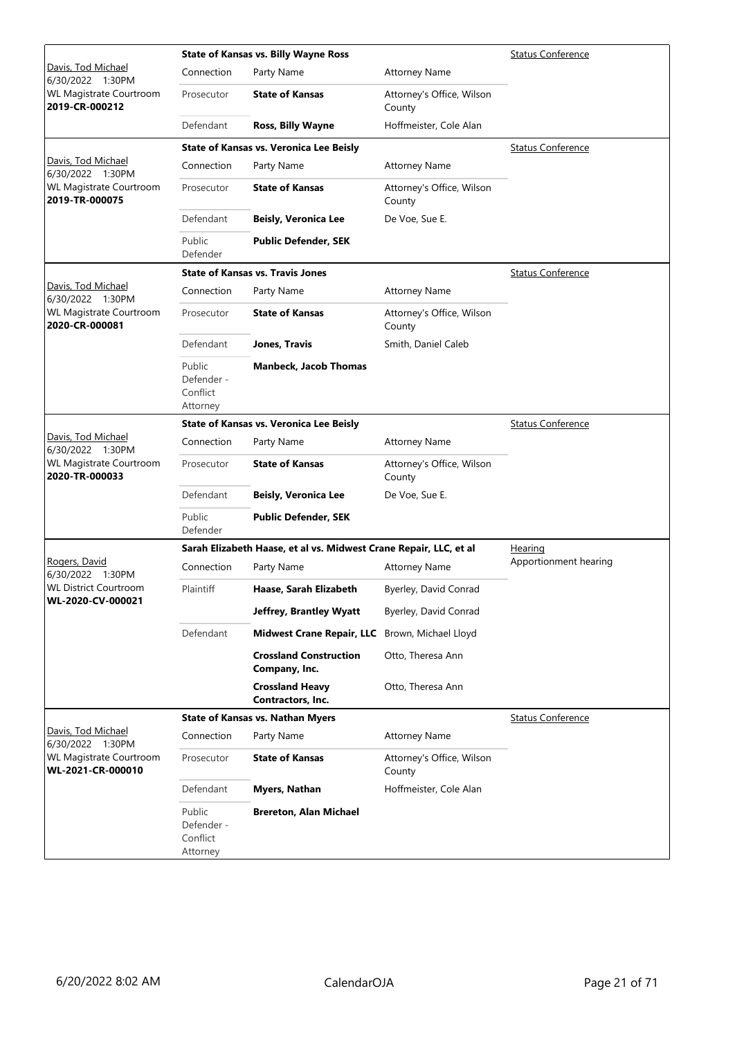| Judge / Date / Location / Case | Case Title | | | Type |
|---|---|---|---|---|
| Davis, Tod Michael<br>6/30/2022 1:30PM<br>WL Magistrate Courtroom<br>**2019-CR-000212** | **State of Kansas vs. Billy Wayne Ross** | | | Status Conference |
| | Connection | Party Name | Attorney Name | |
| | Prosecutor | **State of Kansas** | Attorney's Office, Wilson County | |
| | Defendant | **Ross, Billy Wayne** | Hoffmeister, Cole Alan | |
| Davis, Tod Michael<br>6/30/2022 1:30PM<br>WL Magistrate Courtroom<br>**2019-TR-000075** | **State of Kansas vs. Veronica Lee Beisly** | | | Status Conference |
| | Connection | Party Name | Attorney Name | |
| | Prosecutor | **State of Kansas** | Attorney's Office, Wilson County | |
| | Defendant | **Beisly, Veronica Lee** | De Voe, Sue E. | |
| | Public Defender | **Public Defender, SEK** | | |
| Davis, Tod Michael<br>6/30/2022 1:30PM<br>WL Magistrate Courtroom<br>**2020-CR-000081** | **State of Kansas vs. Travis Jones** | | | Status Conference |
| | Connection | Party Name | Attorney Name | |
| | Prosecutor | **State of Kansas** | Attorney's Office, Wilson County | |
| | Defendant | **Jones, Travis** | Smith, Daniel Caleb | |
| | Public Defender - Conflict Attorney | **Manbeck, Jacob Thomas** | | |
| Davis, Tod Michael<br>6/30/2022 1:30PM<br>WL Magistrate Courtroom<br>**2020-TR-000033** | **State of Kansas vs. Veronica Lee Beisly** | | | Status Conference |
| | Connection | Party Name | Attorney Name | |
| | Prosecutor | **State of Kansas** | Attorney's Office, Wilson County | |
| | Defendant | **Beisly, Veronica Lee** | De Voe, Sue E. | |
| | Public Defender | **Public Defender, SEK** | | |
| Rogers, David<br>6/30/2022 1:30PM<br>WL District Courtroom<br>**WL-2020-CV-000021** | **Sarah Elizabeth Haase, et al vs. Midwest Crane Repair, LLC, et al** | | | Hearing<br>Apportionment hearing |
| | Connection | Party Name | Attorney Name | |
| | Plaintiff | **Haase, Sarah Elizabeth** | Byerley, David Conrad | |
| | | **Jeffrey, Brantley Wyatt** | Byerley, David Conrad | |
| | Defendant | **Midwest Crane Repair, LLC** | Brown, Michael Lloyd | |
| | | **Crossland Construction Company, Inc.** | Otto, Theresa Ann | |
| | | **Crossland Heavy Contractors, Inc.** | Otto, Theresa Ann | |
| Davis, Tod Michael<br>6/30/2022 1:30PM<br>WL Magistrate Courtroom<br>**WL-2021-CR-000010** | **State of Kansas vs. Nathan Myers** | | | Status Conference |
| | Connection | Party Name | Attorney Name | |
| | Prosecutor | **State of Kansas** | Attorney's Office, Wilson County | |
| | Defendant | **Myers, Nathan** | Hoffmeister, Cole Alan | |
| | Public Defender - Conflict Attorney | **Brereton, Alan Michael** | | |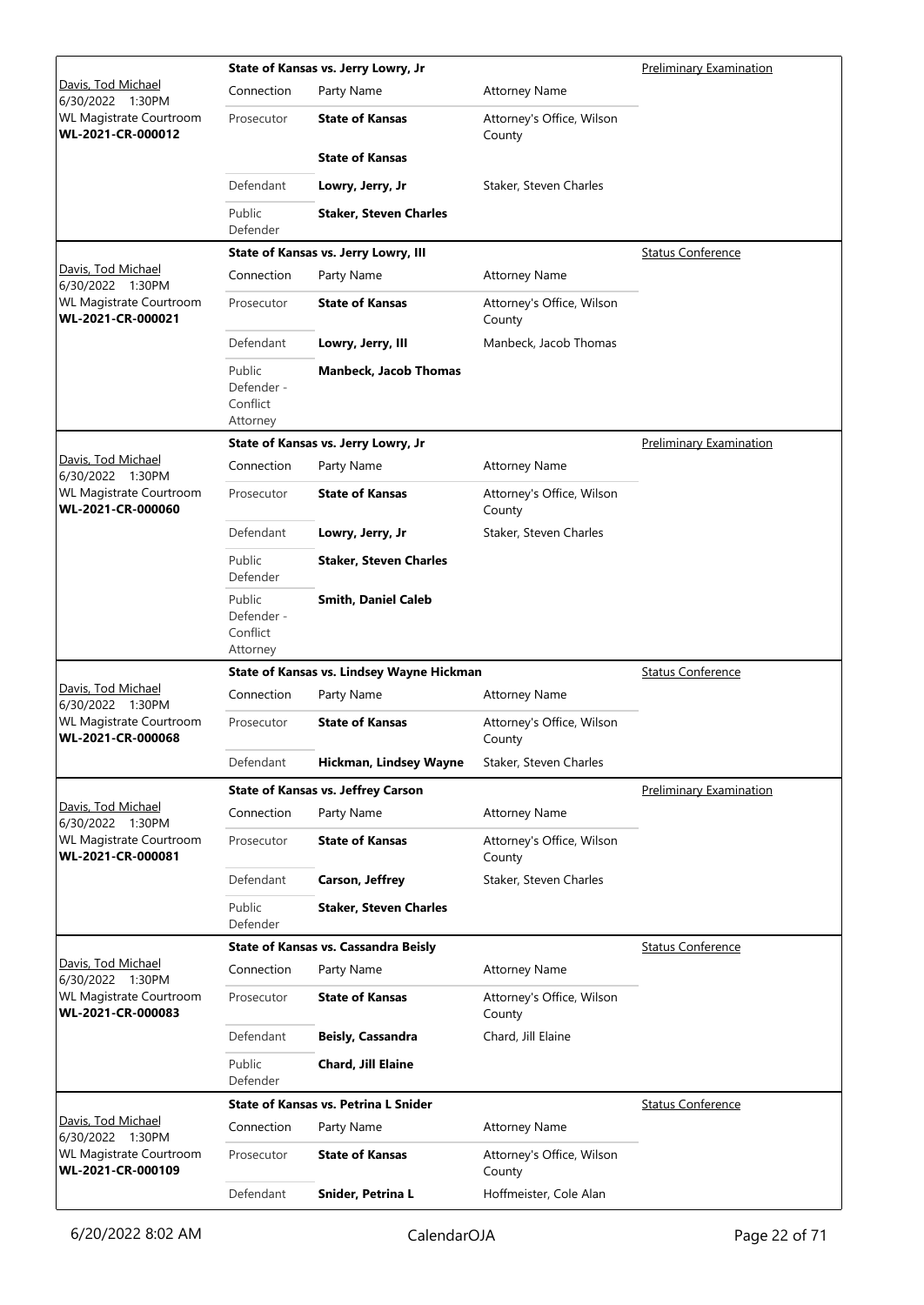| Judge / Date / Location / Case | Case Title | | | Hearing Type |
|---|---|---|---|---|
| Davis, Tod Michael<br>6/30/2022 1:30PM<br>WL Magistrate Courtroom<br>**WL-2021-CR-000012** | **State of Kansas vs. Jerry Lowry, Jr** | | | Preliminary Examination |
| | Connection | Party Name | Attorney Name | |
| | Prosecutor | **State of Kansas** | Attorney's Office, Wilson County | |
| | | **State of Kansas** | | |
| | Defendant | **Lowry, Jerry, Jr** | Staker, Steven Charles | |
| | Public Defender | **Staker, Steven Charles** | | |
| Davis, Tod Michael<br>6/30/2022 1:30PM<br>WL Magistrate Courtroom<br>**WL-2021-CR-000021** | **State of Kansas vs. Jerry Lowry, III** | | | Status Conference |
| | Connection | Party Name | Attorney Name | |
| | Prosecutor | **State of Kansas** | Attorney's Office, Wilson County | |
| | Defendant | **Lowry, Jerry, III** | Manbeck, Jacob Thomas | |
| | Public Defender - Conflict Attorney | **Manbeck, Jacob Thomas** | | |
| Davis, Tod Michael<br>6/30/2022 1:30PM<br>WL Magistrate Courtroom<br>**WL-2021-CR-000060** | **State of Kansas vs. Jerry Lowry, Jr** | | | Preliminary Examination |
| | Connection | Party Name | Attorney Name | |
| | Prosecutor | **State of Kansas** | Attorney's Office, Wilson County | |
| | Defendant | **Lowry, Jerry, Jr** | Staker, Steven Charles | |
| | Public Defender | **Staker, Steven Charles** | | |
| | Public Defender - Conflict Attorney | **Smith, Daniel Caleb** | | |
| Davis, Tod Michael<br>6/30/2022 1:30PM<br>WL Magistrate Courtroom<br>**WL-2021-CR-000068** | **State of Kansas vs. Lindsey Wayne Hickman** | | | Status Conference |
| | Connection | Party Name | Attorney Name | |
| | Prosecutor | **State of Kansas** | Attorney's Office, Wilson County | |
| | Defendant | **Hickman, Lindsey Wayne** | Staker, Steven Charles | |
| Davis, Tod Michael<br>6/30/2022 1:30PM<br>WL Magistrate Courtroom<br>**WL-2021-CR-000081** | **State of Kansas vs. Jeffrey Carson** | | | Preliminary Examination |
| | Connection | Party Name | Attorney Name | |
| | Prosecutor | **State of Kansas** | Attorney's Office, Wilson County | |
| | Defendant | **Carson, Jeffrey** | Staker, Steven Charles | |
| | Public Defender | **Staker, Steven Charles** | | |
| Davis, Tod Michael<br>6/30/2022 1:30PM<br>WL Magistrate Courtroom<br>**WL-2021-CR-000083** | **State of Kansas vs. Cassandra Beisly** | | | Status Conference |
| | Connection | Party Name | Attorney Name | |
| | Prosecutor | **State of Kansas** | Attorney's Office, Wilson County | |
| | Defendant | **Beisly, Cassandra** | Chard, Jill Elaine | |
| | Public Defender | **Chard, Jill Elaine** | | |
| Davis, Tod Michael<br>6/30/2022 1:30PM<br>WL Magistrate Courtroom<br>**WL-2021-CR-000109** | **State of Kansas vs. Petrina L Snider** | | | Status Conference |
| | Connection | Party Name | Attorney Name | |
| | Prosecutor | **State of Kansas** | Attorney's Office, Wilson County | |
| | Defendant | **Snider, Petrina L** | Hoffmeister, Cole Alan | |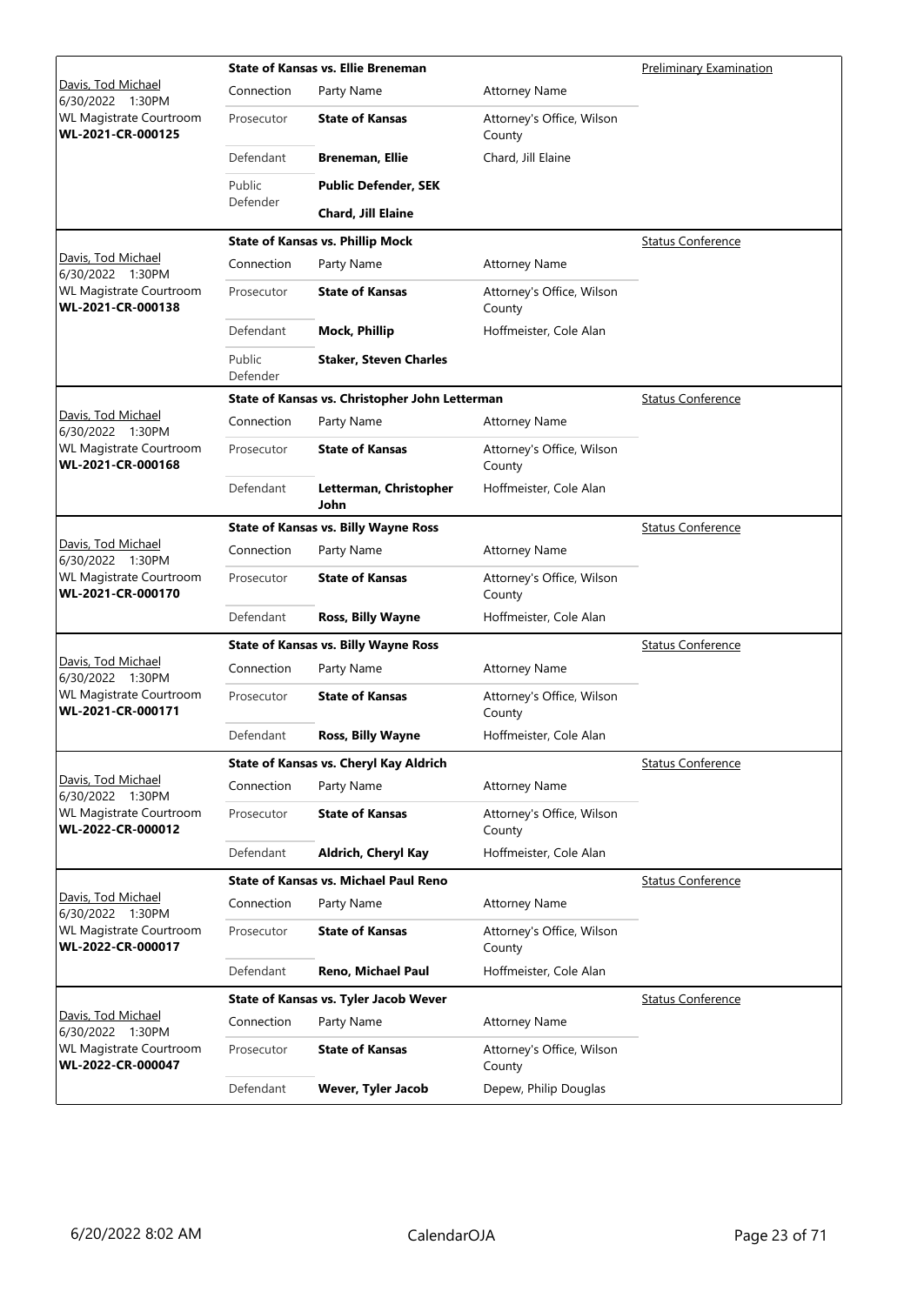| Judge / Date / Location / Case | State of Kansas vs. Ellie Breneman | | | Preliminary Examination |
|---|---|---|---|---|
| Davis, Tod Michael<br>6/30/2022 1:30PM<br>WL Magistrate Courtroom<br>**WL-2021-CR-000125** | Connection | Party Name | Attorney Name | |
| | Prosecutor | **State of Kansas** | Attorney's Office, Wilson County | |
| | Defendant | **Breneman, Ellie** | Chard, Jill Elaine | |
| | Public Defender | **Public Defender, SEK** | | |
| | | **Chard, Jill Elaine** | | |

| Judge / Date / Location / Case | State of Kansas vs. Phillip Mock | | | Status Conference |
|---|---|---|---|---|
| Davis, Tod Michael<br>6/30/2022 1:30PM<br>WL Magistrate Courtroom<br>**WL-2021-CR-000138** | Connection | Party Name | Attorney Name | |
| | Prosecutor | **State of Kansas** | Attorney's Office, Wilson County | |
| | Defendant | **Mock, Phillip** | Hoffmeister, Cole Alan | |
| | Public Defender | **Staker, Steven Charles** | | |

| Judge / Date / Location / Case | State of Kansas vs. Christopher John Letterman | | | Status Conference |
|---|---|---|---|---|
| Davis, Tod Michael<br>6/30/2022 1:30PM<br>WL Magistrate Courtroom<br>**WL-2021-CR-000168** | Connection | Party Name | Attorney Name | |
| | Prosecutor | **State of Kansas** | Attorney's Office, Wilson County | |
| | Defendant | **Letterman, Christopher John** | Hoffmeister, Cole Alan | |

| Judge / Date / Location / Case | State of Kansas vs. Billy Wayne Ross | | | Status Conference |
|---|---|---|---|---|
| Davis, Tod Michael<br>6/30/2022 1:30PM<br>WL Magistrate Courtroom<br>**WL-2021-CR-000170** | Connection | Party Name | Attorney Name | |
| | Prosecutor | **State of Kansas** | Attorney's Office, Wilson County | |
| | Defendant | **Ross, Billy Wayne** | Hoffmeister, Cole Alan | |

| Judge / Date / Location / Case | State of Kansas vs. Billy Wayne Ross | | | Status Conference |
|---|---|---|---|---|
| Davis, Tod Michael<br>6/30/2022 1:30PM<br>WL Magistrate Courtroom<br>**WL-2021-CR-000171** | Connection | Party Name | Attorney Name | |
| | Prosecutor | **State of Kansas** | Attorney's Office, Wilson County | |
| | Defendant | **Ross, Billy Wayne** | Hoffmeister, Cole Alan | |

| Judge / Date / Location / Case | State of Kansas vs. Cheryl Kay Aldrich | | | Status Conference |
|---|---|---|---|---|
| Davis, Tod Michael<br>6/30/2022 1:30PM<br>WL Magistrate Courtroom<br>**WL-2022-CR-000012** | Connection | Party Name | Attorney Name | |
| | Prosecutor | **State of Kansas** | Attorney's Office, Wilson County | |
| | Defendant | **Aldrich, Cheryl Kay** | Hoffmeister, Cole Alan | |

| Judge / Date / Location / Case | State of Kansas vs. Michael Paul Reno | | | Status Conference |
|---|---|---|---|---|
| Davis, Tod Michael<br>6/30/2022 1:30PM<br>WL Magistrate Courtroom<br>**WL-2022-CR-000017** | Connection | Party Name | Attorney Name | |
| | Prosecutor | **State of Kansas** | Attorney's Office, Wilson County | |
| | Defendant | **Reno, Michael Paul** | Hoffmeister, Cole Alan | |

| Judge / Date / Location / Case | State of Kansas vs. Tyler Jacob Wever | | | Status Conference |
|---|---|---|---|---|
| Davis, Tod Michael<br>6/30/2022 1:30PM<br>WL Magistrate Courtroom<br>**WL-2022-CR-000047** | Connection | Party Name | Attorney Name | |
| | Prosecutor | **State of Kansas** | Attorney's Office, Wilson County | |
| | Defendant | **Wever, Tyler Jacob** | Depew, Philip Douglas | |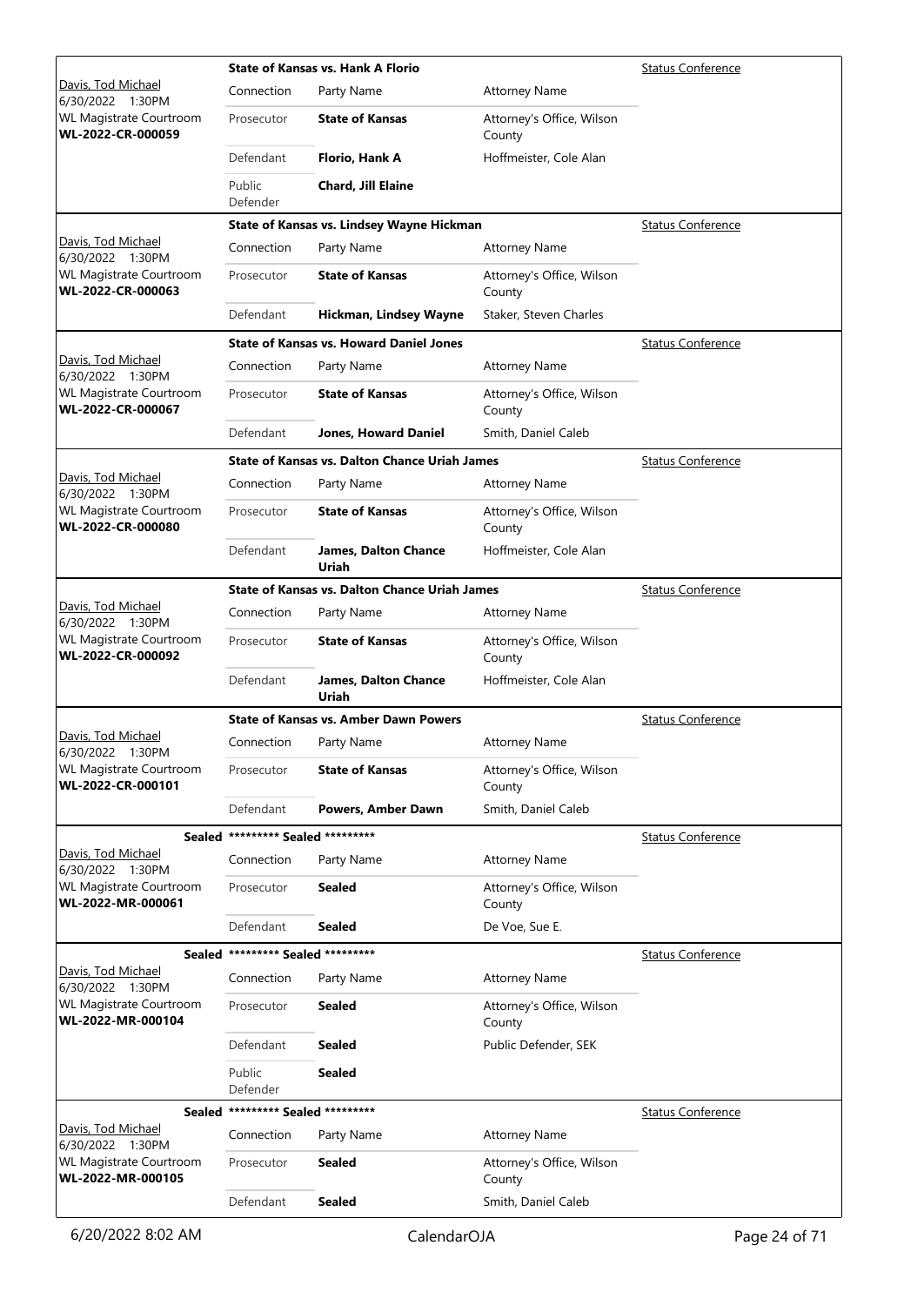| Judge / Date / Location / Case | Case Title | Connection | Party Name | Attorney Name | Hearing Type |
|---|---|---|---|---|---|
| Davis, Tod Michael<br>6/30/2022 1:30PM<br>WL Magistrate Courtroom<br>**WL-2022-CR-000059** | **State of Kansas vs. Hank A Florio** | Prosecutor | **State of Kansas** | Attorney's Office, Wilson County | Status Conference |
| | | Defendant | **Florio, Hank A** | Hoffmeister, Cole Alan | |
| | | Public Defender | **Chard, Jill Elaine** | | |
| Davis, Tod Michael<br>6/30/2022 1:30PM<br>WL Magistrate Courtroom<br>**WL-2022-CR-000063** | **State of Kansas vs. Lindsey Wayne Hickman** | Prosecutor | **State of Kansas** | Attorney's Office, Wilson County | Status Conference |
| | | Defendant | **Hickman, Lindsey Wayne** | Staker, Steven Charles | |
| Davis, Tod Michael<br>6/30/2022 1:30PM<br>WL Magistrate Courtroom<br>**WL-2022-CR-000067** | **State of Kansas vs. Howard Daniel Jones** | Prosecutor | **State of Kansas** | Attorney's Office, Wilson County | Status Conference |
| | | Defendant | **Jones, Howard Daniel** | Smith, Daniel Caleb | |
| Davis, Tod Michael<br>6/30/2022 1:30PM<br>WL Magistrate Courtroom<br>**WL-2022-CR-000080** | **State of Kansas vs. Dalton Chance Uriah James** | Prosecutor | **State of Kansas** | Attorney's Office, Wilson County | Status Conference |
| | | Defendant | **James, Dalton Chance Uriah** | Hoffmeister, Cole Alan | |
| Davis, Tod Michael<br>6/30/2022 1:30PM<br>WL Magistrate Courtroom<br>**WL-2022-CR-000092** | **State of Kansas vs. Dalton Chance Uriah James** | Prosecutor | **State of Kansas** | Attorney's Office, Wilson County | Status Conference |
| | | Defendant | **James, Dalton Chance Uriah** | Hoffmeister, Cole Alan | |
| Davis, Tod Michael<br>6/30/2022 1:30PM<br>WL Magistrate Courtroom<br>**WL-2022-CR-000101** | **State of Kansas vs. Amber Dawn Powers** | Prosecutor | **State of Kansas** | Attorney's Office, Wilson County | Status Conference |
| | | Defendant | **Powers, Amber Dawn** | Smith, Daniel Caleb | |
| Davis, Tod Michael<br>6/30/2022 1:30PM<br>WL Magistrate Courtroom<br>**WL-2022-MR-000061** | **Sealed** ********* Sealed ********* | Prosecutor | **Sealed** | Attorney's Office, Wilson County | Status Conference |
| | | Defendant | **Sealed** | De Voe, Sue E. | |
| Davis, Tod Michael<br>6/30/2022 1:30PM<br>WL Magistrate Courtroom<br>**WL-2022-MR-000104** | **Sealed** ********* Sealed ********* | Prosecutor | **Sealed** | Attorney's Office, Wilson County | Status Conference |
| | | Defendant | **Sealed** | Public Defender, SEK | |
| | | Public Defender | **Sealed** | | |
| Davis, Tod Michael<br>6/30/2022 1:30PM<br>WL Magistrate Courtroom<br>**WL-2022-MR-000105** | **Sealed** ********* Sealed ********* | Prosecutor | **Sealed** | Attorney's Office, Wilson County | Status Conference |
| | | Defendant | **Sealed** | Smith, Daniel Caleb | |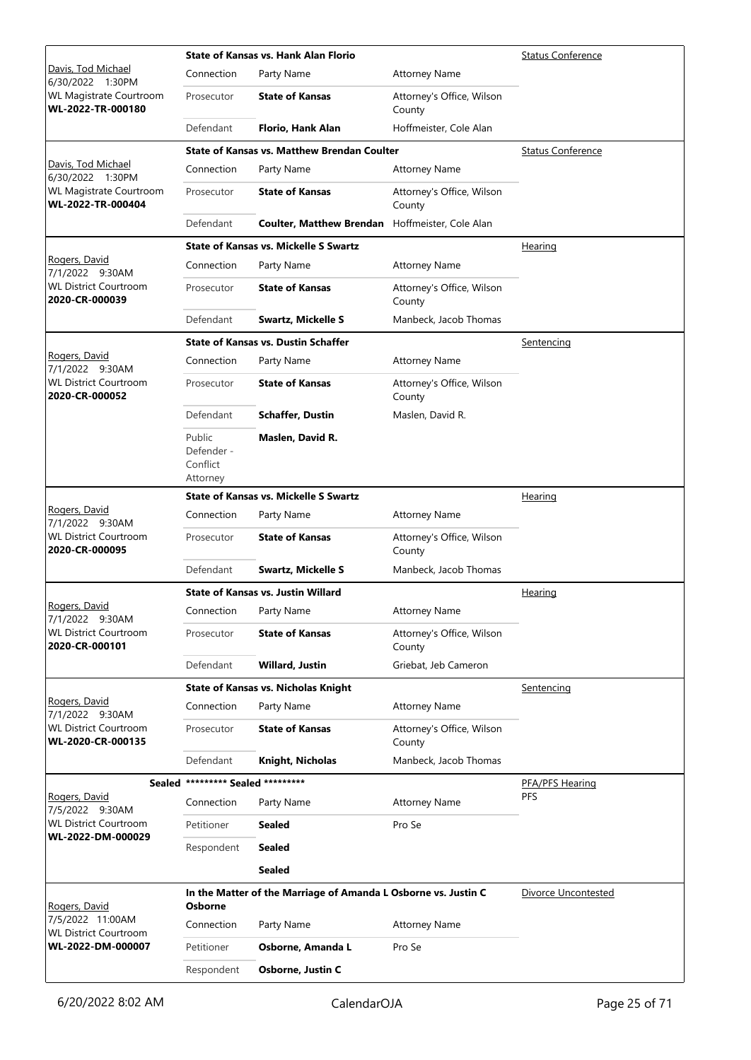| Judge / Date / Location / Case | Case Title | | | Hearing Type |
|---|---|---|---|---|
| Davis, Tod Michael<br>6/30/2022 1:30PM<br>WL Magistrate Courtroom<br>**WL-2022-TR-000180** | **State of Kansas vs. Hank Alan Florio** | | | Status Conference |
| | Connection | Party Name | Attorney Name | |
| | Prosecutor | **State of Kansas** | Attorney's Office, Wilson County | |
| | Defendant | **Florio, Hank Alan** | Hoffmeister, Cole Alan | |
| Davis, Tod Michael<br>6/30/2022 1:30PM<br>WL Magistrate Courtroom<br>**WL-2022-TR-000404** | **State of Kansas vs. Matthew Brendan Coulter** | | | Status Conference |
| | Connection | Party Name | Attorney Name | |
| | Prosecutor | **State of Kansas** | Attorney's Office, Wilson County | |
| | Defendant | **Coulter, Matthew Brendan** | Hoffmeister, Cole Alan | |
| Rogers, David<br>7/1/2022 9:30AM<br>WL District Courtroom<br>**2020-CR-000039** | **State of Kansas vs. Mickelle S Swartz** | | | Hearing |
| | Connection | Party Name | Attorney Name | |
| | Prosecutor | **State of Kansas** | Attorney's Office, Wilson County | |
| | Defendant | **Swartz, Mickelle S** | Manbeck, Jacob Thomas | |
| Rogers, David<br>7/1/2022 9:30AM<br>WL District Courtroom<br>**2020-CR-000052** | **State of Kansas vs. Dustin Schaffer** | | | Sentencing |
| | Connection | Party Name | Attorney Name | |
| | Prosecutor | **State of Kansas** | Attorney's Office, Wilson County | |
| | Defendant | **Schaffer, Dustin** | Maslen, David R. | |
| | Public Defender - Conflict Attorney | **Maslen, David R.** | | |
| Rogers, David<br>7/1/2022 9:30AM<br>WL District Courtroom<br>**2020-CR-000095** | **State of Kansas vs. Mickelle S Swartz** | | | Hearing |
| | Connection | Party Name | Attorney Name | |
| | Prosecutor | **State of Kansas** | Attorney's Office, Wilson County | |
| | Defendant | **Swartz, Mickelle S** | Manbeck, Jacob Thomas | |
| Rogers, David<br>7/1/2022 9:30AM<br>WL District Courtroom<br>**2020-CR-000101** | **State of Kansas vs. Justin Willard** | | | Hearing |
| | Connection | Party Name | Attorney Name | |
| | Prosecutor | **State of Kansas** | Attorney's Office, Wilson County | |
| | Defendant | **Willard, Justin** | Griebat, Jeb Cameron | |
| Rogers, David<br>7/1/2022 9:30AM<br>WL District Courtroom<br>**WL-2020-CR-000135** | **State of Kansas vs. Nicholas Knight** | | | Sentencing |
| | Connection | Party Name | Attorney Name | |
| | Prosecutor | **State of Kansas** | Attorney's Office, Wilson County | |
| | Defendant | **Knight, Nicholas** | Manbeck, Jacob Thomas | |
| **Sealed**<br>Rogers, David<br>7/5/2022 9:30AM<br>WL District Courtroom<br>**WL-2022-DM-000029** | **\*\*\*\*\*\*\*\*\* Sealed \*\*\*\*\*\*\*\*\*** | | | PFA/PFS Hearing<br>PFS |
| | Connection | Party Name | Attorney Name | |
| | Petitioner | **Sealed** | Pro Se | |
| | Respondent | **Sealed** | | |
| | | **Sealed** | | |
| Rogers, David<br>7/5/2022 11:00AM<br>WL District Courtroom<br>**WL-2022-DM-000007** | **In the Matter of the Marriage of Amanda L Osborne vs. Justin C Osborne** | | | Divorce Uncontested |
| | Connection | Party Name | Attorney Name | |
| | Petitioner | **Osborne, Amanda L** | Pro Se | |
| | Respondent | **Osborne, Justin C** | | |

6/20/2022 8:02 AM CalendarOJA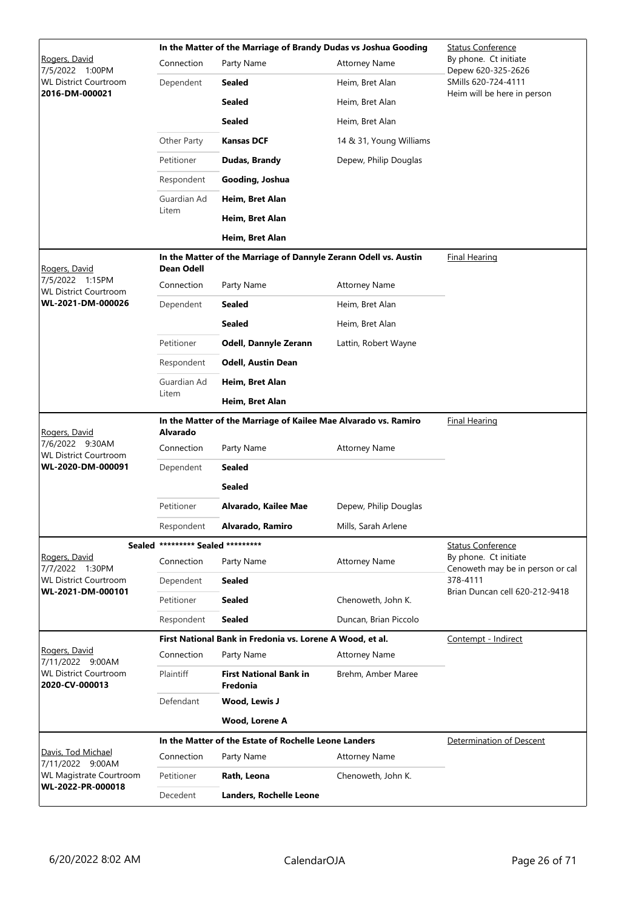| Judge / Date / Court / Case | Case Title | | | Hearing / Notes |
|---|---|---|---|---|
| Rogers, David<br>7/5/2022 1:00PM<br>WL District Courtroom<br>**2016-DM-000021** | **In the Matter of the Marriage of Brandy Dudas vs Joshua Gooding** | | | Status Conference<br>By phone. Ct initiate Depew 620-325-2626 SMills 620-724-4111 Heim will be here in person |
| | Connection | Party Name | Attorney Name | |
| | Dependent | **Sealed** | Heim, Bret Alan | |
| | | **Sealed** | Heim, Bret Alan | |
| | | **Sealed** | Heim, Bret Alan | |
| | Other Party | **Kansas DCF** | 14 & 31, Young Williams | |
| | Petitioner | **Dudas, Brandy** | Depew, Philip Douglas | |
| | Respondent | **Gooding, Joshua** | | |
| | Guardian Ad Litem | **Heim, Bret Alan** | | |
| | | **Heim, Bret Alan** | | |
| | | **Heim, Bret Alan** | | |
| Rogers, David<br>7/5/2022 1:15PM<br>WL District Courtroom<br>**WL-2021-DM-000026** | **In the Matter of the Marriage of Dannyle Zerann Odell vs. Austin Dean Odell** | | | Final Hearing |
| | Connection | Party Name | Attorney Name | |
| | Dependent | **Sealed** | Heim, Bret Alan | |
| | | **Sealed** | Heim, Bret Alan | |
| | Petitioner | **Odell, Dannyle Zerann** | Lattin, Robert Wayne | |
| | Respondent | **Odell, Austin Dean** | | |
| | Guardian Ad Litem | **Heim, Bret Alan** | | |
| | | **Heim, Bret Alan** | | |
| Rogers, David<br>7/6/2022 9:30AM<br>WL District Courtroom<br>**WL-2020-DM-000091** | **In the Matter of the Marriage of Kailee Mae Alvarado vs. Ramiro Alvarado** | | | Final Hearing |
| | Connection | Party Name | Attorney Name | |
| | Dependent | **Sealed** | | |
| | | **Sealed** | | |
| | Petitioner | **Alvarado, Kailee Mae** | Depew, Philip Douglas | |
| | Respondent | **Alvarado, Ramiro** | Mills, Sarah Arlene | |
| **Sealed**<br>Rogers, David<br>7/7/2022 1:30PM<br>WL District Courtroom<br>**WL-2021-DM-000101** | **\*\*\*\*\*\*\*\*\* Sealed \*\*\*\*\*\*\*\*\*** | | | Status Conference<br>By phone. Ct initiate Cenoweth may be in person or cal 378-4111 Brian Duncan cell 620-212-9418 |
| | Connection | Party Name | Attorney Name | |
| | Dependent | **Sealed** | | |
| | Petitioner | **Sealed** | Chenoweth, John K. | |
| | Respondent | **Sealed** | Duncan, Brian Piccolo | |
| Rogers, David<br>7/11/2022 9:00AM<br>WL District Courtroom<br>**2020-CV-000013** | **First National Bank in Fredonia vs. Lorene A Wood, et al.** | | | Contempt - Indirect |
| | Connection | Party Name | Attorney Name | |
| | Plaintiff | **First National Bank in Fredonia** | Brehm, Amber Maree | |
| | Defendant | **Wood, Lewis J** | | |
| | | **Wood, Lorene A** | | |
| Davis, Tod Michael<br>7/11/2022 9:00AM<br>WL Magistrate Courtroom<br>**WL-2022-PR-000018** | **In the Matter of the Estate of Rochelle Leone Landers** | | | Determination of Descent |
| | Connection | Party Name | Attorney Name | |
| | Petitioner | **Rath, Leona** | Chenoweth, John K. | |
| | Decedent | **Landers, Rochelle Leone** | | |

6/20/2022 8:02 AM CalendarOJA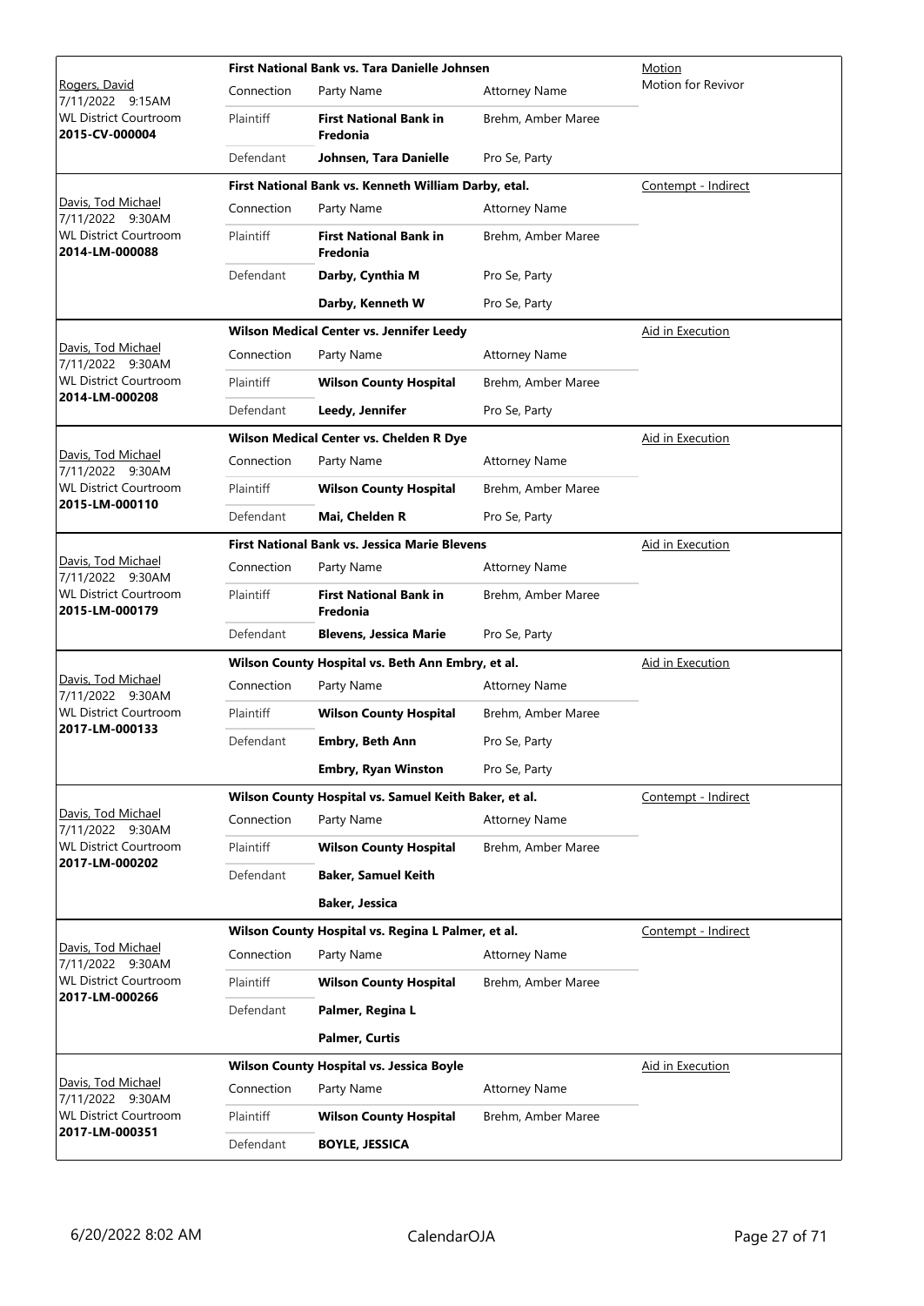| Judge / Date / Location / Case | Case Title | | | Hearing Type |
|---|---|---|---|---|
| Rogers, David<br>7/11/2022 9:15AM<br>WL District Courtroom<br>**2015-CV-000004** | **First National Bank vs. Tara Danielle Johnsen** | | | Motion<br>Motion for Revivor |
| | Connection | Party Name | Attorney Name | |
| | Plaintiff | **First National Bank in Fredonia** | Brehm, Amber Maree | |
| | Defendant | **Johnsen, Tara Danielle** | Pro Se, Party | |
| Davis, Tod Michael<br>7/11/2022 9:30AM<br>WL District Courtroom<br>**2014-LM-000088** | **First National Bank vs. Kenneth William Darby, etal.** | | | Contempt - Indirect |
| | Connection | Party Name | Attorney Name | |
| | Plaintiff | **First National Bank in Fredonia** | Brehm, Amber Maree | |
| | Defendant | **Darby, Cynthia M** | Pro Se, Party | |
| | | **Darby, Kenneth W** | Pro Se, Party | |
| Davis, Tod Michael<br>7/11/2022 9:30AM<br>WL District Courtroom<br>**2014-LM-000208** | **Wilson Medical Center vs. Jennifer Leedy** | | | Aid in Execution |
| | Connection | Party Name | Attorney Name | |
| | Plaintiff | **Wilson County Hospital** | Brehm, Amber Maree | |
| | Defendant | **Leedy, Jennifer** | Pro Se, Party | |
| Davis, Tod Michael<br>7/11/2022 9:30AM<br>WL District Courtroom<br>**2015-LM-000110** | **Wilson Medical Center vs. Chelden R Dye** | | | Aid in Execution |
| | Connection | Party Name | Attorney Name | |
| | Plaintiff | **Wilson County Hospital** | Brehm, Amber Maree | |
| | Defendant | **Mai, Chelden R** | Pro Se, Party | |
| Davis, Tod Michael<br>7/11/2022 9:30AM<br>WL District Courtroom<br>**2015-LM-000179** | **First National Bank vs. Jessica Marie Blevens** | | | Aid in Execution |
| | Connection | Party Name | Attorney Name | |
| | Plaintiff | **First National Bank in Fredonia** | Brehm, Amber Maree | |
| | Defendant | **Blevens, Jessica Marie** | Pro Se, Party | |
| Davis, Tod Michael<br>7/11/2022 9:30AM<br>WL District Courtroom<br>**2017-LM-000133** | **Wilson County Hospital vs. Beth Ann Embry, et al.** | | | Aid in Execution |
| | Connection | Party Name | Attorney Name | |
| | Plaintiff | **Wilson County Hospital** | Brehm, Amber Maree | |
| | Defendant | **Embry, Beth Ann** | Pro Se, Party | |
| | | **Embry, Ryan Winston** | Pro Se, Party | |
| Davis, Tod Michael<br>7/11/2022 9:30AM<br>WL District Courtroom<br>**2017-LM-000202** | **Wilson County Hospital vs. Samuel Keith Baker, et al.** | | | Contempt - Indirect |
| | Connection | Party Name | Attorney Name | |
| | Plaintiff | **Wilson County Hospital** | Brehm, Amber Maree | |
| | Defendant | **Baker, Samuel Keith** | | |
| | | **Baker, Jessica** | | |
| Davis, Tod Michael<br>7/11/2022 9:30AM<br>WL District Courtroom<br>**2017-LM-000266** | **Wilson County Hospital vs. Regina L Palmer, et al.** | | | Contempt - Indirect |
| | Connection | Party Name | Attorney Name | |
| | Plaintiff | **Wilson County Hospital** | Brehm, Amber Maree | |
| | Defendant | **Palmer, Regina L** | | |
| | | **Palmer, Curtis** | | |
| Davis, Tod Michael<br>7/11/2022 9:30AM<br>WL District Courtroom<br>**2017-LM-000351** | **Wilson County Hospital vs. Jessica Boyle** | | | Aid in Execution |
| | Connection | Party Name | Attorney Name | |
| | Plaintiff | **Wilson County Hospital** | Brehm, Amber Maree | |
| | Defendant | **BOYLE, JESSICA** | | |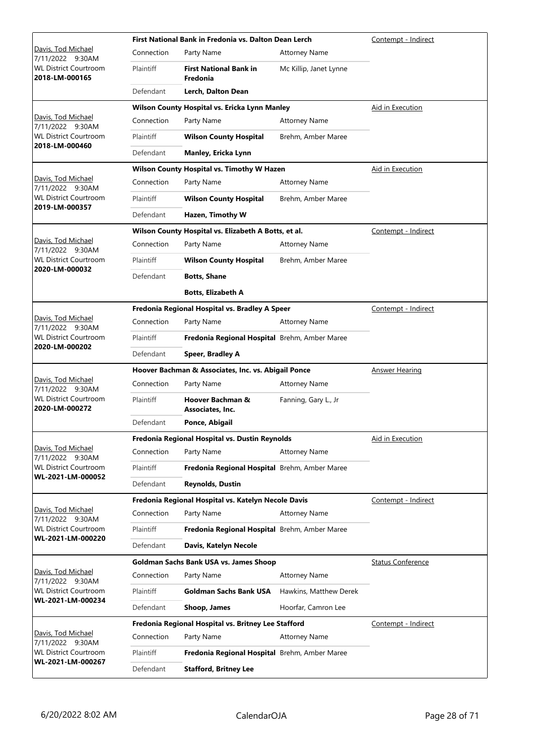| Judge / Date / Location / Case | Case Title | Connection | Party Name | Attorney Name | Hearing Type |
|---|---|---|---|---|---|
| Davis, Tod Michael<br>7/11/2022 9:30AM<br>WL District Courtroom<br>**2018-LM-000165** | **First National Bank in Fredonia vs. Dalton Dean Lerch** | Plaintiff | **First National Bank in Fredonia** | Mc Killip, Janet Lynne | Contempt - Indirect |
| | | Defendant | **Lerch, Dalton Dean** | | |
| Davis, Tod Michael<br>7/11/2022 9:30AM<br>WL District Courtroom<br>**2018-LM-000460** | **Wilson County Hospital vs. Ericka Lynn Manley** | Plaintiff | **Wilson County Hospital** | Brehm, Amber Maree | Aid in Execution |
| | | Defendant | **Manley, Ericka Lynn** | | |
| Davis, Tod Michael<br>7/11/2022 9:30AM<br>WL District Courtroom<br>**2019-LM-000357** | **Wilson County Hospital vs. Timothy W Hazen** | Plaintiff | **Wilson County Hospital** | Brehm, Amber Maree | Aid in Execution |
| | | Defendant | **Hazen, Timothy W** | | |
| Davis, Tod Michael<br>7/11/2022 9:30AM<br>WL District Courtroom<br>**2020-LM-000032** | **Wilson County Hospital vs. Elizabeth A Botts, et al.** | Plaintiff | **Wilson County Hospital** | Brehm, Amber Maree | Contempt - Indirect |
| | | Defendant | **Botts, Shane** | | |
| | | | **Botts, Elizabeth A** | | |
| Davis, Tod Michael<br>7/11/2022 9:30AM<br>WL District Courtroom<br>**2020-LM-000202** | **Fredonia Regional Hospital vs. Bradley A Speer** | Plaintiff | **Fredonia Regional Hospital** | Brehm, Amber Maree | Contempt - Indirect |
| | | Defendant | **Speer, Bradley A** | | |
| Davis, Tod Michael<br>7/11/2022 9:30AM<br>WL District Courtroom<br>**2020-LM-000272** | **Hoover Bachman & Associates, Inc. vs. Abigail Ponce** | Plaintiff | **Hoover Bachman & Associates, Inc.** | Fanning, Gary L., Jr | Answer Hearing |
| | | Defendant | **Ponce, Abigail** | | |
| Davis, Tod Michael<br>7/11/2022 9:30AM<br>WL District Courtroom<br>**WL-2021-LM-000052** | **Fredonia Regional Hospital vs. Dustin Reynolds** | Plaintiff | **Fredonia Regional Hospital** | Brehm, Amber Maree | Aid in Execution |
| | | Defendant | **Reynolds, Dustin** | | |
| Davis, Tod Michael<br>7/11/2022 9:30AM<br>WL District Courtroom<br>**WL-2021-LM-000220** | **Fredonia Regional Hospital vs. Katelyn Necole Davis** | Plaintiff | **Fredonia Regional Hospital** | Brehm, Amber Maree | Contempt - Indirect |
| | | Defendant | **Davis, Katelyn Necole** | | |
| Davis, Tod Michael<br>7/11/2022 9:30AM<br>WL District Courtroom<br>**WL-2021-LM-000234** | **Goldman Sachs Bank USA vs. James Shoop** | Plaintiff | **Goldman Sachs Bank USA** | Hawkins, Matthew Derek | Status Conference |
| | | Defendant | **Shoop, James** | Hoorfar, Camron Lee | |
| Davis, Tod Michael<br>7/11/2022 9:30AM<br>WL District Courtroom<br>**WL-2021-LM-000267** | **Fredonia Regional Hospital vs. Britney Lee Stafford** | Plaintiff | **Fredonia Regional Hospital** | Brehm, Amber Maree | Contempt - Indirect |
| | | Defendant | **Stafford, Britney Lee** | | |

6/20/2022 8:02 AM CalendarOJA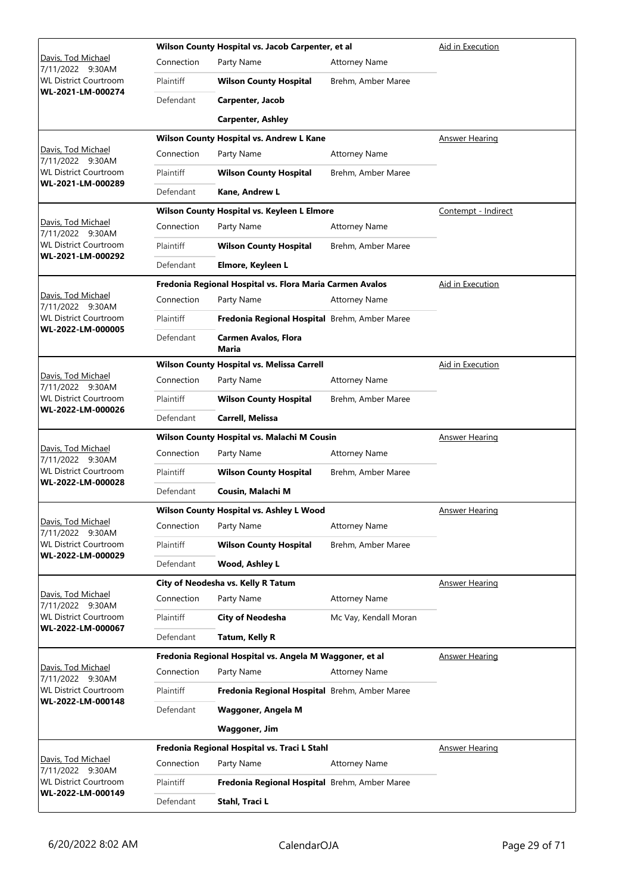| Case | Connection | Party Name | Attorney Name | Hearing Type |
|---|---|---|---|---|
| Davis, Tod Michael<br>7/11/2022 9:30AM<br>WL District Courtroom<br>**WL-2021-LM-000274** | **Wilson County Hospital vs. Jacob Carpenter, et al** | | | Aid in Execution |
| | Plaintiff | **Wilson County Hospital** | Brehm, Amber Maree | |
| | Defendant | **Carpenter, Jacob** | | |
| | | **Carpenter, Ashley** | | |
| Davis, Tod Michael<br>7/11/2022 9:30AM<br>WL District Courtroom<br>**WL-2021-LM-000289** | **Wilson County Hospital vs. Andrew L Kane** | | | Answer Hearing |
| | Plaintiff | **Wilson County Hospital** | Brehm, Amber Maree | |
| | Defendant | **Kane, Andrew L** | | |
| Davis, Tod Michael<br>7/11/2022 9:30AM<br>WL District Courtroom<br>**WL-2021-LM-000292** | **Wilson County Hospital vs. Keyleen L Elmore** | | | Contempt - Indirect |
| | Plaintiff | **Wilson County Hospital** | Brehm, Amber Maree | |
| | Defendant | **Elmore, Keyleen L** | | |
| Davis, Tod Michael<br>7/11/2022 9:30AM<br>WL District Courtroom<br>**WL-2022-LM-000005** | **Fredonia Regional Hospital vs. Flora Maria Carmen Avalos** | | | Aid in Execution |
| | Plaintiff | **Fredonia Regional Hospital** | Brehm, Amber Maree | |
| | Defendant | **Carmen Avalos, Flora Maria** | | |
| Davis, Tod Michael<br>7/11/2022 9:30AM<br>WL District Courtroom<br>**WL-2022-LM-000026** | **Wilson County Hospital vs. Melissa Carrell** | | | Aid in Execution |
| | Plaintiff | **Wilson County Hospital** | Brehm, Amber Maree | |
| | Defendant | **Carrell, Melissa** | | |
| Davis, Tod Michael<br>7/11/2022 9:30AM<br>WL District Courtroom<br>**WL-2022-LM-000028** | **Wilson County Hospital vs. Malachi M Cousin** | | | Answer Hearing |
| | Plaintiff | **Wilson County Hospital** | Brehm, Amber Maree | |
| | Defendant | **Cousin, Malachi M** | | |
| Davis, Tod Michael<br>7/11/2022 9:30AM<br>WL District Courtroom<br>**WL-2022-LM-000029** | **Wilson County Hospital vs. Ashley L Wood** | | | Answer Hearing |
| | Plaintiff | **Wilson County Hospital** | Brehm, Amber Maree | |
| | Defendant | **Wood, Ashley L** | | |
| Davis, Tod Michael<br>7/11/2022 9:30AM<br>WL District Courtroom<br>**WL-2022-LM-000067** | **City of Neodesha vs. Kelly R Tatum** | | | Answer Hearing |
| | Plaintiff | **City of Neodesha** | Mc Vay, Kendall Moran | |
| | Defendant | **Tatum, Kelly R** | | |
| Davis, Tod Michael<br>7/11/2022 9:30AM<br>WL District Courtroom<br>**WL-2022-LM-000148** | **Fredonia Regional Hospital vs. Angela M Waggoner, et al** | | | Answer Hearing |
| | Plaintiff | **Fredonia Regional Hospital** | Brehm, Amber Maree | |
| | Defendant | **Waggoner, Angela M** | | |
| | | **Waggoner, Jim** | | |
| Davis, Tod Michael<br>7/11/2022 9:30AM<br>WL District Courtroom<br>**WL-2022-LM-000149** | **Fredonia Regional Hospital vs. Traci L Stahl** | | | Answer Hearing |
| | Plaintiff | **Fredonia Regional Hospital** | Brehm, Amber Maree | |
| | Defendant | **Stahl, Traci L** | | |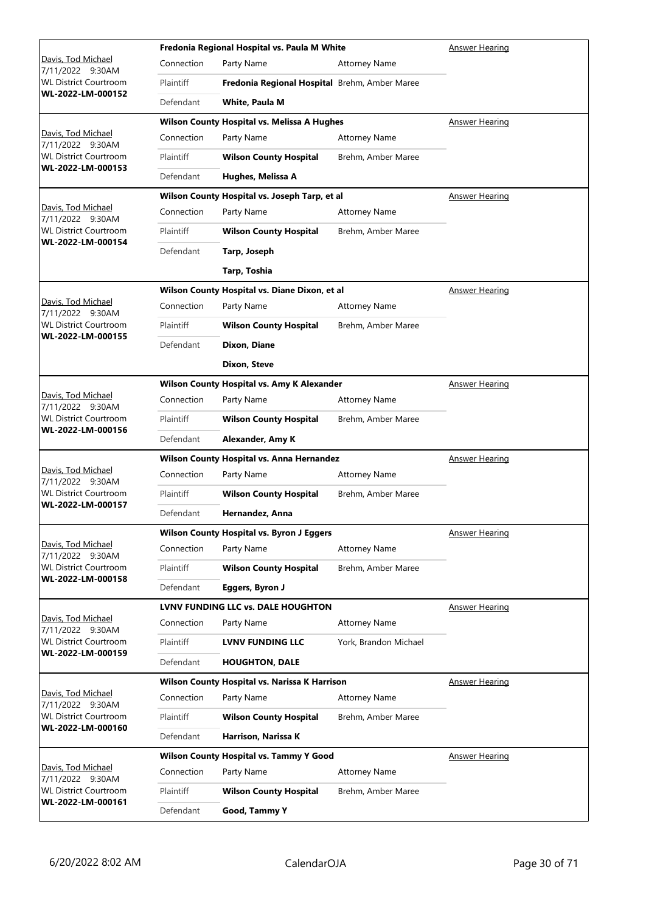| Case Info | Case | Connection | Party Name | Attorney Name | Hearing Type |
|---|---|---|---|---|---|
| Davis, Tod Michael<br>7/11/2022 9:30AM<br>WL District Courtroom<br>**WL-2022-LM-000152** | **Fredonia Regional Hospital vs. Paula M White** | Plaintiff | **Fredonia Regional Hospital** | Brehm, Amber Maree | Answer Hearing |
| | | Defendant | **White, Paula M** | | |
| Davis, Tod Michael<br>7/11/2022 9:30AM<br>WL District Courtroom<br>**WL-2022-LM-000153** | **Wilson County Hospital vs. Melissa A Hughes** | Plaintiff | **Wilson County Hospital** | Brehm, Amber Maree | Answer Hearing |
| | | Defendant | **Hughes, Melissa A** | | |
| Davis, Tod Michael<br>7/11/2022 9:30AM<br>WL District Courtroom<br>**WL-2022-LM-000154** | **Wilson County Hospital vs. Joseph Tarp, et al** | Plaintiff | **Wilson County Hospital** | Brehm, Amber Maree | Answer Hearing |
| | | Defendant | **Tarp, Joseph** | | |
| | | | **Tarp, Toshia** | | |
| Davis, Tod Michael<br>7/11/2022 9:30AM<br>WL District Courtroom<br>**WL-2022-LM-000155** | **Wilson County Hospital vs. Diane Dixon, et al** | Plaintiff | **Wilson County Hospital** | Brehm, Amber Maree | Answer Hearing |
| | | Defendant | **Dixon, Diane** | | |
| | | | **Dixon, Steve** | | |
| Davis, Tod Michael<br>7/11/2022 9:30AM<br>WL District Courtroom<br>**WL-2022-LM-000156** | **Wilson County Hospital vs. Amy K Alexander** | Plaintiff | **Wilson County Hospital** | Brehm, Amber Maree | Answer Hearing |
| | | Defendant | **Alexander, Amy K** | | |
| Davis, Tod Michael<br>7/11/2022 9:30AM<br>WL District Courtroom<br>**WL-2022-LM-000157** | **Wilson County Hospital vs. Anna Hernandez** | Plaintiff | **Wilson County Hospital** | Brehm, Amber Maree | Answer Hearing |
| | | Defendant | **Hernandez, Anna** | | |
| Davis, Tod Michael<br>7/11/2022 9:30AM<br>WL District Courtroom<br>**WL-2022-LM-000158** | **Wilson County Hospital vs. Byron J Eggers** | Plaintiff | **Wilson County Hospital** | Brehm, Amber Maree | Answer Hearing |
| | | Defendant | **Eggers, Byron J** | | |
| Davis, Tod Michael<br>7/11/2022 9:30AM<br>WL District Courtroom<br>**WL-2022-LM-000159** | **LVNV FUNDING LLC vs. DALE HOUGHTON** | Plaintiff | **LVNV FUNDING LLC** | York, Brandon Michael | Answer Hearing |
| | | Defendant | **HOUGHTON, DALE** | | |
| Davis, Tod Michael<br>7/11/2022 9:30AM<br>WL District Courtroom<br>**WL-2022-LM-000160** | **Wilson County Hospital vs. Narissa K Harrison** | Plaintiff | **Wilson County Hospital** | Brehm, Amber Maree | Answer Hearing |
| | | Defendant | **Harrison, Narissa K** | | |
| Davis, Tod Michael<br>7/11/2022 9:30AM<br>WL District Courtroom<br>**WL-2022-LM-000161** | **Wilson County Hospital vs. Tammy Y Good** | Plaintiff | **Wilson County Hospital** | Brehm, Amber Maree | Answer Hearing |
| | | Defendant | **Good, Tammy Y** | | |

6/20/2022 8:02 AM CalendarOJA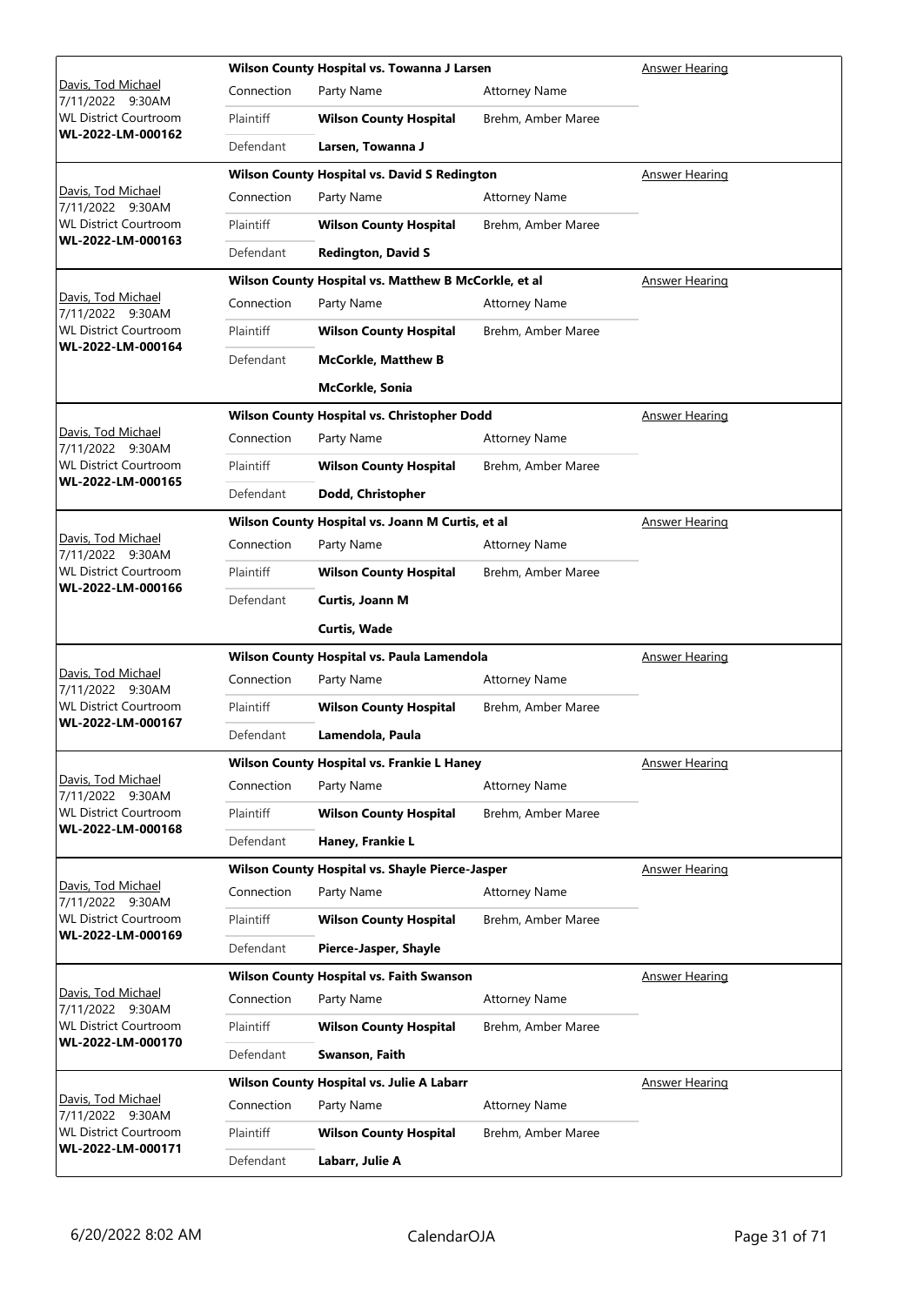| Judge / Date / Location / Case | Case Title | | | Hearing Type |
|---|---|---|---|---|
| Davis, Tod Michael<br>7/11/2022 9:30AM<br>WL District Courtroom<br>**WL-2022-LM-000162** | **Wilson County Hospital vs. Towanna J Larsen** | | | Answer Hearing |
| | Connection | Party Name | Attorney Name | |
| | Plaintiff | **Wilson County Hospital** | Brehm, Amber Maree | |
| | Defendant | **Larsen, Towanna J** | | |
| Davis, Tod Michael<br>7/11/2022 9:30AM<br>WL District Courtroom<br>**WL-2022-LM-000163** | **Wilson County Hospital vs. David S Redington** | | | Answer Hearing |
| | Connection | Party Name | Attorney Name | |
| | Plaintiff | **Wilson County Hospital** | Brehm, Amber Maree | |
| | Defendant | **Redington, David S** | | |
| Davis, Tod Michael<br>7/11/2022 9:30AM<br>WL District Courtroom<br>**WL-2022-LM-000164** | **Wilson County Hospital vs. Matthew B McCorkle, et al** | | | Answer Hearing |
| | Connection | Party Name | Attorney Name | |
| | Plaintiff | **Wilson County Hospital** | Brehm, Amber Maree | |
| | Defendant | **McCorkle, Matthew B** | | |
| | | **McCorkle, Sonia** | | |
| Davis, Tod Michael<br>7/11/2022 9:30AM<br>WL District Courtroom<br>**WL-2022-LM-000165** | **Wilson County Hospital vs. Christopher Dodd** | | | Answer Hearing |
| | Connection | Party Name | Attorney Name | |
| | Plaintiff | **Wilson County Hospital** | Brehm, Amber Maree | |
| | Defendant | **Dodd, Christopher** | | |
| Davis, Tod Michael<br>7/11/2022 9:30AM<br>WL District Courtroom<br>**WL-2022-LM-000166** | **Wilson County Hospital vs. Joann M Curtis, et al** | | | Answer Hearing |
| | Connection | Party Name | Attorney Name | |
| | Plaintiff | **Wilson County Hospital** | Brehm, Amber Maree | |
| | Defendant | **Curtis, Joann M** | | |
| | | **Curtis, Wade** | | |
| Davis, Tod Michael<br>7/11/2022 9:30AM<br>WL District Courtroom<br>**WL-2022-LM-000167** | **Wilson County Hospital vs. Paula Lamendola** | | | Answer Hearing |
| | Connection | Party Name | Attorney Name | |
| | Plaintiff | **Wilson County Hospital** | Brehm, Amber Maree | |
| | Defendant | **Lamendola, Paula** | | |
| Davis, Tod Michael<br>7/11/2022 9:30AM<br>WL District Courtroom<br>**WL-2022-LM-000168** | **Wilson County Hospital vs. Frankie L Haney** | | | Answer Hearing |
| | Connection | Party Name | Attorney Name | |
| | Plaintiff | **Wilson County Hospital** | Brehm, Amber Maree | |
| | Defendant | **Haney, Frankie L** | | |
| Davis, Tod Michael<br>7/11/2022 9:30AM<br>WL District Courtroom<br>**WL-2022-LM-000169** | **Wilson County Hospital vs. Shayle Pierce-Jasper** | | | Answer Hearing |
| | Connection | Party Name | Attorney Name | |
| | Plaintiff | **Wilson County Hospital** | Brehm, Amber Maree | |
| | Defendant | **Pierce-Jasper, Shayle** | | |
| Davis, Tod Michael<br>7/11/2022 9:30AM<br>WL District Courtroom<br>**WL-2022-LM-000170** | **Wilson County Hospital vs. Faith Swanson** | | | Answer Hearing |
| | Connection | Party Name | Attorney Name | |
| | Plaintiff | **Wilson County Hospital** | Brehm, Amber Maree | |
| | Defendant | **Swanson, Faith** | | |
| Davis, Tod Michael<br>7/11/2022 9:30AM<br>WL District Courtroom<br>**WL-2022-LM-000171** | **Wilson County Hospital vs. Julie A Labarr** | | | Answer Hearing |
| | Connection | Party Name | Attorney Name | |
| | Plaintiff | **Wilson County Hospital** | Brehm, Amber Maree | |
| | Defendant | **Labarr, Julie A** | | |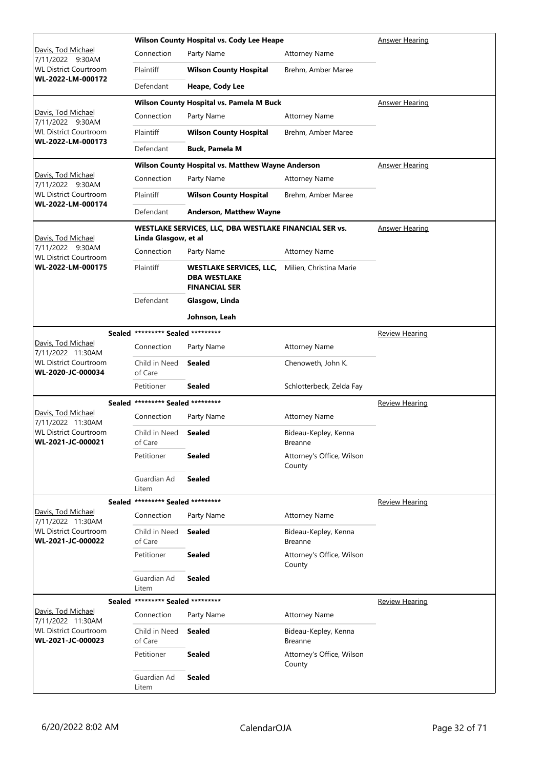| Case Info | Case Title / Parties | | | Hearing Type |
|---|---|---|---|---|
| Davis, Tod Michael<br>7/11/2022 9:30AM<br>WL District Courtroom<br>**WL-2022-LM-000172** | **Wilson County Hospital vs. Cody Lee Heape** | | | Answer Hearing |
| | Connection | Party Name | Attorney Name | |
| | Plaintiff | **Wilson County Hospital** | Brehm, Amber Maree | |
| | Defendant | **Heape, Cody Lee** | | |
| Davis, Tod Michael<br>7/11/2022 9:30AM<br>WL District Courtroom<br>**WL-2022-LM-000173** | **Wilson County Hospital vs. Pamela M Buck** | | | Answer Hearing |
| | Connection | Party Name | Attorney Name | |
| | Plaintiff | **Wilson County Hospital** | Brehm, Amber Maree | |
| | Defendant | **Buck, Pamela M** | | |
| Davis, Tod Michael<br>7/11/2022 9:30AM<br>WL District Courtroom<br>**WL-2022-LM-000174** | **Wilson County Hospital vs. Matthew Wayne Anderson** | | | Answer Hearing |
| | Connection | Party Name | Attorney Name | |
| | Plaintiff | **Wilson County Hospital** | Brehm, Amber Maree | |
| | Defendant | **Anderson, Matthew Wayne** | | |
| Davis, Tod Michael<br>7/11/2022 9:30AM<br>WL District Courtroom<br>**WL-2022-LM-000175** | **WESTLAKE SERVICES, LLC, DBA WESTLAKE FINANCIAL SER vs. Linda Glasgow, et al** | | | Answer Hearing |
| | Connection | Party Name | Attorney Name | |
| | Plaintiff | **WESTLAKE SERVICES, LLC, DBA WESTLAKE FINANCIAL SER** | Milien, Christina Marie | |
| | Defendant | **Glasgow, Linda** | | |
| | | **Johnson, Leah** | | |
| **Sealed**<br>Davis, Tod Michael<br>7/11/2022 11:30AM<br>WL District Courtroom<br>**WL-2020-JC-000034** | **\*\*\*\*\*\*\*\*\* Sealed \*\*\*\*\*\*\*\*\*** | | | Review Hearing |
| | Connection | Party Name | Attorney Name | |
| | Child in Need of Care | **Sealed** | Chenoweth, John K. | |
| | Petitioner | **Sealed** | Schlotterbeck, Zelda Fay | |
| **Sealed**<br>Davis, Tod Michael<br>7/11/2022 11:30AM<br>WL District Courtroom<br>**WL-2021-JC-000021** | **\*\*\*\*\*\*\*\*\* Sealed \*\*\*\*\*\*\*\*\*** | | | Review Hearing |
| | Connection | Party Name | Attorney Name | |
| | Child in Need of Care | **Sealed** | Bideau-Kepley, Kenna Breanne | |
| | Petitioner | **Sealed** | Attorney's Office, Wilson County | |
| | Guardian Ad Litem | **Sealed** | | |
| **Sealed**<br>Davis, Tod Michael<br>7/11/2022 11:30AM<br>WL District Courtroom<br>**WL-2021-JC-000022** | **\*\*\*\*\*\*\*\*\* Sealed \*\*\*\*\*\*\*\*\*** | | | Review Hearing |
| | Connection | Party Name | Attorney Name | |
| | Child in Need of Care | **Sealed** | Bideau-Kepley, Kenna Breanne | |
| | Petitioner | **Sealed** | Attorney's Office, Wilson County | |
| | Guardian Ad Litem | **Sealed** | | |
| **Sealed**<br>Davis, Tod Michael<br>7/11/2022 11:30AM<br>WL District Courtroom<br>**WL-2021-JC-000023** | **\*\*\*\*\*\*\*\*\* Sealed \*\*\*\*\*\*\*\*\*** | | | Review Hearing |
| | Connection | Party Name | Attorney Name | |
| | Child in Need of Care | **Sealed** | Bideau-Kepley, Kenna Breanne | |
| | Petitioner | **Sealed** | Attorney's Office, Wilson County | |
| | Guardian Ad Litem | **Sealed** | | |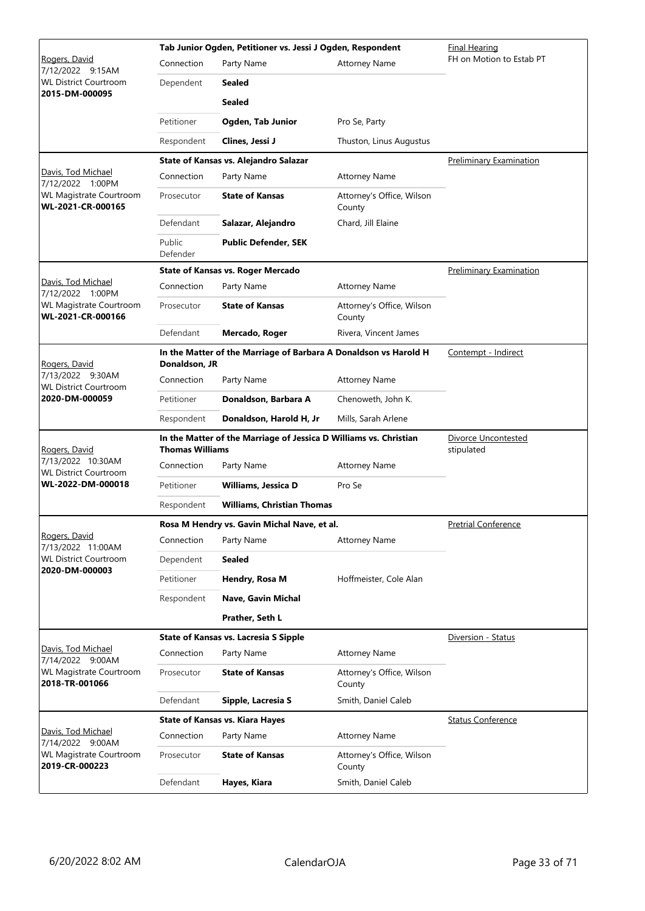| Judge / Date / Location / Case | Case Title | | | Hearing Type |
|---|---|---|---|---|
| Rogers, David<br>7/12/2022 9:15AM<br>WL District Courtroom<br>**2015-DM-000095** | **Tab Junior Ogden, Petitioner vs. Jessi J Ogden, Respondent** | | | Final Hearing<br>FH on Motion to Estab PT |
| | Connection | Party Name | Attorney Name | |
| | Dependent | **Sealed** | | |
| | | **Sealed** | | |
| | Petitioner | **Ogden, Tab Junior** | Pro Se, Party | |
| | Respondent | **Clines, Jessi J** | Thuston, Linus Augustus | |
| Davis, Tod Michael<br>7/12/2022 1:00PM<br>WL Magistrate Courtroom<br>**WL-2021-CR-000165** | **State of Kansas vs. Alejandro Salazar** | | | Preliminary Examination |
| | Connection | Party Name | Attorney Name | |
| | Prosecutor | **State of Kansas** | Attorney's Office, Wilson County | |
| | Defendant | **Salazar, Alejandro** | Chard, Jill Elaine | |
| | Public Defender | **Public Defender, SEK** | | |
| Davis, Tod Michael<br>7/12/2022 1:00PM<br>WL Magistrate Courtroom<br>**WL-2021-CR-000166** | **State of Kansas vs. Roger Mercado** | | | Preliminary Examination |
| | Connection | Party Name | Attorney Name | |
| | Prosecutor | **State of Kansas** | Attorney's Office, Wilson County | |
| | Defendant | **Mercado, Roger** | Rivera, Vincent James | |
| Rogers, David<br>7/13/2022 9:30AM<br>WL District Courtroom<br>**2020-DM-000059** | **In the Matter of the Marriage of Barbara A Donaldson vs Harold H Donaldson, JR** | | | Contempt - Indirect |
| | Connection | Party Name | Attorney Name | |
| | Petitioner | **Donaldson, Barbara A** | Chenoweth, John K. | |
| | Respondent | **Donaldson, Harold H, Jr** | Mills, Sarah Arlene | |
| Rogers, David<br>7/13/2022 10:30AM<br>WL District Courtroom<br>**WL-2022-DM-000018** | **In the Matter of the Marriage of Jessica D Williams vs. Christian Thomas Williams** | | | Divorce Uncontested<br>stipulated |
| | Connection | Party Name | Attorney Name | |
| | Petitioner | **Williams, Jessica D** | Pro Se | |
| | Respondent | **Williams, Christian Thomas** | | |
| Rogers, David<br>7/13/2022 11:00AM<br>WL District Courtroom<br>**2020-DM-000003** | **Rosa M Hendry vs. Gavin Michal Nave, et al.** | | | Pretrial Conference |
| | Connection | Party Name | Attorney Name | |
| | Dependent | **Sealed** | | |
| | Petitioner | **Hendry, Rosa M** | Hoffmeister, Cole Alan | |
| | Respondent | **Nave, Gavin Michal** | | |
| | | **Prather, Seth L** | | |
| Davis, Tod Michael<br>7/14/2022 9:00AM<br>WL Magistrate Courtroom<br>**2018-TR-001066** | **State of Kansas vs. Lacresia S Sipple** | | | Diversion - Status |
| | Connection | Party Name | Attorney Name | |
| | Prosecutor | **State of Kansas** | Attorney's Office, Wilson County | |
| | Defendant | **Sipple, Lacresia S** | Smith, Daniel Caleb | |
| Davis, Tod Michael<br>7/14/2022 9:00AM<br>WL Magistrate Courtroom<br>**2019-CR-000223** | **State of Kansas vs. Kiara Hayes** | | | Status Conference |
| | Connection | Party Name | Attorney Name | |
| | Prosecutor | **State of Kansas** | Attorney's Office, Wilson County | |
| | Defendant | **Hayes, Kiara** | Smith, Daniel Caleb | |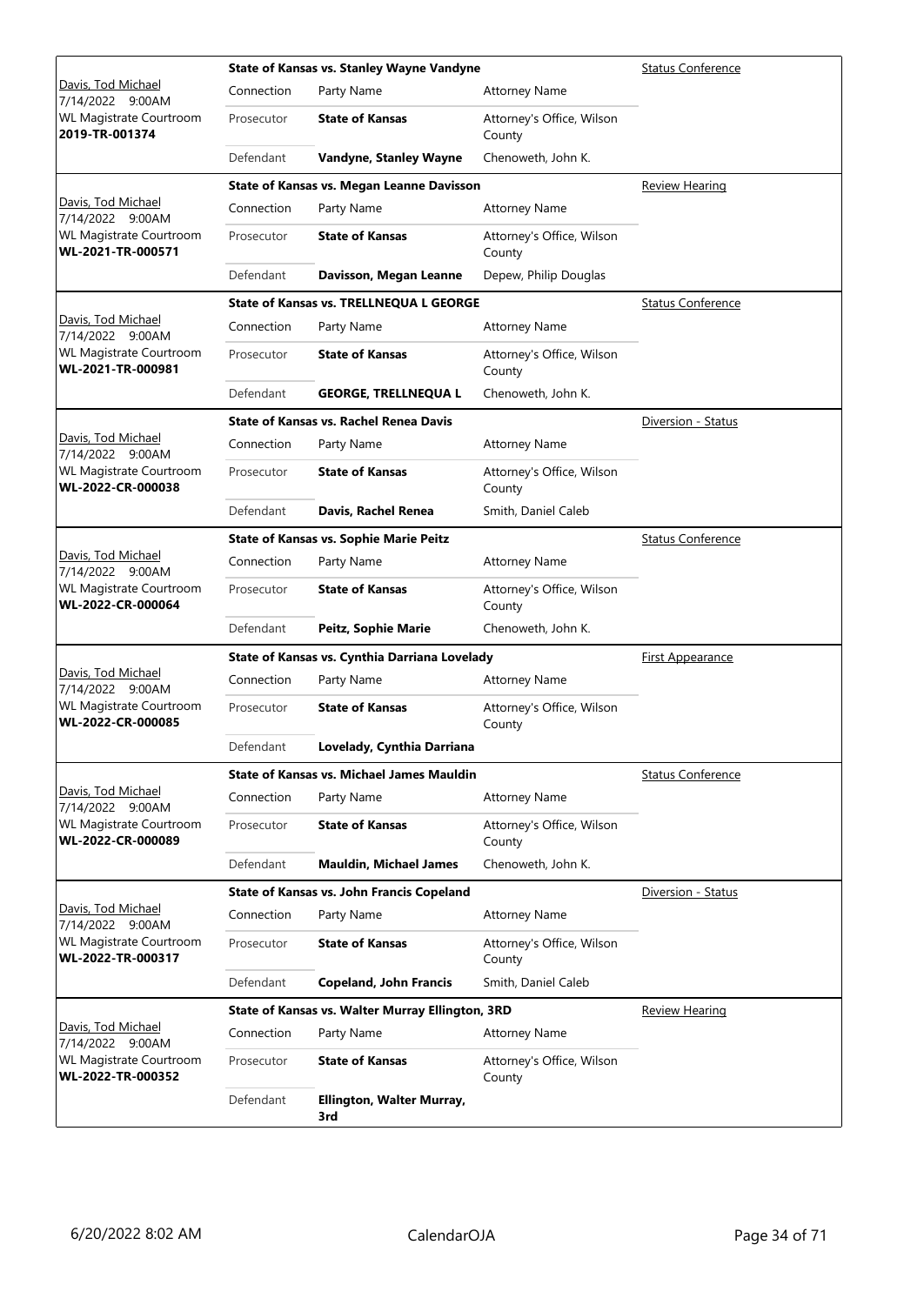| Judge / Date / Location / Case No. | Case | Connection | Party Name | Attorney Name | Hearing Type |
|---|---|---|---|---|---|
| Davis, Tod Michael<br>7/14/2022 9:00AM<br>WL Magistrate Courtroom<br>**2019-TR-001374** | **State of Kansas vs. Stanley Wayne Vandyne** | Prosecutor | **State of Kansas** | Attorney's Office, Wilson County | Status Conference |
| | | Defendant | **Vandyne, Stanley Wayne** | Chenoweth, John K. | |
| Davis, Tod Michael<br>7/14/2022 9:00AM<br>WL Magistrate Courtroom<br>**WL-2021-TR-000571** | **State of Kansas vs. Megan Leanne Davisson** | Prosecutor | **State of Kansas** | Attorney's Office, Wilson County | Review Hearing |
| | | Defendant | **Davisson, Megan Leanne** | Depew, Philip Douglas | |
| Davis, Tod Michael<br>7/14/2022 9:00AM<br>WL Magistrate Courtroom<br>**WL-2021-TR-000981** | **State of Kansas vs. TRELLNEQUA L GEORGE** | Prosecutor | **State of Kansas** | Attorney's Office, Wilson County | Status Conference |
| | | Defendant | **GEORGE, TRELLNEQUA L** | Chenoweth, John K. | |
| Davis, Tod Michael<br>7/14/2022 9:00AM<br>WL Magistrate Courtroom<br>**WL-2022-CR-000038** | **State of Kansas vs. Rachel Renea Davis** | Prosecutor | **State of Kansas** | Attorney's Office, Wilson County | Diversion - Status |
| | | Defendant | **Davis, Rachel Renea** | Smith, Daniel Caleb | |
| Davis, Tod Michael<br>7/14/2022 9:00AM<br>WL Magistrate Courtroom<br>**WL-2022-CR-000064** | **State of Kansas vs. Sophie Marie Peitz** | Prosecutor | **State of Kansas** | Attorney's Office, Wilson County | Status Conference |
| | | Defendant | **Peitz, Sophie Marie** | Chenoweth, John K. | |
| Davis, Tod Michael<br>7/14/2022 9:00AM<br>WL Magistrate Courtroom<br>**WL-2022-CR-000085** | **State of Kansas vs. Cynthia Darriana Lovelady** | Prosecutor | **State of Kansas** | Attorney's Office, Wilson County | First Appearance |
| | | Defendant | **Lovelady, Cynthia Darriana** | | |
| Davis, Tod Michael<br>7/14/2022 9:00AM<br>WL Magistrate Courtroom<br>**WL-2022-CR-000089** | **State of Kansas vs. Michael James Mauldin** | Prosecutor | **State of Kansas** | Attorney's Office, Wilson County | Status Conference |
| | | Defendant | **Mauldin, Michael James** | Chenoweth, John K. | |
| Davis, Tod Michael<br>7/14/2022 9:00AM<br>WL Magistrate Courtroom<br>**WL-2022-TR-000317** | **State of Kansas vs. John Francis Copeland** | Prosecutor | **State of Kansas** | Attorney's Office, Wilson County | Diversion - Status |
| | | Defendant | **Copeland, John Francis** | Smith, Daniel Caleb | |
| Davis, Tod Michael<br>7/14/2022 9:00AM<br>WL Magistrate Courtroom<br>**WL-2022-TR-000352** | **State of Kansas vs. Walter Murray Ellington, 3RD** | Prosecutor | **State of Kansas** | Attorney's Office, Wilson County | Review Hearing |
| | | Defendant | **Ellington, Walter Murray, 3rd** | | |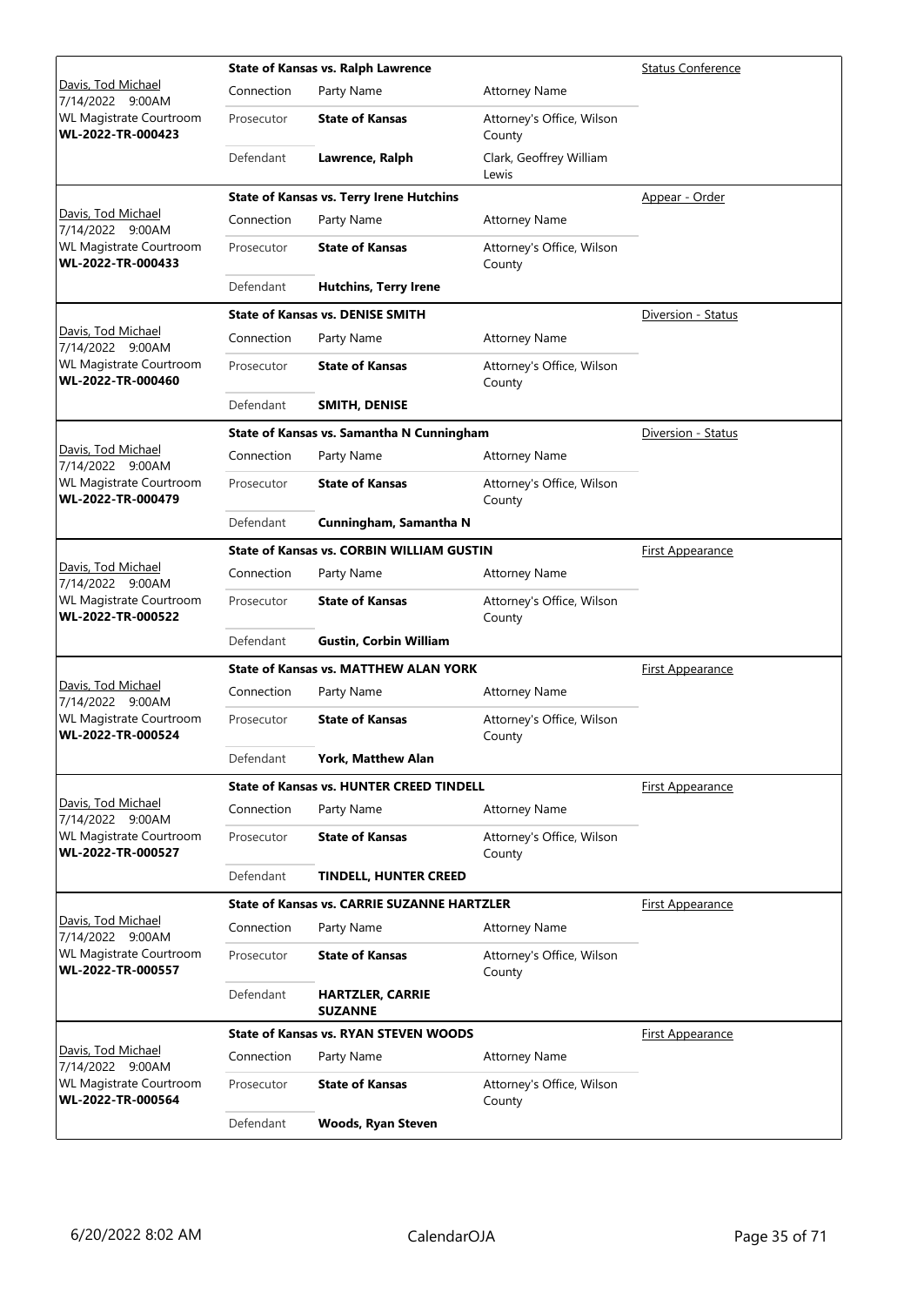| Judge / Date / Location / Case | Case Title | | | Hearing Type |
|---|---|---|---|---|
| Davis, Tod Michael<br>7/14/2022 9:00AM<br>WL Magistrate Courtroom<br>**WL-2022-TR-000423** | **State of Kansas vs. Ralph Lawrence** | | | Status Conference |
| | Connection | Party Name | Attorney Name | |
| | Prosecutor | **State of Kansas** | Attorney's Office, Wilson County | |
| | Defendant | **Lawrence, Ralph** | Clark, Geoffrey William Lewis | |
| Davis, Tod Michael<br>7/14/2022 9:00AM<br>WL Magistrate Courtroom<br>**WL-2022-TR-000433** | **State of Kansas vs. Terry Irene Hutchins** | | | Appear - Order |
| | Connection | Party Name | Attorney Name | |
| | Prosecutor | **State of Kansas** | Attorney's Office, Wilson County | |
| | Defendant | **Hutchins, Terry Irene** | | |
| Davis, Tod Michael<br>7/14/2022 9:00AM<br>WL Magistrate Courtroom<br>**WL-2022-TR-000460** | **State of Kansas vs. DENISE SMITH** | | | Diversion - Status |
| | Connection | Party Name | Attorney Name | |
| | Prosecutor | **State of Kansas** | Attorney's Office, Wilson County | |
| | Defendant | **SMITH, DENISE** | | |
| Davis, Tod Michael<br>7/14/2022 9:00AM<br>WL Magistrate Courtroom<br>**WL-2022-TR-000479** | **State of Kansas vs. Samantha N Cunningham** | | | Diversion - Status |
| | Connection | Party Name | Attorney Name | |
| | Prosecutor | **State of Kansas** | Attorney's Office, Wilson County | |
| | Defendant | **Cunningham, Samantha N** | | |
| Davis, Tod Michael<br>7/14/2022 9:00AM<br>WL Magistrate Courtroom<br>**WL-2022-TR-000522** | **State of Kansas vs. CORBIN WILLIAM GUSTIN** | | | First Appearance |
| | Connection | Party Name | Attorney Name | |
| | Prosecutor | **State of Kansas** | Attorney's Office, Wilson County | |
| | Defendant | **Gustin, Corbin William** | | |
| Davis, Tod Michael<br>7/14/2022 9:00AM<br>WL Magistrate Courtroom<br>**WL-2022-TR-000524** | **State of Kansas vs. MATTHEW ALAN YORK** | | | First Appearance |
| | Connection | Party Name | Attorney Name | |
| | Prosecutor | **State of Kansas** | Attorney's Office, Wilson County | |
| | Defendant | **York, Matthew Alan** | | |
| Davis, Tod Michael<br>7/14/2022 9:00AM<br>WL Magistrate Courtroom<br>**WL-2022-TR-000527** | **State of Kansas vs. HUNTER CREED TINDELL** | | | First Appearance |
| | Connection | Party Name | Attorney Name | |
| | Prosecutor | **State of Kansas** | Attorney's Office, Wilson County | |
| | Defendant | **TINDELL, HUNTER CREED** | | |
| Davis, Tod Michael<br>7/14/2022 9:00AM<br>WL Magistrate Courtroom<br>**WL-2022-TR-000557** | **State of Kansas vs. CARRIE SUZANNE HARTZLER** | | | First Appearance |
| | Connection | Party Name | Attorney Name | |
| | Prosecutor | **State of Kansas** | Attorney's Office, Wilson County | |
| | Defendant | **HARTZLER, CARRIE SUZANNE** | | |
| Davis, Tod Michael<br>7/14/2022 9:00AM<br>WL Magistrate Courtroom<br>**WL-2022-TR-000564** | **State of Kansas vs. RYAN STEVEN WOODS** | | | First Appearance |
| | Connection | Party Name | Attorney Name | |
| | Prosecutor | **State of Kansas** | Attorney's Office, Wilson County | |
| | Defendant | **Woods, Ryan Steven** | | |

6/20/2022 8:02 AM CalendarOJA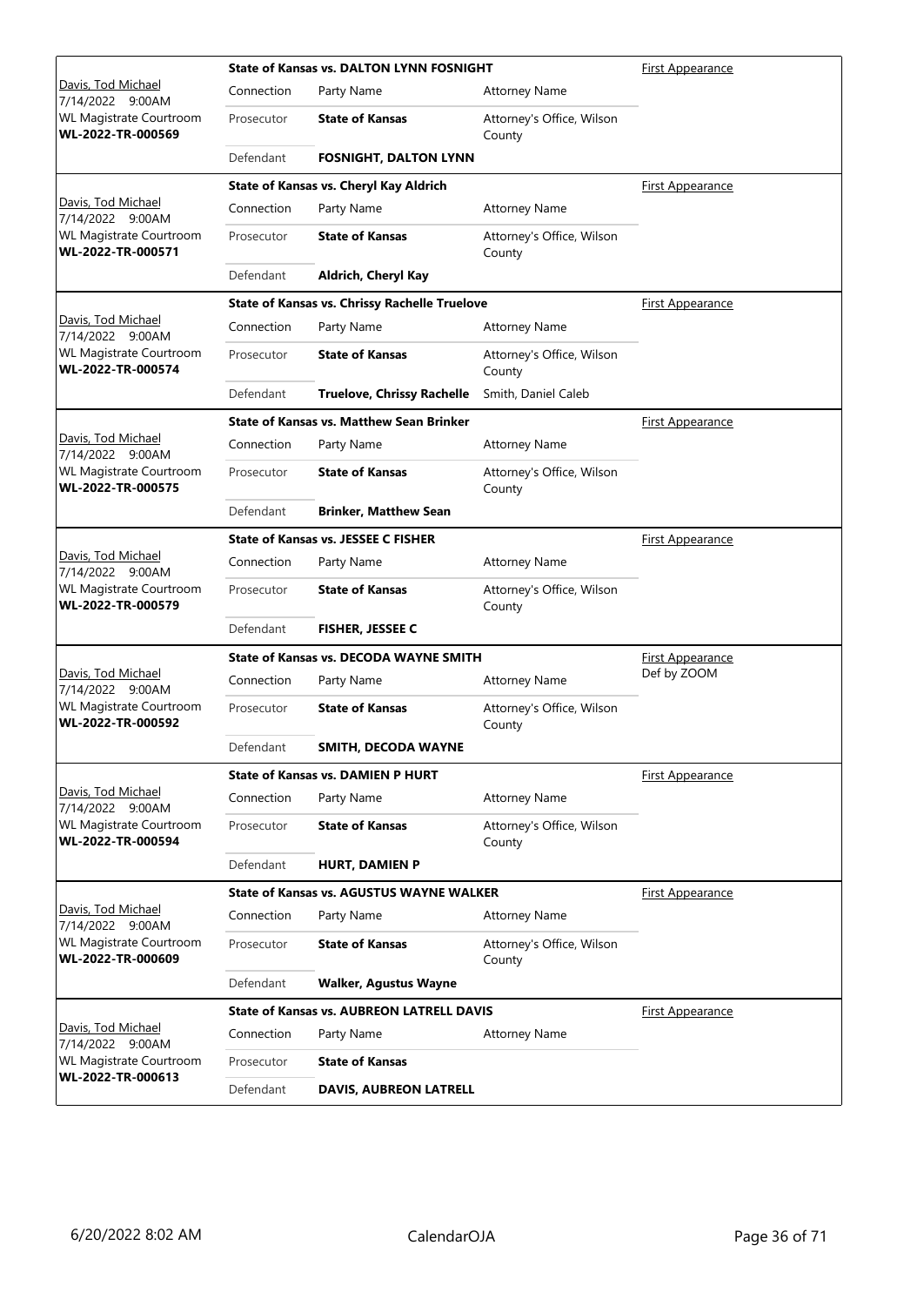| Judge / Date / Location / Case | Connection | Party Name | Attorney Name | Hearing |
|---|---|---|---|---|
| Davis, Tod Michael 7/14/2022 9:00AM WL Magistrate Courtroom **WL-2022-TR-000569** | **State of Kansas vs. DALTON LYNN FOSNIGHT** | | | First Appearance |
| | Connection | Party Name | Attorney Name | |
| | Prosecutor | **State of Kansas** | Attorney's Office, Wilson County | |
| | Defendant | **FOSNIGHT, DALTON LYNN** | | |
| Davis, Tod Michael 7/14/2022 9:00AM WL Magistrate Courtroom **WL-2022-TR-000571** | **State of Kansas vs. Cheryl Kay Aldrich** | | | First Appearance |
| | Connection | Party Name | Attorney Name | |
| | Prosecutor | **State of Kansas** | Attorney's Office, Wilson County | |
| | Defendant | **Aldrich, Cheryl Kay** | | |
| Davis, Tod Michael 7/14/2022 9:00AM WL Magistrate Courtroom **WL-2022-TR-000574** | **State of Kansas vs. Chrissy Rachelle Truelove** | | | First Appearance |
| | Connection | Party Name | Attorney Name | |
| | Prosecutor | **State of Kansas** | Attorney's Office, Wilson County | |
| | Defendant | **Truelove, Chrissy Rachelle** | Smith, Daniel Caleb | |
| Davis, Tod Michael 7/14/2022 9:00AM WL Magistrate Courtroom **WL-2022-TR-000575** | **State of Kansas vs. Matthew Sean Brinker** | | | First Appearance |
| | Connection | Party Name | Attorney Name | |
| | Prosecutor | **State of Kansas** | Attorney's Office, Wilson County | |
| | Defendant | **Brinker, Matthew Sean** | | |
| Davis, Tod Michael 7/14/2022 9:00AM WL Magistrate Courtroom **WL-2022-TR-000579** | **State of Kansas vs. JESSEE C FISHER** | | | First Appearance |
| | Connection | Party Name | Attorney Name | |
| | Prosecutor | **State of Kansas** | Attorney's Office, Wilson County | |
| | Defendant | **FISHER, JESSEE C** | | |
| Davis, Tod Michael 7/14/2022 9:00AM WL Magistrate Courtroom **WL-2022-TR-000592** | **State of Kansas vs. DECODA WAYNE SMITH** | | | First Appearance Def by ZOOM |
| | Connection | Party Name | Attorney Name | |
| | Prosecutor | **State of Kansas** | Attorney's Office, Wilson County | |
| | Defendant | **SMITH, DECODA WAYNE** | | |
| Davis, Tod Michael 7/14/2022 9:00AM WL Magistrate Courtroom **WL-2022-TR-000594** | **State of Kansas vs. DAMIEN P HURT** | | | First Appearance |
| | Connection | Party Name | Attorney Name | |
| | Prosecutor | **State of Kansas** | Attorney's Office, Wilson County | |
| | Defendant | **HURT, DAMIEN P** | | |
| Davis, Tod Michael 7/14/2022 9:00AM WL Magistrate Courtroom **WL-2022-TR-000609** | **State of Kansas vs. AGUSTUS WAYNE WALKER** | | | First Appearance |
| | Connection | Party Name | Attorney Name | |
| | Prosecutor | **State of Kansas** | Attorney's Office, Wilson County | |
| | Defendant | **Walker, Agustus Wayne** | | |
| Davis, Tod Michael 7/14/2022 9:00AM WL Magistrate Courtroom **WL-2022-TR-000613** | **State of Kansas vs. AUBREON LATRELL DAVIS** | | | First Appearance |
| | Connection | Party Name | Attorney Name | |
| | Prosecutor | **State of Kansas** | | |
| | Defendant | **DAVIS, AUBREON LATRELL** | | |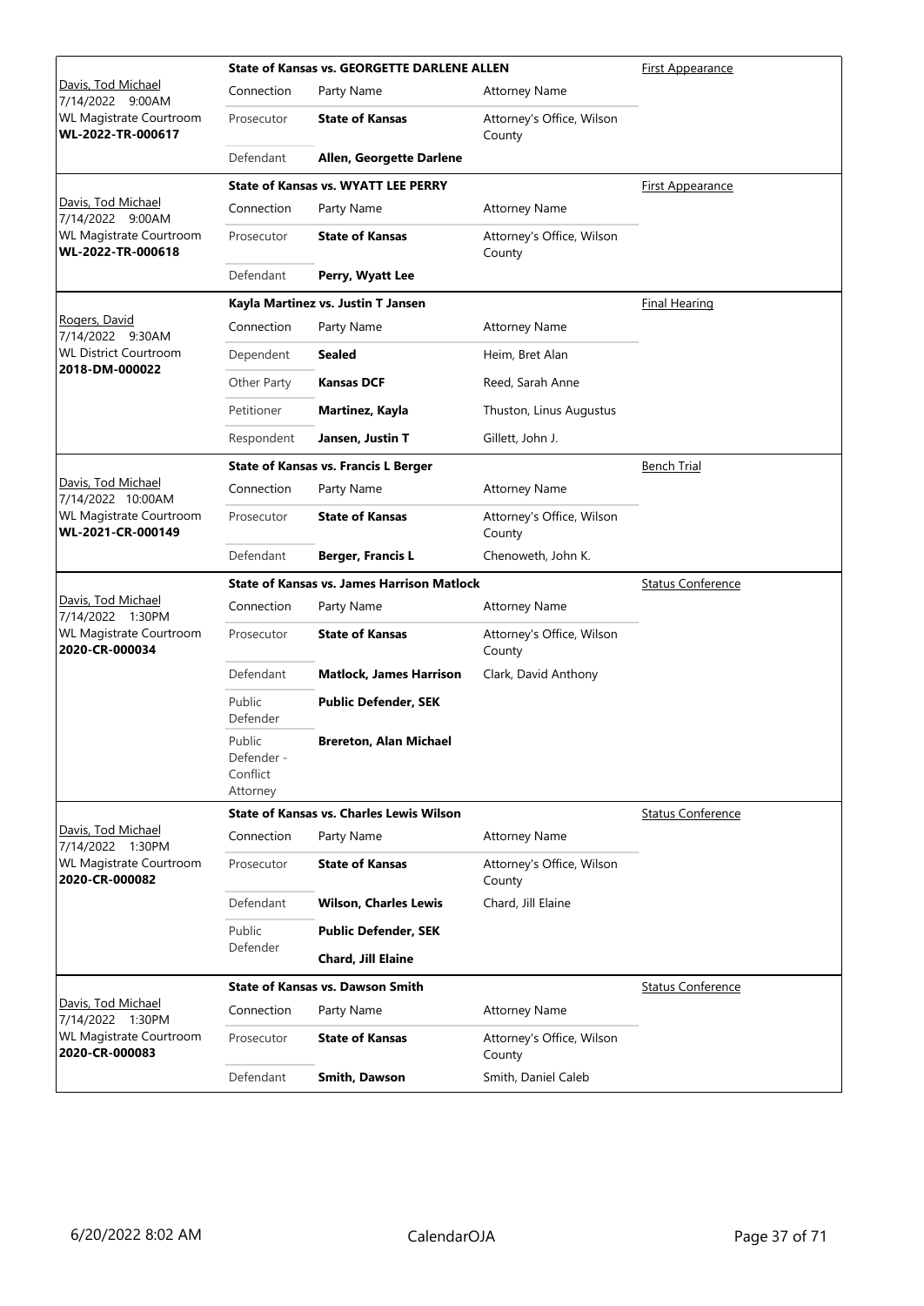| Judge / Date / Location / Case | Case Title / Connection | Party Name | Attorney Name | Hearing Type |
|---|---|---|---|---|
| Davis, Tod Michael<br>7/14/2022 9:00AM<br>WL Magistrate Courtroom<br>**WL-2022-TR-000617** | **State of Kansas vs. GEORGETTE DARLENE ALLEN** | | | First Appearance |
| | Connection | Party Name | Attorney Name | |
| | Prosecutor | **State of Kansas** | Attorney's Office, Wilson County | |
| | Defendant | **Allen, Georgette Darlene** | | |
| Davis, Tod Michael<br>7/14/2022 9:00AM<br>WL Magistrate Courtroom<br>**WL-2022-TR-000618** | **State of Kansas vs. WYATT LEE PERRY** | | | First Appearance |
| | Connection | Party Name | Attorney Name | |
| | Prosecutor | **State of Kansas** | Attorney's Office, Wilson County | |
| | Defendant | **Perry, Wyatt Lee** | | |
| Rogers, David<br>7/14/2022 9:30AM<br>WL District Courtroom<br>**2018-DM-000022** | **Kayla Martinez vs. Justin T Jansen** | | | Final Hearing |
| | Connection | Party Name | Attorney Name | |
| | Dependent | **Sealed** | Heim, Bret Alan | |
| | Other Party | **Kansas DCF** | Reed, Sarah Anne | |
| | Petitioner | **Martinez, Kayla** | Thuston, Linus Augustus | |
| | Respondent | **Jansen, Justin T** | Gillett, John J. | |
| Davis, Tod Michael<br>7/14/2022 10:00AM<br>WL Magistrate Courtroom<br>**WL-2021-CR-000149** | **State of Kansas vs. Francis L Berger** | | | Bench Trial |
| | Connection | Party Name | Attorney Name | |
| | Prosecutor | **State of Kansas** | Attorney's Office, Wilson County | |
| | Defendant | **Berger, Francis L** | Chenoweth, John K. | |
| Davis, Tod Michael<br>7/14/2022 1:30PM<br>WL Magistrate Courtroom<br>**2020-CR-000034** | **State of Kansas vs. James Harrison Matlock** | | | Status Conference |
| | Connection | Party Name | Attorney Name | |
| | Prosecutor | **State of Kansas** | Attorney's Office, Wilson County | |
| | Defendant | **Matlock, James Harrison** | Clark, David Anthony | |
| | Public Defender | **Public Defender, SEK** | | |
| | Public Defender - Conflict Attorney | **Brereton, Alan Michael** | | |
| Davis, Tod Michael<br>7/14/2022 1:30PM<br>WL Magistrate Courtroom<br>**2020-CR-000082** | **State of Kansas vs. Charles Lewis Wilson** | | | Status Conference |
| | Connection | Party Name | Attorney Name | |
| | Prosecutor | **State of Kansas** | Attorney's Office, Wilson County | |
| | Defendant | **Wilson, Charles Lewis** | Chard, Jill Elaine | |
| | Public Defender | **Public Defender, SEK** | | |
| | | **Chard, Jill Elaine** | | |
| Davis, Tod Michael<br>7/14/2022 1:30PM<br>WL Magistrate Courtroom<br>**2020-CR-000083** | **State of Kansas vs. Dawson Smith** | | | Status Conference |
| | Connection | Party Name | Attorney Name | |
| | Prosecutor | **State of Kansas** | Attorney's Office, Wilson County | |
| | Defendant | **Smith, Dawson** | Smith, Daniel Caleb | |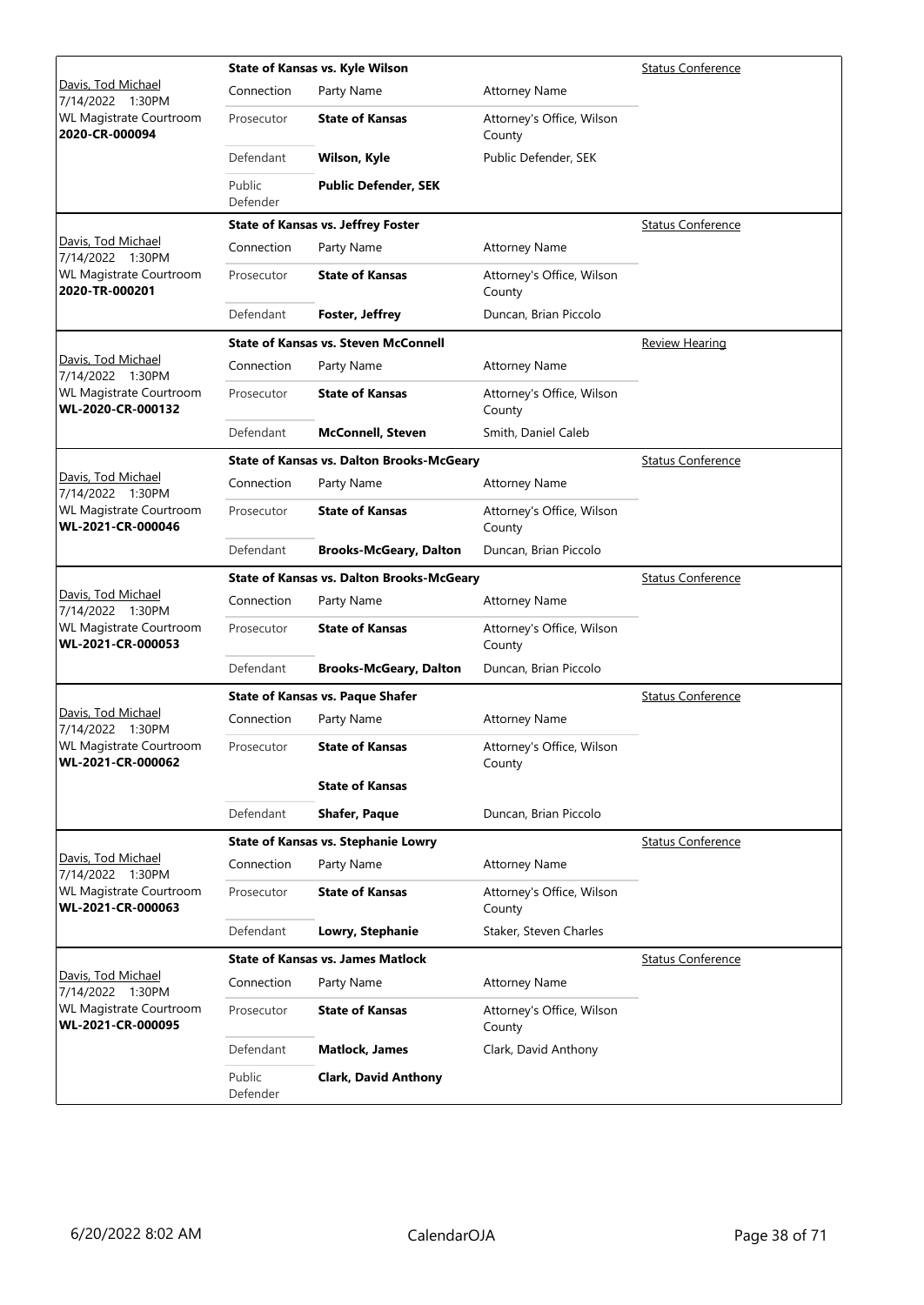| Case Info | Case / Connection | Party Name | Attorney Name | Hearing Type |
| --- | --- | --- | --- | --- |
| Davis, Tod Michael<br>7/14/2022 1:30PM<br>WL Magistrate Courtroom<br>**2020-CR-000094** | **State of Kansas vs. Kyle Wilson** | | | Status Conference |
| | Connection | Party Name | Attorney Name | |
| | Prosecutor | **State of Kansas** | Attorney's Office, Wilson County | |
| | Defendant | **Wilson, Kyle** | Public Defender, SEK | |
| | Public Defender | **Public Defender, SEK** | | |
| Davis, Tod Michael<br>7/14/2022 1:30PM<br>WL Magistrate Courtroom<br>**2020-TR-000201** | **State of Kansas vs. Jeffrey Foster** | | | Status Conference |
| | Connection | Party Name | Attorney Name | |
| | Prosecutor | **State of Kansas** | Attorney's Office, Wilson County | |
| | Defendant | **Foster, Jeffrey** | Duncan, Brian Piccolo | |
| Davis, Tod Michael<br>7/14/2022 1:30PM<br>WL Magistrate Courtroom<br>**WL-2020-CR-000132** | **State of Kansas vs. Steven McConnell** | | | Review Hearing |
| | Connection | Party Name | Attorney Name | |
| | Prosecutor | **State of Kansas** | Attorney's Office, Wilson County | |
| | Defendant | **McConnell, Steven** | Smith, Daniel Caleb | |
| Davis, Tod Michael<br>7/14/2022 1:30PM<br>WL Magistrate Courtroom<br>**WL-2021-CR-000046** | **State of Kansas vs. Dalton Brooks-McGeary** | | | Status Conference |
| | Connection | Party Name | Attorney Name | |
| | Prosecutor | **State of Kansas** | Attorney's Office, Wilson County | |
| | Defendant | **Brooks-McGeary, Dalton** | Duncan, Brian Piccolo | |
| Davis, Tod Michael<br>7/14/2022 1:30PM<br>WL Magistrate Courtroom<br>**WL-2021-CR-000053** | **State of Kansas vs. Dalton Brooks-McGeary** | | | Status Conference |
| | Connection | Party Name | Attorney Name | |
| | Prosecutor | **State of Kansas** | Attorney's Office, Wilson County | |
| | Defendant | **Brooks-McGeary, Dalton** | Duncan, Brian Piccolo | |
| Davis, Tod Michael<br>7/14/2022 1:30PM<br>WL Magistrate Courtroom<br>**WL-2021-CR-000062** | **State of Kansas vs. Paque Shafer** | | | Status Conference |
| | Connection | Party Name | Attorney Name | |
| | Prosecutor | **State of Kansas** | Attorney's Office, Wilson County | |
| | | **State of Kansas** | | |
| | Defendant | **Shafer, Paque** | Duncan, Brian Piccolo | |
| Davis, Tod Michael<br>7/14/2022 1:30PM<br>WL Magistrate Courtroom<br>**WL-2021-CR-000063** | **State of Kansas vs. Stephanie Lowry** | | | Status Conference |
| | Connection | Party Name | Attorney Name | |
| | Prosecutor | **State of Kansas** | Attorney's Office, Wilson County | |
| | Defendant | **Lowry, Stephanie** | Staker, Steven Charles | |
| Davis, Tod Michael<br>7/14/2022 1:30PM<br>WL Magistrate Courtroom<br>**WL-2021-CR-000095** | **State of Kansas vs. James Matlock** | | | Status Conference |
| | Connection | Party Name | Attorney Name | |
| | Prosecutor | **State of Kansas** | Attorney's Office, Wilson County | |
| | Defendant | **Matlock, James** | Clark, David Anthony | |
| | Public Defender | **Clark, David Anthony** | | |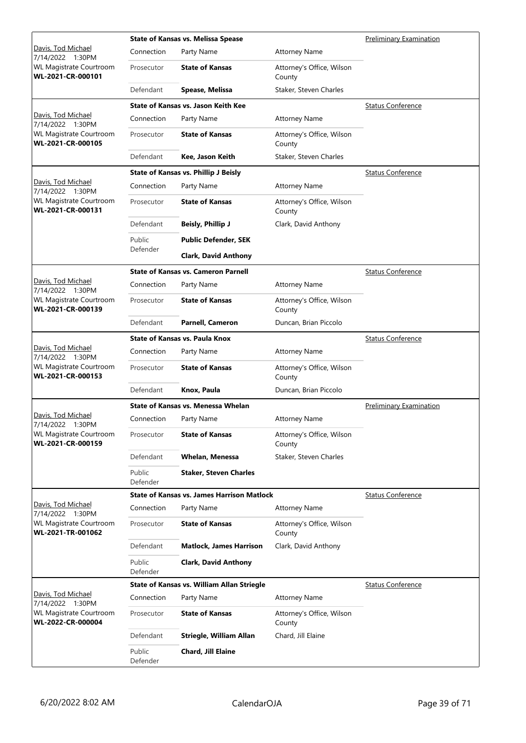| Judge / Date / Location / Case | Case Title | Connection | Party Name | Attorney Name | Hearing Type |
|---|---|---|---|---|---|
| Davis, Tod Michael<br>7/14/2022 1:30PM<br>WL Magistrate Courtroom<br>**WL-2021-CR-000101** | **State of Kansas vs. Melissa Spease** | Prosecutor | **State of Kansas** | Attorney's Office, Wilson County | Preliminary Examination |
| | | Defendant | **Spease, Melissa** | Staker, Steven Charles | |
| Davis, Tod Michael<br>7/14/2022 1:30PM<br>WL Magistrate Courtroom<br>**WL-2021-CR-000105** | **State of Kansas vs. Jason Keith Kee** | Prosecutor | **State of Kansas** | Attorney's Office, Wilson County | Status Conference |
| | | Defendant | **Kee, Jason Keith** | Staker, Steven Charles | |
| Davis, Tod Michael<br>7/14/2022 1:30PM<br>WL Magistrate Courtroom<br>**WL-2021-CR-000131** | **State of Kansas vs. Phillip J Beisly** | Prosecutor | **State of Kansas** | Attorney's Office, Wilson County | Status Conference |
| | | Defendant | **Beisly, Phillip J** | Clark, David Anthony | |
| | | Public Defender | **Public Defender, SEK** | | |
| | | | **Clark, David Anthony** | | |
| Davis, Tod Michael<br>7/14/2022 1:30PM<br>WL Magistrate Courtroom<br>**WL-2021-CR-000139** | **State of Kansas vs. Cameron Parnell** | Prosecutor | **State of Kansas** | Attorney's Office, Wilson County | Status Conference |
| | | Defendant | **Parnell, Cameron** | Duncan, Brian Piccolo | |
| Davis, Tod Michael<br>7/14/2022 1:30PM<br>WL Magistrate Courtroom<br>**WL-2021-CR-000153** | **State of Kansas vs. Paula Knox** | Prosecutor | **State of Kansas** | Attorney's Office, Wilson County | Status Conference |
| | | Defendant | **Knox, Paula** | Duncan, Brian Piccolo | |
| Davis, Tod Michael<br>7/14/2022 1:30PM<br>WL Magistrate Courtroom<br>**WL-2021-CR-000159** | **State of Kansas vs. Menessa Whelan** | Prosecutor | **State of Kansas** | Attorney's Office, Wilson County | Preliminary Examination |
| | | Defendant | **Whelan, Menessa** | Staker, Steven Charles | |
| | | Public Defender | **Staker, Steven Charles** | | |
| Davis, Tod Michael<br>7/14/2022 1:30PM<br>WL Magistrate Courtroom<br>**WL-2021-TR-001062** | **State of Kansas vs. James Harrison Matlock** | Prosecutor | **State of Kansas** | Attorney's Office, Wilson County | Status Conference |
| | | Defendant | **Matlock, James Harrison** | Clark, David Anthony | |
| | | Public Defender | **Clark, David Anthony** | | |
| Davis, Tod Michael<br>7/14/2022 1:30PM<br>WL Magistrate Courtroom<br>**WL-2022-CR-000004** | **State of Kansas vs. William Allan Striegle** | Prosecutor | **State of Kansas** | Attorney's Office, Wilson County | Status Conference |
| | | Defendant | **Striegle, William Allan** | Chard, Jill Elaine | |
| | | Public Defender | **Chard, Jill Elaine** | | |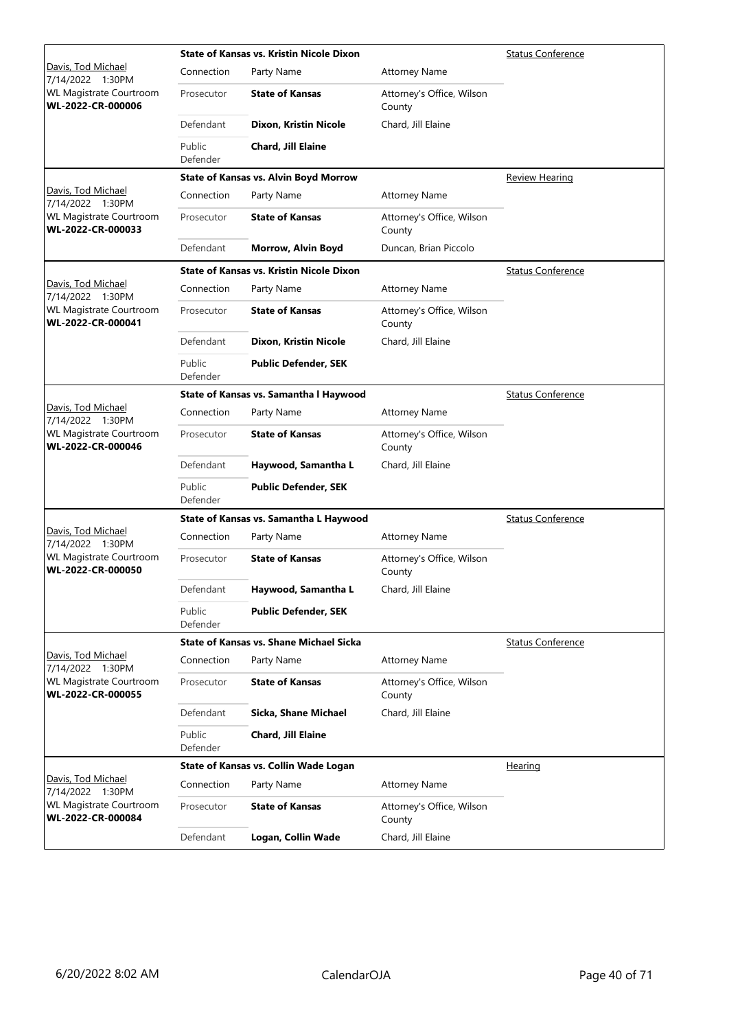| Judge / Date / Location / Case | Case Title | Connection | Party Name | Attorney Name | Hearing Type |
|---|---|---|---|---|---|
| Davis, Tod Michael<br>7/14/2022 1:30PM<br>WL Magistrate Courtroom<br>**WL-2022-CR-000006** | **State of Kansas vs. Kristin Nicole Dixon** | Prosecutor | **State of Kansas** | Attorney's Office, Wilson County | Status Conference |
| | | Defendant | **Dixon, Kristin Nicole** | Chard, Jill Elaine | |
| | | Public Defender | **Chard, Jill Elaine** | | |
| Davis, Tod Michael<br>7/14/2022 1:30PM<br>WL Magistrate Courtroom<br>**WL-2022-CR-000033** | **State of Kansas vs. Alvin Boyd Morrow** | Prosecutor | **State of Kansas** | Attorney's Office, Wilson County | Review Hearing |
| | | Defendant | **Morrow, Alvin Boyd** | Duncan, Brian Piccolo | |
| Davis, Tod Michael<br>7/14/2022 1:30PM<br>WL Magistrate Courtroom<br>**WL-2022-CR-000041** | **State of Kansas vs. Kristin Nicole Dixon** | Prosecutor | **State of Kansas** | Attorney's Office, Wilson County | Status Conference |
| | | Defendant | **Dixon, Kristin Nicole** | Chard, Jill Elaine | |
| | | Public Defender | **Public Defender, SEK** | | |
| Davis, Tod Michael<br>7/14/2022 1:30PM<br>WL Magistrate Courtroom<br>**WL-2022-CR-000046** | **State of Kansas vs. Samantha l Haywood** | Prosecutor | **State of Kansas** | Attorney's Office, Wilson County | Status Conference |
| | | Defendant | **Haywood, Samantha L** | Chard, Jill Elaine | |
| | | Public Defender | **Public Defender, SEK** | | |
| Davis, Tod Michael<br>7/14/2022 1:30PM<br>WL Magistrate Courtroom<br>**WL-2022-CR-000050** | **State of Kansas vs. Samantha L Haywood** | Prosecutor | **State of Kansas** | Attorney's Office, Wilson County | Status Conference |
| | | Defendant | **Haywood, Samantha L** | Chard, Jill Elaine | |
| | | Public Defender | **Public Defender, SEK** | | |
| Davis, Tod Michael<br>7/14/2022 1:30PM<br>WL Magistrate Courtroom<br>**WL-2022-CR-000055** | **State of Kansas vs. Shane Michael Sicka** | Prosecutor | **State of Kansas** | Attorney's Office, Wilson County | Status Conference |
| | | Defendant | **Sicka, Shane Michael** | Chard, Jill Elaine | |
| | | Public Defender | **Chard, Jill Elaine** | | |
| Davis, Tod Michael<br>7/14/2022 1:30PM<br>WL Magistrate Courtroom<br>**WL-2022-CR-000084** | **State of Kansas vs. Collin Wade Logan** | Prosecutor | **State of Kansas** | Attorney's Office, Wilson County | Hearing |
| | | Defendant | **Logan, Collin Wade** | Chard, Jill Elaine | |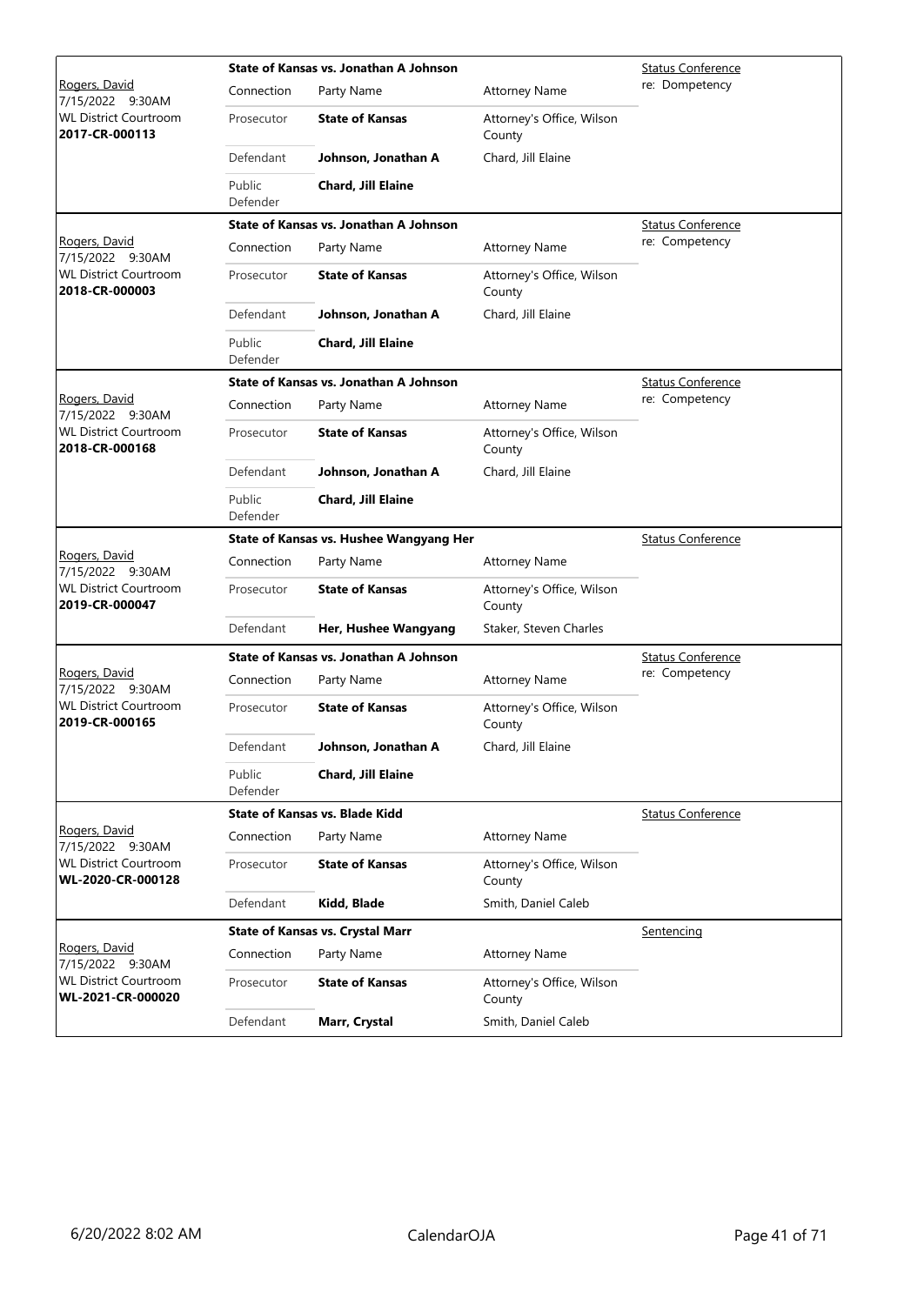| Judge / Date / Location / Case | Case Title | | | Hearing |
|---|---|---|---|---|
| Rogers, David<br>7/15/2022 9:30AM<br>WL District Courtroom<br>**2017-CR-000113** | **State of Kansas vs. Jonathan A Johnson** | | | Status Conference<br>re: Dompetency |
| | Connection | Party Name | Attorney Name | |
| | Prosecutor | **State of Kansas** | Attorney's Office, Wilson County | |
| | Defendant | **Johnson, Jonathan A** | Chard, Jill Elaine | |
| | Public Defender | **Chard, Jill Elaine** | | |
| Rogers, David<br>7/15/2022 9:30AM<br>WL District Courtroom<br>**2018-CR-000003** | **State of Kansas vs. Jonathan A Johnson** | | | Status Conference<br>re: Competency |
| | Connection | Party Name | Attorney Name | |
| | Prosecutor | **State of Kansas** | Attorney's Office, Wilson County | |
| | Defendant | **Johnson, Jonathan A** | Chard, Jill Elaine | |
| | Public Defender | **Chard, Jill Elaine** | | |
| Rogers, David<br>7/15/2022 9:30AM<br>WL District Courtroom<br>**2018-CR-000168** | **State of Kansas vs. Jonathan A Johnson** | | | Status Conference<br>re: Competency |
| | Connection | Party Name | Attorney Name | |
| | Prosecutor | **State of Kansas** | Attorney's Office, Wilson County | |
| | Defendant | **Johnson, Jonathan A** | Chard, Jill Elaine | |
| | Public Defender | **Chard, Jill Elaine** | | |
| Rogers, David<br>7/15/2022 9:30AM<br>WL District Courtroom<br>**2019-CR-000047** | **State of Kansas vs. Hushee Wangyang Her** | | | Status Conference |
| | Connection | Party Name | Attorney Name | |
| | Prosecutor | **State of Kansas** | Attorney's Office, Wilson County | |
| | Defendant | **Her, Hushee Wangyang** | Staker, Steven Charles | |
| Rogers, David<br>7/15/2022 9:30AM<br>WL District Courtroom<br>**2019-CR-000165** | **State of Kansas vs. Jonathan A Johnson** | | | Status Conference<br>re: Competency |
| | Connection | Party Name | Attorney Name | |
| | Prosecutor | **State of Kansas** | Attorney's Office, Wilson County | |
| | Defendant | **Johnson, Jonathan A** | Chard, Jill Elaine | |
| | Public Defender | **Chard, Jill Elaine** | | |
| Rogers, David<br>7/15/2022 9:30AM<br>WL District Courtroom<br>**WL-2020-CR-000128** | **State of Kansas vs. Blade Kidd** | | | Status Conference |
| | Connection | Party Name | Attorney Name | |
| | Prosecutor | **State of Kansas** | Attorney's Office, Wilson County | |
| | Defendant | **Kidd, Blade** | Smith, Daniel Caleb | |
| Rogers, David<br>7/15/2022 9:30AM<br>WL District Courtroom<br>**WL-2021-CR-000020** | **State of Kansas vs. Crystal Marr** | | | Sentencing |
| | Connection | Party Name | Attorney Name | |
| | Prosecutor | **State of Kansas** | Attorney's Office, Wilson County | |
| | Defendant | **Marr, Crystal** | Smith, Daniel Caleb | |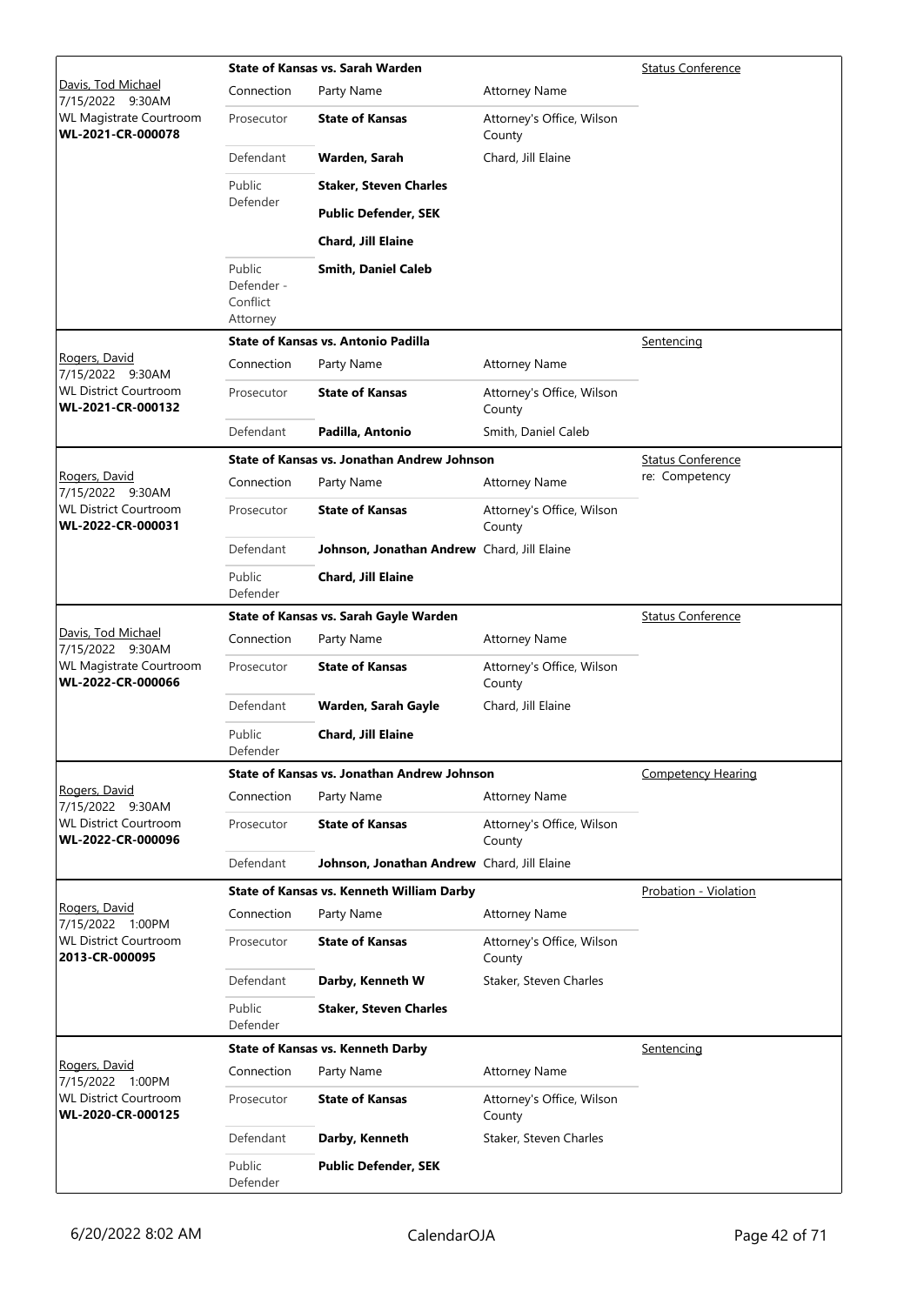| Judge / Date / Location / Case | Case Title | Connection | Party Name | Attorney Name | Hearing Type |
|---|---|---|---|---|---|
| Davis, Tod Michael<br>7/15/2022 9:30AM<br>WL Magistrate Courtroom<br>**WL-2021-CR-000078** | **State of Kansas vs. Sarah Warden** | | | | Status Conference |
| | | Prosecutor | **State of Kansas** | Attorney's Office, Wilson County | |
| | | Defendant | **Warden, Sarah** | Chard, Jill Elaine | |
| | | Public Defender | **Staker, Steven Charles** | | |
| | | | **Public Defender, SEK** | | |
| | | | **Chard, Jill Elaine** | | |
| | | Public Defender - Conflict Attorney | **Smith, Daniel Caleb** | | |
| Rogers, David<br>7/15/2022 9:30AM<br>WL District Courtroom<br>**WL-2021-CR-000132** | **State of Kansas vs. Antonio Padilla** | | | | Sentencing |
| | | Prosecutor | **State of Kansas** | Attorney's Office, Wilson County | |
| | | Defendant | **Padilla, Antonio** | Smith, Daniel Caleb | |
| Rogers, David<br>7/15/2022 9:30AM<br>WL District Courtroom<br>**WL-2022-CR-000031** | **State of Kansas vs. Jonathan Andrew Johnson** | | | | Status Conference<br>re: Competency |
| | | Prosecutor | **State of Kansas** | Attorney's Office, Wilson County | |
| | | Defendant | **Johnson, Jonathan Andrew** | Chard, Jill Elaine | |
| | | Public Defender | **Chard, Jill Elaine** | | |
| Davis, Tod Michael<br>7/15/2022 9:30AM<br>WL Magistrate Courtroom<br>**WL-2022-CR-000066** | **State of Kansas vs. Sarah Gayle Warden** | | | | Status Conference |
| | | Prosecutor | **State of Kansas** | Attorney's Office, Wilson County | |
| | | Defendant | **Warden, Sarah Gayle** | Chard, Jill Elaine | |
| | | Public Defender | **Chard, Jill Elaine** | | |
| Rogers, David<br>7/15/2022 9:30AM<br>WL District Courtroom<br>**WL-2022-CR-000096** | **State of Kansas vs. Jonathan Andrew Johnson** | | | | Competency Hearing |
| | | Prosecutor | **State of Kansas** | Attorney's Office, Wilson County | |
| | | Defendant | **Johnson, Jonathan Andrew** | Chard, Jill Elaine | |
| Rogers, David<br>7/15/2022 1:00PM<br>WL District Courtroom<br>**2013-CR-000095** | **State of Kansas vs. Kenneth William Darby** | | | | Probation - Violation |
| | | Prosecutor | **State of Kansas** | Attorney's Office, Wilson County | |
| | | Defendant | **Darby, Kenneth W** | Staker, Steven Charles | |
| | | Public Defender | **Staker, Steven Charles** | | |
| Rogers, David<br>7/15/2022 1:00PM<br>WL District Courtroom<br>**WL-2020-CR-000125** | **State of Kansas vs. Kenneth Darby** | | | | Sentencing |
| | | Prosecutor | **State of Kansas** | Attorney's Office, Wilson County | |
| | | Defendant | **Darby, Kenneth** | Staker, Steven Charles | |
| | | Public Defender | **Public Defender, SEK** | | |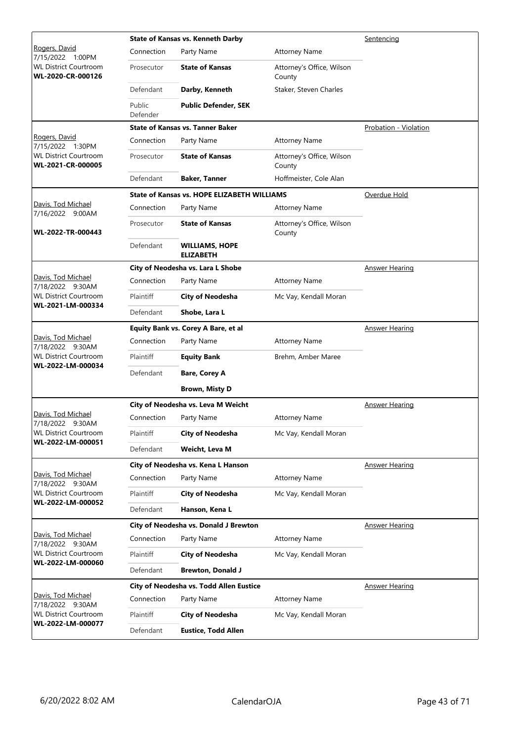| Judge / Date / Location / Case | Case Title | Connection | Party Name | Attorney Name | Hearing Type |
|---|---|---|---|---|---|
| Rogers, David<br>7/15/2022 1:00PM<br>WL District Courtroom<br>**WL-2020-CR-000126** | **State of Kansas vs. Kenneth Darby** | Connection | Party Name | Attorney Name | Sentencing |
| | | Prosecutor | **State of Kansas** | Attorney's Office, Wilson County | |
| | | Defendant | **Darby, Kenneth** | Staker, Steven Charles | |
| | | Public Defender | **Public Defender, SEK** | | |
| Rogers, David<br>7/15/2022 1:30PM<br>WL District Courtroom<br>**WL-2021-CR-000005** | **State of Kansas vs. Tanner Baker** | Connection | Party Name | Attorney Name | Probation - Violation |
| | | Prosecutor | **State of Kansas** | Attorney's Office, Wilson County | |
| | | Defendant | **Baker, Tanner** | Hoffmeister, Cole Alan | |
| Davis, Tod Michael<br>7/16/2022 9:00AM<br>**WL-2022-TR-000443** | **State of Kansas vs. HOPE ELIZABETH WILLIAMS** | Connection | Party Name | Attorney Name | Overdue Hold |
| | | Prosecutor | **State of Kansas** | Attorney's Office, Wilson County | |
| | | Defendant | **WILLIAMS, HOPE ELIZABETH** | | |
| Davis, Tod Michael<br>7/18/2022 9:30AM<br>WL District Courtroom<br>**WL-2021-LM-000334** | **City of Neodesha vs. Lara L Shobe** | Connection | Party Name | Attorney Name | Answer Hearing |
| | | Plaintiff | **City of Neodesha** | Mc Vay, Kendall Moran | |
| | | Defendant | **Shobe, Lara L** | | |
| Davis, Tod Michael<br>7/18/2022 9:30AM<br>WL District Courtroom<br>**WL-2022-LM-000034** | **Equity Bank vs. Corey A Bare, et al** | Connection | Party Name | Attorney Name | Answer Hearing |
| | | Plaintiff | **Equity Bank** | Brehm, Amber Maree | |
| | | Defendant | **Bare, Corey A** | | |
| | | | **Brown, Misty D** | | |
| Davis, Tod Michael<br>7/18/2022 9:30AM<br>WL District Courtroom<br>**WL-2022-LM-000051** | **City of Neodesha vs. Leva M Weicht** | Connection | Party Name | Attorney Name | Answer Hearing |
| | | Plaintiff | **City of Neodesha** | Mc Vay, Kendall Moran | |
| | | Defendant | **Weicht, Leva M** | | |
| Davis, Tod Michael<br>7/18/2022 9:30AM<br>WL District Courtroom<br>**WL-2022-LM-000052** | **City of Neodesha vs. Kena L Hanson** | Connection | Party Name | Attorney Name | Answer Hearing |
| | | Plaintiff | **City of Neodesha** | Mc Vay, Kendall Moran | |
| | | Defendant | **Hanson, Kena L** | | |
| Davis, Tod Michael<br>7/18/2022 9:30AM<br>WL District Courtroom<br>**WL-2022-LM-000060** | **City of Neodesha vs. Donald J Brewton** | Connection | Party Name | Attorney Name | Answer Hearing |
| | | Plaintiff | **City of Neodesha** | Mc Vay, Kendall Moran | |
| | | Defendant | **Brewton, Donald J** | | |
| Davis, Tod Michael<br>7/18/2022 9:30AM<br>WL District Courtroom<br>**WL-2022-LM-000077** | **City of Neodesha vs. Todd Allen Eustice** | Connection | Party Name | Attorney Name | Answer Hearing |
| | | Plaintiff | **City of Neodesha** | Mc Vay, Kendall Moran | |
| | | Defendant | **Eustice, Todd Allen** | | |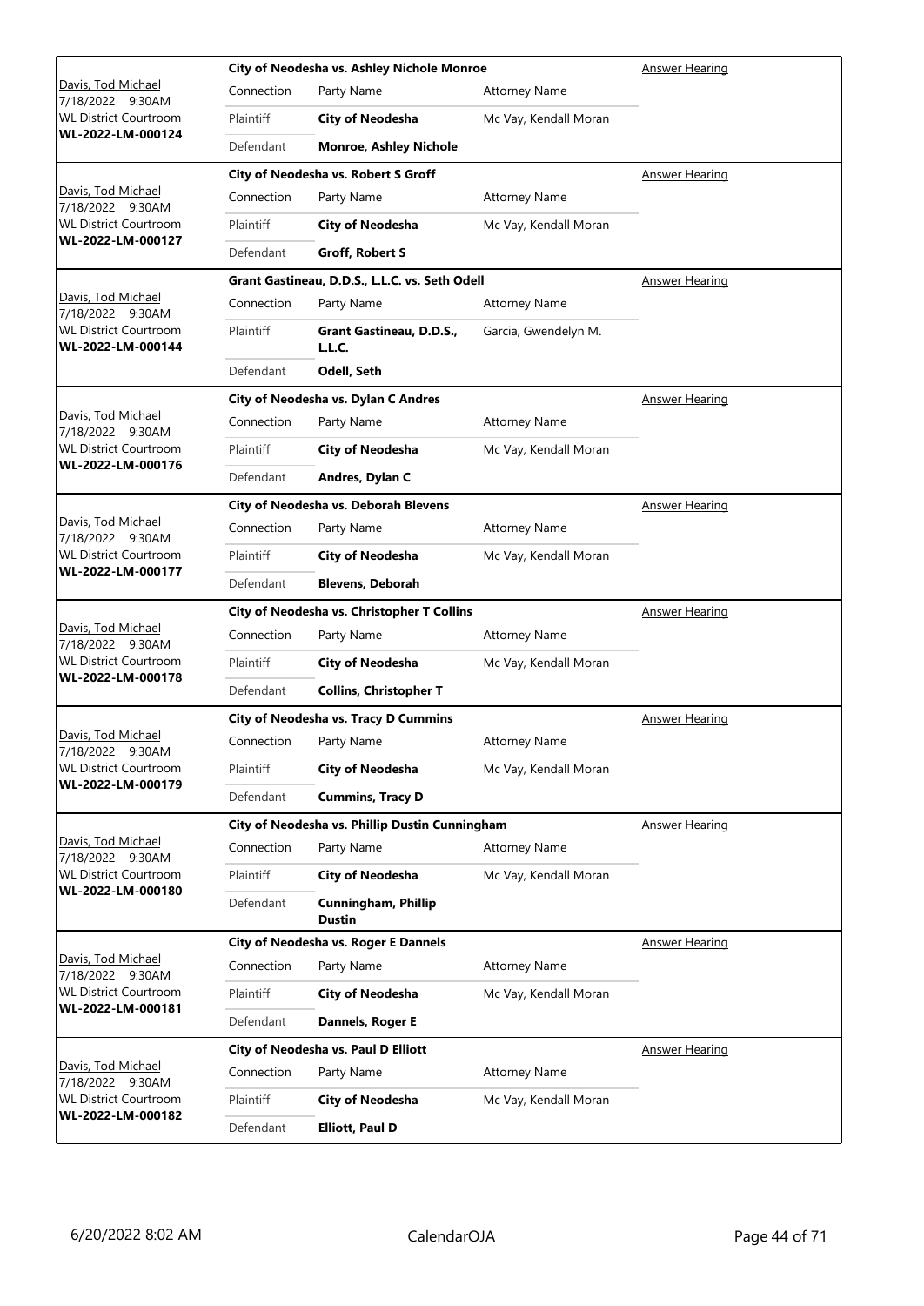| Judge / Date / Location / Case | Case Title | Connection | Party Name | Attorney Name | Hearing Type |
|---|---|---|---|---|---|
| Davis, Tod Michael 7/18/2022 9:30AM WL District Courtroom **WL-2022-LM-000124** | **City of Neodesha vs. Ashley Nichole Monroe** | Connection | Party Name | Attorney Name | Answer Hearing |
| | | Plaintiff | **City of Neodesha** | Mc Vay, Kendall Moran | |
| | | Defendant | **Monroe, Ashley Nichole** | | |
| Davis, Tod Michael 7/18/2022 9:30AM WL District Courtroom **WL-2022-LM-000127** | **City of Neodesha vs. Robert S Groff** | Connection | Party Name | Attorney Name | Answer Hearing |
| | | Plaintiff | **City of Neodesha** | Mc Vay, Kendall Moran | |
| | | Defendant | **Groff, Robert S** | | |
| Davis, Tod Michael 7/18/2022 9:30AM WL District Courtroom **WL-2022-LM-000144** | **Grant Gastineau, D.D.S., L.L.C. vs. Seth Odell** | Connection | Party Name | Attorney Name | Answer Hearing |
| | | Plaintiff | **Grant Gastineau, D.D.S., L.L.C.** | Garcia, Gwendelyn M. | |
| | | Defendant | **Odell, Seth** | | |
| Davis, Tod Michael 7/18/2022 9:30AM WL District Courtroom **WL-2022-LM-000176** | **City of Neodesha vs. Dylan C Andres** | Connection | Party Name | Attorney Name | Answer Hearing |
| | | Plaintiff | **City of Neodesha** | Mc Vay, Kendall Moran | |
| | | Defendant | **Andres, Dylan C** | | |
| Davis, Tod Michael 7/18/2022 9:30AM WL District Courtroom **WL-2022-LM-000177** | **City of Neodesha vs. Deborah Blevens** | Connection | Party Name | Attorney Name | Answer Hearing |
| | | Plaintiff | **City of Neodesha** | Mc Vay, Kendall Moran | |
| | | Defendant | **Blevens, Deborah** | | |
| Davis, Tod Michael 7/18/2022 9:30AM WL District Courtroom **WL-2022-LM-000178** | **City of Neodesha vs. Christopher T Collins** | Connection | Party Name | Attorney Name | Answer Hearing |
| | | Plaintiff | **City of Neodesha** | Mc Vay, Kendall Moran | |
| | | Defendant | **Collins, Christopher T** | | |
| Davis, Tod Michael 7/18/2022 9:30AM WL District Courtroom **WL-2022-LM-000179** | **City of Neodesha vs. Tracy D Cummins** | Connection | Party Name | Attorney Name | Answer Hearing |
| | | Plaintiff | **City of Neodesha** | Mc Vay, Kendall Moran | |
| | | Defendant | **Cummins, Tracy D** | | |
| Davis, Tod Michael 7/18/2022 9:30AM WL District Courtroom **WL-2022-LM-000180** | **City of Neodesha vs. Phillip Dustin Cunningham** | Connection | Party Name | Attorney Name | Answer Hearing |
| | | Plaintiff | **City of Neodesha** | Mc Vay, Kendall Moran | |
| | | Defendant | **Cunningham, Phillip Dustin** | | |
| Davis, Tod Michael 7/18/2022 9:30AM WL District Courtroom **WL-2022-LM-000181** | **City of Neodesha vs. Roger E Dannels** | Connection | Party Name | Attorney Name | Answer Hearing |
| | | Plaintiff | **City of Neodesha** | Mc Vay, Kendall Moran | |
| | | Defendant | **Dannels, Roger E** | | |
| Davis, Tod Michael 7/18/2022 9:30AM WL District Courtroom **WL-2022-LM-000182** | **City of Neodesha vs. Paul D Elliott** | Connection | Party Name | Attorney Name | Answer Hearing |
| | | Plaintiff | **City of Neodesha** | Mc Vay, Kendall Moran | |
| | | Defendant | **Elliott, Paul D** | | |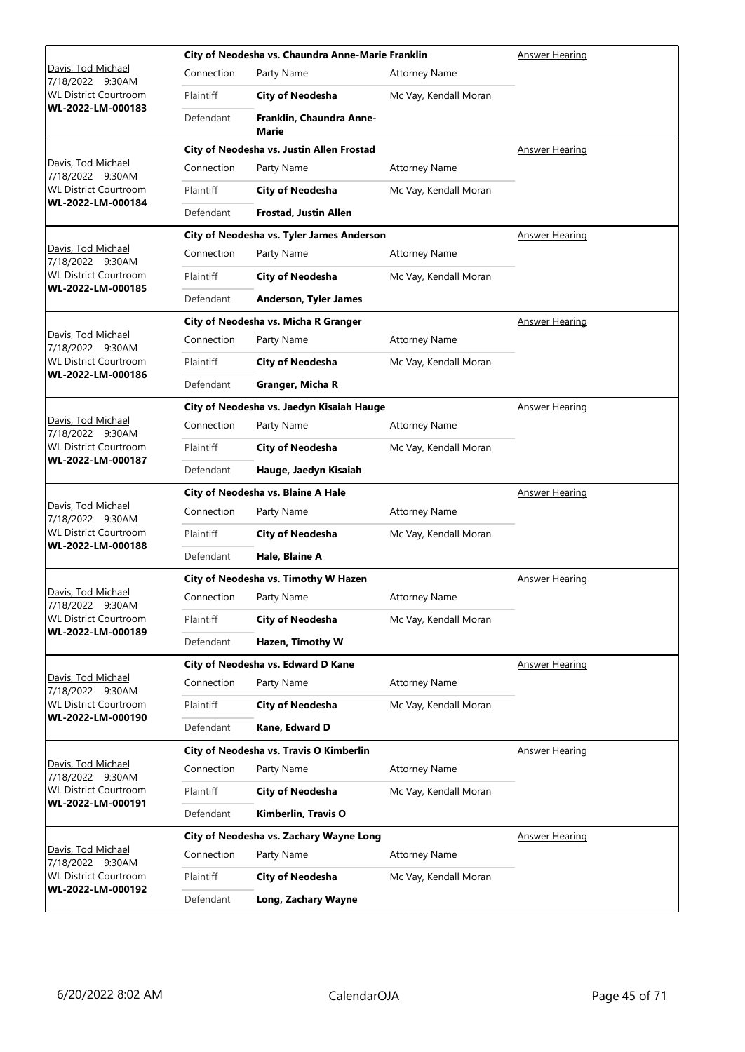| Judge / Date / Location / Case | Case Title | Connection | Party Name | Attorney Name | Hearing Type |
|---|---|---|---|---|---|
| Davis, Tod Michael<br>7/18/2022 9:30AM<br>WL District Courtroom<br>**WL-2022-LM-000183** | **City of Neodesha vs. Chaundra Anne-Marie Franklin** | Plaintiff | **City of Neodesha** | Mc Vay, Kendall Moran | Answer Hearing |
| | | Defendant | **Franklin, Chaundra Anne-Marie** | | |
| Davis, Tod Michael<br>7/18/2022 9:30AM<br>WL District Courtroom<br>**WL-2022-LM-000184** | **City of Neodesha vs. Justin Allen Frostad** | Plaintiff | **City of Neodesha** | Mc Vay, Kendall Moran | Answer Hearing |
| | | Defendant | **Frostad, Justin Allen** | | |
| Davis, Tod Michael<br>7/18/2022 9:30AM<br>WL District Courtroom<br>**WL-2022-LM-000185** | **City of Neodesha vs. Tyler James Anderson** | Plaintiff | **City of Neodesha** | Mc Vay, Kendall Moran | Answer Hearing |
| | | Defendant | **Anderson, Tyler James** | | |
| Davis, Tod Michael<br>7/18/2022 9:30AM<br>WL District Courtroom<br>**WL-2022-LM-000186** | **City of Neodesha vs. Micha R Granger** | Plaintiff | **City of Neodesha** | Mc Vay, Kendall Moran | Answer Hearing |
| | | Defendant | **Granger, Micha R** | | |
| Davis, Tod Michael<br>7/18/2022 9:30AM<br>WL District Courtroom<br>**WL-2022-LM-000187** | **City of Neodesha vs. Jaedyn Kisaiah Hauge** | Plaintiff | **City of Neodesha** | Mc Vay, Kendall Moran | Answer Hearing |
| | | Defendant | **Hauge, Jaedyn Kisaiah** | | |
| Davis, Tod Michael<br>7/18/2022 9:30AM<br>WL District Courtroom<br>**WL-2022-LM-000188** | **City of Neodesha vs. Blaine A Hale** | Plaintiff | **City of Neodesha** | Mc Vay, Kendall Moran | Answer Hearing |
| | | Defendant | **Hale, Blaine A** | | |
| Davis, Tod Michael<br>7/18/2022 9:30AM<br>WL District Courtroom<br>**WL-2022-LM-000189** | **City of Neodesha vs. Timothy W Hazen** | Plaintiff | **City of Neodesha** | Mc Vay, Kendall Moran | Answer Hearing |
| | | Defendant | **Hazen, Timothy W** | | |
| Davis, Tod Michael<br>7/18/2022 9:30AM<br>WL District Courtroom<br>**WL-2022-LM-000190** | **City of Neodesha vs. Edward D Kane** | Plaintiff | **City of Neodesha** | Mc Vay, Kendall Moran | Answer Hearing |
| | | Defendant | **Kane, Edward D** | | |
| Davis, Tod Michael<br>7/18/2022 9:30AM<br>WL District Courtroom<br>**WL-2022-LM-000191** | **City of Neodesha vs. Travis O Kimberlin** | Plaintiff | **City of Neodesha** | Mc Vay, Kendall Moran | Answer Hearing |
| | | Defendant | **Kimberlin, Travis O** | | |
| Davis, Tod Michael<br>7/18/2022 9:30AM<br>WL District Courtroom<br>**WL-2022-LM-000192** | **City of Neodesha vs. Zachary Wayne Long** | Plaintiff | **City of Neodesha** | Mc Vay, Kendall Moran | Answer Hearing |
| | | Defendant | **Long, Zachary Wayne** | | |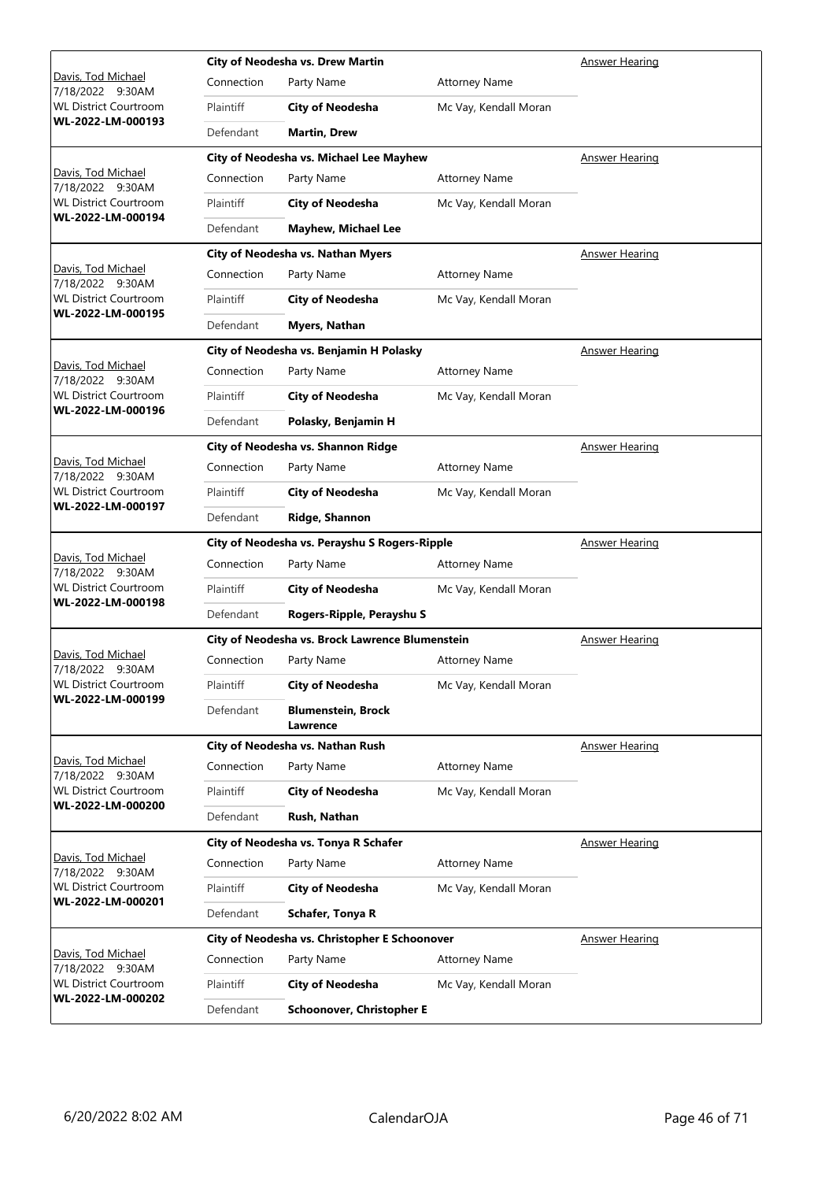| Judge / Date / Location / Case No. | Case | | | Hearing Type |
|---|---|---|---|---|
| Davis, Tod Michael<br>7/18/2022 9:30AM<br>WL District Courtroom<br>**WL-2022-LM-000193** | **City of Neodesha vs. Drew Martin** | | | Answer Hearing |
| | Connection | Party Name | Attorney Name | |
| | Plaintiff | **City of Neodesha** | Mc Vay, Kendall Moran | |
| | Defendant | **Martin, Drew** | | |
| Davis, Tod Michael<br>7/18/2022 9:30AM<br>WL District Courtroom<br>**WL-2022-LM-000194** | **City of Neodesha vs. Michael Lee Mayhew** | | | Answer Hearing |
| | Connection | Party Name | Attorney Name | |
| | Plaintiff | **City of Neodesha** | Mc Vay, Kendall Moran | |
| | Defendant | **Mayhew, Michael Lee** | | |
| Davis, Tod Michael<br>7/18/2022 9:30AM<br>WL District Courtroom<br>**WL-2022-LM-000195** | **City of Neodesha vs. Nathan Myers** | | | Answer Hearing |
| | Connection | Party Name | Attorney Name | |
| | Plaintiff | **City of Neodesha** | Mc Vay, Kendall Moran | |
| | Defendant | **Myers, Nathan** | | |
| Davis, Tod Michael<br>7/18/2022 9:30AM<br>WL District Courtroom<br>**WL-2022-LM-000196** | **City of Neodesha vs. Benjamin H Polasky** | | | Answer Hearing |
| | Connection | Party Name | Attorney Name | |
| | Plaintiff | **City of Neodesha** | Mc Vay, Kendall Moran | |
| | Defendant | **Polasky, Benjamin H** | | |
| Davis, Tod Michael<br>7/18/2022 9:30AM<br>WL District Courtroom<br>**WL-2022-LM-000197** | **City of Neodesha vs. Shannon Ridge** | | | Answer Hearing |
| | Connection | Party Name | Attorney Name | |
| | Plaintiff | **City of Neodesha** | Mc Vay, Kendall Moran | |
| | Defendant | **Ridge, Shannon** | | |
| Davis, Tod Michael<br>7/18/2022 9:30AM<br>WL District Courtroom<br>**WL-2022-LM-000198** | **City of Neodesha vs. Perayshu S Rogers-Ripple** | | | Answer Hearing |
| | Connection | Party Name | Attorney Name | |
| | Plaintiff | **City of Neodesha** | Mc Vay, Kendall Moran | |
| | Defendant | **Rogers-Ripple, Perayshu S** | | |
| Davis, Tod Michael<br>7/18/2022 9:30AM<br>WL District Courtroom<br>**WL-2022-LM-000199** | **City of Neodesha vs. Brock Lawrence Blumenstein** | | | Answer Hearing |
| | Connection | Party Name | Attorney Name | |
| | Plaintiff | **City of Neodesha** | Mc Vay, Kendall Moran | |
| | Defendant | **Blumenstein, Brock Lawrence** | | |
| Davis, Tod Michael<br>7/18/2022 9:30AM<br>WL District Courtroom<br>**WL-2022-LM-000200** | **City of Neodesha vs. Nathan Rush** | | | Answer Hearing |
| | Connection | Party Name | Attorney Name | |
| | Plaintiff | **City of Neodesha** | Mc Vay, Kendall Moran | |
| | Defendant | **Rush, Nathan** | | |
| Davis, Tod Michael<br>7/18/2022 9:30AM<br>WL District Courtroom<br>**WL-2022-LM-000201** | **City of Neodesha vs. Tonya R Schafer** | | | Answer Hearing |
| | Connection | Party Name | Attorney Name | |
| | Plaintiff | **City of Neodesha** | Mc Vay, Kendall Moran | |
| | Defendant | **Schafer, Tonya R** | | |
| Davis, Tod Michael<br>7/18/2022 9:30AM<br>WL District Courtroom<br>**WL-2022-LM-000202** | **City of Neodesha vs. Christopher E Schoonover** | | | Answer Hearing |
| | Connection | Party Name | Attorney Name | |
| | Plaintiff | **City of Neodesha** | Mc Vay, Kendall Moran | |
| | Defendant | **Schoonover, Christopher E** | | |

6/20/2022 8:02 AM CalendarOJA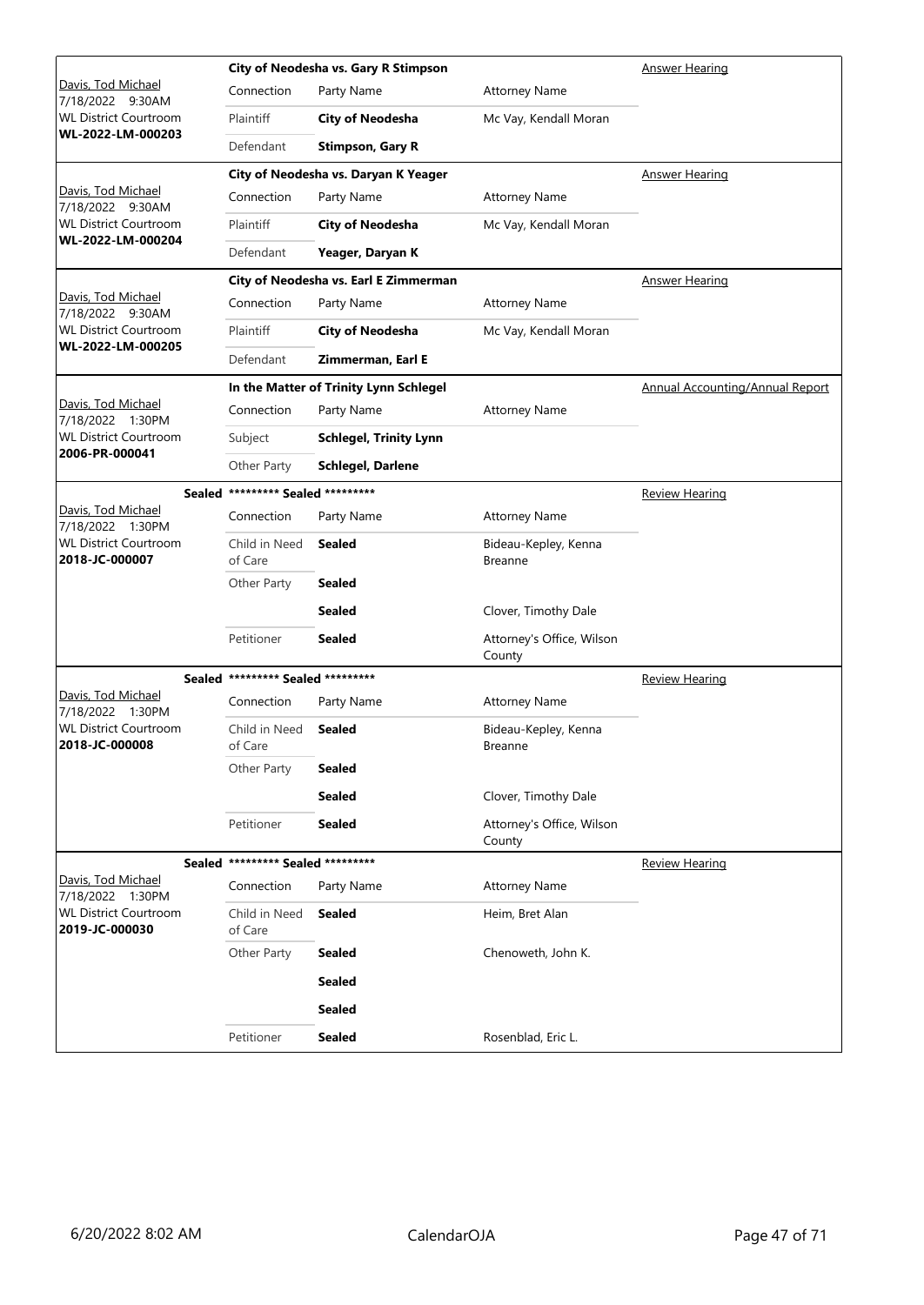| Case | Connection | Party Name | Attorney Name | Hearing Type |
|---|---|---|---|---|
| Davis, Tod Michael<br>7/18/2022 9:30AM<br>WL District Courtroom<br>**WL-2022-LM-000203** | **City of Neodesha vs. Gary R Stimpson** | | | Answer Hearing |
| | Plaintiff | **City of Neodesha** | Mc Vay, Kendall Moran | |
| | Defendant | **Stimpson, Gary R** | | |
| Davis, Tod Michael<br>7/18/2022 9:30AM<br>WL District Courtroom<br>**WL-2022-LM-000204** | **City of Neodesha vs. Daryan K Yeager** | | | Answer Hearing |
| | Plaintiff | **City of Neodesha** | Mc Vay, Kendall Moran | |
| | Defendant | **Yeager, Daryan K** | | |
| Davis, Tod Michael<br>7/18/2022 9:30AM<br>WL District Courtroom<br>**WL-2022-LM-000205** | **City of Neodesha vs. Earl E Zimmerman** | | | Answer Hearing |
| | Plaintiff | **City of Neodesha** | Mc Vay, Kendall Moran | |
| | Defendant | **Zimmerman, Earl E** | | |
| Davis, Tod Michael<br>7/18/2022 1:30PM<br>WL District Courtroom<br>**2006-PR-000041** | **In the Matter of Trinity Lynn Schlegel** | | | Annual Accounting/Annual Report |
| | Subject | **Schlegel, Trinity Lynn** | | |
| | Other Party | **Schlegel, Darlene** | | |
| **Sealed**<br>Davis, Tod Michael<br>7/18/2022 1:30PM<br>WL District Courtroom<br>**2018-JC-000007** | **\*\*\*\*\*\*\*\*\* Sealed \*\*\*\*\*\*\*\*\*** | | | Review Hearing |
| | Child in Need of Care | **Sealed** | Bideau-Kepley, Kenna Breanne | |
| | Other Party | **Sealed** | | |
| | | **Sealed** | Clover, Timothy Dale | |
| | Petitioner | **Sealed** | Attorney's Office, Wilson County | |
| **Sealed**<br>Davis, Tod Michael<br>7/18/2022 1:30PM<br>WL District Courtroom<br>**2018-JC-000008** | **\*\*\*\*\*\*\*\*\* Sealed \*\*\*\*\*\*\*\*\*** | | | Review Hearing |
| | Child in Need of Care | **Sealed** | Bideau-Kepley, Kenna Breanne | |
| | Other Party | **Sealed** | | |
| | | **Sealed** | Clover, Timothy Dale | |
| | Petitioner | **Sealed** | Attorney's Office, Wilson County | |
| **Sealed**<br>Davis, Tod Michael<br>7/18/2022 1:30PM<br>WL District Courtroom<br>**2019-JC-000030** | **\*\*\*\*\*\*\*\*\* Sealed \*\*\*\*\*\*\*\*\*** | | | Review Hearing |
| | Child in Need of Care | **Sealed** | Heim, Bret Alan | |
| | Other Party | **Sealed** | Chenoweth, John K. | |
| | | **Sealed** | | |
| | | **Sealed** | | |
| | Petitioner | **Sealed** | Rosenblad, Eric L. | |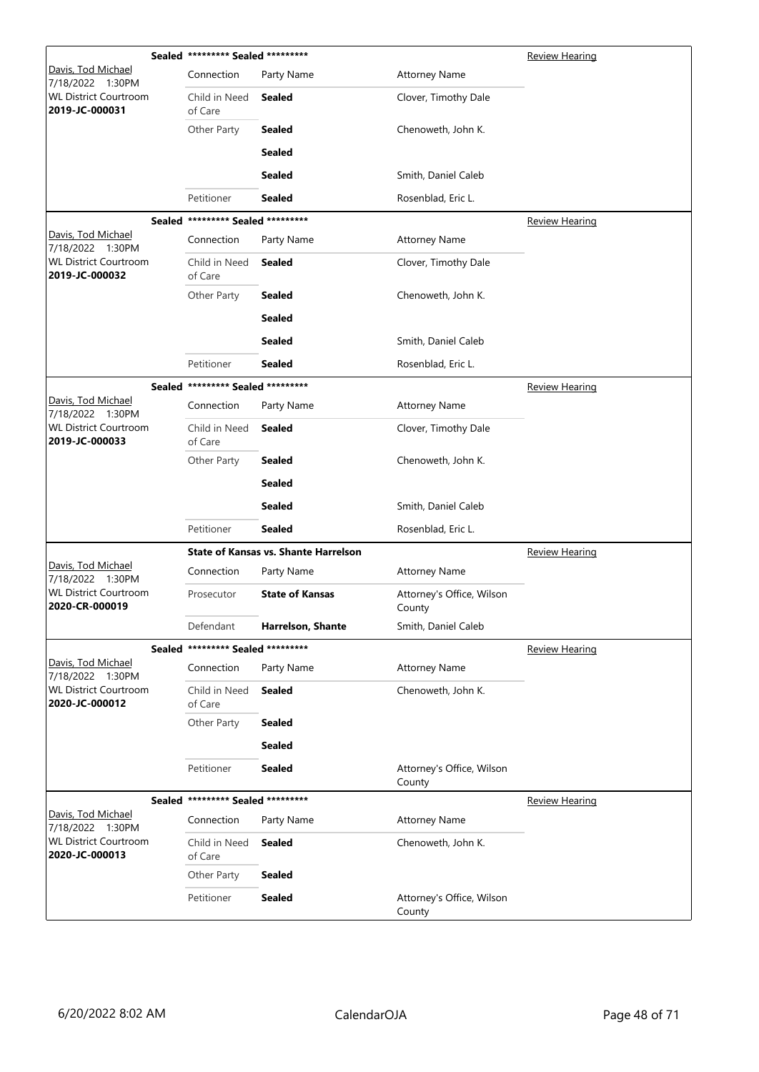| | Sealed ********* Sealed ********* | | | Review Hearing |
|---|---|---|---|---|
| Davis, Tod Michael<br>7/18/2022 1:30PM<br>WL District Courtroom<br>**2019-JC-000031** | Connection | Party Name | Attorney Name | |
| | Child in Need of Care | **Sealed** | Clover, Timothy Dale | |
| | Other Party | **Sealed** | Chenoweth, John K. | |
| | | **Sealed** | | |
| | | **Sealed** | Smith, Daniel Caleb | |
| | Petitioner | **Sealed** | Rosenblad, Eric L. | |

| | Sealed ********* Sealed ********* | | | Review Hearing |
|---|---|---|---|---|
| Davis, Tod Michael<br>7/18/2022 1:30PM<br>WL District Courtroom<br>**2019-JC-000032** | Connection | Party Name | Attorney Name | |
| | Child in Need of Care | **Sealed** | Clover, Timothy Dale | |
| | Other Party | **Sealed** | Chenoweth, John K. | |
| | | **Sealed** | | |
| | | **Sealed** | Smith, Daniel Caleb | |
| | Petitioner | **Sealed** | Rosenblad, Eric L. | |

| | Sealed ********* Sealed ********* | | | Review Hearing |
|---|---|---|---|---|
| Davis, Tod Michael<br>7/18/2022 1:30PM<br>WL District Courtroom<br>**2019-JC-000033** | Connection | Party Name | Attorney Name | |
| | Child in Need of Care | **Sealed** | Clover, Timothy Dale | |
| | Other Party | **Sealed** | Chenoweth, John K. | |
| | | **Sealed** | | |
| | | **Sealed** | Smith, Daniel Caleb | |
| | Petitioner | **Sealed** | Rosenblad, Eric L. | |

| | **State of Kansas vs. Shante Harrelson** | | | Review Hearing |
|---|---|---|---|---|
| Davis, Tod Michael<br>7/18/2022 1:30PM<br>WL District Courtroom<br>**2020-CR-000019** | Connection | Party Name | Attorney Name | |
| | Prosecutor | **State of Kansas** | Attorney's Office, Wilson County | |
| | Defendant | **Harrelson, Shante** | Smith, Daniel Caleb | |

| | Sealed ********* Sealed ********* | | | Review Hearing |
|---|---|---|---|---|
| Davis, Tod Michael<br>7/18/2022 1:30PM<br>WL District Courtroom<br>**2020-JC-000012** | Connection | Party Name | Attorney Name | |
| | Child in Need of Care | **Sealed** | Chenoweth, John K. | |
| | Other Party | **Sealed** | | |
| | | **Sealed** | | |
| | Petitioner | **Sealed** | Attorney's Office, Wilson County | |

| | Sealed ********* Sealed ********* | | | Review Hearing |
|---|---|---|---|---|
| Davis, Tod Michael<br>7/18/2022 1:30PM<br>WL District Courtroom<br>**2020-JC-000013** | Connection | Party Name | Attorney Name | |
| | Child in Need of Care | **Sealed** | Chenoweth, John K. | |
| | Other Party | **Sealed** | | |
| | Petitioner | **Sealed** | Attorney's Office, Wilson County | |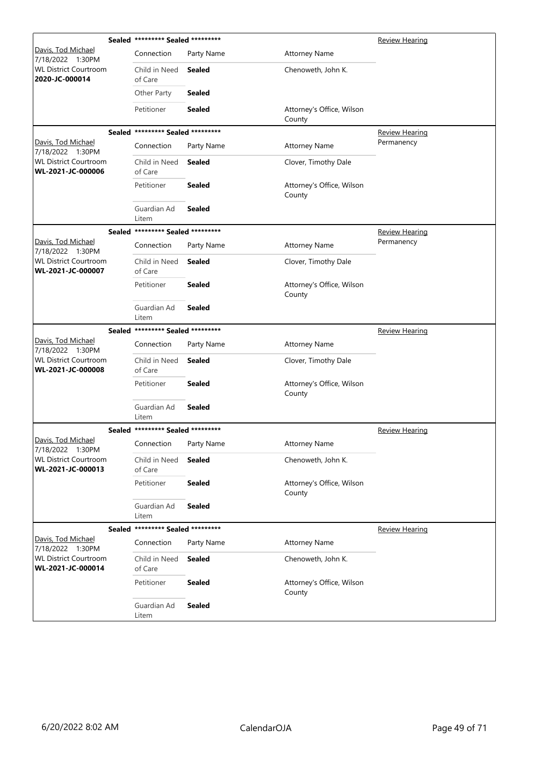| | Sealed | ********* Sealed ********* | | Review Hearing |
|---|---|---|---|---|
| Davis, Tod Michael<br>7/18/2022 1:30PM<br>WL District Courtroom<br>**2020-JC-000014** | Connection | Party Name | Attorney Name | |
| | Child in Need of Care | **Sealed** | Chenoweth, John K. | |
| | Other Party | **Sealed** | | |
| | Petitioner | **Sealed** | Attorney's Office, Wilson County | |

| | Sealed | ********* Sealed ********* | | Review Hearing<br>Permanency |
|---|---|---|---|---|
| Davis, Tod Michael<br>7/18/2022 1:30PM<br>WL District Courtroom<br>**WL-2021-JC-000006** | Connection | Party Name | Attorney Name | |
| | Child in Need of Care | **Sealed** | Clover, Timothy Dale | |
| | Petitioner | **Sealed** | Attorney's Office, Wilson County | |
| | Guardian Ad Litem | **Sealed** | | |

| | Sealed | ********* Sealed ********* | | Review Hearing<br>Permanency |
|---|---|---|---|---|
| Davis, Tod Michael<br>7/18/2022 1:30PM<br>WL District Courtroom<br>**WL-2021-JC-000007** | Connection | Party Name | Attorney Name | |
| | Child in Need of Care | **Sealed** | Clover, Timothy Dale | |
| | Petitioner | **Sealed** | Attorney's Office, Wilson County | |
| | Guardian Ad Litem | **Sealed** | | |

| | Sealed | ********* Sealed ********* | | Review Hearing |
|---|---|---|---|---|
| Davis, Tod Michael<br>7/18/2022 1:30PM<br>WL District Courtroom<br>**WL-2021-JC-000008** | Connection | Party Name | Attorney Name | |
| | Child in Need of Care | **Sealed** | Clover, Timothy Dale | |
| | Petitioner | **Sealed** | Attorney's Office, Wilson County | |
| | Guardian Ad Litem | **Sealed** | | |

| | Sealed | ********* Sealed ********* | | Review Hearing |
|---|---|---|---|---|
| Davis, Tod Michael<br>7/18/2022 1:30PM<br>WL District Courtroom<br>**WL-2021-JC-000013** | Connection | Party Name | Attorney Name | |
| | Child in Need of Care | **Sealed** | Chenoweth, John K. | |
| | Petitioner | **Sealed** | Attorney's Office, Wilson County | |
| | Guardian Ad Litem | **Sealed** | | |

| | Sealed | ********* Sealed ********* | | Review Hearing |
|---|---|---|---|---|
| Davis, Tod Michael<br>7/18/2022 1:30PM<br>WL District Courtroom<br>**WL-2021-JC-000014** | Connection | Party Name | Attorney Name | |
| | Child in Need of Care | **Sealed** | Chenoweth, John K. | |
| | Petitioner | **Sealed** | Attorney's Office, Wilson County | |
| | Guardian Ad Litem | **Sealed** | | |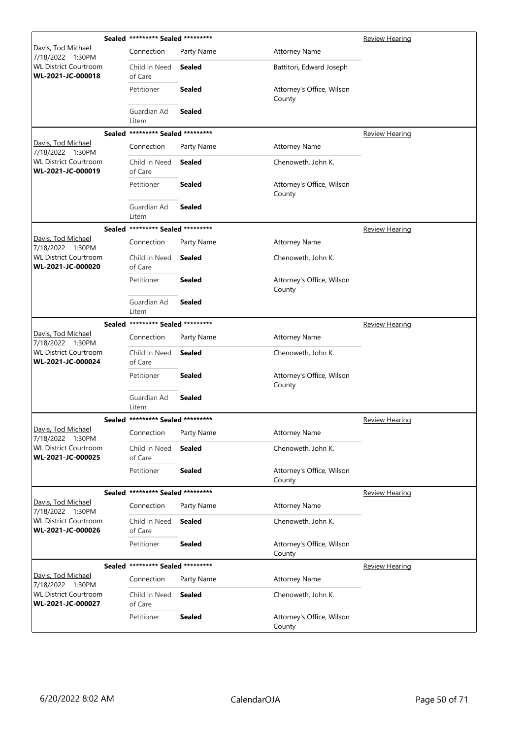| Case | Sealed ********* Sealed ********* | | | Review Hearing |
|---|---|---|---|---|
| Davis, Tod Michael<br>7/18/2022 1:30PM<br>WL District Courtroom<br>**WL-2021-JC-000018** | Connection | Party Name | Attorney Name | |
| | Child in Need of Care | **Sealed** | Battitori, Edward Joseph | |
| | Petitioner | **Sealed** | Attorney's Office, Wilson County | |
| | Guardian Ad Litem | **Sealed** | | |

| Case | Sealed ********* Sealed ********* | | | Review Hearing |
|---|---|---|---|---|
| Davis, Tod Michael<br>7/18/2022 1:30PM<br>WL District Courtroom<br>**WL-2021-JC-000019** | Connection | Party Name | Attorney Name | |
| | Child in Need of Care | **Sealed** | Chenoweth, John K. | |
| | Petitioner | **Sealed** | Attorney's Office, Wilson County | |
| | Guardian Ad Litem | **Sealed** | | |

| Case | Sealed ********* Sealed ********* | | | Review Hearing |
|---|---|---|---|---|
| Davis, Tod Michael<br>7/18/2022 1:30PM<br>WL District Courtroom<br>**WL-2021-JC-000020** | Connection | Party Name | Attorney Name | |
| | Child in Need of Care | **Sealed** | Chenoweth, John K. | |
| | Petitioner | **Sealed** | Attorney's Office, Wilson County | |
| | Guardian Ad Litem | **Sealed** | | |

| Case | Sealed ********* Sealed ********* | | | Review Hearing |
|---|---|---|---|---|
| Davis, Tod Michael<br>7/18/2022 1:30PM<br>WL District Courtroom<br>**WL-2021-JC-000024** | Connection | Party Name | Attorney Name | |
| | Child in Need of Care | **Sealed** | Chenoweth, John K. | |
| | Petitioner | **Sealed** | Attorney's Office, Wilson County | |
| | Guardian Ad Litem | **Sealed** | | |

| Case | Sealed ********* Sealed ********* | | | Review Hearing |
|---|---|---|---|---|
| Davis, Tod Michael<br>7/18/2022 1:30PM<br>WL District Courtroom<br>**WL-2021-JC-000025** | Connection | Party Name | Attorney Name | |
| | Child in Need of Care | **Sealed** | Chenoweth, John K. | |
| | Petitioner | **Sealed** | Attorney's Office, Wilson County | |

| Case | Sealed ********* Sealed ********* | | | Review Hearing |
|---|---|---|---|---|
| Davis, Tod Michael<br>7/18/2022 1:30PM<br>WL District Courtroom<br>**WL-2021-JC-000026** | Connection | Party Name | Attorney Name | |
| | Child in Need of Care | **Sealed** | Chenoweth, John K. | |
| | Petitioner | **Sealed** | Attorney's Office, Wilson County | |

| Case | Sealed ********* Sealed ********* | | | Review Hearing |
|---|---|---|---|---|
| Davis, Tod Michael<br>7/18/2022 1:30PM<br>WL District Courtroom<br>**WL-2021-JC-000027** | Connection | Party Name | Attorney Name | |
| | Child in Need of Care | **Sealed** | Chenoweth, John K. | |
| | Petitioner | **Sealed** | Attorney's Office, Wilson County | |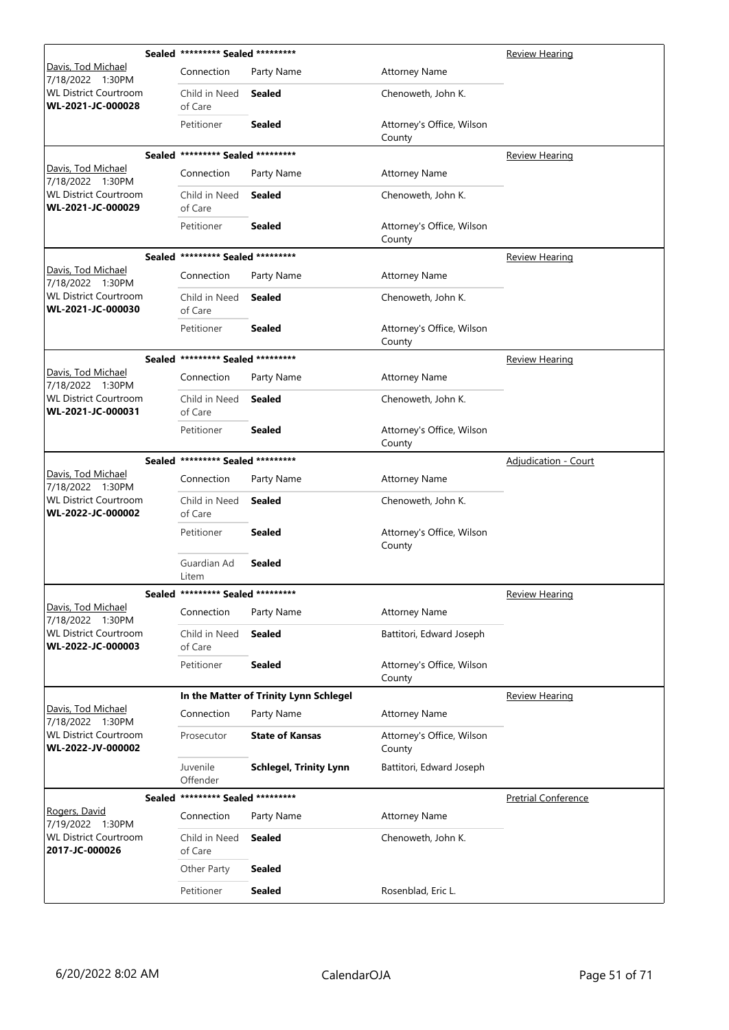| Judge / Date / Location / Case | Case Title | | | Hearing Type |
|---|---|---|---|---|
| **Sealed** | ********* Sealed ********* | | | Review Hearing |
| Davis, Tod Michael<br>7/18/2022 1:30PM<br>WL District Courtroom<br>**WL-2021-JC-000028** | Connection | Party Name | Attorney Name | |
| | Child in Need of Care | **Sealed** | Chenoweth, John K. | |
| | Petitioner | **Sealed** | Attorney's Office, Wilson County | |
| **Sealed** | ********* Sealed ********* | | | Review Hearing |
| Davis, Tod Michael<br>7/18/2022 1:30PM<br>WL District Courtroom<br>**WL-2021-JC-000029** | Connection | Party Name | Attorney Name | |
| | Child in Need of Care | **Sealed** | Chenoweth, John K. | |
| | Petitioner | **Sealed** | Attorney's Office, Wilson County | |
| **Sealed** | ********* Sealed ********* | | | Review Hearing |
| Davis, Tod Michael<br>7/18/2022 1:30PM<br>WL District Courtroom<br>**WL-2021-JC-000030** | Connection | Party Name | Attorney Name | |
| | Child in Need of Care | **Sealed** | Chenoweth, John K. | |
| | Petitioner | **Sealed** | Attorney's Office, Wilson County | |
| **Sealed** | ********* Sealed ********* | | | Review Hearing |
| Davis, Tod Michael<br>7/18/2022 1:30PM<br>WL District Courtroom<br>**WL-2021-JC-000031** | Connection | Party Name | Attorney Name | |
| | Child in Need of Care | **Sealed** | Chenoweth, John K. | |
| | Petitioner | **Sealed** | Attorney's Office, Wilson County | |
| **Sealed** | ********* Sealed ********* | | | Adjudication - Court |
| Davis, Tod Michael<br>7/18/2022 1:30PM<br>WL District Courtroom<br>**WL-2022-JC-000002** | Connection | Party Name | Attorney Name | |
| | Child in Need of Care | **Sealed** | Chenoweth, John K. | |
| | Petitioner | **Sealed** | Attorney's Office, Wilson County | |
| | Guardian Ad Litem | **Sealed** | | |
| **Sealed** | ********* Sealed ********* | | | Review Hearing |
| Davis, Tod Michael<br>7/18/2022 1:30PM<br>WL District Courtroom<br>**WL-2022-JC-000003** | Connection | Party Name | Attorney Name | |
| | Child in Need of Care | **Sealed** | Battitori, Edward Joseph | |
| | Petitioner | **Sealed** | Attorney's Office, Wilson County | |
| | **In the Matter of Trinity Lynn Schlegel** | | | Review Hearing |
| Davis, Tod Michael<br>7/18/2022 1:30PM<br>WL District Courtroom<br>**WL-2022-JV-000002** | Connection | Party Name | Attorney Name | |
| | Prosecutor | **State of Kansas** | Attorney's Office, Wilson County | |
| | Juvenile Offender | **Schlegel, Trinity Lynn** | Battitori, Edward Joseph | |
| **Sealed** | ********* Sealed ********* | | | Pretrial Conference |
| Rogers, David<br>7/19/2022 1:30PM<br>WL District Courtroom<br>**2017-JC-000026** | Connection | Party Name | Attorney Name | |
| | Child in Need of Care | **Sealed** | Chenoweth, John K. | |
| | Other Party | **Sealed** | | |
| | Petitioner | **Sealed** | Rosenblad, Eric L. | |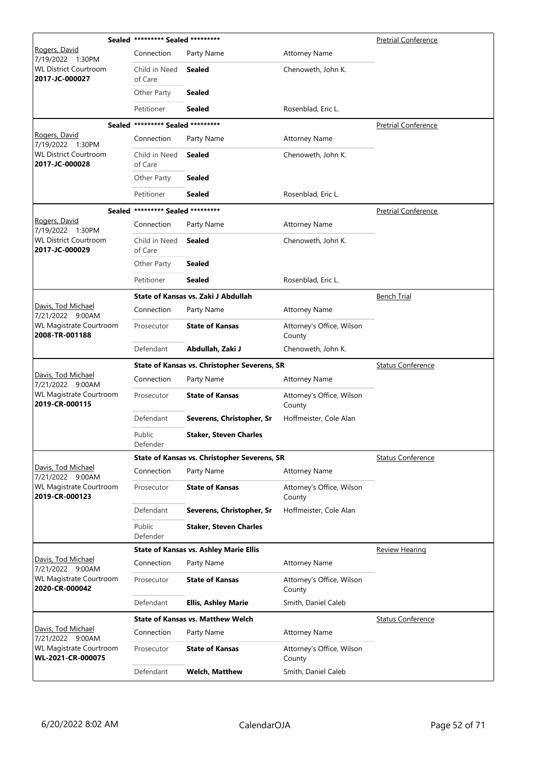| Judge / Date / Location / Case | Case Title | | | Hearing Type |
|---|---|---|---|---|
| | **Sealed** ********* **Sealed** ********* | | | Pretrial Conference |
| Rogers, David<br>7/19/2022 1:30PM<br>WL District Courtroom<br>**2017-JC-000027** | Connection | Party Name | Attorney Name | |
| | Child in Need of Care | **Sealed** | Chenoweth, John K. | |
| | Other Party | **Sealed** | | |
| | Petitioner | **Sealed** | Rosenblad, Eric L. | |
| | **Sealed** ********* **Sealed** ********* | | | Pretrial Conference |
| Rogers, David<br>7/19/2022 1:30PM<br>WL District Courtroom<br>**2017-JC-000028** | Connection | Party Name | Attorney Name | |
| | Child in Need of Care | **Sealed** | Chenoweth, John K. | |
| | Other Party | **Sealed** | | |
| | Petitioner | **Sealed** | Rosenblad, Eric L. | |
| | **Sealed** ********* **Sealed** ********* | | | Pretrial Conference |
| Rogers, David<br>7/19/2022 1:30PM<br>WL District Courtroom<br>**2017-JC-000029** | Connection | Party Name | Attorney Name | |
| | Child in Need of Care | **Sealed** | Chenoweth, John K. | |
| | Other Party | **Sealed** | | |
| | Petitioner | **Sealed** | Rosenblad, Eric L. | |
| | **State of Kansas vs. Zaki J Abdullah** | | | Bench Trial |
| Davis, Tod Michael<br>7/21/2022 9:00AM<br>WL Magistrate Courtroom<br>**2008-TR-001188** | Connection | Party Name | Attorney Name | |
| | Prosecutor | **State of Kansas** | Attorney's Office, Wilson County | |
| | Defendant | **Abdullah, Zaki J** | Chenoweth, John K. | |
| | **State of Kansas vs. Christopher Severens, SR** | | | Status Conference |
| Davis, Tod Michael<br>7/21/2022 9:00AM<br>WL Magistrate Courtroom<br>**2019-CR-000115** | Connection | Party Name | Attorney Name | |
| | Prosecutor | **State of Kansas** | Attorney's Office, Wilson County | |
| | Defendant | **Severens, Christopher, Sr** | Hoffmeister, Cole Alan | |
| | Public Defender | **Staker, Steven Charles** | | |
| | **State of Kansas vs. Christopher Severens, SR** | | | Status Conference |
| Davis, Tod Michael<br>7/21/2022 9:00AM<br>WL Magistrate Courtroom<br>**2019-CR-000123** | Connection | Party Name | Attorney Name | |
| | Prosecutor | **State of Kansas** | Attorney's Office, Wilson County | |
| | Defendant | **Severens, Christopher, Sr** | Hoffmeister, Cole Alan | |
| | Public Defender | **Staker, Steven Charles** | | |
| | **State of Kansas vs. Ashley Marie Ellis** | | | Review Hearing |
| Davis, Tod Michael<br>7/21/2022 9:00AM<br>WL Magistrate Courtroom<br>**2020-CR-000042** | Connection | Party Name | Attorney Name | |
| | Prosecutor | **State of Kansas** | Attorney's Office, Wilson County | |
| | Defendant | **Ellis, Ashley Marie** | Smith, Daniel Caleb | |
| | **State of Kansas vs. Matthew Welch** | | | Status Conference |
| Davis, Tod Michael<br>7/21/2022 9:00AM<br>WL Magistrate Courtroom<br>**WL-2021-CR-000075** | Connection | Party Name | Attorney Name | |
| | Prosecutor | **State of Kansas** | Attorney's Office, Wilson County | |
| | Defendant | **Welch, Matthew** | Smith, Daniel Caleb | |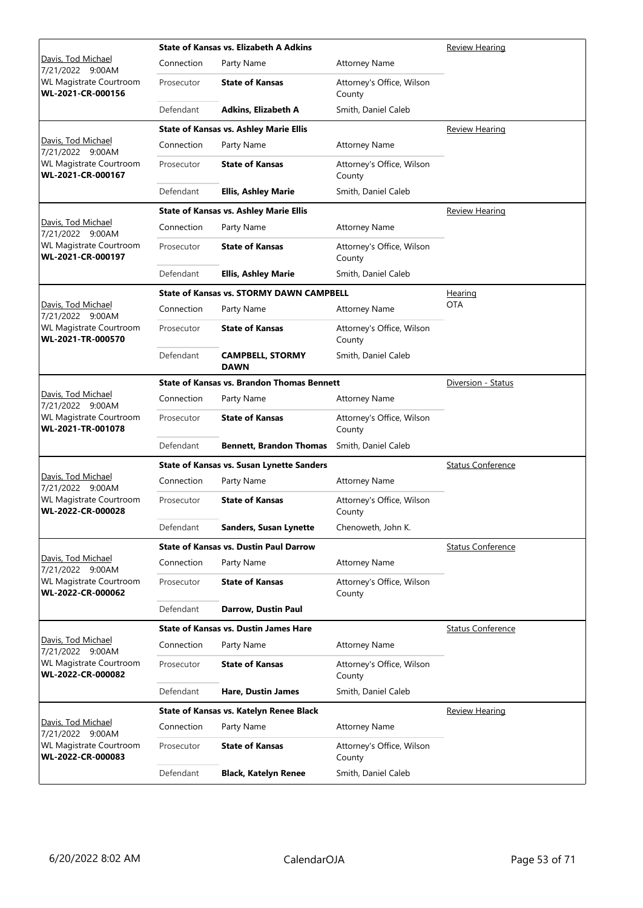| Judge / Date / Location / Case | Connection | Party Name | Attorney Name | Hearing Type |
|---|---|---|---|---|
| Davis, Tod Michael<br>7/21/2022 9:00AM<br>WL Magistrate Courtroom<br>**WL-2021-CR-000156** | | **State of Kansas vs. Elizabeth A Adkins** | | Review Hearing |
| | Prosecutor | **State of Kansas** | Attorney's Office, Wilson County | |
| | Defendant | **Adkins, Elizabeth A** | Smith, Daniel Caleb | |
| Davis, Tod Michael<br>7/21/2022 9:00AM<br>WL Magistrate Courtroom<br>**WL-2021-CR-000167** | | **State of Kansas vs. Ashley Marie Ellis** | | Review Hearing |
| | Prosecutor | **State of Kansas** | Attorney's Office, Wilson County | |
| | Defendant | **Ellis, Ashley Marie** | Smith, Daniel Caleb | |
| Davis, Tod Michael<br>7/21/2022 9:00AM<br>WL Magistrate Courtroom<br>**WL-2021-CR-000197** | | **State of Kansas vs. Ashley Marie Ellis** | | Review Hearing |
| | Prosecutor | **State of Kansas** | Attorney's Office, Wilson County | |
| | Defendant | **Ellis, Ashley Marie** | Smith, Daniel Caleb | |
| Davis, Tod Michael<br>7/21/2022 9:00AM<br>WL Magistrate Courtroom<br>**WL-2021-TR-000570** | | **State of Kansas vs. STORMY DAWN CAMPBELL** | | Hearing<br>OTA |
| | Prosecutor | **State of Kansas** | Attorney's Office, Wilson County | |
| | Defendant | **CAMPBELL, STORMY DAWN** | Smith, Daniel Caleb | |
| Davis, Tod Michael<br>7/21/2022 9:00AM<br>WL Magistrate Courtroom<br>**WL-2021-TR-001078** | | **State of Kansas vs. Brandon Thomas Bennett** | | Diversion - Status |
| | Prosecutor | **State of Kansas** | Attorney's Office, Wilson County | |
| | Defendant | **Bennett, Brandon Thomas** | Smith, Daniel Caleb | |
| Davis, Tod Michael<br>7/21/2022 9:00AM<br>WL Magistrate Courtroom<br>**WL-2022-CR-000028** | | **State of Kansas vs. Susan Lynette Sanders** | | Status Conference |
| | Prosecutor | **State of Kansas** | Attorney's Office, Wilson County | |
| | Defendant | **Sanders, Susan Lynette** | Chenoweth, John K. | |
| Davis, Tod Michael<br>7/21/2022 9:00AM<br>WL Magistrate Courtroom<br>**WL-2022-CR-000062** | | **State of Kansas vs. Dustin Paul Darrow** | | Status Conference |
| | Prosecutor | **State of Kansas** | Attorney's Office, Wilson County | |
| | Defendant | **Darrow, Dustin Paul** | | |
| Davis, Tod Michael<br>7/21/2022 9:00AM<br>WL Magistrate Courtroom<br>**WL-2022-CR-000082** | | **State of Kansas vs. Dustin James Hare** | | Status Conference |
| | Prosecutor | **State of Kansas** | Attorney's Office, Wilson County | |
| | Defendant | **Hare, Dustin James** | Smith, Daniel Caleb | |
| Davis, Tod Michael<br>7/21/2022 9:00AM<br>WL Magistrate Courtroom<br>**WL-2022-CR-000083** | | **State of Kansas vs. Katelyn Renee Black** | | Review Hearing |
| | Prosecutor | **State of Kansas** | Attorney's Office, Wilson County | |
| | Defendant | **Black, Katelyn Renee** | Smith, Daniel Caleb | |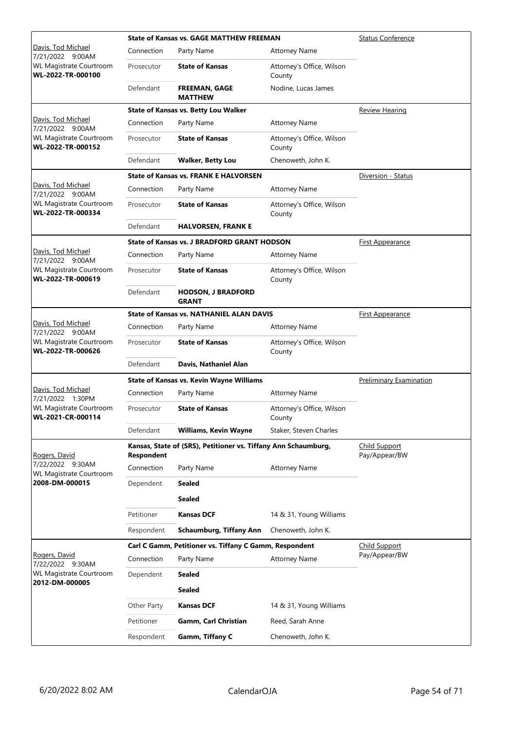| Judge / Date / Location / Case | Connection | Party Name | Attorney Name | Hearing Type |
|---|---|---|---|---|
| Davis, Tod Michael<br>7/21/2022 9:00AM<br>WL Magistrate Courtroom<br>**WL-2022-TR-000100** | **State of Kansas vs. GAGE MATTHEW FREEMAN** | | | Status Conference |
| | Connection | Party Name | Attorney Name | |
| | Prosecutor | **State of Kansas** | Attorney's Office, Wilson County | |
| | Defendant | **FREEMAN, GAGE MATTHEW** | Nodine, Lucas James | |
| Davis, Tod Michael<br>7/21/2022 9:00AM<br>WL Magistrate Courtroom<br>**WL-2022-TR-000152** | **State of Kansas vs. Betty Lou Walker** | | | Review Hearing |
| | Connection | Party Name | Attorney Name | |
| | Prosecutor | **State of Kansas** | Attorney's Office, Wilson County | |
| | Defendant | **Walker, Betty Lou** | Chenoweth, John K. | |
| Davis, Tod Michael<br>7/21/2022 9:00AM<br>WL Magistrate Courtroom<br>**WL-2022-TR-000334** | **State of Kansas vs. FRANK E HALVORSEN** | | | Diversion - Status |
| | Connection | Party Name | Attorney Name | |
| | Prosecutor | **State of Kansas** | Attorney's Office, Wilson County | |
| | Defendant | **HALVORSEN, FRANK E** | | |
| Davis, Tod Michael<br>7/21/2022 9:00AM<br>WL Magistrate Courtroom<br>**WL-2022-TR-000619** | **State of Kansas vs. J BRADFORD GRANT HODSON** | | | First Appearance |
| | Connection | Party Name | Attorney Name | |
| | Prosecutor | **State of Kansas** | Attorney's Office, Wilson County | |
| | Defendant | **HODSON, J BRADFORD GRANT** | | |
| Davis, Tod Michael<br>7/21/2022 9:00AM<br>WL Magistrate Courtroom<br>**WL-2022-TR-000626** | **State of Kansas vs. NATHANIEL ALAN DAVIS** | | | First Appearance |
| | Connection | Party Name | Attorney Name | |
| | Prosecutor | **State of Kansas** | Attorney's Office, Wilson County | |
| | Defendant | **Davis, Nathaniel Alan** | | |
| Davis, Tod Michael<br>7/21/2022 1:30PM<br>WL Magistrate Courtroom<br>**WL-2021-CR-000114** | **State of Kansas vs. Kevin Wayne Williams** | | | Preliminary Examination |
| | Connection | Party Name | Attorney Name | |
| | Prosecutor | **State of Kansas** | Attorney's Office, Wilson County | |
| | Defendant | **Williams, Kevin Wayne** | Staker, Steven Charles | |
| Rogers, David<br>7/22/2022 9:30AM<br>WL Magistrate Courtroom<br>**2008-DM-000015** | **Kansas, State of (SRS), Petitioner vs. Tiffany Ann Schaumburg, Respondent** | | | Child Support Pay/Appear/BW |
| | Connection | Party Name | Attorney Name | |
| | Dependent | **Sealed** | | |
| | | **Sealed** | | |
| | Petitioner | **Kansas DCF** | 14 & 31, Young Williams | |
| | Respondent | **Schaumburg, Tiffany Ann** | Chenoweth, John K. | |
| Rogers, David<br>7/22/2022 9:30AM<br>WL Magistrate Courtroom<br>**2012-DM-000005** | **Carl C Gamm, Petitioner vs. Tiffany C Gamm, Respondent** | | | Child Support Pay/Appear/BW |
| | Connection | Party Name | Attorney Name | |
| | Dependent | **Sealed** | | |
| | | **Sealed** | | |
| | Other Party | **Kansas DCF** | 14 & 31, Young Williams | |
| | Petitioner | **Gamm, Carl Christian** | Reed, Sarah Anne | |
| | Respondent | **Gamm, Tiffany C** | Chenoweth, John K. | |

6/20/2022 8:02 AM CalendarOJA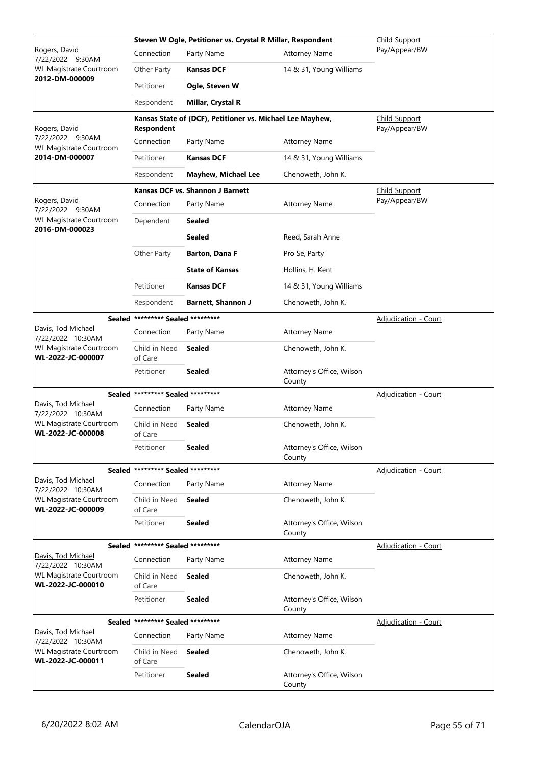| Judge / Date / Location / Case | Case Title / Connection | Party Name | Attorney Name | Hearing Type |
|---|---|---|---|---|
| Rogers, David<br>7/22/2022 9:30AM<br>WL Magistrate Courtroom<br>**2012-DM-000009** | **Steven W Ogle, Petitioner vs. Crystal R Millar, Respondent** | | | Child Support Pay/Appear/BW |
| | Connection | Party Name | Attorney Name | |
| | Other Party | **Kansas DCF** | 14 & 31, Young Williams | |
| | Petitioner | **Ogle, Steven W** | | |
| | Respondent | **Millar, Crystal R** | | |
| Rogers, David<br>7/22/2022 9:30AM<br>WL Magistrate Courtroom<br>**2014-DM-000007** | **Kansas State of (DCF), Petitioner vs. Michael Lee Mayhew, Respondent** | | | Child Support Pay/Appear/BW |
| | Connection | Party Name | Attorney Name | |
| | Petitioner | **Kansas DCF** | 14 & 31, Young Williams | |
| | Respondent | **Mayhew, Michael Lee** | Chenoweth, John K. | |
| Rogers, David<br>7/22/2022 9:30AM<br>WL Magistrate Courtroom<br>**2016-DM-000023** | **Kansas DCF vs. Shannon J Barnett** | | | Child Support Pay/Appear/BW |
| | Connection | Party Name | Attorney Name | |
| | Dependent | **Sealed** | | |
| | | **Sealed** | Reed, Sarah Anne | |
| | Other Party | **Barton, Dana F** | Pro Se, Party | |
| | | **State of Kansas** | Hollins, H. Kent | |
| | Petitioner | **Kansas DCF** | 14 & 31, Young Williams | |
| | Respondent | **Barnett, Shannon J** | Chenoweth, John K. | |
| **Sealed**<br>Davis, Tod Michael<br>7/22/2022 10:30AM<br>WL Magistrate Courtroom<br>**WL-2022-JC-000007** | **\*\*\*\*\*\*\*\*\* Sealed \*\*\*\*\*\*\*\*\*** | | | Adjudication - Court |
| | Connection | Party Name | Attorney Name | |
| | Child in Need of Care | **Sealed** | Chenoweth, John K. | |
| | Petitioner | **Sealed** | Attorney's Office, Wilson County | |
| **Sealed**<br>Davis, Tod Michael<br>7/22/2022 10:30AM<br>WL Magistrate Courtroom<br>**WL-2022-JC-000008** | **\*\*\*\*\*\*\*\*\* Sealed \*\*\*\*\*\*\*\*\*** | | | Adjudication - Court |
| | Connection | Party Name | Attorney Name | |
| | Child in Need of Care | **Sealed** | Chenoweth, John K. | |
| | Petitioner | **Sealed** | Attorney's Office, Wilson County | |
| **Sealed**<br>Davis, Tod Michael<br>7/22/2022 10:30AM<br>WL Magistrate Courtroom<br>**WL-2022-JC-000009** | **\*\*\*\*\*\*\*\*\* Sealed \*\*\*\*\*\*\*\*\*** | | | Adjudication - Court |
| | Connection | Party Name | Attorney Name | |
| | Child in Need of Care | **Sealed** | Chenoweth, John K. | |
| | Petitioner | **Sealed** | Attorney's Office, Wilson County | |
| **Sealed**<br>Davis, Tod Michael<br>7/22/2022 10:30AM<br>WL Magistrate Courtroom<br>**WL-2022-JC-000010** | **\*\*\*\*\*\*\*\*\* Sealed \*\*\*\*\*\*\*\*\*** | | | Adjudication - Court |
| | Connection | Party Name | Attorney Name | |
| | Child in Need of Care | **Sealed** | Chenoweth, John K. | |
| | Petitioner | **Sealed** | Attorney's Office, Wilson County | |
| **Sealed**<br>Davis, Tod Michael<br>7/22/2022 10:30AM<br>WL Magistrate Courtroom<br>**WL-2022-JC-000011** | **\*\*\*\*\*\*\*\*\* Sealed \*\*\*\*\*\*\*\*\*** | | | Adjudication - Court |
| | Connection | Party Name | Attorney Name | |
| | Child in Need of Care | **Sealed** | Chenoweth, John K. | |
| | Petitioner | **Sealed** | Attorney's Office, Wilson County | |

6/20/2022 8:02 AM CalendarOJA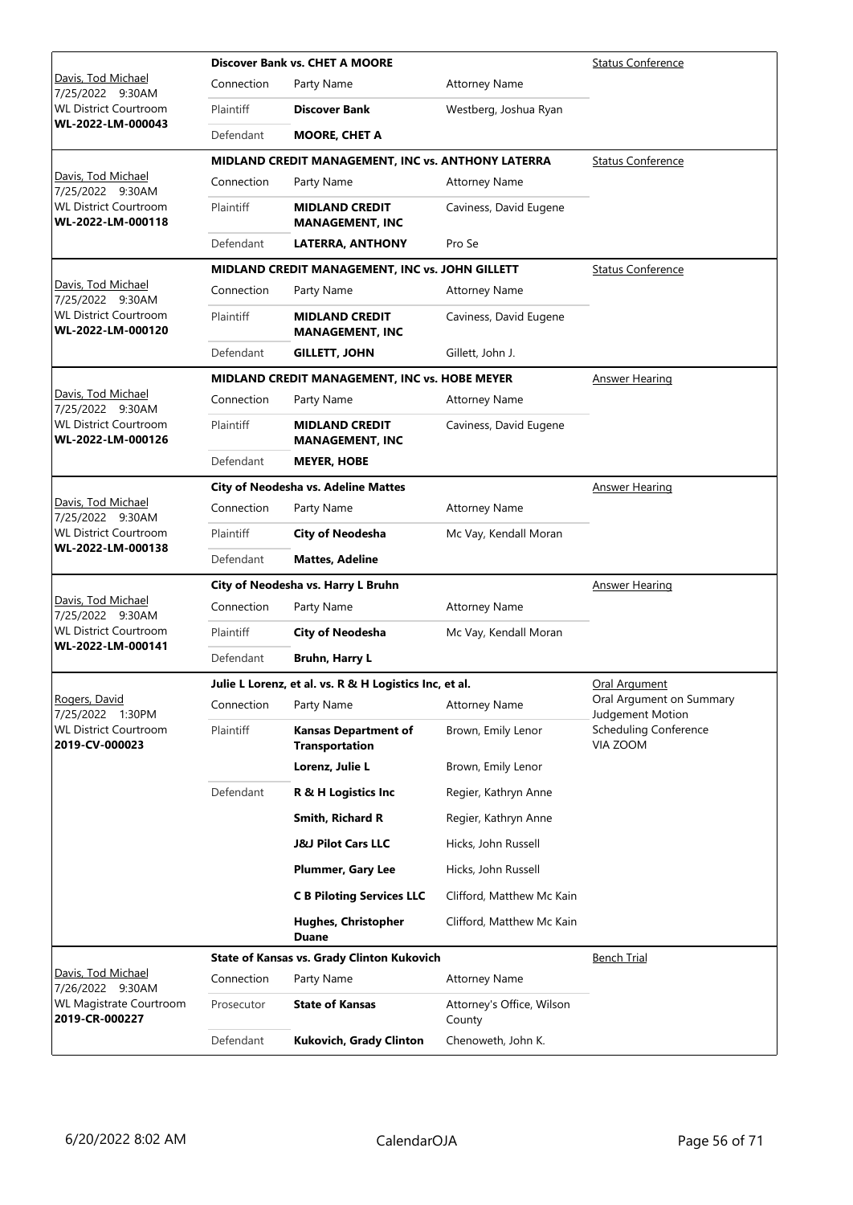| Judge / Date / Location / Case | Case Title | | | Hearing Type |
|---|---|---|---|---|
| Davis, Tod Michael<br>7/25/2022 9:30AM<br>WL District Courtroom<br>**WL-2022-LM-000043** | **Discover Bank vs. CHET A MOORE** | | | Status Conference |
| | Connection | Party Name | Attorney Name | |
| | Plaintiff | **Discover Bank** | Westberg, Joshua Ryan | |
| | Defendant | **MOORE, CHET A** | | |
| Davis, Tod Michael<br>7/25/2022 9:30AM<br>WL District Courtroom<br>**WL-2022-LM-000118** | **MIDLAND CREDIT MANAGEMENT, INC vs. ANTHONY LATERRA** | | | Status Conference |
| | Connection | Party Name | Attorney Name | |
| | Plaintiff | **MIDLAND CREDIT MANAGEMENT, INC** | Caviness, David Eugene | |
| | Defendant | **LATERRA, ANTHONY** | Pro Se | |
| Davis, Tod Michael<br>7/25/2022 9:30AM<br>WL District Courtroom<br>**WL-2022-LM-000120** | **MIDLAND CREDIT MANAGEMENT, INC vs. JOHN GILLETT** | | | Status Conference |
| | Connection | Party Name | Attorney Name | |
| | Plaintiff | **MIDLAND CREDIT MANAGEMENT, INC** | Caviness, David Eugene | |
| | Defendant | **GILLETT, JOHN** | Gillett, John J. | |
| Davis, Tod Michael<br>7/25/2022 9:30AM<br>WL District Courtroom<br>**WL-2022-LM-000126** | **MIDLAND CREDIT MANAGEMENT, INC vs. HOBE MEYER** | | | Answer Hearing |
| | Connection | Party Name | Attorney Name | |
| | Plaintiff | **MIDLAND CREDIT MANAGEMENT, INC** | Caviness, David Eugene | |
| | Defendant | **MEYER, HOBE** | | |
| Davis, Tod Michael<br>7/25/2022 9:30AM<br>WL District Courtroom<br>**WL-2022-LM-000138** | **City of Neodesha vs. Adeline Mattes** | | | Answer Hearing |
| | Connection | Party Name | Attorney Name | |
| | Plaintiff | **City of Neodesha** | Mc Vay, Kendall Moran | |
| | Defendant | **Mattes, Adeline** | | |
| Davis, Tod Michael<br>7/25/2022 9:30AM<br>WL District Courtroom<br>**WL-2022-LM-000141** | **City of Neodesha vs. Harry L Bruhn** | | | Answer Hearing |
| | Connection | Party Name | Attorney Name | |
| | Plaintiff | **City of Neodesha** | Mc Vay, Kendall Moran | |
| | Defendant | **Bruhn, Harry L** | | |
| Rogers, David<br>7/25/2022 1:30PM<br>WL District Courtroom<br>**2019-CV-000023** | **Julie L Lorenz, et al. vs. R & H Logistics Inc, et al.** | | | Oral Argument<br>Oral Argument on Summary Judgement Motion<br>Scheduling Conference VIA ZOOM |
| | Connection | Party Name | Attorney Name | |
| | Plaintiff | **Kansas Department of Transportation** | Brown, Emily Lenor | |
| | | **Lorenz, Julie L** | Brown, Emily Lenor | |
| | Defendant | **R & H Logistics Inc** | Regier, Kathryn Anne | |
| | | **Smith, Richard R** | Regier, Kathryn Anne | |
| | | **J&J Pilot Cars LLC** | Hicks, John Russell | |
| | | **Plummer, Gary Lee** | Hicks, John Russell | |
| | | **C B Piloting Services LLC** | Clifford, Matthew Mc Kain | |
| | | **Hughes, Christopher Duane** | Clifford, Matthew Mc Kain | |
| Davis, Tod Michael<br>7/26/2022 9:30AM<br>WL Magistrate Courtroom<br>**2019-CR-000227** | **State of Kansas vs. Grady Clinton Kukovich** | | | Bench Trial |
| | Connection | Party Name | Attorney Name | |
| | Prosecutor | **State of Kansas** | Attorney's Office, Wilson County | |
| | Defendant | **Kukovich, Grady Clinton** | Chenoweth, John K. | |

6/20/2022 8:02 AM CalendarOJA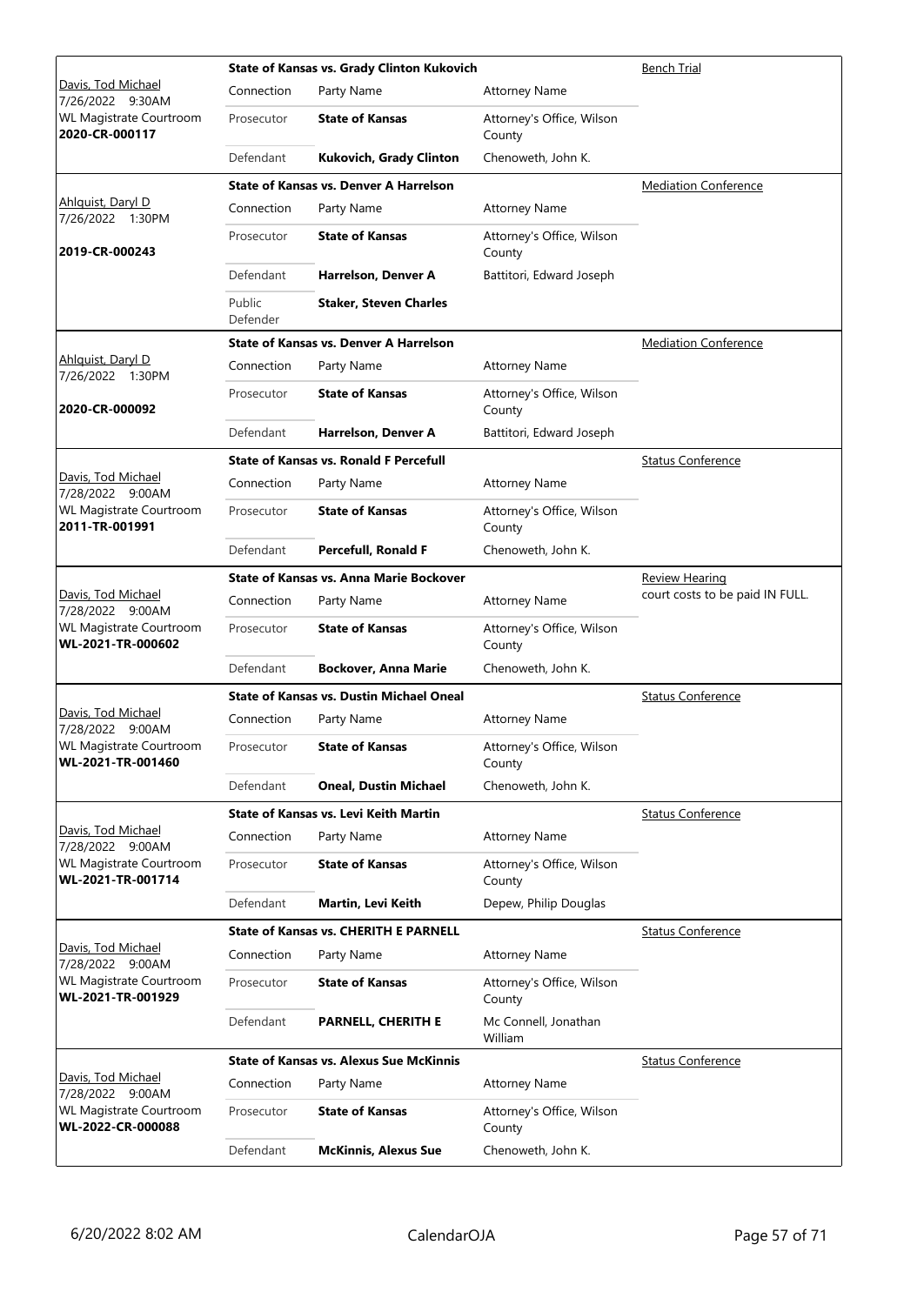| | State of Kansas vs. Grady Clinton Kukovich | | | Bench Trial |
|---|---|---|---|---|
| Davis, Tod Michael<br>7/26/2022 9:30AM<br>WL Magistrate Courtroom<br>**2020-CR-000117** | Connection | Party Name | Attorney Name | |
| | Prosecutor | **State of Kansas** | Attorney's Office, Wilson County | |
| | Defendant | **Kukovich, Grady Clinton** | Chenoweth, John K. | |

| | State of Kansas vs. Denver A Harrelson | | | Mediation Conference |
|---|---|---|---|---|
| Ahlquist, Daryl D<br>7/26/2022 1:30PM<br>**2019-CR-000243** | Connection | Party Name | Attorney Name | |
| | Prosecutor | **State of Kansas** | Attorney's Office, Wilson County | |
| | Defendant | **Harrelson, Denver A** | Battitori, Edward Joseph | |
| | Public Defender | **Staker, Steven Charles** | | |

| | State of Kansas vs. Denver A Harrelson | | | Mediation Conference |
|---|---|---|---|---|
| Ahlquist, Daryl D<br>7/26/2022 1:30PM<br>**2020-CR-000092** | Connection | Party Name | Attorney Name | |
| | Prosecutor | **State of Kansas** | Attorney's Office, Wilson County | |
| | Defendant | **Harrelson, Denver A** | Battitori, Edward Joseph | |

| | State of Kansas vs. Ronald F Percefull | | | Status Conference |
|---|---|---|---|---|
| Davis, Tod Michael<br>7/28/2022 9:00AM<br>WL Magistrate Courtroom<br>**2011-TR-001991** | Connection | Party Name | Attorney Name | |
| | Prosecutor | **State of Kansas** | Attorney's Office, Wilson County | |
| | Defendant | **Percefull, Ronald F** | Chenoweth, John K. | |

| | State of Kansas vs. Anna Marie Bockover | | | Review Hearing<br>court costs to be paid IN FULL. |
|---|---|---|---|---|
| Davis, Tod Michael<br>7/28/2022 9:00AM<br>WL Magistrate Courtroom<br>**WL-2021-TR-000602** | Connection | Party Name | Attorney Name | |
| | Prosecutor | **State of Kansas** | Attorney's Office, Wilson County | |
| | Defendant | **Bockover, Anna Marie** | Chenoweth, John K. | |

| | State of Kansas vs. Dustin Michael Oneal | | | Status Conference |
|---|---|---|---|---|
| Davis, Tod Michael<br>7/28/2022 9:00AM<br>WL Magistrate Courtroom<br>**WL-2021-TR-001460** | Connection | Party Name | Attorney Name | |
| | Prosecutor | **State of Kansas** | Attorney's Office, Wilson County | |
| | Defendant | **Oneal, Dustin Michael** | Chenoweth, John K. | |

| | State of Kansas vs. Levi Keith Martin | | | Status Conference |
|---|---|---|---|---|
| Davis, Tod Michael<br>7/28/2022 9:00AM<br>WL Magistrate Courtroom<br>**WL-2021-TR-001714** | Connection | Party Name | Attorney Name | |
| | Prosecutor | **State of Kansas** | Attorney's Office, Wilson County | |
| | Defendant | **Martin, Levi Keith** | Depew, Philip Douglas | |

| | State of Kansas vs. CHERITH E PARNELL | | | Status Conference |
|---|---|---|---|---|
| Davis, Tod Michael<br>7/28/2022 9:00AM<br>WL Magistrate Courtroom<br>**WL-2021-TR-001929** | Connection | Party Name | Attorney Name | |
| | Prosecutor | **State of Kansas** | Attorney's Office, Wilson County | |
| | Defendant | **PARNELL, CHERITH E** | Mc Connell, Jonathan William | |

| | State of Kansas vs. Alexus Sue McKinnis | | | Status Conference |
|---|---|---|---|---|
| Davis, Tod Michael<br>7/28/2022 9:00AM<br>WL Magistrate Courtroom<br>**WL-2022-CR-000088** | Connection | Party Name | Attorney Name | |
| | Prosecutor | **State of Kansas** | Attorney's Office, Wilson County | |
| | Defendant | **McKinnis, Alexus Sue** | Chenoweth, John K. | |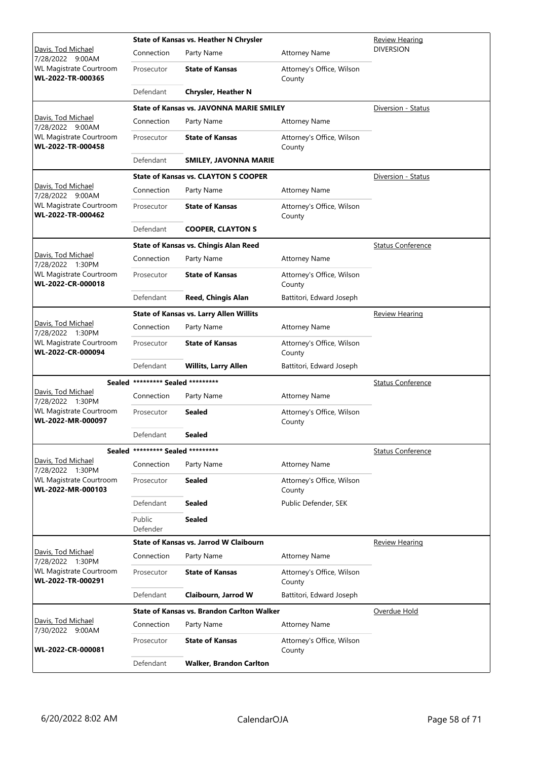| Judge / Date / Location / Case | Connection | Party Name | Attorney Name | Hearing Type |
|---|---|---|---|---|
| Davis, Tod Michael<br>7/28/2022 9:00AM<br>WL Magistrate Courtroom<br>**WL-2022-TR-000365** | **State of Kansas vs. Heather N Chrysler** | | | Review Hearing<br>DIVERSION |
| | Connection | Party Name | Attorney Name | |
| | Prosecutor | **State of Kansas** | Attorney's Office, Wilson County | |
| | Defendant | **Chrysler, Heather N** | | |
| Davis, Tod Michael<br>7/28/2022 9:00AM<br>WL Magistrate Courtroom<br>**WL-2022-TR-000458** | **State of Kansas vs. JAVONNA MARIE SMILEY** | | | Diversion - Status |
| | Connection | Party Name | Attorney Name | |
| | Prosecutor | **State of Kansas** | Attorney's Office, Wilson County | |
| | Defendant | **SMILEY, JAVONNA MARIE** | | |
| Davis, Tod Michael<br>7/28/2022 9:00AM<br>WL Magistrate Courtroom<br>**WL-2022-TR-000462** | **State of Kansas vs. CLAYTON S COOPER** | | | Diversion - Status |
| | Connection | Party Name | Attorney Name | |
| | Prosecutor | **State of Kansas** | Attorney's Office, Wilson County | |
| | Defendant | **COOPER, CLAYTON S** | | |
| Davis, Tod Michael<br>7/28/2022 1:30PM<br>WL Magistrate Courtroom<br>**WL-2022-CR-000018** | **State of Kansas vs. Chingis Alan Reed** | | | Status Conference |
| | Connection | Party Name | Attorney Name | |
| | Prosecutor | **State of Kansas** | Attorney's Office, Wilson County | |
| | Defendant | **Reed, Chingis Alan** | Battitori, Edward Joseph | |
| Davis, Tod Michael<br>7/28/2022 1:30PM<br>WL Magistrate Courtroom<br>**WL-2022-CR-000094** | **State of Kansas vs. Larry Allen Willits** | | | Review Hearing |
| | Connection | Party Name | Attorney Name | |
| | Prosecutor | **State of Kansas** | Attorney's Office, Wilson County | |
| | Defendant | **Willits, Larry Allen** | Battitori, Edward Joseph | |
| **Sealed**<br>Davis, Tod Michael<br>7/28/2022 1:30PM<br>WL Magistrate Courtroom<br>**WL-2022-MR-000097** | **********\* Sealed **********\* | | | Status Conference |
| | Connection | Party Name | Attorney Name | |
| | Prosecutor | **Sealed** | Attorney's Office, Wilson County | |
| | Defendant | **Sealed** | | |
| **Sealed**<br>Davis, Tod Michael<br>7/28/2022 1:30PM<br>WL Magistrate Courtroom<br>**WL-2022-MR-000103** | **********\* Sealed **********\* | | | Status Conference |
| | Connection | Party Name | Attorney Name | |
| | Prosecutor | **Sealed** | Attorney's Office, Wilson County | |
| | Defendant | **Sealed** | Public Defender, SEK | |
| | Public Defender | **Sealed** | | |
| Davis, Tod Michael<br>7/28/2022 1:30PM<br>WL Magistrate Courtroom<br>**WL-2022-TR-000291** | **State of Kansas vs. Jarrod W Claibourn** | | | Review Hearing |
| | Connection | Party Name | Attorney Name | |
| | Prosecutor | **State of Kansas** | Attorney's Office, Wilson County | |
| | Defendant | **Claibourn, Jarrod W** | Battitori, Edward Joseph | |
| Davis, Tod Michael<br>7/30/2022 9:00AM<br>**WL-2022-CR-000081** | **State of Kansas vs. Brandon Carlton Walker** | | | Overdue Hold |
| | Connection | Party Name | Attorney Name | |
| | Prosecutor | **State of Kansas** | Attorney's Office, Wilson County | |
| | Defendant | **Walker, Brandon Carlton** | | |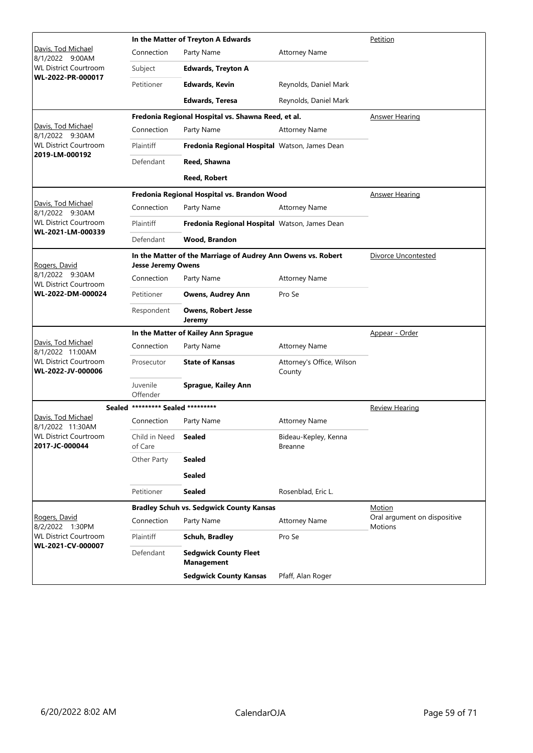| Judge / Date / Location / Case No. | Case Title | | | Hearing Type |
|---|---|---|---|---|
| Davis, Tod Michael<br>8/1/2022 9:00AM<br>WL District Courtroom<br>**WL-2022-PR-000017** | **In the Matter of Treyton A Edwards** | | | Petition |
| | Connection | Party Name | Attorney Name | |
| | Subject | **Edwards, Treyton A** | | |
| | Petitioner | **Edwards, Kevin** | Reynolds, Daniel Mark | |
| | | **Edwards, Teresa** | Reynolds, Daniel Mark | |
| Davis, Tod Michael<br>8/1/2022 9:30AM<br>WL District Courtroom<br>**2019-LM-000192** | **Fredonia Regional Hospital vs. Shawna Reed, et al.** | | | Answer Hearing |
| | Connection | Party Name | Attorney Name | |
| | Plaintiff | **Fredonia Regional Hospital** | Watson, James Dean | |
| | Defendant | **Reed, Shawna** | | |
| | | **Reed, Robert** | | |
| Davis, Tod Michael<br>8/1/2022 9:30AM<br>WL District Courtroom<br>**WL-2021-LM-000339** | **Fredonia Regional Hospital vs. Brandon Wood** | | | Answer Hearing |
| | Connection | Party Name | Attorney Name | |
| | Plaintiff | **Fredonia Regional Hospital** | Watson, James Dean | |
| | Defendant | **Wood, Brandon** | | |
| Rogers, David<br>8/1/2022 9:30AM<br>WL District Courtroom<br>**WL-2022-DM-000024** | **In the Matter of the Marriage of Audrey Ann Owens vs. Robert Jesse Jeremy Owens** | | | Divorce Uncontested |
| | Connection | Party Name | Attorney Name | |
| | Petitioner | **Owens, Audrey Ann** | Pro Se | |
| | Respondent | **Owens, Robert Jesse Jeremy** | | |
| Davis, Tod Michael<br>8/1/2022 11:00AM<br>WL District Courtroom<br>**WL-2022-JV-000006** | **In the Matter of Kailey Ann Sprague** | | | Appear - Order |
| | Connection | Party Name | Attorney Name | |
| | Prosecutor | **State of Kansas** | Attorney's Office, Wilson County | |
| | Juvenile Offender | **Sprague, Kailey Ann** | | |
| Davis, Tod Michael<br>8/1/2022 11:30AM<br>WL District Courtroom<br>**2017-JC-000044** | **Sealed \*\*\*\*\*\*\*\*\* Sealed \*\*\*\*\*\*\*\*\*** | | | Review Hearing |
| | Connection | Party Name | Attorney Name | |
| | Child in Need of Care | **Sealed** | Bideau-Kepley, Kenna Breanne | |
| | Other Party | **Sealed** | | |
| | | **Sealed** | | |
| | Petitioner | **Sealed** | Rosenblad, Eric L. | |
| Rogers, David<br>8/2/2022 1:30PM<br>WL District Courtroom<br>**WL-2021-CV-000007** | **Bradley Schuh vs. Sedgwick County Kansas** | | | Motion<br>Oral argument on dispositive Motions |
| | Connection | Party Name | Attorney Name | |
| | Plaintiff | **Schuh, Bradley** | Pro Se | |
| | Defendant | **Sedgwick County Fleet Management** | | |
| | | **Sedgwick County Kansas** | Pfaff, Alan Roger | |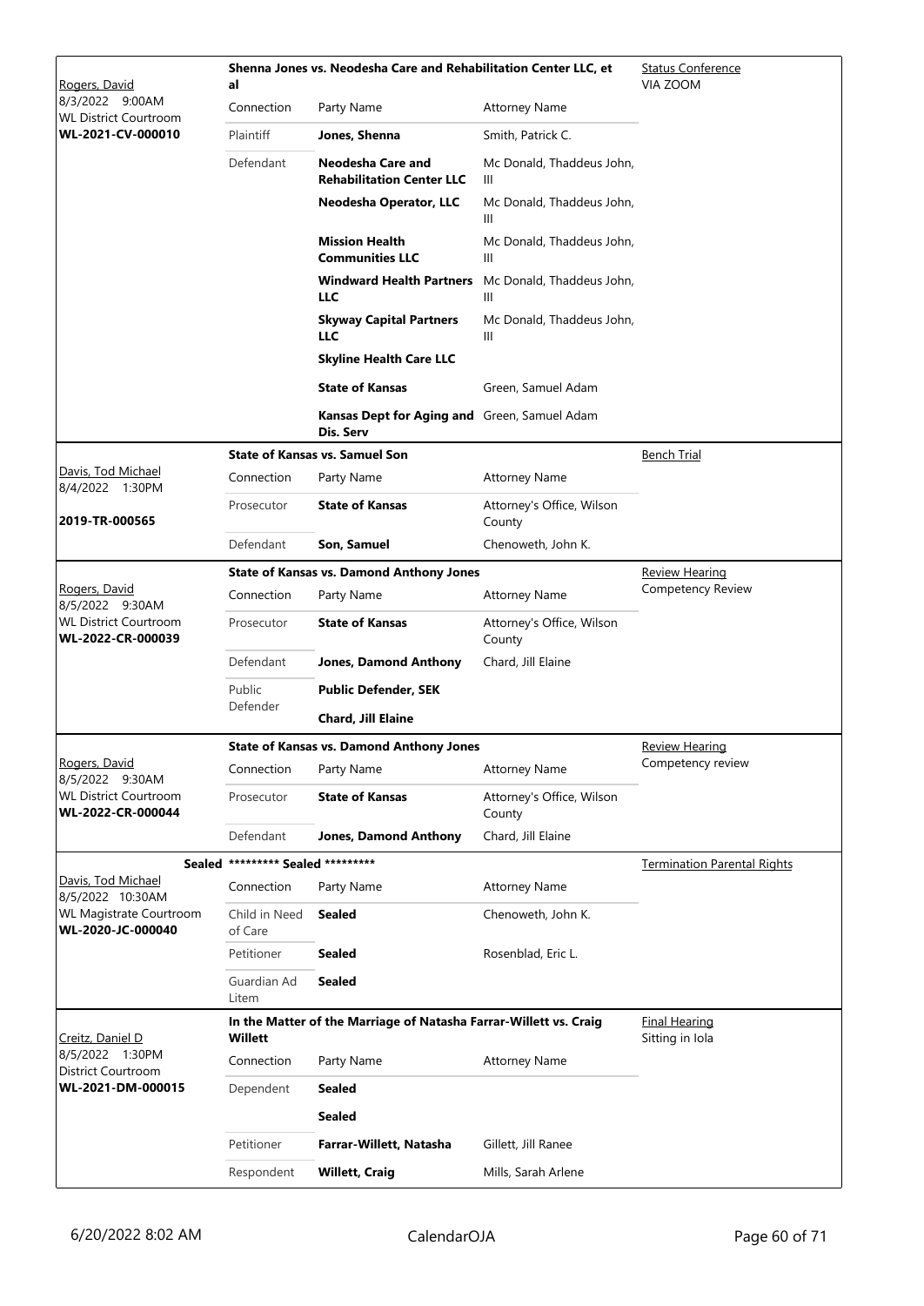| Judge / Date / Location / Case | Case Title | Connection | Party Name | Attorney Name | Hearing Type |
|---|---|---|---|---|---|
| Rogers, David<br>8/3/2022 9:00AM<br>WL District Courtroom<br>**WL-2021-CV-000010** | **Shenna Jones vs. Neodesha Care and Rehabilitation Center LLC, et al** | Plaintiff | **Jones, Shenna** | Smith, Patrick C. | Status Conference<br>VIA ZOOM |
| | | Defendant | **Neodesha Care and Rehabilitation Center LLC** | Mc Donald, Thaddeus John, III | |
| | | | **Neodesha Operator, LLC** | Mc Donald, Thaddeus John, III | |
| | | | **Mission Health Communities LLC** | Mc Donald, Thaddeus John, III | |
| | | | **Windward Health Partners LLC** | Mc Donald, Thaddeus John, III | |
| | | | **Skyway Capital Partners LLC** | Mc Donald, Thaddeus John, III | |
| | | | **Skyline Health Care LLC** | | |
| | | | **State of Kansas** | Green, Samuel Adam | |
| | | | **Kansas Dept for Aging and Dis. Serv** | Green, Samuel Adam | |
| Davis, Tod Michael<br>8/4/2022 1:30PM<br>**2019-TR-000565** | **State of Kansas vs. Samuel Son** | Prosecutor | **State of Kansas** | Attorney's Office, Wilson County | Bench Trial |
| | | Defendant | **Son, Samuel** | Chenoweth, John K. | |
| Rogers, David<br>8/5/2022 9:30AM<br>WL District Courtroom<br>**WL-2022-CR-000039** | **State of Kansas vs. Damond Anthony Jones** | Prosecutor | **State of Kansas** | Attorney's Office, Wilson County | Review Hearing<br>Competency Review |
| | | Defendant | **Jones, Damond Anthony** | Chard, Jill Elaine | |
| | | Public Defender | **Public Defender, SEK** | | |
| | | | **Chard, Jill Elaine** | | |
| Rogers, David<br>8/5/2022 9:30AM<br>WL District Courtroom<br>**WL-2022-CR-000044** | **State of Kansas vs. Damond Anthony Jones** | Prosecutor | **State of Kansas** | Attorney's Office, Wilson County | Review Hearing<br>Competency review |
| | | Defendant | **Jones, Damond Anthony** | Chard, Jill Elaine | |
| Sealed<br>Davis, Tod Michael<br>8/5/2022 10:30AM<br>WL Magistrate Courtroom<br>**WL-2020-JC-000040** | **\*\*\*\*\*\*\*\*\* Sealed \*\*\*\*\*\*\*\*\*** | Child in Need of Care | **Sealed** | Chenoweth, John K. | Termination Parental Rights |
| | | Petitioner | **Sealed** | Rosenblad, Eric L. | |
| | | Guardian Ad Litem | **Sealed** | | |
| Creitz, Daniel D<br>8/5/2022 1:30PM<br>District Courtroom<br>**WL-2021-DM-000015** | **In the Matter of the Marriage of Natasha Farrar-Willett vs. Craig Willett** | Dependent | **Sealed** | | Final Hearing<br>Sitting in Iola |
| | | | **Sealed** | | |
| | | Petitioner | **Farrar-Willett, Natasha** | Gillett, Jill Ranee | |
| | | Respondent | **Willett, Craig** | Mills, Sarah Arlene | |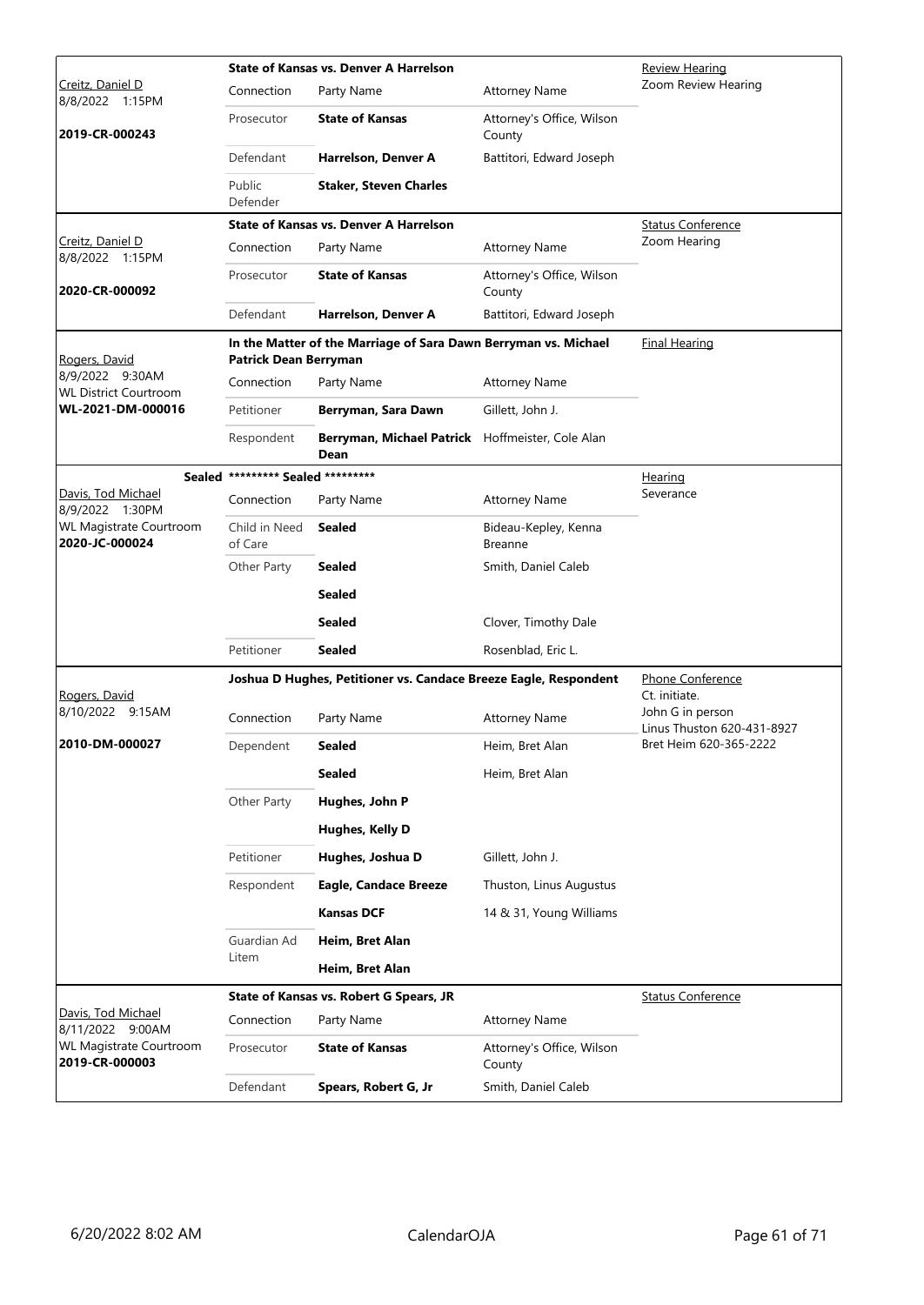| Judge / Date / Case | Case Title | | | Hearing |
|---|---|---|---|---|
| Creitz, Daniel D<br>8/8/2022 1:15PM<br>**2019-CR-000243** | **State of Kansas vs. Denver A Harrelson** | | | Review Hearing<br>Zoom Review Hearing |
| | Connection | Party Name | Attorney Name | |
| | Prosecutor | **State of Kansas** | Attorney's Office, Wilson County | |
| | Defendant | **Harrelson, Denver A** | Battitori, Edward Joseph | |
| | Public Defender | **Staker, Steven Charles** | | |
| Creitz, Daniel D<br>8/8/2022 1:15PM<br>**2020-CR-000092** | **State of Kansas vs. Denver A Harrelson** | | | Status Conference<br>Zoom Hearing |
| | Connection | Party Name | Attorney Name | |
| | Prosecutor | **State of Kansas** | Attorney's Office, Wilson County | |
| | Defendant | **Harrelson, Denver A** | Battitori, Edward Joseph | |
| Rogers, David<br>8/9/2022 9:30AM<br>WL District Courtroom<br>**WL-2021-DM-000016** | **In the Matter of the Marriage of Sara Dawn Berryman vs. Michael Patrick Dean Berryman** | | | Final Hearing |
| | Connection | Party Name | Attorney Name | |
| | Petitioner | **Berryman, Sara Dawn** | Gillett, John J. | |
| | Respondent | **Berryman, Michael Patrick Dean** | Hoffmeister, Cole Alan | |
| Sealed<br>Davis, Tod Michael<br>8/9/2022 1:30PM<br>WL Magistrate Courtroom<br>**2020-JC-000024** | **\*\*\*\*\*\*\*\*\* Sealed \*\*\*\*\*\*\*\*\*** | | | Hearing<br>Severance |
| | Connection | Party Name | Attorney Name | |
| | Child in Need of Care | **Sealed** | Bideau-Kepley, Kenna Breanne | |
| | Other Party | **Sealed** | Smith, Daniel Caleb | |
| | | **Sealed** | | |
| | | **Sealed** | Clover, Timothy Dale | |
| | Petitioner | **Sealed** | Rosenblad, Eric L. | |
| Rogers, David<br>8/10/2022 9:15AM<br>**2010-DM-000027** | **Joshua D Hughes, Petitioner vs. Candace Breeze Eagle, Respondent** | | | Phone Conference<br>Ct. initiate.<br>John G in person<br>Linus Thuston 620-431-8927<br>Bret Heim 620-365-2222 |
| | Connection | Party Name | Attorney Name | |
| | Dependent | **Sealed** | Heim, Bret Alan | |
| | | **Sealed** | Heim, Bret Alan | |
| | Other Party | **Hughes, John P** | | |
| | | **Hughes, Kelly D** | | |
| | Petitioner | **Hughes, Joshua D** | Gillett, John J. | |
| | Respondent | **Eagle, Candace Breeze** | Thuston, Linus Augustus | |
| | | **Kansas DCF** | 14 & 31, Young Williams | |
| | Guardian Ad Litem | **Heim, Bret Alan** | | |
| | | **Heim, Bret Alan** | | |
| Davis, Tod Michael<br>8/11/2022 9:00AM<br>WL Magistrate Courtroom<br>**2019-CR-000003** | **State of Kansas vs. Robert G Spears, JR** | | | Status Conference |
| | Connection | Party Name | Attorney Name | |
| | Prosecutor | **State of Kansas** | Attorney's Office, Wilson County | |
| | Defendant | **Spears, Robert G, Jr** | Smith, Daniel Caleb | |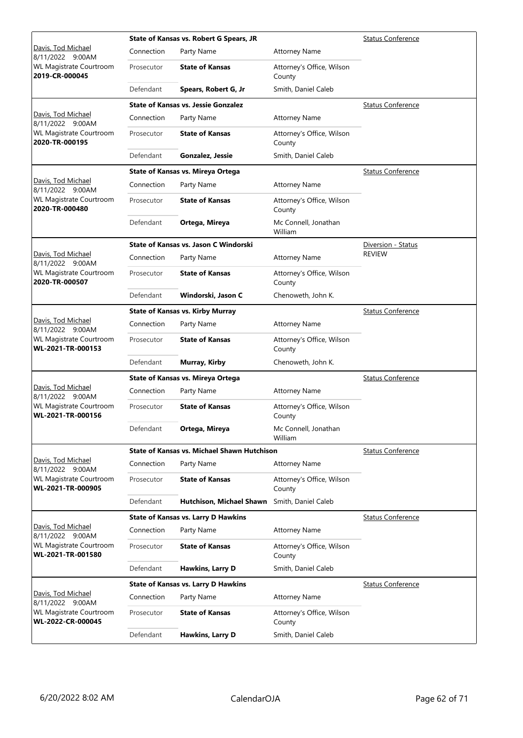| Judge / Date / Location / Case | Connection | Party Name | Attorney Name | Hearing Type |
|---|---|---|---|---|
| Davis, Tod Michael<br>8/11/2022 9:00AM<br>WL Magistrate Courtroom<br>**2019-CR-000045** | **State of Kansas vs. Robert G Spears, JR** | | | Status Conference |
| | Connection | Party Name | Attorney Name | |
| | Prosecutor | **State of Kansas** | Attorney's Office, Wilson County | |
| | Defendant | **Spears, Robert G, Jr** | Smith, Daniel Caleb | |
| Davis, Tod Michael<br>8/11/2022 9:00AM<br>WL Magistrate Courtroom<br>**2020-TR-000195** | **State of Kansas vs. Jessie Gonzalez** | | | Status Conference |
| | Connection | Party Name | Attorney Name | |
| | Prosecutor | **State of Kansas** | Attorney's Office, Wilson County | |
| | Defendant | **Gonzalez, Jessie** | Smith, Daniel Caleb | |
| Davis, Tod Michael<br>8/11/2022 9:00AM<br>WL Magistrate Courtroom<br>**2020-TR-000480** | **State of Kansas vs. Mireya Ortega** | | | Status Conference |
| | Connection | Party Name | Attorney Name | |
| | Prosecutor | **State of Kansas** | Attorney's Office, Wilson County | |
| | Defendant | **Ortega, Mireya** | Mc Connell, Jonathan William | |
| Davis, Tod Michael<br>8/11/2022 9:00AM<br>WL Magistrate Courtroom<br>**2020-TR-000507** | **State of Kansas vs. Jason C Windorski** | | | Diversion - Status REVIEW |
| | Connection | Party Name | Attorney Name | |
| | Prosecutor | **State of Kansas** | Attorney's Office, Wilson County | |
| | Defendant | **Windorski, Jason C** | Chenoweth, John K. | |
| Davis, Tod Michael<br>8/11/2022 9:00AM<br>WL Magistrate Courtroom<br>**WL-2021-TR-000153** | **State of Kansas vs. Kirby Murray** | | | Status Conference |
| | Connection | Party Name | Attorney Name | |
| | Prosecutor | **State of Kansas** | Attorney's Office, Wilson County | |
| | Defendant | **Murray, Kirby** | Chenoweth, John K. | |
| Davis, Tod Michael<br>8/11/2022 9:00AM<br>WL Magistrate Courtroom<br>**WL-2021-TR-000156** | **State of Kansas vs. Mireya Ortega** | | | Status Conference |
| | Connection | Party Name | Attorney Name | |
| | Prosecutor | **State of Kansas** | Attorney's Office, Wilson County | |
| | Defendant | **Ortega, Mireya** | Mc Connell, Jonathan William | |
| Davis, Tod Michael<br>8/11/2022 9:00AM<br>WL Magistrate Courtroom<br>**WL-2021-TR-000905** | **State of Kansas vs. Michael Shawn Hutchison** | | | Status Conference |
| | Connection | Party Name | Attorney Name | |
| | Prosecutor | **State of Kansas** | Attorney's Office, Wilson County | |
| | Defendant | **Hutchison, Michael Shawn** | Smith, Daniel Caleb | |
| Davis, Tod Michael<br>8/11/2022 9:00AM<br>WL Magistrate Courtroom<br>**WL-2021-TR-001580** | **State of Kansas vs. Larry D Hawkins** | | | Status Conference |
| | Connection | Party Name | Attorney Name | |
| | Prosecutor | **State of Kansas** | Attorney's Office, Wilson County | |
| | Defendant | **Hawkins, Larry D** | Smith, Daniel Caleb | |
| Davis, Tod Michael<br>8/11/2022 9:00AM<br>WL Magistrate Courtroom<br>**WL-2022-CR-000045** | **State of Kansas vs. Larry D Hawkins** | | | Status Conference |
| | Connection | Party Name | Attorney Name | |
| | Prosecutor | **State of Kansas** | Attorney's Office, Wilson County | |
| | Defendant | **Hawkins, Larry D** | Smith, Daniel Caleb | |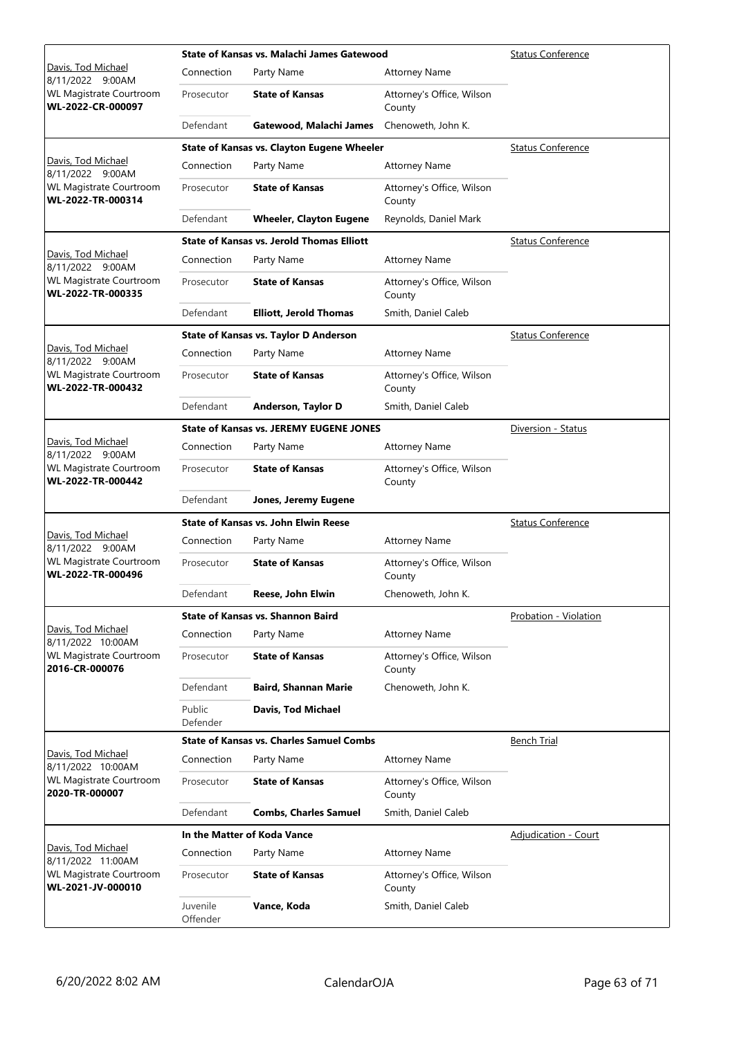| Judge / Date / Location / Case | Connection | Party Name | Attorney Name | Hearing Type |
|---|---|---|---|---|
| Davis, Tod Michael<br>8/11/2022 9:00AM<br>WL Magistrate Courtroom<br>**WL-2022-CR-000097** | **State of Kansas vs. Malachi James Gatewood** | | | Status Conference |
| | Prosecutor | **State of Kansas** | Attorney's Office, Wilson County | |
| | Defendant | **Gatewood, Malachi James** | Chenoweth, John K. | |
| Davis, Tod Michael<br>8/11/2022 9:00AM<br>WL Magistrate Courtroom<br>**WL-2022-TR-000314** | **State of Kansas vs. Clayton Eugene Wheeler** | | | Status Conference |
| | Prosecutor | **State of Kansas** | Attorney's Office, Wilson County | |
| | Defendant | **Wheeler, Clayton Eugene** | Reynolds, Daniel Mark | |
| Davis, Tod Michael<br>8/11/2022 9:00AM<br>WL Magistrate Courtroom<br>**WL-2022-TR-000335** | **State of Kansas vs. Jerold Thomas Elliott** | | | Status Conference |
| | Prosecutor | **State of Kansas** | Attorney's Office, Wilson County | |
| | Defendant | **Elliott, Jerold Thomas** | Smith, Daniel Caleb | |
| Davis, Tod Michael<br>8/11/2022 9:00AM<br>WL Magistrate Courtroom<br>**WL-2022-TR-000432** | **State of Kansas vs. Taylor D Anderson** | | | Status Conference |
| | Prosecutor | **State of Kansas** | Attorney's Office, Wilson County | |
| | Defendant | **Anderson, Taylor D** | Smith, Daniel Caleb | |
| Davis, Tod Michael<br>8/11/2022 9:00AM<br>WL Magistrate Courtroom<br>**WL-2022-TR-000442** | **State of Kansas vs. JEREMY EUGENE JONES** | | | Diversion - Status |
| | Prosecutor | **State of Kansas** | Attorney's Office, Wilson County | |
| | Defendant | **Jones, Jeremy Eugene** | | |
| Davis, Tod Michael<br>8/11/2022 9:00AM<br>WL Magistrate Courtroom<br>**WL-2022-TR-000496** | **State of Kansas vs. John Elwin Reese** | | | Status Conference |
| | Prosecutor | **State of Kansas** | Attorney's Office, Wilson County | |
| | Defendant | **Reese, John Elwin** | Chenoweth, John K. | |
| Davis, Tod Michael<br>8/11/2022 10:00AM<br>WL Magistrate Courtroom<br>**2016-CR-000076** | **State of Kansas vs. Shannon Baird** | | | Probation - Violation |
| | Prosecutor | **State of Kansas** | Attorney's Office, Wilson County | |
| | Defendant | **Baird, Shannan Marie** | Chenoweth, John K. | |
| | Public Defender | **Davis, Tod Michael** | | |
| Davis, Tod Michael<br>8/11/2022 10:00AM<br>WL Magistrate Courtroom<br>**2020-TR-000007** | **State of Kansas vs. Charles Samuel Combs** | | | Bench Trial |
| | Prosecutor | **State of Kansas** | Attorney's Office, Wilson County | |
| | Defendant | **Combs, Charles Samuel** | Smith, Daniel Caleb | |
| Davis, Tod Michael<br>8/11/2022 11:00AM<br>WL Magistrate Courtroom<br>**WL-2021-JV-000010** | **In the Matter of Koda Vance** | | | Adjudication - Court |
| | Prosecutor | **State of Kansas** | Attorney's Office, Wilson County | |
| | Juvenile Offender | **Vance, Koda** | Smith, Daniel Caleb | |

6/20/2022 8:02 AM CalendarOJA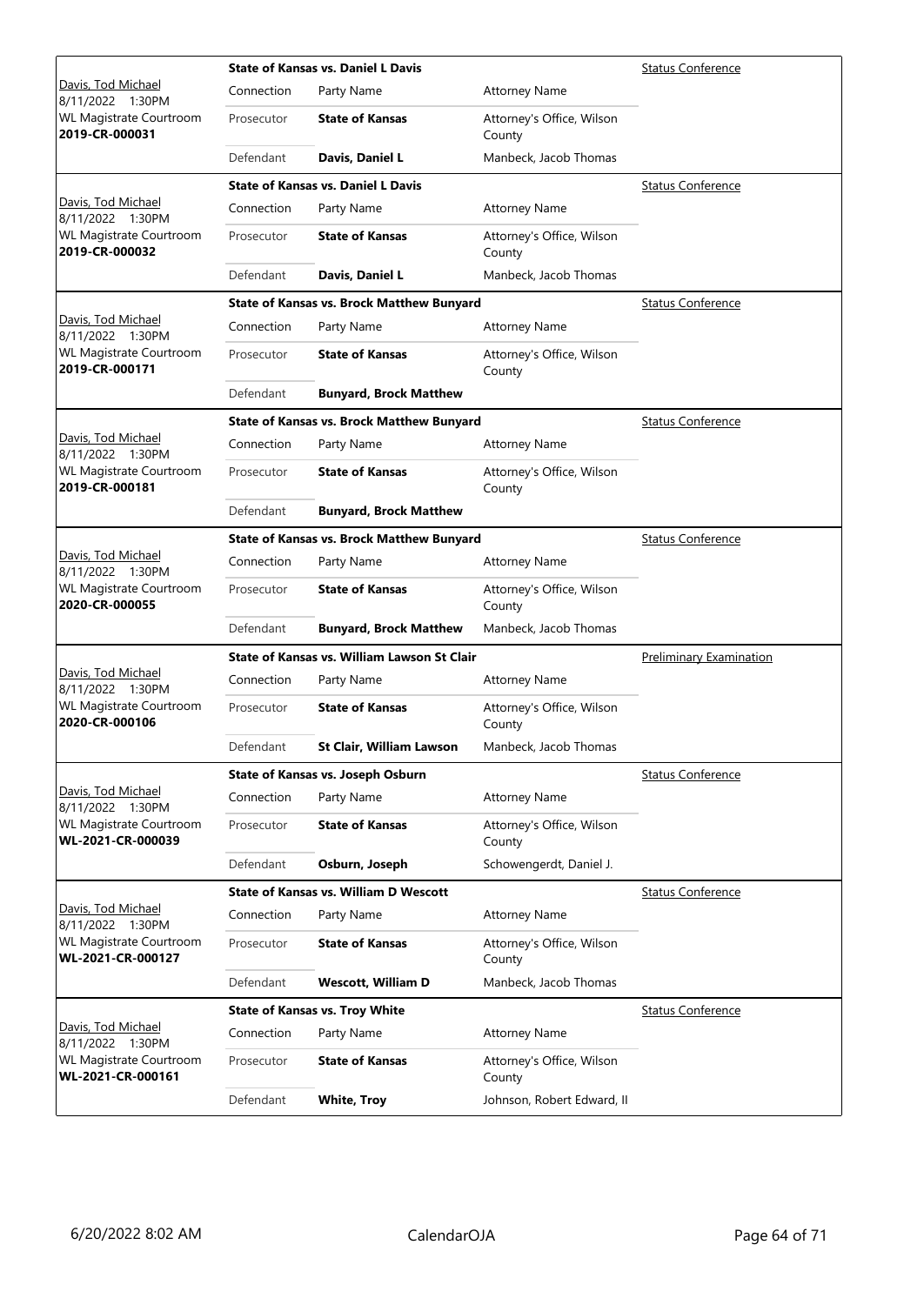| Case Info | Case | | | Hearing Type |
|---|---|---|---|---|
| Davis, Tod Michael<br>8/11/2022 1:30PM<br>WL Magistrate Courtroom<br>**2019-CR-000031** | **State of Kansas vs. Daniel L Davis** | | | Status Conference |
| | Connection | Party Name | Attorney Name | |
| | Prosecutor | **State of Kansas** | Attorney's Office, Wilson County | |
| | Defendant | **Davis, Daniel L** | Manbeck, Jacob Thomas | |
| Davis, Tod Michael<br>8/11/2022 1:30PM<br>WL Magistrate Courtroom<br>**2019-CR-000032** | **State of Kansas vs. Daniel L Davis** | | | Status Conference |
| | Connection | Party Name | Attorney Name | |
| | Prosecutor | **State of Kansas** | Attorney's Office, Wilson County | |
| | Defendant | **Davis, Daniel L** | Manbeck, Jacob Thomas | |
| Davis, Tod Michael<br>8/11/2022 1:30PM<br>WL Magistrate Courtroom<br>**2019-CR-000171** | **State of Kansas vs. Brock Matthew Bunyard** | | | Status Conference |
| | Connection | Party Name | Attorney Name | |
| | Prosecutor | **State of Kansas** | Attorney's Office, Wilson County | |
| | Defendant | **Bunyard, Brock Matthew** | | |
| Davis, Tod Michael<br>8/11/2022 1:30PM<br>WL Magistrate Courtroom<br>**2019-CR-000181** | **State of Kansas vs. Brock Matthew Bunyard** | | | Status Conference |
| | Connection | Party Name | Attorney Name | |
| | Prosecutor | **State of Kansas** | Attorney's Office, Wilson County | |
| | Defendant | **Bunyard, Brock Matthew** | | |
| Davis, Tod Michael<br>8/11/2022 1:30PM<br>WL Magistrate Courtroom<br>**2020-CR-000055** | **State of Kansas vs. Brock Matthew Bunyard** | | | Status Conference |
| | Connection | Party Name | Attorney Name | |
| | Prosecutor | **State of Kansas** | Attorney's Office, Wilson County | |
| | Defendant | **Bunyard, Brock Matthew** | Manbeck, Jacob Thomas | |
| Davis, Tod Michael<br>8/11/2022 1:30PM<br>WL Magistrate Courtroom<br>**2020-CR-000106** | **State of Kansas vs. William Lawson St Clair** | | | Preliminary Examination |
| | Connection | Party Name | Attorney Name | |
| | Prosecutor | **State of Kansas** | Attorney's Office, Wilson County | |
| | Defendant | **St Clair, William Lawson** | Manbeck, Jacob Thomas | |
| Davis, Tod Michael<br>8/11/2022 1:30PM<br>WL Magistrate Courtroom<br>**WL-2021-CR-000039** | **State of Kansas vs. Joseph Osburn** | | | Status Conference |
| | Connection | Party Name | Attorney Name | |
| | Prosecutor | **State of Kansas** | Attorney's Office, Wilson County | |
| | Defendant | **Osburn, Joseph** | Schowengerdt, Daniel J. | |
| Davis, Tod Michael<br>8/11/2022 1:30PM<br>WL Magistrate Courtroom<br>**WL-2021-CR-000127** | **State of Kansas vs. William D Wescott** | | | Status Conference |
| | Connection | Party Name | Attorney Name | |
| | Prosecutor | **State of Kansas** | Attorney's Office, Wilson County | |
| | Defendant | **Wescott, William D** | Manbeck, Jacob Thomas | |
| Davis, Tod Michael<br>8/11/2022 1:30PM<br>WL Magistrate Courtroom<br>**WL-2021-CR-000161** | **State of Kansas vs. Troy White** | | | Status Conference |
| | Connection | Party Name | Attorney Name | |
| | Prosecutor | **State of Kansas** | Attorney's Office, Wilson County | |
| | Defendant | **White, Troy** | Johnson, Robert Edward, II | |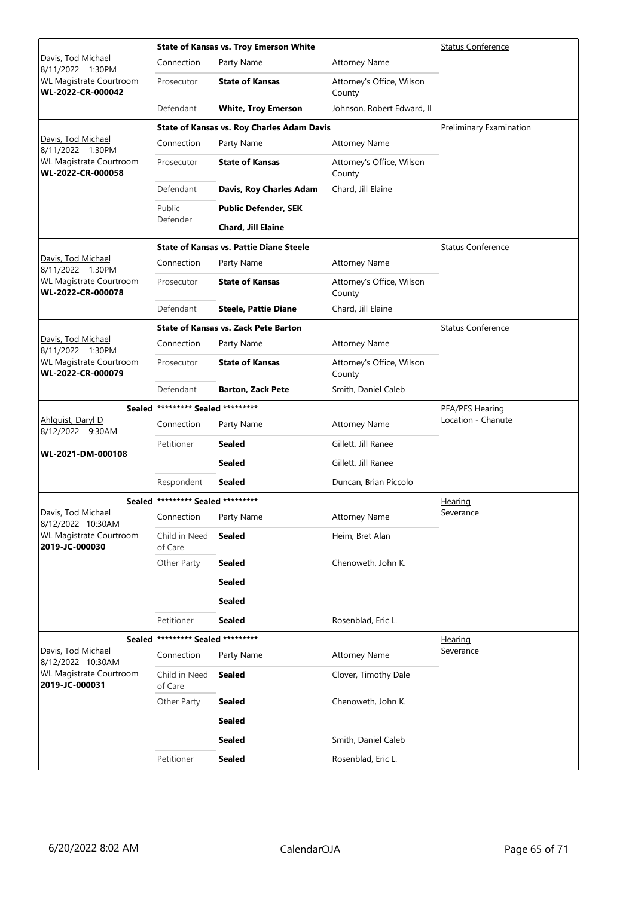| | State of Kansas vs. Troy Emerson White | | | Status Conference |
|---|---|---|---|---|
| Davis, Tod Michael<br>8/11/2022 1:30PM<br>WL Magistrate Courtroom<br>**WL-2022-CR-000042** | Connection | Party Name | Attorney Name | |
| | Prosecutor | **State of Kansas** | Attorney's Office, Wilson County | |
| | Defendant | **White, Troy Emerson** | Johnson, Robert Edward, II | |

| | State of Kansas vs. Roy Charles Adam Davis | | | Preliminary Examination |
|---|---|---|---|---|
| Davis, Tod Michael<br>8/11/2022 1:30PM<br>WL Magistrate Courtroom<br>**WL-2022-CR-000058** | Connection | Party Name | Attorney Name | |
| | Prosecutor | **State of Kansas** | Attorney's Office, Wilson County | |
| | Defendant | **Davis, Roy Charles Adam** | Chard, Jill Elaine | |
| | Public Defender | **Public Defender, SEK** | | |
| | | **Chard, Jill Elaine** | | |

| | State of Kansas vs. Pattie Diane Steele | | | Status Conference |
|---|---|---|---|---|
| Davis, Tod Michael<br>8/11/2022 1:30PM<br>WL Magistrate Courtroom<br>**WL-2022-CR-000078** | Connection | Party Name | Attorney Name | |
| | Prosecutor | **State of Kansas** | Attorney's Office, Wilson County | |
| | Defendant | **Steele, Pattie Diane** | Chard, Jill Elaine | |

| | State of Kansas vs. Zack Pete Barton | | | Status Conference |
|---|---|---|---|---|
| Davis, Tod Michael<br>8/11/2022 1:30PM<br>WL Magistrate Courtroom<br>**WL-2022-CR-000079** | Connection | Party Name | Attorney Name | |
| | Prosecutor | **State of Kansas** | Attorney's Office, Wilson County | |
| | Defendant | **Barton, Zack Pete** | Smith, Daniel Caleb | |

| Sealed | ********* Sealed ********* | | | PFA/PFS Hearing<br>Location - Chanute |
|---|---|---|---|---|
| Ahlquist, Daryl D<br>8/12/2022 9:30AM<br><br>**WL-2021-DM-000108** | Connection | Party Name | Attorney Name | |
| | Petitioner | **Sealed** | Gillett, Jill Ranee | |
| | | **Sealed** | Gillett, Jill Ranee | |
| | Respondent | **Sealed** | Duncan, Brian Piccolo | |

| Sealed | ********* Sealed ********* | | | Hearing<br>Severance |
|---|---|---|---|---|
| Davis, Tod Michael<br>8/12/2022 10:30AM<br>WL Magistrate Courtroom<br>**2019-JC-000030** | Connection | Party Name | Attorney Name | |
| | Child in Need of Care | **Sealed** | Heim, Bret Alan | |
| | Other Party | **Sealed** | Chenoweth, John K. | |
| | | **Sealed** | | |
| | | **Sealed** | | |
| | Petitioner | **Sealed** | Rosenblad, Eric L. | |

| Sealed | ********* Sealed ********* | | | Hearing<br>Severance |
|---|---|---|---|---|
| Davis, Tod Michael<br>8/12/2022 10:30AM<br>WL Magistrate Courtroom<br>**2019-JC-000031** | Connection | Party Name | Attorney Name | |
| | Child in Need of Care | **Sealed** | Clover, Timothy Dale | |
| | Other Party | **Sealed** | Chenoweth, John K. | |
| | | **Sealed** | | |
| | | **Sealed** | Smith, Daniel Caleb | |
| | Petitioner | **Sealed** | Rosenblad, Eric L. | |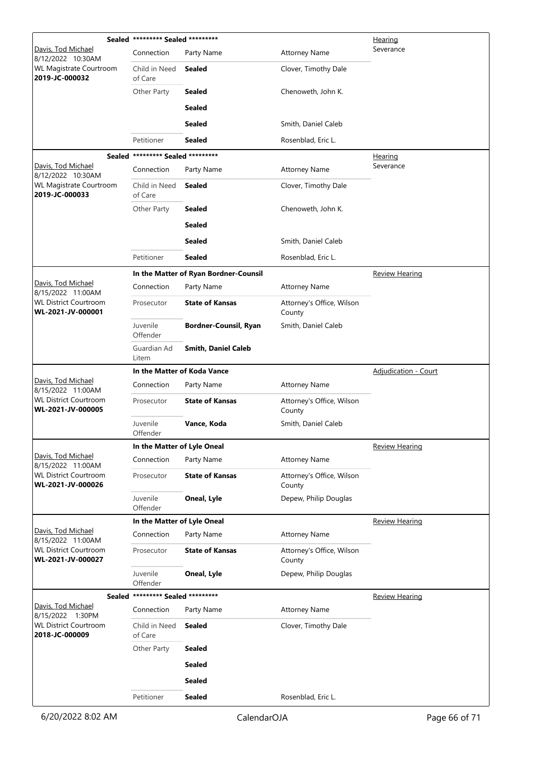| Case Info | Connection | Party Name | Attorney Name | Hearing |
|---|---|---|---|---|
| **Sealed** ********* Sealed ********* | | | | Hearing Severance |
| Davis, Tod Michael 8/12/2022 10:30AM WL Magistrate Courtroom **2019-JC-000032** | Connection | Party Name | Attorney Name | |
| | Child in Need of Care | **Sealed** | Clover, Timothy Dale | |
| | Other Party | **Sealed** | Chenoweth, John K. | |
| | | **Sealed** | | |
| | | **Sealed** | Smith, Daniel Caleb | |
| | Petitioner | **Sealed** | Rosenblad, Eric L. | |
| **Sealed** ********* Sealed ********* | | | | Hearing Severance |
| Davis, Tod Michael 8/12/2022 10:30AM WL Magistrate Courtroom **2019-JC-000033** | Connection | Party Name | Attorney Name | |
| | Child in Need of Care | **Sealed** | Clover, Timothy Dale | |
| | Other Party | **Sealed** | Chenoweth, John K. | |
| | | **Sealed** | | |
| | | **Sealed** | Smith, Daniel Caleb | |
| | Petitioner | **Sealed** | Rosenblad, Eric L. | |
| **In the Matter of Ryan Bordner-Counsil** | | | | Review Hearing |
| Davis, Tod Michael 8/15/2022 11:00AM WL District Courtroom **WL-2021-JV-000001** | Connection | Party Name | Attorney Name | |
| | Prosecutor | **State of Kansas** | Attorney's Office, Wilson County | |
| | Juvenile Offender | **Bordner-Counsil, Ryan** | Smith, Daniel Caleb | |
| | Guardian Ad Litem | **Smith, Daniel Caleb** | | |
| **In the Matter of Koda Vance** | | | | Adjudication - Court |
| Davis, Tod Michael 8/15/2022 11:00AM WL District Courtroom **WL-2021-JV-000005** | Connection | Party Name | Attorney Name | |
| | Prosecutor | **State of Kansas** | Attorney's Office, Wilson County | |
| | Juvenile Offender | **Vance, Koda** | Smith, Daniel Caleb | |
| **In the Matter of Lyle Oneal** | | | | Review Hearing |
| Davis, Tod Michael 8/15/2022 11:00AM WL District Courtroom **WL-2021-JV-000026** | Connection | Party Name | Attorney Name | |
| | Prosecutor | **State of Kansas** | Attorney's Office, Wilson County | |
| | Juvenile Offender | **Oneal, Lyle** | Depew, Philip Douglas | |
| **In the Matter of Lyle Oneal** | | | | Review Hearing |
| Davis, Tod Michael 8/15/2022 11:00AM WL District Courtroom **WL-2021-JV-000027** | Connection | Party Name | Attorney Name | |
| | Prosecutor | **State of Kansas** | Attorney's Office, Wilson County | |
| | Juvenile Offender | **Oneal, Lyle** | Depew, Philip Douglas | |
| **Sealed** ********* Sealed ********* | | | | Review Hearing |
| Davis, Tod Michael 8/15/2022 1:30PM WL District Courtroom **2018-JC-000009** | Connection | Party Name | Attorney Name | |
| | Child in Need of Care | **Sealed** | Clover, Timothy Dale | |
| | Other Party | **Sealed** | | |
| | | **Sealed** | | |
| | | **Sealed** | | |
| | Petitioner | **Sealed** | Rosenblad, Eric L. | |

6/20/2022 8:02 AM CalendarOJA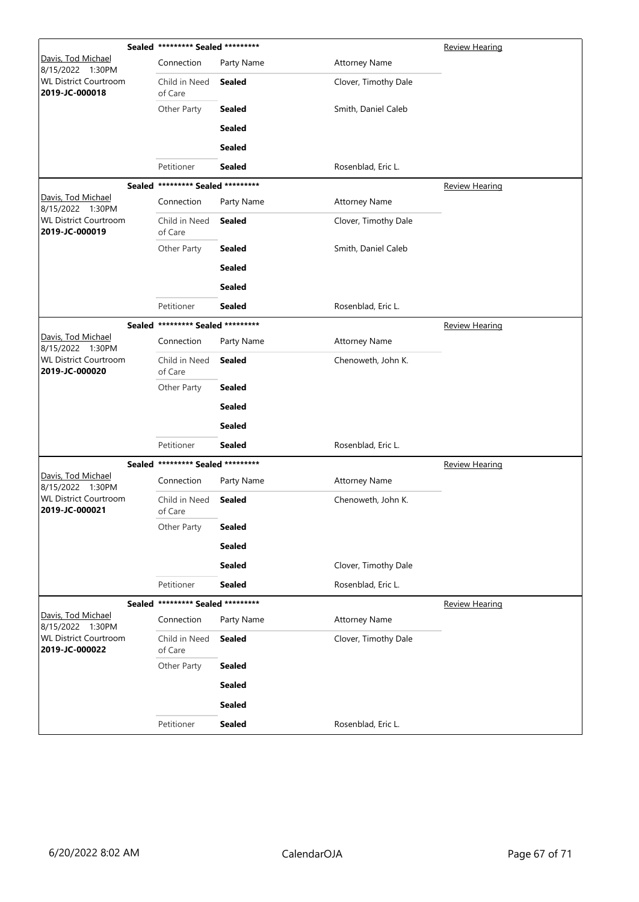| | Sealed ********* Sealed ********* | | | Review Hearing |
|---|---|---|---|---|
| Davis, Tod Michael<br>8/15/2022 1:30PM<br>WL District Courtroom<br>**2019-JC-000018** | Connection | Party Name | Attorney Name | |
| | Child in Need of Care | **Sealed** | Clover, Timothy Dale | |
| | Other Party | **Sealed** | Smith, Daniel Caleb | |
| | | **Sealed** | | |
| | | **Sealed** | | |
| | Petitioner | **Sealed** | Rosenblad, Eric L. | |

| | Sealed ********* Sealed ********* | | | Review Hearing |
|---|---|---|---|---|
| Davis, Tod Michael<br>8/15/2022 1:30PM<br>WL District Courtroom<br>**2019-JC-000019** | Connection | Party Name | Attorney Name | |
| | Child in Need of Care | **Sealed** | Clover, Timothy Dale | |
| | Other Party | **Sealed** | Smith, Daniel Caleb | |
| | | **Sealed** | | |
| | | **Sealed** | | |
| | Petitioner | **Sealed** | Rosenblad, Eric L. | |

| | Sealed ********* Sealed ********* | | | Review Hearing |
|---|---|---|---|---|
| Davis, Tod Michael<br>8/15/2022 1:30PM<br>WL District Courtroom<br>**2019-JC-000020** | Connection | Party Name | Attorney Name | |
| | Child in Need of Care | **Sealed** | Chenoweth, John K. | |
| | Other Party | **Sealed** | | |
| | | **Sealed** | | |
| | | **Sealed** | | |
| | Petitioner | **Sealed** | Rosenblad, Eric L. | |

| | Sealed ********* Sealed ********* | | | Review Hearing |
|---|---|---|---|---|
| Davis, Tod Michael<br>8/15/2022 1:30PM<br>WL District Courtroom<br>**2019-JC-000021** | Connection | Party Name | Attorney Name | |
| | Child in Need of Care | **Sealed** | Chenoweth, John K. | |
| | Other Party | **Sealed** | | |
| | | **Sealed** | | |
| | | **Sealed** | Clover, Timothy Dale | |
| | Petitioner | **Sealed** | Rosenblad, Eric L. | |

| | Sealed ********* Sealed ********* | | | Review Hearing |
|---|---|---|---|---|
| Davis, Tod Michael<br>8/15/2022 1:30PM<br>WL District Courtroom<br>**2019-JC-000022** | Connection | Party Name | Attorney Name | |
| | Child in Need of Care | **Sealed** | Clover, Timothy Dale | |
| | Other Party | **Sealed** | | |
| | | **Sealed** | | |
| | | **Sealed** | | |
| | Petitioner | **Sealed** | Rosenblad, Eric L. | |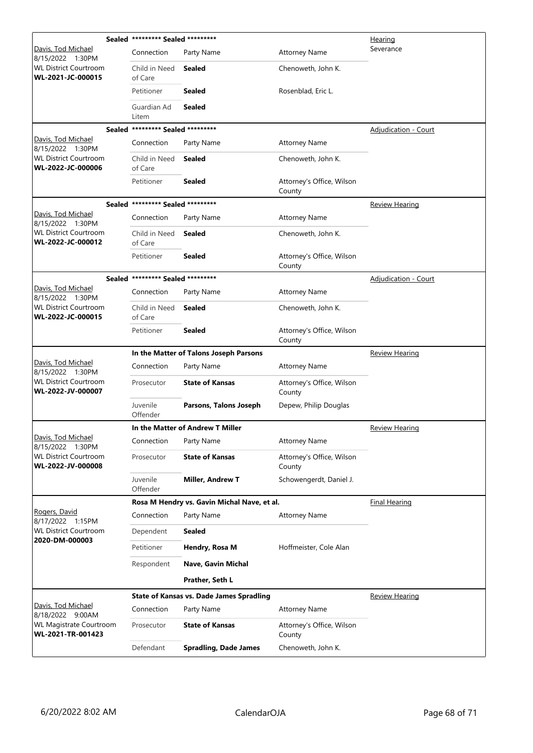| Judge / Date / Location / Case | Connection | Party Name | Attorney Name | Hearing |
|---|---|---|---|---|
| Davis, Tod Michael<br>8/15/2022 1:30PM<br>WL District Courtroom<br>**WL-2021-JC-000015** | **Sealed** ********* Sealed ********* | | | Hearing<br>Severance |
| | Child in Need of Care | **Sealed** | Chenoweth, John K. | |
| | Petitioner | **Sealed** | Rosenblad, Eric L. | |
| | Guardian Ad Litem | **Sealed** | | |
| Davis, Tod Michael<br>8/15/2022 1:30PM<br>WL District Courtroom<br>**WL-2022-JC-000006** | **Sealed** ********* Sealed ********* | | | Adjudication - Court |
| | Child in Need of Care | **Sealed** | Chenoweth, John K. | |
| | Petitioner | **Sealed** | Attorney's Office, Wilson County | |
| Davis, Tod Michael<br>8/15/2022 1:30PM<br>WL District Courtroom<br>**WL-2022-JC-000012** | **Sealed** ********* Sealed ********* | | | Review Hearing |
| | Child in Need of Care | **Sealed** | Chenoweth, John K. | |
| | Petitioner | **Sealed** | Attorney's Office, Wilson County | |
| Davis, Tod Michael<br>8/15/2022 1:30PM<br>WL District Courtroom<br>**WL-2022-JC-000015** | **Sealed** ********* Sealed ********* | | | Adjudication - Court |
| | Child in Need of Care | **Sealed** | Chenoweth, John K. | |
| | Petitioner | **Sealed** | Attorney's Office, Wilson County | |
| Davis, Tod Michael<br>8/15/2022 1:30PM<br>WL District Courtroom<br>**WL-2022-JV-000007** | **In the Matter of Talons Joseph Parsons** | | | Review Hearing |
| | Prosecutor | **State of Kansas** | Attorney's Office, Wilson County | |
| | Juvenile Offender | **Parsons, Talons Joseph** | Depew, Philip Douglas | |
| Davis, Tod Michael<br>8/15/2022 1:30PM<br>WL District Courtroom<br>**WL-2022-JV-000008** | **In the Matter of Andrew T Miller** | | | Review Hearing |
| | Prosecutor | **State of Kansas** | Attorney's Office, Wilson County | |
| | Juvenile Offender | **Miller, Andrew T** | Schowengerdt, Daniel J. | |
| Rogers, David<br>8/17/2022 1:15PM<br>WL District Courtroom<br>**2020-DM-000003** | **Rosa M Hendry vs. Gavin Michal Nave, et al.** | | | Final Hearing |
| | Dependent | **Sealed** | | |
| | Petitioner | **Hendry, Rosa M** | Hoffmeister, Cole Alan | |
| | Respondent | **Nave, Gavin Michal** | | |
| | | **Prather, Seth L** | | |
| Davis, Tod Michael<br>8/18/2022 9:00AM<br>WL Magistrate Courtroom<br>**WL-2021-TR-001423** | **State of Kansas vs. Dade James Spradling** | | | Review Hearing |
| | Prosecutor | **State of Kansas** | Attorney's Office, Wilson County | |
| | Defendant | **Spradling, Dade James** | Chenoweth, John K. | |

6/20/2022 8:02 AM CalendarOJA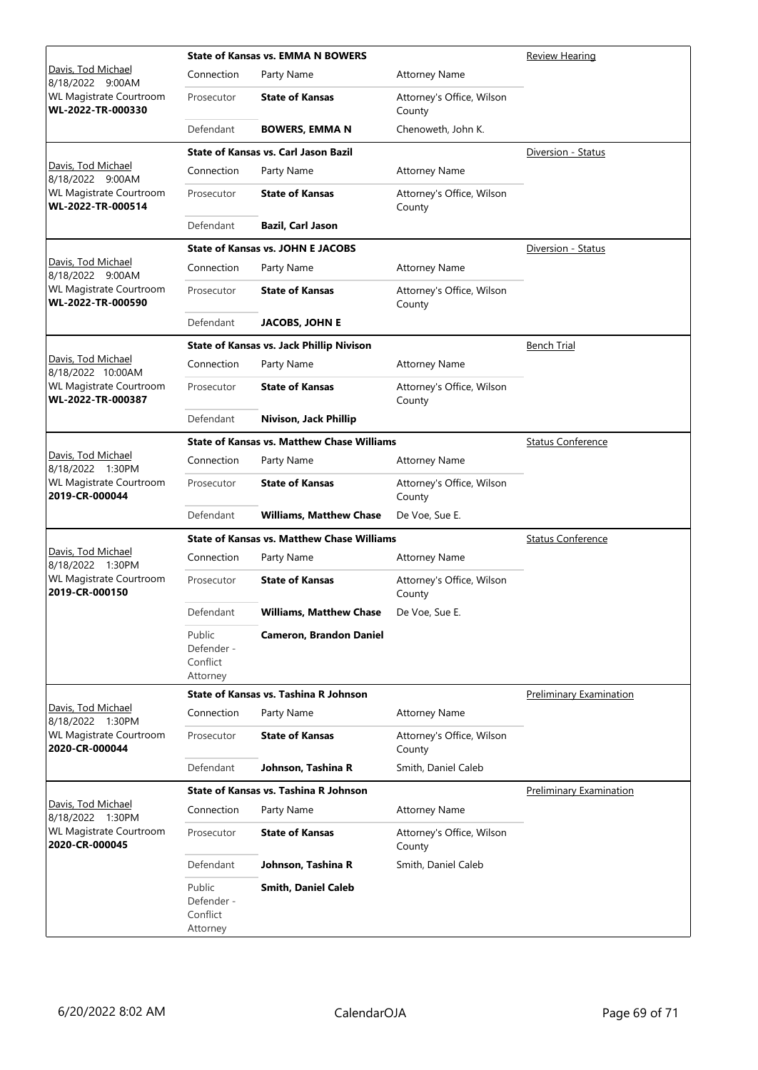| Judge / Date / Location / Case | Case Title | Connection | Party Name | Attorney Name | Hearing Type |
|---|---|---|---|---|---|
| Davis, Tod Michael<br>8/18/2022 9:00AM<br>WL Magistrate Courtroom<br>**WL-2022-TR-000330** | **State of Kansas vs. EMMA N BOWERS** | Prosecutor | **State of Kansas** | Attorney's Office, Wilson County | Review Hearing |
| | | Defendant | **BOWERS, EMMA N** | Chenoweth, John K. | |
| Davis, Tod Michael<br>8/18/2022 9:00AM<br>WL Magistrate Courtroom<br>**WL-2022-TR-000514** | **State of Kansas vs. Carl Jason Bazil** | Prosecutor | **State of Kansas** | Attorney's Office, Wilson County | Diversion - Status |
| | | Defendant | **Bazil, Carl Jason** | | |
| Davis, Tod Michael<br>8/18/2022 9:00AM<br>WL Magistrate Courtroom<br>**WL-2022-TR-000590** | **State of Kansas vs. JOHN E JACOBS** | Prosecutor | **State of Kansas** | Attorney's Office, Wilson County | Diversion - Status |
| | | Defendant | **JACOBS, JOHN E** | | |
| Davis, Tod Michael<br>8/18/2022 10:00AM<br>WL Magistrate Courtroom<br>**WL-2022-TR-000387** | **State of Kansas vs. Jack Phillip Nivison** | Prosecutor | **State of Kansas** | Attorney's Office, Wilson County | Bench Trial |
| | | Defendant | **Nivison, Jack Phillip** | | |
| Davis, Tod Michael<br>8/18/2022 1:30PM<br>WL Magistrate Courtroom<br>**2019-CR-000044** | **State of Kansas vs. Matthew Chase Williams** | Prosecutor | **State of Kansas** | Attorney's Office, Wilson County | Status Conference |
| | | Defendant | **Williams, Matthew Chase** | De Voe, Sue E. | |
| Davis, Tod Michael<br>8/18/2022 1:30PM<br>WL Magistrate Courtroom<br>**2019-CR-000150** | **State of Kansas vs. Matthew Chase Williams** | Prosecutor | **State of Kansas** | Attorney's Office, Wilson County | Status Conference |
| | | Defendant | **Williams, Matthew Chase** | De Voe, Sue E. | |
| | | Public Defender - Conflict Attorney | **Cameron, Brandon Daniel** | | |
| Davis, Tod Michael<br>8/18/2022 1:30PM<br>WL Magistrate Courtroom<br>**2020-CR-000044** | **State of Kansas vs. Tashina R Johnson** | Prosecutor | **State of Kansas** | Attorney's Office, Wilson County | Preliminary Examination |
| | | Defendant | **Johnson, Tashina R** | Smith, Daniel Caleb | |
| Davis, Tod Michael<br>8/18/2022 1:30PM<br>WL Magistrate Courtroom<br>**2020-CR-000045** | **State of Kansas vs. Tashina R Johnson** | Prosecutor | **State of Kansas** | Attorney's Office, Wilson County | Preliminary Examination |
| | | Defendant | **Johnson, Tashina R** | Smith, Daniel Caleb | |
| | | Public Defender - Conflict Attorney | **Smith, Daniel Caleb** | | |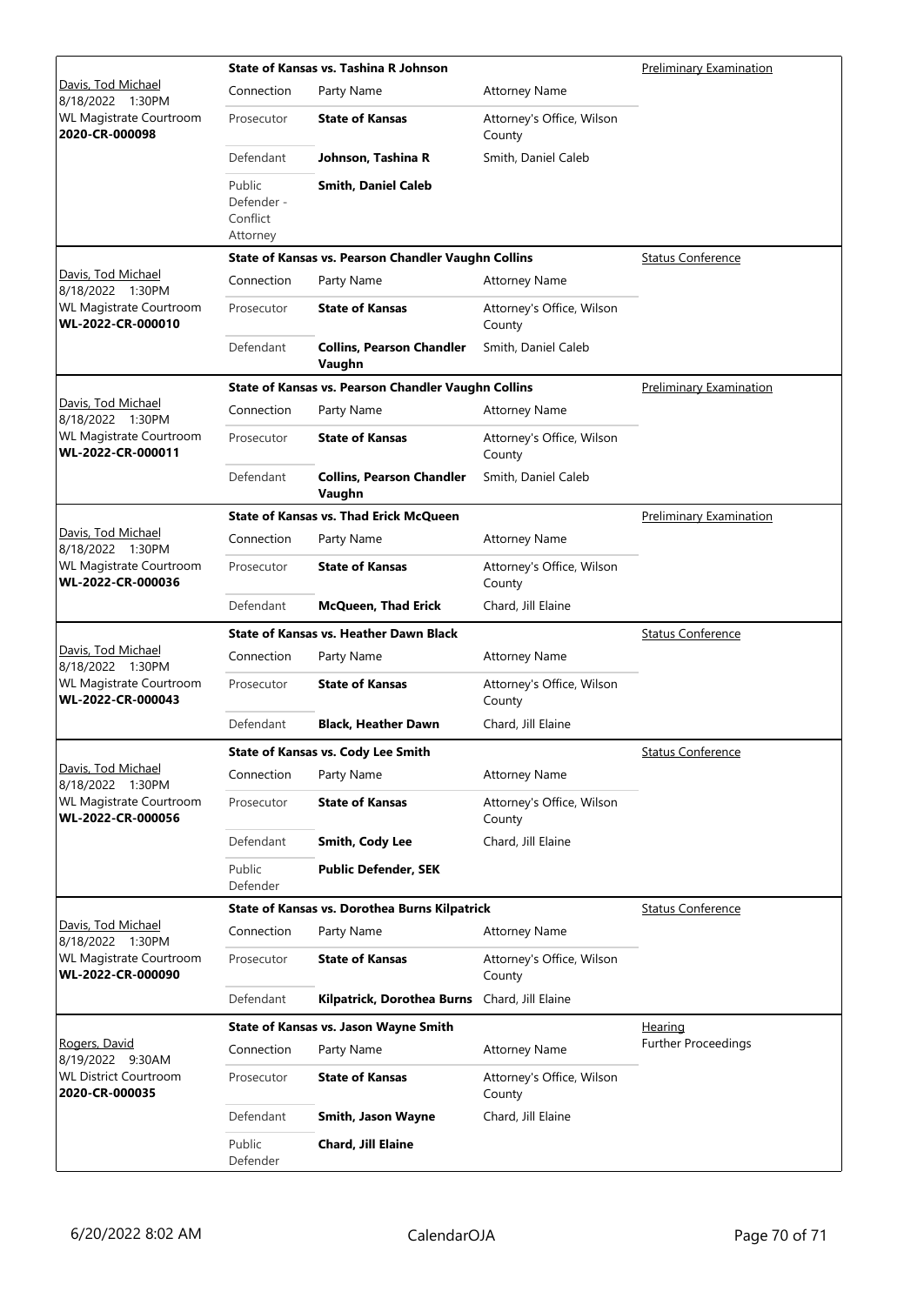| Judge / Date / Location / Case | Case Title | | | Hearing Type |
|---|---|---|---|---|
| Davis, Tod Michael<br>8/18/2022 1:30PM<br>WL Magistrate Courtroom<br>**2020-CR-000098** | **State of Kansas vs. Tashina R Johnson** | | | Preliminary Examination |
| | Connection | Party Name | Attorney Name | |
| | Prosecutor | **State of Kansas** | Attorney's Office, Wilson County | |
| | Defendant | **Johnson, Tashina R** | Smith, Daniel Caleb | |
| | Public Defender - Conflict Attorney | **Smith, Daniel Caleb** | | |
| Davis, Tod Michael<br>8/18/2022 1:30PM<br>WL Magistrate Courtroom<br>**WL-2022-CR-000010** | **State of Kansas vs. Pearson Chandler Vaughn Collins** | | | Status Conference |
| | Connection | Party Name | Attorney Name | |
| | Prosecutor | **State of Kansas** | Attorney's Office, Wilson County | |
| | Defendant | **Collins, Pearson Chandler Vaughn** | Smith, Daniel Caleb | |
| Davis, Tod Michael<br>8/18/2022 1:30PM<br>WL Magistrate Courtroom<br>**WL-2022-CR-000011** | **State of Kansas vs. Pearson Chandler Vaughn Collins** | | | Preliminary Examination |
| | Connection | Party Name | Attorney Name | |
| | Prosecutor | **State of Kansas** | Attorney's Office, Wilson County | |
| | Defendant | **Collins, Pearson Chandler Vaughn** | Smith, Daniel Caleb | |
| Davis, Tod Michael<br>8/18/2022 1:30PM<br>WL Magistrate Courtroom<br>**WL-2022-CR-000036** | **State of Kansas vs. Thad Erick McQueen** | | | Preliminary Examination |
| | Connection | Party Name | Attorney Name | |
| | Prosecutor | **State of Kansas** | Attorney's Office, Wilson County | |
| | Defendant | **McQueen, Thad Erick** | Chard, Jill Elaine | |
| Davis, Tod Michael<br>8/18/2022 1:30PM<br>WL Magistrate Courtroom<br>**WL-2022-CR-000043** | **State of Kansas vs. Heather Dawn Black** | | | Status Conference |
| | Connection | Party Name | Attorney Name | |
| | Prosecutor | **State of Kansas** | Attorney's Office, Wilson County | |
| | Defendant | **Black, Heather Dawn** | Chard, Jill Elaine | |
| Davis, Tod Michael<br>8/18/2022 1:30PM<br>WL Magistrate Courtroom<br>**WL-2022-CR-000056** | **State of Kansas vs. Cody Lee Smith** | | | Status Conference |
| | Connection | Party Name | Attorney Name | |
| | Prosecutor | **State of Kansas** | Attorney's Office, Wilson County | |
| | Defendant | **Smith, Cody Lee** | Chard, Jill Elaine | |
| | Public Defender | **Public Defender, SEK** | | |
| Davis, Tod Michael<br>8/18/2022 1:30PM<br>WL Magistrate Courtroom<br>**WL-2022-CR-000090** | **State of Kansas vs. Dorothea Burns Kilpatrick** | | | Status Conference |
| | Connection | Party Name | Attorney Name | |
| | Prosecutor | **State of Kansas** | Attorney's Office, Wilson County | |
| | Defendant | **Kilpatrick, Dorothea Burns** | Chard, Jill Elaine | |
| Rogers, David<br>8/19/2022 9:30AM<br>WL District Courtroom<br>**2020-CR-000035** | **State of Kansas vs. Jason Wayne Smith** | | | Hearing<br>Further Proceedings |
| | Connection | Party Name | Attorney Name | |
| | Prosecutor | **State of Kansas** | Attorney's Office, Wilson County | |
| | Defendant | **Smith, Jason Wayne** | Chard, Jill Elaine | |
| | Public Defender | **Chard, Jill Elaine** | | |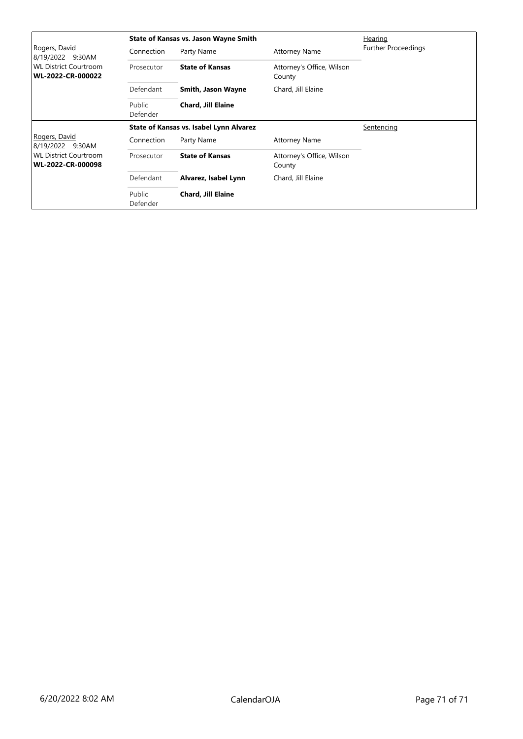| | State of Kansas vs. Jason Wayne Smith | | | Hearing |
|---|---|---|---|---|
| Rogers, David<br>8/19/2022 9:30AM<br>WL District Courtroom<br>**WL-2022-CR-000022** | Connection | Party Name | Attorney Name | Further Proceedings |
| | Prosecutor | **State of Kansas** | Attorney's Office, Wilson County | |
| | Defendant | **Smith, Jason Wayne** | Chard, Jill Elaine | |
| | Public Defender | **Chard, Jill Elaine** | | |

| | State of Kansas vs. Isabel Lynn Alvarez | | | Sentencing |
|---|---|---|---|---|
| Rogers, David<br>8/19/2022 9:30AM<br>WL District Courtroom<br>**WL-2022-CR-000098** | Connection | Party Name | Attorney Name | |
| | Prosecutor | **State of Kansas** | Attorney's Office, Wilson County | |
| | Defendant | **Alvarez, Isabel Lynn** | Chard, Jill Elaine | |
| | Public Defender | **Chard, Jill Elaine** | | |